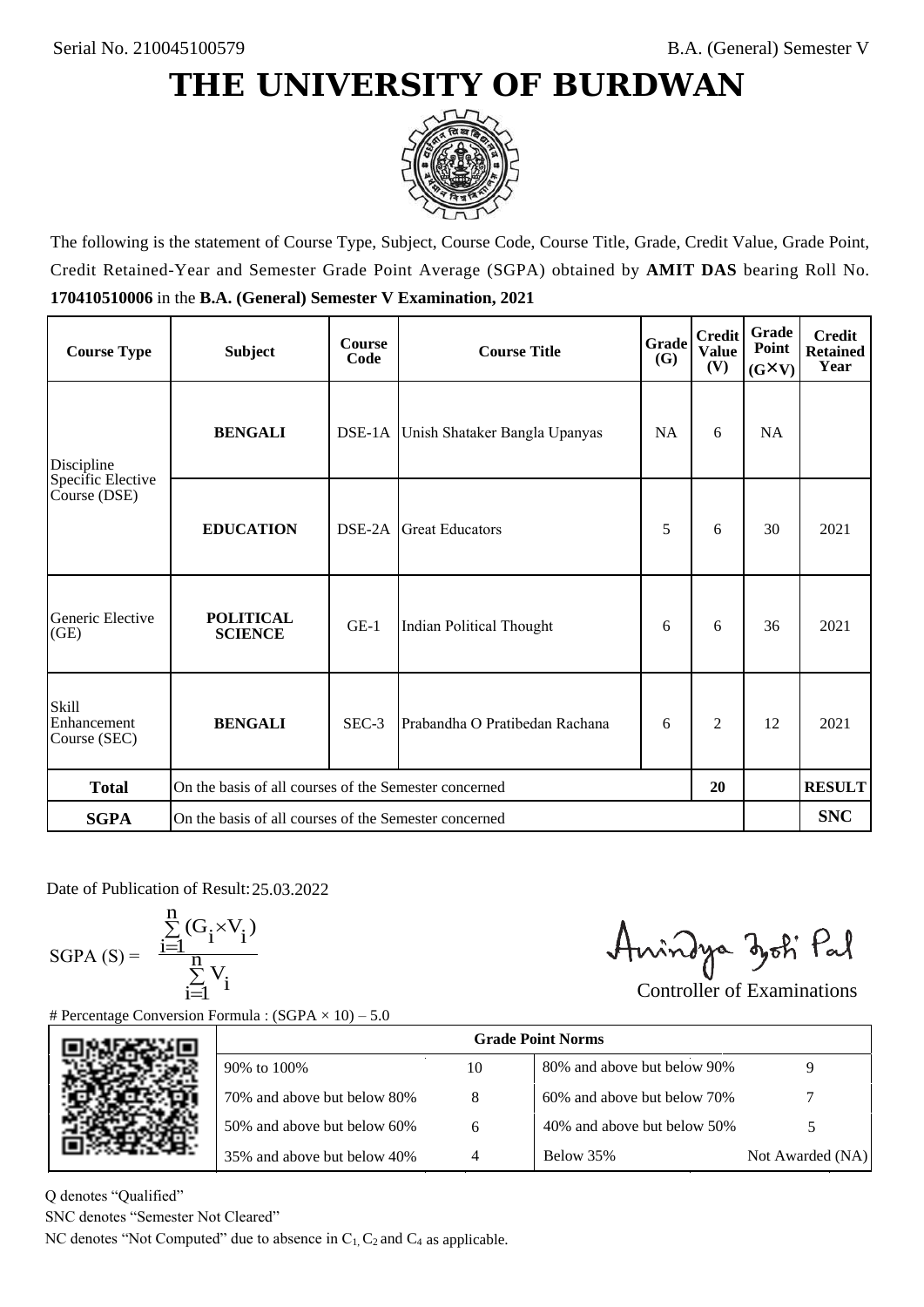Serial No. 210045100579

B.A. (General) Semester V

# THE UNIVERSITY OF BURDWAN

The following is the statement of Course Type, Subject, Course Code, Course Title, Grade, Credit Value, Grade Point, Credit Retained-Year and Semester Grade Point Average (SGPA) obtained by **AMIT DAS** bearing Roll No. **170410510006** in the **B.A. (General) Semester V Examination, 2021**

| Course Type | Subject | Course Code | Course Title | Grade (G) | Credit Value (V) | Grade Point (G×V) | Credit Retained Year |
|---|---|---|---|---|---|---|---|
| Discipline Specific Elective Course (DSE) | **BENGALI** | DSE-1A | Unish Shataker Bangla Upanyas | NA | 6 | NA | |
| | **EDUCATION** | DSE-2A | Great Educators | 5 | 6 | 30 | 2021 |
| Generic Elective (GE) | **POLITICAL SCIENCE** | GE-1 | Indian Political Thought | 6 | 6 | 36 | 2021 |
| Skill Enhancement Course (SEC) | **BENGALI** | SEC-3 | Prabandha O Pratibedan Rachana | 6 | 2 | 12 | 2021 |
| **Total** | On the basis of all courses of the Semester concerned | | | | 20 | | **RESULT** |
| **SGPA** | On the basis of all courses of the Semester concerned | | | | | | **SNC** |

Date of Publication of Result: 25.03.2022

$$\text{SGPA (S)} = \frac{\sum_{i=1}^{n}(G_i \times V_i)}{\sum_{i=1}^{n} V_i}$$

Controller of Examinations

# Percentage Conversion Formula : (SGPA × 10) – 5.0

| Grade Point Norms | | | |
|---|---|---|---|
| 90% to 100% | 10 | 80% and above but below 90% | 9 |
| 70% and above but below 80% | 8 | 60% and above but below 70% | 7 |
| 50% and above but below 60% | 6 | 40% and above but below 50% | 5 |
| 35% and above but below 40% | 4 | Below 35% | Not Awarded (NA) |

Q denotes "Qualified"

SNC denotes "Semester Not Cleared"

NC denotes "Not Computed" due to absence in $C_1$, $C_2$ and $C_4$ as applicable.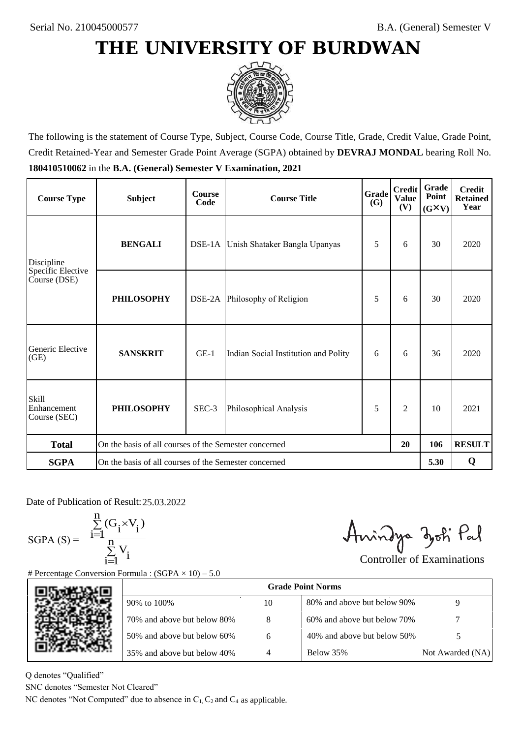Serial No. 210045000577

B.A. (General) Semester V

# THE UNIVERSITY OF BURDWAN

The following is the statement of Course Type, Subject, Course Code, Course Title, Grade, Credit Value, Grade Point, Credit Retained-Year and Semester Grade Point Average (SGPA) obtained by **DEVRAJ MONDAL** bearing Roll No. **180410510062** in the **B.A. (General) Semester V Examination, 2021**

| Course Type | Subject | Course Code | Course Title | Grade (G) | Credit Value (V) | Grade Point (G×V) | Credit Retained Year |
|---|---|---|---|---|---|---|---|
| Discipline Specific Elective Course (DSE) | **BENGALI** | DSE-1A | Unish Shataker Bangla Upanyas | 5 | 6 | 30 | 2020 |
| | **PHILOSOPHY** | DSE-2A | Philosophy of Religion | 5 | 6 | 30 | 2020 |
| Generic Elective (GE) | **SANSKRIT** | GE-1 | Indian Social Institution and Polity | 6 | 6 | 36 | 2020 |
| Skill Enhancement Course (SEC) | **PHILOSOPHY** | SEC-3 | Philosophical Analysis | 5 | 2 | 10 | 2021 |
| **Total** | On the basis of all courses of the Semester concerned | | | | **20** | **106** | **RESULT** |
| **SGPA** | On the basis of all courses of the Semester concerned | | | | | **5.30** | **Q** |

Date of Publication of Result: 25.03.2022

$$\text{SGPA (S)} = \frac{\sum_{i=1}^{n}(G_i \times V_i)}{\sum_{i=1}^{n} V_i}$$

Controller of Examinations

# Percentage Conversion Formula : (SGPA × 10) – 5.0

| Grade Point Norms | | | |
|---|---|---|---|
| 90% to 100% | 10 | 80% and above but below 90% | 9 |
| 70% and above but below 80% | 8 | 60% and above but below 70% | 7 |
| 50% and above but below 60% | 6 | 40% and above but below 50% | 5 |
| 35% and above but below 40% | 4 | Below 35% | Not Awarded (NA) |

Q denotes "Qualified"

SNC denotes "Semester Not Cleared"

NC denotes "Not Computed" due to absence in $C_1$, $C_2$ and $C_4$ as applicable.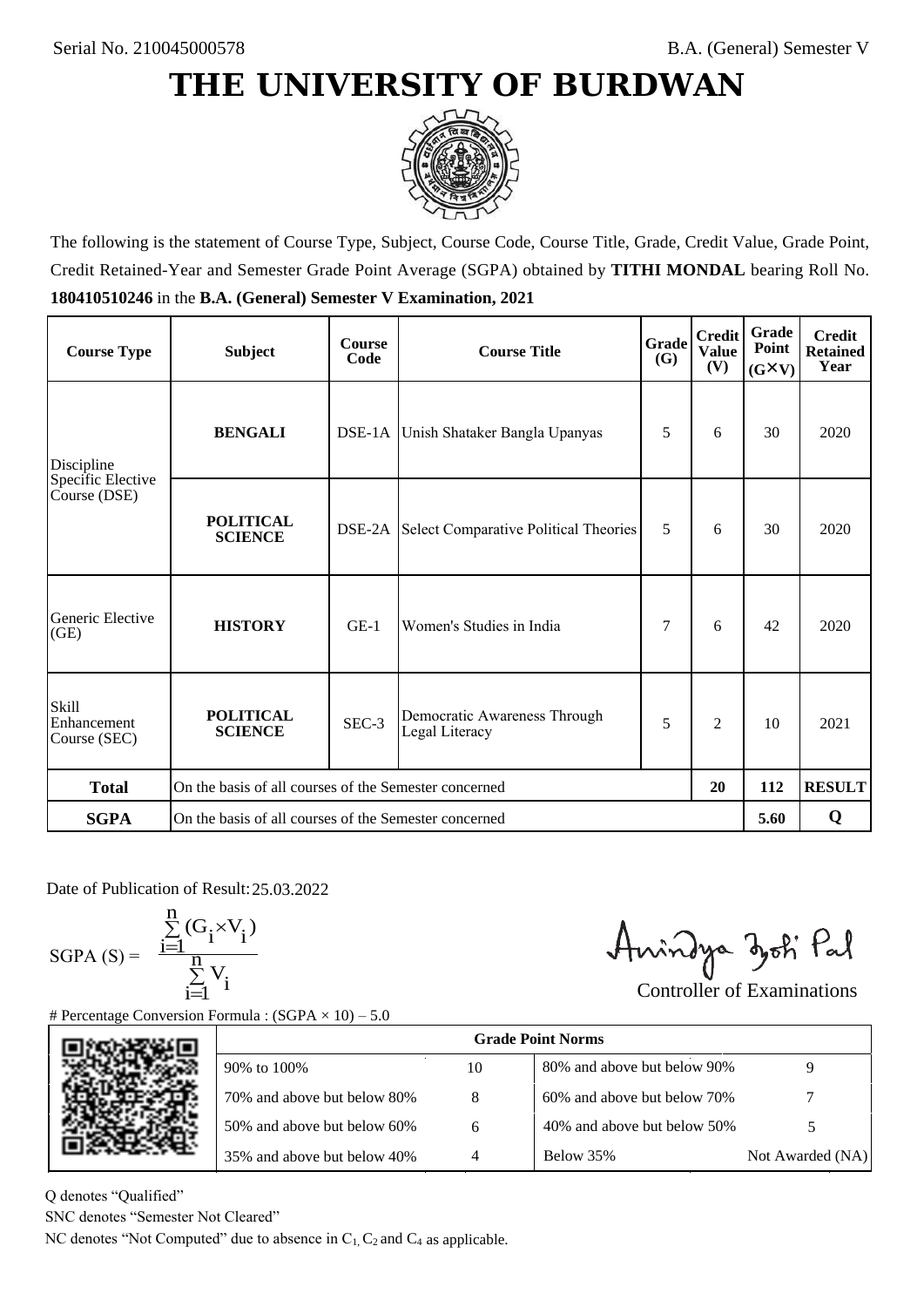Serial No. 210045000578

B.A. (General) Semester V

# THE UNIVERSITY OF BURDWAN

The following is the statement of Course Type, Subject, Course Code, Course Title, Grade, Credit Value, Grade Point, Credit Retained-Year and Semester Grade Point Average (SGPA) obtained by **TITHI MONDAL** bearing Roll No. **180410510246** in the **B.A. (General) Semester V Examination, 2021**

| Course Type | Subject | Course Code | Course Title | Grade (G) | Credit Value (V) | Grade Point (G×V) | Credit Retained Year |
|---|---|---|---|---|---|---|---|
| Discipline Specific Elective Course (DSE) | **BENGALI** | DSE-1A | Unish Shataker Bangla Upanyas | 5 | 6 | 30 | 2020 |
| | **POLITICAL SCIENCE** | DSE-2A | Select Comparative Political Theories | 5 | 6 | 30 | 2020 |
| Generic Elective (GE) | **HISTORY** | GE-1 | Women's Studies in India | 7 | 6 | 42 | 2020 |
| Skill Enhancement Course (SEC) | **POLITICAL SCIENCE** | SEC-3 | Democratic Awareness Through Legal Literacy | 5 | 2 | 10 | 2021 |
| **Total** | On the basis of all courses of the Semester concerned | | | | **20** | **112** | **RESULT** |
| **SGPA** | On the basis of all courses of the Semester concerned | | | | | **5.60** | **Q** |

Date of Publication of Result: 25.03.2022

$$\text{SGPA (S)} = \frac{\sum_{i=1}^{n}(G_i \times V_i)}{\sum_{i=1}^{n} V_i}$$

Controller of Examinations

# Percentage Conversion Formula : (SGPA × 10) – 5.0

| Grade Point Norms | | | |
|---|---|---|---|
| 90% to 100% | 10 | 80% and above but below 90% | 9 |
| 70% and above but below 80% | 8 | 60% and above but below 70% | 7 |
| 50% and above but below 60% | 6 | 40% and above but below 50% | 5 |
| 35% and above but below 40% | 4 | Below 35% | Not Awarded (NA) |

Q denotes "Qualified"

SNC denotes "Semester Not Cleared"

NC denotes "Not Computed" due to absence in $C_1$, $C_2$ and $C_4$ as applicable.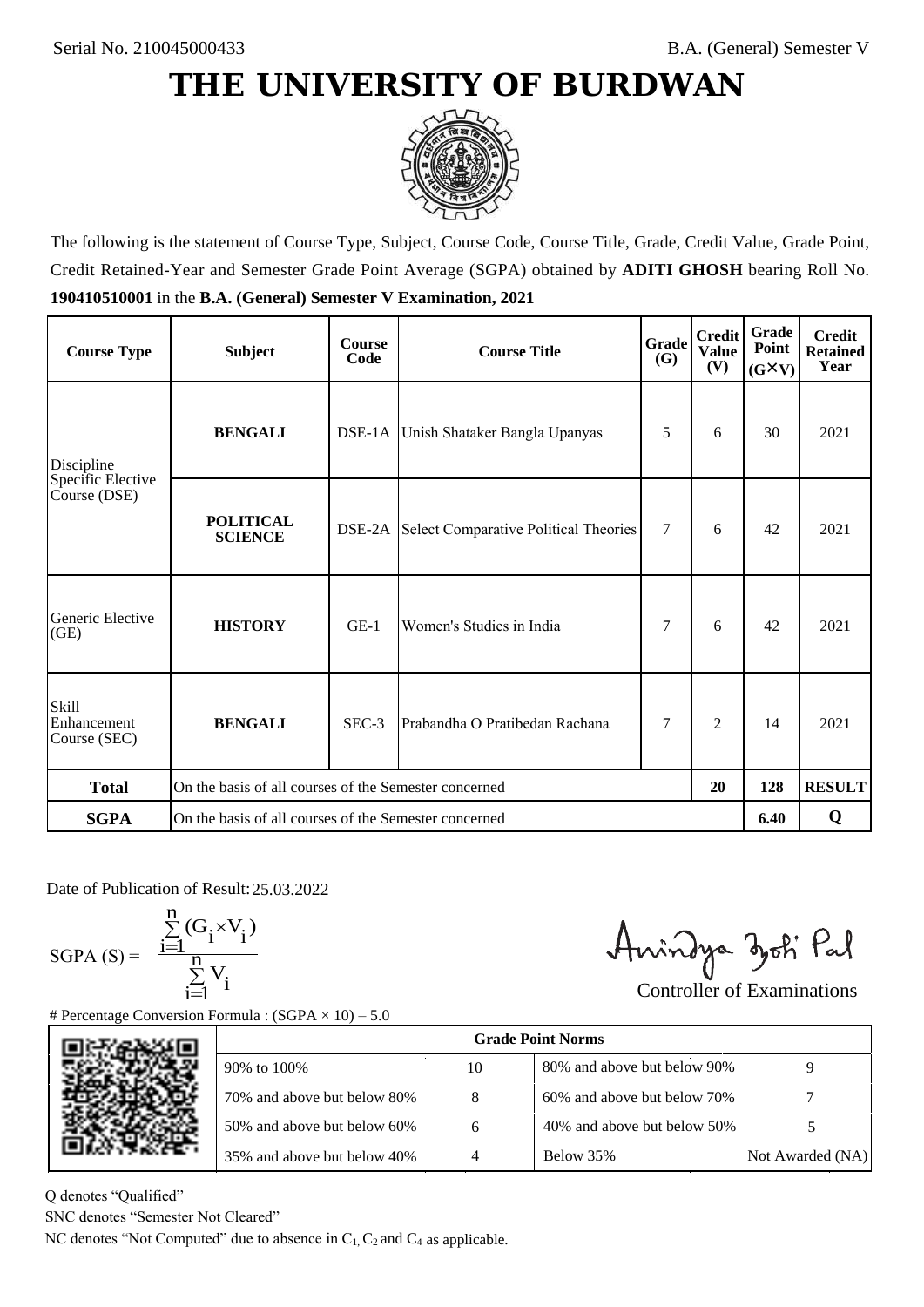Serial No. 210045000433

B.A. (General) Semester V

# THE UNIVERSITY OF BURDWAN

The following is the statement of Course Type, Subject, Course Code, Course Title, Grade, Credit Value, Grade Point, Credit Retained-Year and Semester Grade Point Average (SGPA) obtained by **ADITI GHOSH** bearing Roll No. **190410510001** in the **B.A. (General) Semester V Examination, 2021**

| Course Type | Subject | Course Code | Course Title | Grade (G) | Credit Value (V) | Grade Point (G×V) | Credit Retained Year |
|---|---|---|---|---|---|---|---|
| Discipline Specific Elective Course (DSE) | **BENGALI** | DSE-1A | Unish Shataker Bangla Upanyas | 5 | 6 | 30 | 2021 |
| | **POLITICAL SCIENCE** | DSE-2A | Select Comparative Political Theories | 7 | 6 | 42 | 2021 |
| Generic Elective (GE) | **HISTORY** | GE-1 | Women's Studies in India | 7 | 6 | 42 | 2021 |
| Skill Enhancement Course (SEC) | **BENGALI** | SEC-3 | Prabandha O Pratibedan Rachana | 7 | 2 | 14 | 2021 |
| **Total** | On the basis of all courses of the Semester concerned | | | | **20** | **128** | **RESULT** |
| **SGPA** | On the basis of all courses of the Semester concerned | | | | | **6.40** | **Q** |

Date of Publication of Result: 25.03.2022

$$\text{SGPA (S)} = \frac{\sum_{i=1}^{n}(G_i \times V_i)}{\sum_{i=1}^{n} V_i}$$

Controller of Examinations

# Percentage Conversion Formula : (SGPA × 10) – 5.0

| Grade Point Norms | | | |
|---|---|---|---|
| 90% to 100% | 10 | 80% and above but below 90% | 9 |
| 70% and above but below 80% | 8 | 60% and above but below 70% | 7 |
| 50% and above but below 60% | 6 | 40% and above but below 50% | 5 |
| 35% and above but below 40% | 4 | Below 35% | Not Awarded (NA) |

Q denotes "Qualified"

SNC denotes "Semester Not Cleared"

NC denotes "Not Computed" due to absence in $C_1$, $C_2$ and $C_4$ as applicable.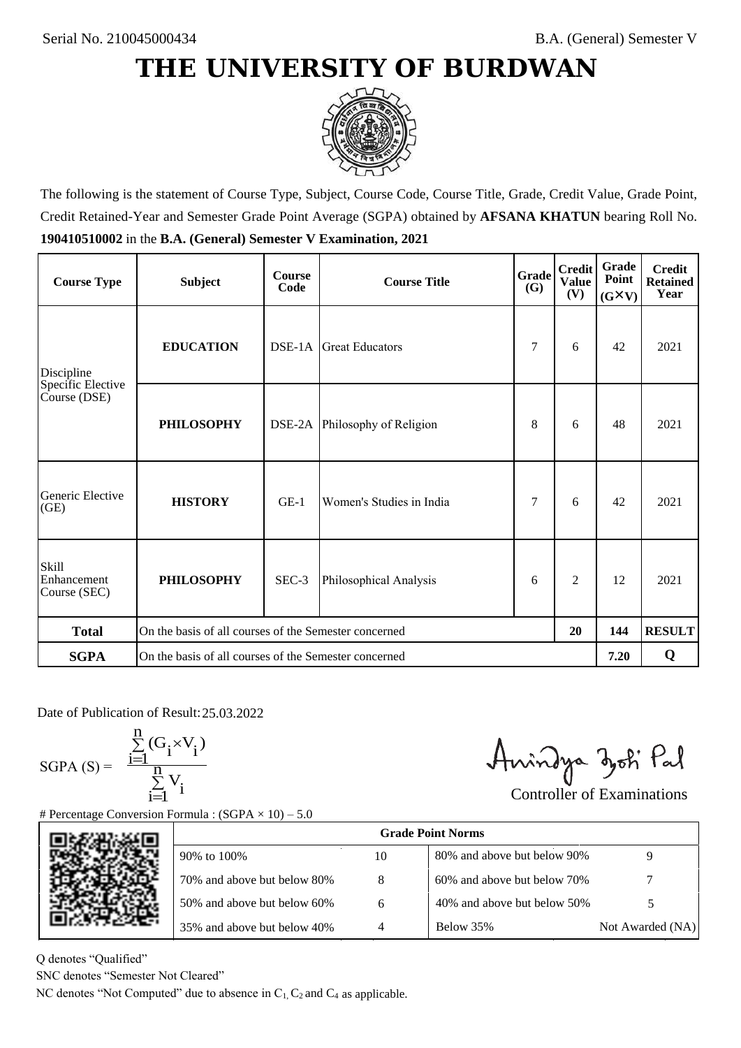Serial No. 210045000434

B.A. (General) Semester V

# THE UNIVERSITY OF BURDWAN

The following is the statement of Course Type, Subject, Course Code, Course Title, Grade, Credit Value, Grade Point, Credit Retained-Year and Semester Grade Point Average (SGPA) obtained by **AFSANA KHATUN** bearing Roll No. **190410510002** in the **B.A. (General) Semester V Examination, 2021**

| Course Type | Subject | Course Code | Course Title | Grade (G) | Credit Value (V) | Grade Point (G×V) | Credit Retained Year |
|---|---|---|---|---|---|---|---|
| Discipline Specific Elective Course (DSE) | **EDUCATION** | DSE-1A | Great Educators | 7 | 6 | 42 | 2021 |
| | **PHILOSOPHY** | DSE-2A | Philosophy of Religion | 8 | 6 | 48 | 2021 |
| Generic Elective (GE) | **HISTORY** | GE-1 | Women's Studies in India | 7 | 6 | 42 | 2021 |
| Skill Enhancement Course (SEC) | **PHILOSOPHY** | SEC-3 | Philosophical Analysis | 6 | 2 | 12 | 2021 |
| **Total** | On the basis of all courses of the Semester concerned | | | | **20** | **144** | **RESULT** |
| **SGPA** | On the basis of all courses of the Semester concerned | | | | | **7.20** | **Q** |

Date of Publication of Result: 25.03.2022

$$\text{SGPA (S)} = \frac{\sum_{i=1}^{n}(G_i \times V_i)}{\sum_{i=1}^{n} V_i}$$

Controller of Examinations

# Percentage Conversion Formula : (SGPA × 10) – 5.0

| Grade Point Norms | | | |
|---|---|---|---|
| 90% to 100% | 10 | 80% and above but below 90% | 9 |
| 70% and above but below 80% | 8 | 60% and above but below 70% | 7 |
| 50% and above but below 60% | 6 | 40% and above but below 50% | 5 |
| 35% and above but below 40% | 4 | Below 35% | Not Awarded (NA) |

Q denotes "Qualified"

SNC denotes "Semester Not Cleared"

NC denotes "Not Computed" due to absence in $C_1$, $C_2$ and $C_4$ as applicable.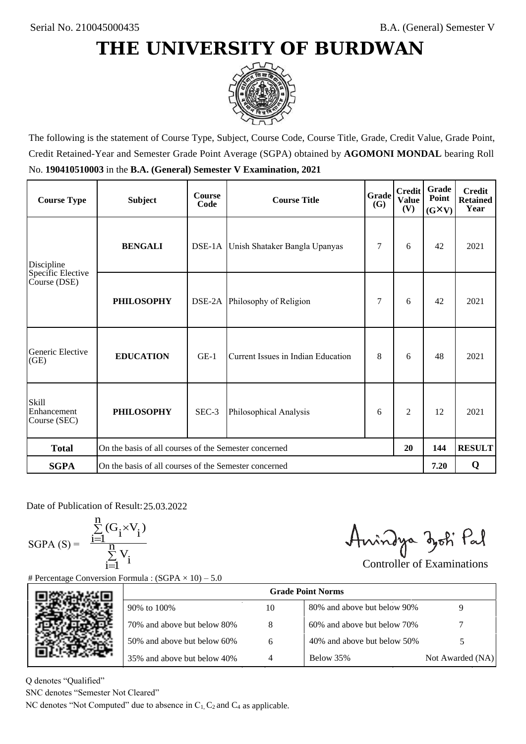Serial No. 210045000435

B.A. (General) Semester V

# THE UNIVERSITY OF BURDWAN

The following is the statement of Course Type, Subject, Course Code, Course Title, Grade, Credit Value, Grade Point, Credit Retained-Year and Semester Grade Point Average (SGPA) obtained by **AGOMONI MONDAL** bearing Roll No. **190410510003** in the **B.A. (General) Semester V Examination, 2021**

| Course Type | Subject | Course Code | Course Title | Grade (G) | Credit Value (V) | Grade Point (G×V) | Credit Retained Year |
|---|---|---|---|---|---|---|---|
| Discipline Specific Elective Course (DSE) | **BENGALI** | DSE-1A | Unish Shataker Bangla Upanyas | 7 | 6 | 42 | 2021 |
| | **PHILOSOPHY** | DSE-2A | Philosophy of Religion | 7 | 6 | 42 | 2021 |
| Generic Elective (GE) | **EDUCATION** | GE-1 | Current Issues in Indian Education | 8 | 6 | 48 | 2021 |
| Skill Enhancement Course (SEC) | **PHILOSOPHY** | SEC-3 | Philosophical Analysis | 6 | 2 | 12 | 2021 |
| **Total** | On the basis of all courses of the Semester concerned | | | | **20** | **144** | **RESULT** |
| **SGPA** | On the basis of all courses of the Semester concerned | | | | | **7.20** | **Q** |

Date of Publication of Result: 25.03.2022

$$\text{SGPA (S)} = \frac{\sum_{i=1}^{n}(G_i \times V_i)}{\sum_{i=1}^{n} V_i}$$

Controller of Examinations

# Percentage Conversion Formula : (SGPA × 10) – 5.0

| Grade Point Norms | | | |
|---|---|---|---|
| 90% to 100% | 10 | 80% and above but below 90% | 9 |
| 70% and above but below 80% | 8 | 60% and above but below 70% | 7 |
| 50% and above but below 60% | 6 | 40% and above but below 50% | 5 |
| 35% and above but below 40% | 4 | Below 35% | Not Awarded (NA) |

Q denotes "Qualified"

SNC denotes "Semester Not Cleared"

NC denotes "Not Computed" due to absence in $C_1$, $C_2$ and $C_4$ as applicable.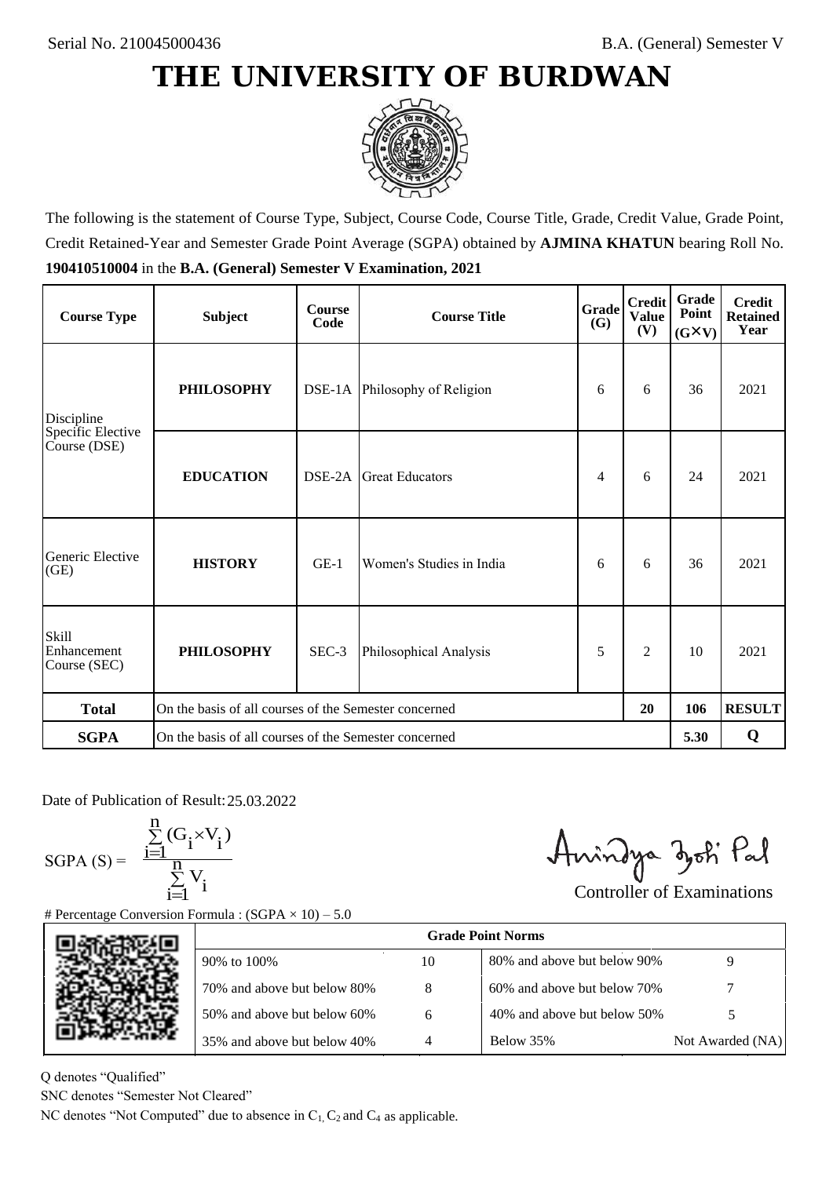Serial No. 210045000436

B.A. (General) Semester V

# THE UNIVERSITY OF BURDWAN

The following is the statement of Course Type, Subject, Course Code, Course Title, Grade, Credit Value, Grade Point, Credit Retained-Year and Semester Grade Point Average (SGPA) obtained by **AJMINA KHATUN** bearing Roll No. **190410510004** in the **B.A. (General) Semester V Examination, 2021**

| Course Type | Subject | Course Code | Course Title | Grade (G) | Credit Value (V) | Grade Point (G×V) | Credit Retained Year |
|---|---|---|---|---|---|---|---|
| Discipline Specific Elective Course (DSE) | **PHILOSOPHY** | DSE-1A | Philosophy of Religion | 6 | 6 | 36 | 2021 |
| | **EDUCATION** | DSE-2A | Great Educators | 4 | 6 | 24 | 2021 |
| Generic Elective (GE) | **HISTORY** | GE-1 | Women's Studies in India | 6 | 6 | 36 | 2021 |
| Skill Enhancement Course (SEC) | **PHILOSOPHY** | SEC-3 | Philosophical Analysis | 5 | 2 | 10 | 2021 |
| **Total** | On the basis of all courses of the Semester concerned | | | | **20** | **106** | **RESULT** |
| **SGPA** | On the basis of all courses of the Semester concerned | | | | | **5.30** | **Q** |

Date of Publication of Result: 25.03.2022

$$\text{SGPA (S)} = \frac{\sum_{i=1}^{n}(G_i \times V_i)}{\sum_{i=1}^{n} V_i}$$

Controller of Examinations

# Percentage Conversion Formula : (SGPA × 10) – 5.0

| Grade Point Norms | | | |
|---|---|---|---|
| 90% to 100% | 10 | 80% and above but below 90% | 9 |
| 70% and above but below 80% | 8 | 60% and above but below 70% | 7 |
| 50% and above but below 60% | 6 | 40% and above but below 50% | 5 |
| 35% and above but below 40% | 4 | Below 35% | Not Awarded (NA) |

Q denotes "Qualified"

SNC denotes "Semester Not Cleared"

NC denotes "Not Computed" due to absence in $C_1$, $C_2$ and $C_4$ as applicable.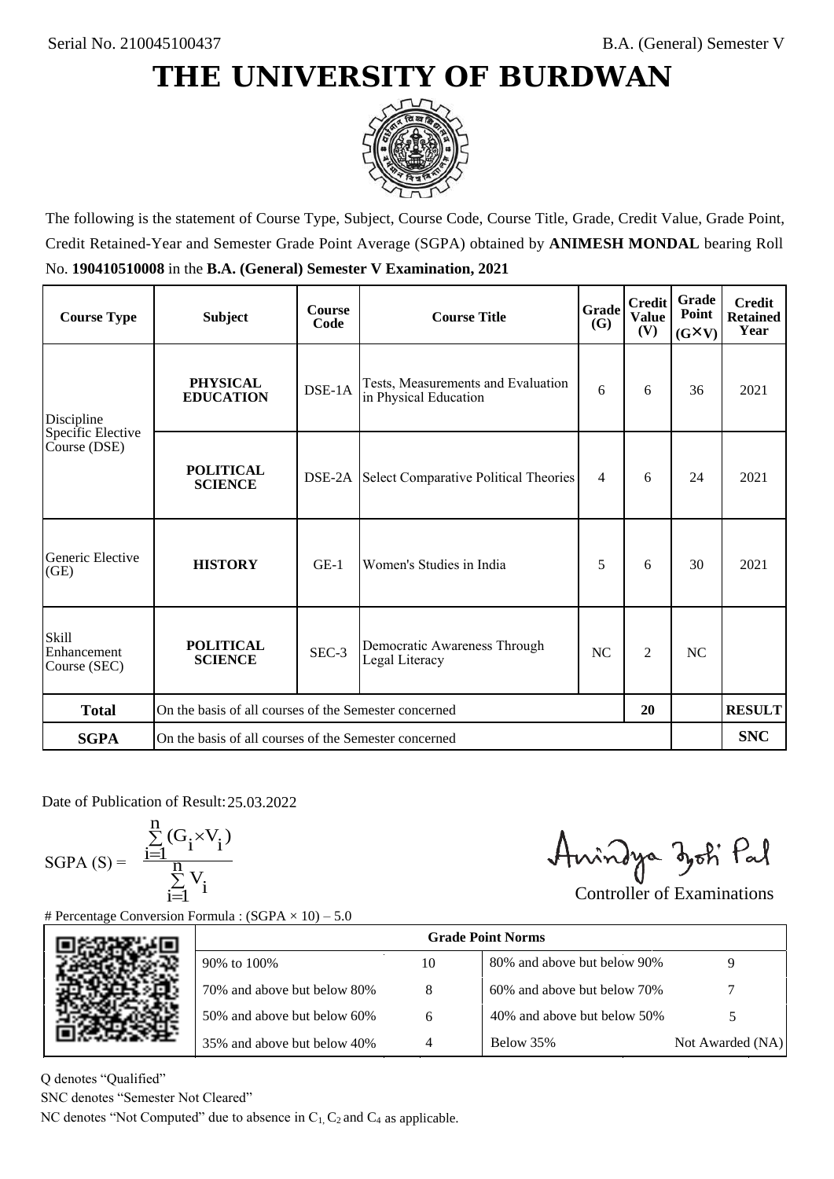Serial No. 210045100437

B.A. (General) Semester V

# THE UNIVERSITY OF BURDWAN

The following is the statement of Course Type, Subject, Course Code, Course Title, Grade, Credit Value, Grade Point, Credit Retained-Year and Semester Grade Point Average (SGPA) obtained by **ANIMESH MONDAL** bearing Roll No. **190410510008** in the **B.A. (General) Semester V Examination, 2021**

| Course Type | Subject | Course Code | Course Title | Grade (G) | Credit Value (V) | Grade Point (G×V) | Credit Retained Year |
|---|---|---|---|---|---|---|---|
| Discipline Specific Elective Course (DSE) | **PHYSICAL EDUCATION** | DSE-1A | Tests, Measurements and Evaluation in Physical Education | 6 | 6 | 36 | 2021 |
| | **POLITICAL SCIENCE** | DSE-2A | Select Comparative Political Theories | 4 | 6 | 24 | 2021 |
| Generic Elective (GE) | **HISTORY** | GE-1 | Women's Studies in India | 5 | 6 | 30 | 2021 |
| Skill Enhancement Course (SEC) | **POLITICAL SCIENCE** | SEC-3 | Democratic Awareness Through Legal Literacy | NC | 2 | NC | |
| **Total** | On the basis of all courses of the Semester concerned | | | | 20 | | **RESULT** |
| **SGPA** | On the basis of all courses of the Semester concerned | | | | | | **SNC** |

Date of Publication of Result: 25.03.2022

$$\text{SGPA (S)} = \frac{\sum_{i=1}^{n}(G_i \times V_i)}{\sum_{i=1}^{n} V_i}$$

Controller of Examinations

# Percentage Conversion Formula : (SGPA × 10) – 5.0

| Grade Point Norms | | | |
|---|---|---|---|
| 90% to 100% | 10 | 80% and above but below 90% | 9 |
| 70% and above but below 80% | 8 | 60% and above but below 70% | 7 |
| 50% and above but below 60% | 6 | 40% and above but below 50% | 5 |
| 35% and above but below 40% | 4 | Below 35% | Not Awarded (NA) |

Q denotes "Qualified"

SNC denotes "Semester Not Cleared"

NC denotes "Not Computed" due to absence in $C_1$, $C_2$ and $C_4$ as applicable.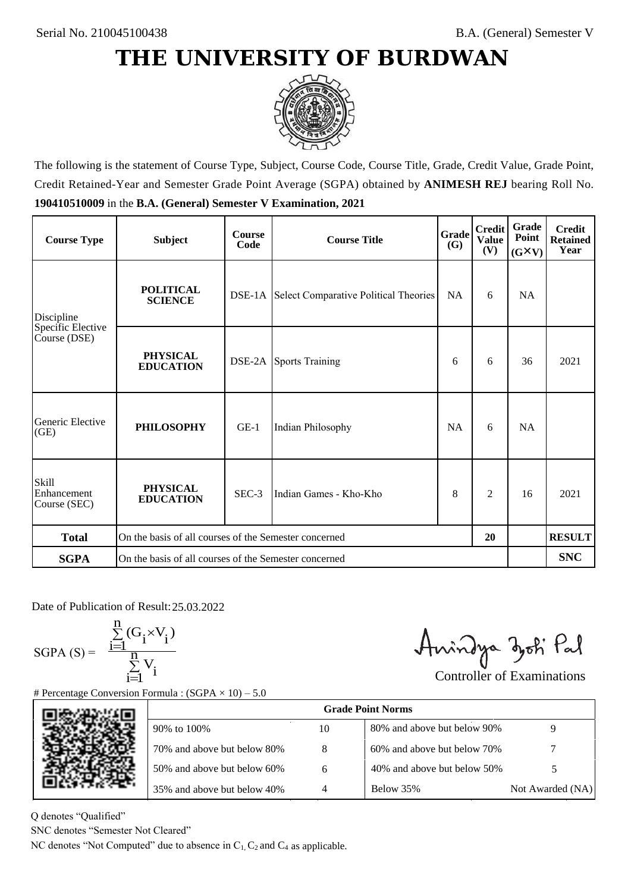Serial No. 210045100438

B.A. (General) Semester V

# THE UNIVERSITY OF BURDWAN

The following is the statement of Course Type, Subject, Course Code, Course Title, Grade, Credit Value, Grade Point, Credit Retained-Year and Semester Grade Point Average (SGPA) obtained by **ANIMESH REJ** bearing Roll No. **190410510009** in the **B.A. (General) Semester V Examination, 2021**

| Course Type | Subject | Course Code | Course Title | Grade (G) | Credit Value (V) | Grade Point (G×V) | Credit Retained Year |
|---|---|---|---|---|---|---|---|
| Discipline Specific Elective Course (DSE) | **POLITICAL SCIENCE** | DSE-1A | Select Comparative Political Theories | NA | 6 | NA | |
| | **PHYSICAL EDUCATION** | DSE-2A | Sports Training | 6 | 6 | 36 | 2021 |
| Generic Elective (GE) | **PHILOSOPHY** | GE-1 | Indian Philosophy | NA | 6 | NA | |
| Skill Enhancement Course (SEC) | **PHYSICAL EDUCATION** | SEC-3 | Indian Games - Kho-Kho | 8 | 2 | 16 | 2021 |
| **Total** | On the basis of all courses of the Semester concerned | | | | 20 | | **RESULT** |
| **SGPA** | On the basis of all courses of the Semester concerned | | | | | | **SNC** |

Date of Publication of Result: 25.03.2022

$$SGPA\ (S) = \frac{\sum_{i=1}^{n} (G_i \times V_i)}{\sum_{i=1}^{n} V_i}$$

Controller of Examinations

# Percentage Conversion Formula : (SGPA × 10) – 5.0

| Grade Point Norms | | | |
|---|---|---|---|
| 90% to 100% | 10 | 80% and above but below 90% | 9 |
| 70% and above but below 80% | 8 | 60% and above but below 70% | 7 |
| 50% and above but below 60% | 6 | 40% and above but below 50% | 5 |
| 35% and above but below 40% | 4 | Below 35% | Not Awarded (NA) |

Q denotes "Qualified"

SNC denotes "Semester Not Cleared"

NC denotes "Not Computed" due to absence in $C_1$, $C_2$ and $C_4$ as applicable.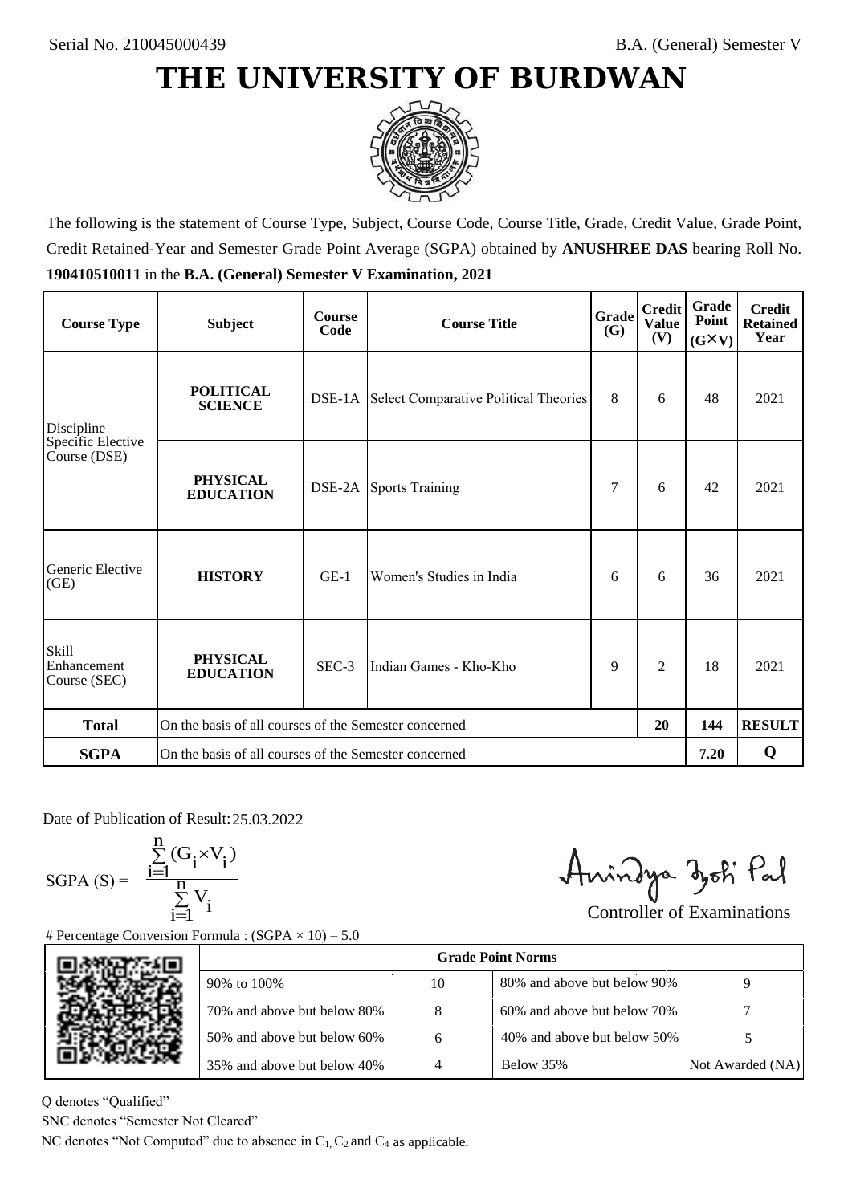Serial No. 210045000439

B.A. (General) Semester V

# THE UNIVERSITY OF BURDWAN

The following is the statement of Course Type, Subject, Course Code, Course Title, Grade, Credit Value, Grade Point, Credit Retained-Year and Semester Grade Point Average (SGPA) obtained by **ANUSHREE DAS** bearing Roll No. **190410510011** in the **B.A. (General) Semester V Examination, 2021**

| Course Type | Subject | Course Code | Course Title | Grade (G) | Credit Value (V) | Grade Point (G×V) | Credit Retained Year |
|---|---|---|---|---|---|---|---|
| Discipline Specific Elective Course (DSE) | **POLITICAL SCIENCE** | DSE-1A | Select Comparative Political Theories | 8 | 6 | 48 | 2021 |
| | **PHYSICAL EDUCATION** | DSE-2A | Sports Training | 7 | 6 | 42 | 2021 |
| Generic Elective (GE) | **HISTORY** | GE-1 | Women's Studies in India | 6 | 6 | 36 | 2021 |
| Skill Enhancement Course (SEC) | **PHYSICAL EDUCATION** | SEC-3 | Indian Games - Kho-Kho | 9 | 2 | 18 | 2021 |
| **Total** | On the basis of all courses of the Semester concerned | | | | 20 | 144 | **RESULT** |
| **SGPA** | On the basis of all courses of the Semester concerned | | | | | 7.20 | **Q** |

Date of Publication of Result: 25.03.2022

$$\text{SGPA (S)} = \frac{\sum_{i=1}^{n}(G_i \times V_i)}{\sum_{i=1}^{n} V_i}$$

Controller of Examinations

# Percentage Conversion Formula : (SGPA × 10) – 5.0

| Grade Point Norms | | | |
|---|---|---|---|
| 90% to 100% | 10 | 80% and above but below 90% | 9 |
| 70% and above but below 80% | 8 | 60% and above but below 70% | 7 |
| 50% and above but below 60% | 6 | 40% and above but below 50% | 5 |
| 35% and above but below 40% | 4 | Below 35% | Not Awarded (NA) |

Q denotes "Qualified"

SNC denotes "Semester Not Cleared"

NC denotes "Not Computed" due to absence in $C_1$, $C_2$ and $C_4$ as applicable.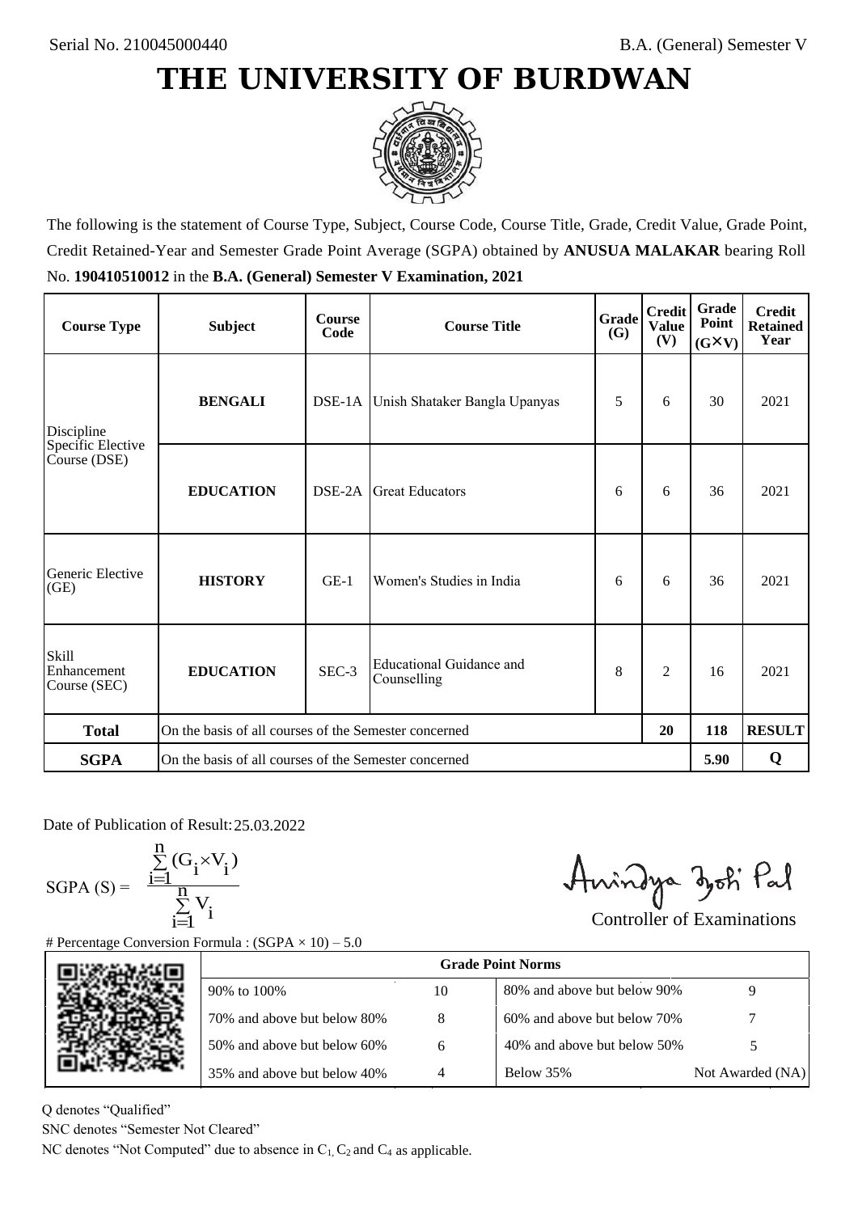Serial No. 210045000440

B.A. (General) Semester V

# THE UNIVERSITY OF BURDWAN

The following is the statement of Course Type, Subject, Course Code, Course Title, Grade, Credit Value, Grade Point, Credit Retained-Year and Semester Grade Point Average (SGPA) obtained by **ANUSUA MALAKAR** bearing Roll No. **190410510012** in the **B.A. (General) Semester V Examination, 2021**

| Course Type | Subject | Course Code | Course Title | Grade (G) | Credit Value (V) | Grade Point (G×V) | Credit Retained Year |
|---|---|---|---|---|---|---|---|
| Discipline Specific Elective Course (DSE) | **BENGALI** | DSE-1A | Unish Shataker Bangla Upanyas | 5 | 6 | 30 | 2021 |
| | **EDUCATION** | DSE-2A | Great Educators | 6 | 6 | 36 | 2021 |
| Generic Elective (GE) | **HISTORY** | GE-1 | Women's Studies in India | 6 | 6 | 36 | 2021 |
| Skill Enhancement Course (SEC) | **EDUCATION** | SEC-3 | Educational Guidance and Counselling | 8 | 2 | 16 | 2021 |
| **Total** | On the basis of all courses of the Semester concerned | | | | **20** | **118** | **RESULT** |
| **SGPA** | On the basis of all courses of the Semester concerned | | | | | **5.90** | **Q** |

Date of Publication of Result: 25.03.2022

$$\text{SGPA (S)} = \frac{\sum_{i=1}^{n}(G_i \times V_i)}{\sum_{i=1}^{n} V_i}$$

Controller of Examinations

# Percentage Conversion Formula : (SGPA × 10) – 5.0

| Grade Point Norms | | | |
|---|---|---|---|
| 90% to 100% | 10 | 80% and above but below 90% | 9 |
| 70% and above but below 80% | 8 | 60% and above but below 70% | 7 |
| 50% and above but below 60% | 6 | 40% and above but below 50% | 5 |
| 35% and above but below 40% | 4 | Below 35% | Not Awarded (NA) |

Q denotes "Qualified"

SNC denotes "Semester Not Cleared"

NC denotes "Not Computed" due to absence in $C_1$, $C_2$ and $C_4$ as applicable.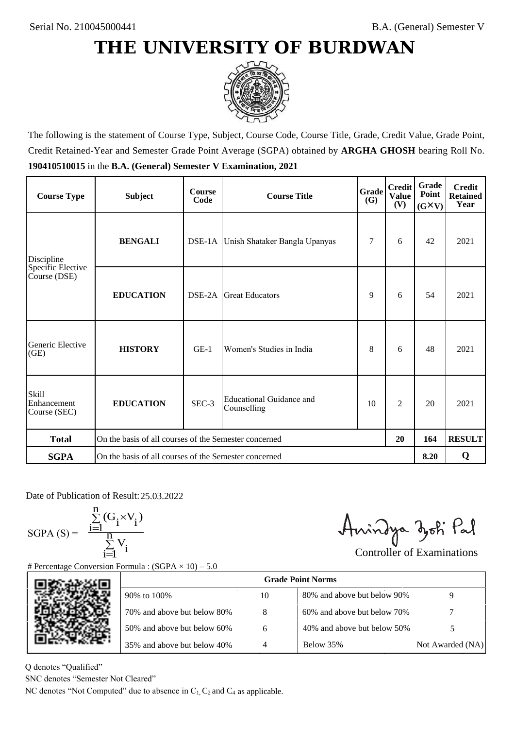Serial No. 210045000441

B.A. (General) Semester V

# THE UNIVERSITY OF BURDWAN

The following is the statement of Course Type, Subject, Course Code, Course Title, Grade, Credit Value, Grade Point, Credit Retained-Year and Semester Grade Point Average (SGPA) obtained by **ARGHA GHOSH** bearing Roll No. **190410510015** in the **B.A. (General) Semester V Examination, 2021**

| Course Type | Subject | Course Code | Course Title | Grade (G) | Credit Value (V) | Grade Point (G×V) | Credit Retained Year |
|---|---|---|---|---|---|---|---|
| Discipline Specific Elective Course (DSE) | **BENGALI** | DSE-1A | Unish Shataker Bangla Upanyas | 7 | 6 | 42 | 2021 |
| | **EDUCATION** | DSE-2A | Great Educators | 9 | 6 | 54 | 2021 |
| Generic Elective (GE) | **HISTORY** | GE-1 | Women's Studies in India | 8 | 6 | 48 | 2021 |
| Skill Enhancement Course (SEC) | **EDUCATION** | SEC-3 | Educational Guidance and Counselling | 10 | 2 | 20 | 2021 |
| **Total** | On the basis of all courses of the Semester concerned | | | | **20** | **164** | **RESULT** |
| **SGPA** | On the basis of all courses of the Semester concerned | | | | | **8.20** | **Q** |

Date of Publication of Result: 25.03.2022

$$\text{SGPA (S)} = \frac{\sum_{i=1}^{n}(G_i \times V_i)}{\sum_{i=1}^{n} V_i}$$

Controller of Examinations

# Percentage Conversion Formula : (SGPA × 10) – 5.0

| Grade Point Norms | | | |
|---|---|---|---|
| 90% to 100% | 10 | 80% and above but below 90% | 9 |
| 70% and above but below 80% | 8 | 60% and above but below 70% | 7 |
| 50% and above but below 60% | 6 | 40% and above but below 50% | 5 |
| 35% and above but below 40% | 4 | Below 35% | Not Awarded (NA) |

Q denotes "Qualified"

SNC denotes "Semester Not Cleared"

NC denotes "Not Computed" due to absence in $C_1$, $C_2$ and $C_4$ as applicable.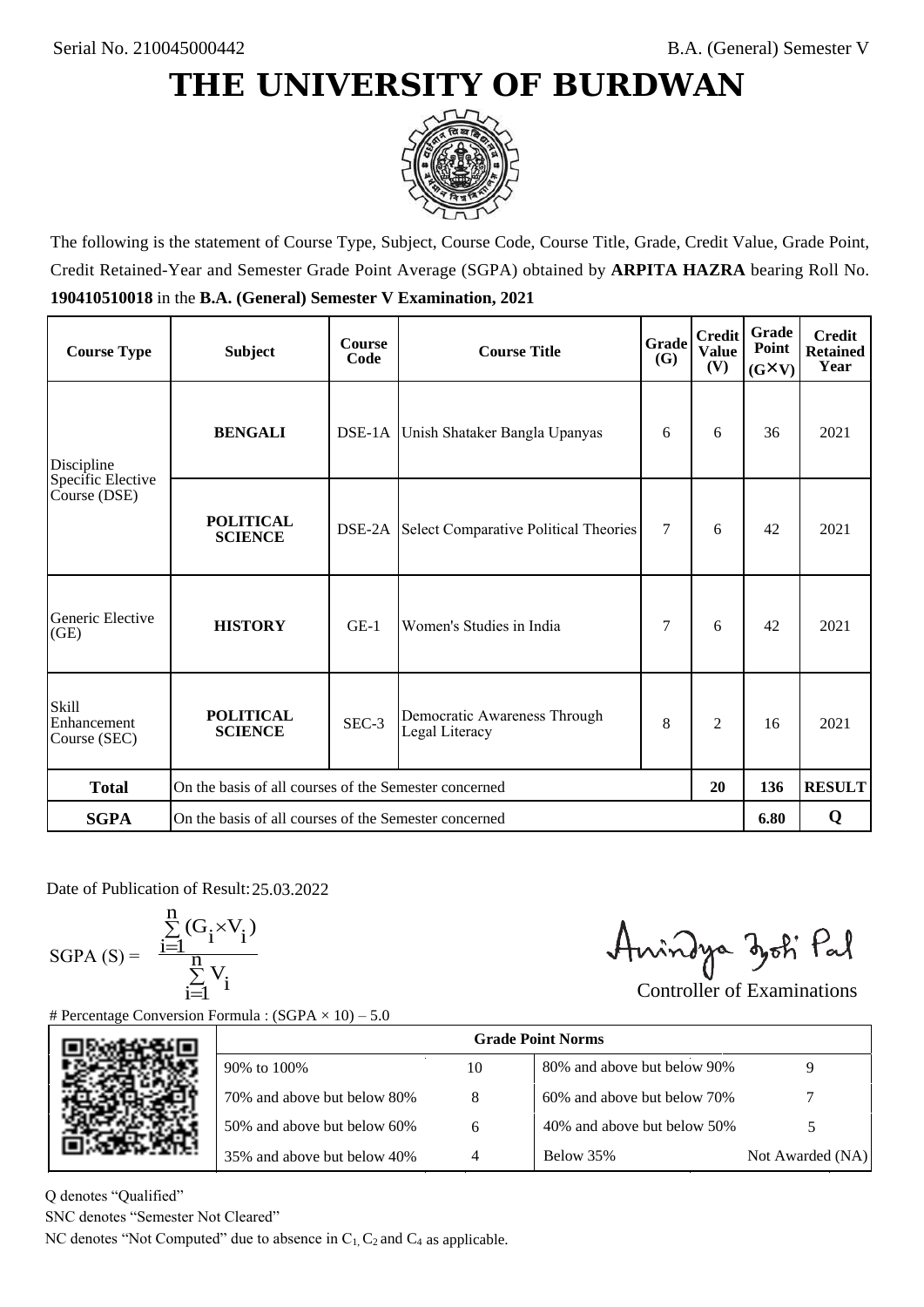Serial No. 210045000442

B.A. (General) Semester V

# THE UNIVERSITY OF BURDWAN

The following is the statement of Course Type, Subject, Course Code, Course Title, Grade, Credit Value, Grade Point, Credit Retained-Year and Semester Grade Point Average (SGPA) obtained by **ARPITA HAZRA** bearing Roll No. **190410510018** in the **B.A. (General) Semester V Examination, 2021**

| Course Type | Subject | Course Code | Course Title | Grade (G) | Credit Value (V) | Grade Point (G×V) | Credit Retained Year |
|---|---|---|---|---|---|---|---|
| Discipline Specific Elective Course (DSE) | **BENGALI** | DSE-1A | Unish Shataker Bangla Upanyas | 6 | 6 | 36 | 2021 |
| | **POLITICAL SCIENCE** | DSE-2A | Select Comparative Political Theories | 7 | 6 | 42 | 2021 |
| Generic Elective (GE) | **HISTORY** | GE-1 | Women's Studies in India | 7 | 6 | 42 | 2021 |
| Skill Enhancement Course (SEC) | **POLITICAL SCIENCE** | SEC-3 | Democratic Awareness Through Legal Literacy | 8 | 2 | 16 | 2021 |
| **Total** | On the basis of all courses of the Semester concerned | | | | **20** | **136** | **RESULT** |
| **SGPA** | On the basis of all courses of the Semester concerned | | | | | **6.80** | **Q** |

Date of Publication of Result: 25.03.2022

$$\text{SGPA (S)} = \frac{\sum_{i=1}^{n}(G_i \times V_i)}{\sum_{i=1}^{n} V_i}$$

Controller of Examinations

# Percentage Conversion Formula : (SGPA × 10) – 5.0

| Grade Point Norms | | | |
|---|---|---|---|
| 90% to 100% | 10 | 80% and above but below 90% | 9 |
| 70% and above but below 80% | 8 | 60% and above but below 70% | 7 |
| 50% and above but below 60% | 6 | 40% and above but below 50% | 5 |
| 35% and above but below 40% | 4 | Below 35% | Not Awarded (NA) |

Q denotes "Qualified"

SNC denotes "Semester Not Cleared"

NC denotes "Not Computed" due to absence in $C_1$, $C_2$ and $C_4$ as applicable.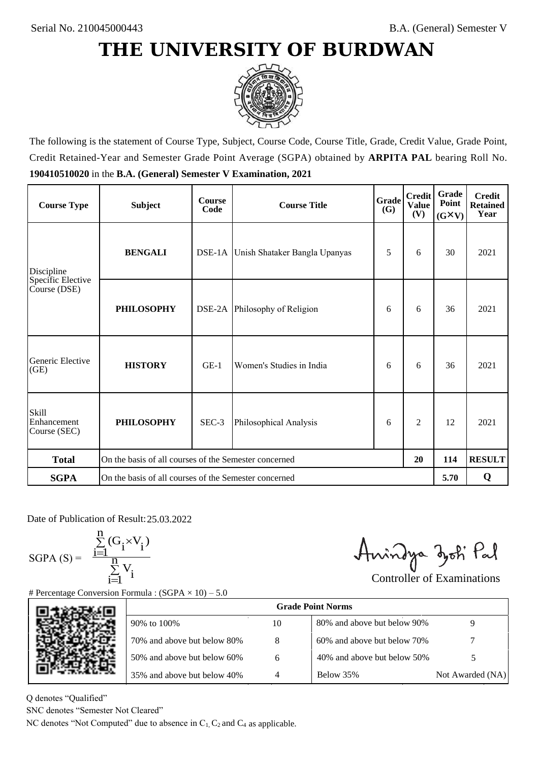Serial No. 210045000443

B.A. (General) Semester V

# THE UNIVERSITY OF BURDWAN

The following is the statement of Course Type, Subject, Course Code, Course Title, Grade, Credit Value, Grade Point, Credit Retained-Year and Semester Grade Point Average (SGPA) obtained by **ARPITA PAL** bearing Roll No. **190410510020** in the **B.A. (General) Semester V Examination, 2021**

| Course Type | Subject | Course Code | Course Title | Grade (G) | Credit Value (V) | Grade Point (G×V) | Credit Retained Year |
|---|---|---|---|---|---|---|---|
| Discipline Specific Elective Course (DSE) | **BENGALI** | DSE-1A | Unish Shataker Bangla Upanyas | 5 | 6 | 30 | 2021 |
| | **PHILOSOPHY** | DSE-2A | Philosophy of Religion | 6 | 6 | 36 | 2021 |
| Generic Elective (GE) | **HISTORY** | GE-1 | Women's Studies in India | 6 | 6 | 36 | 2021 |
| Skill Enhancement Course (SEC) | **PHILOSOPHY** | SEC-3 | Philosophical Analysis | 6 | 2 | 12 | 2021 |
| **Total** | On the basis of all courses of the Semester concerned | | | | 20 | 114 | **RESULT** |
| **SGPA** | On the basis of all courses of the Semester concerned | | | | | 5.70 | **Q** |

Date of Publication of Result: 25.03.2022

$$\text{SGPA (S)} = \frac{\sum_{i=1}^{n}(G_i \times V_i)}{\sum_{i=1}^{n} V_i}$$

Controller of Examinations

# Percentage Conversion Formula : (SGPA × 10) – 5.0

| Grade Point Norms | | | |
|---|---|---|---|
| 90% to 100% | 10 | 80% and above but below 90% | 9 |
| 70% and above but below 80% | 8 | 60% and above but below 70% | 7 |
| 50% and above but below 60% | 6 | 40% and above but below 50% | 5 |
| 35% and above but below 40% | 4 | Below 35% | Not Awarded (NA) |

Q denotes "Qualified"

SNC denotes "Semester Not Cleared"

NC denotes "Not Computed" due to absence in $C_1$, $C_2$ and $C_4$ as applicable.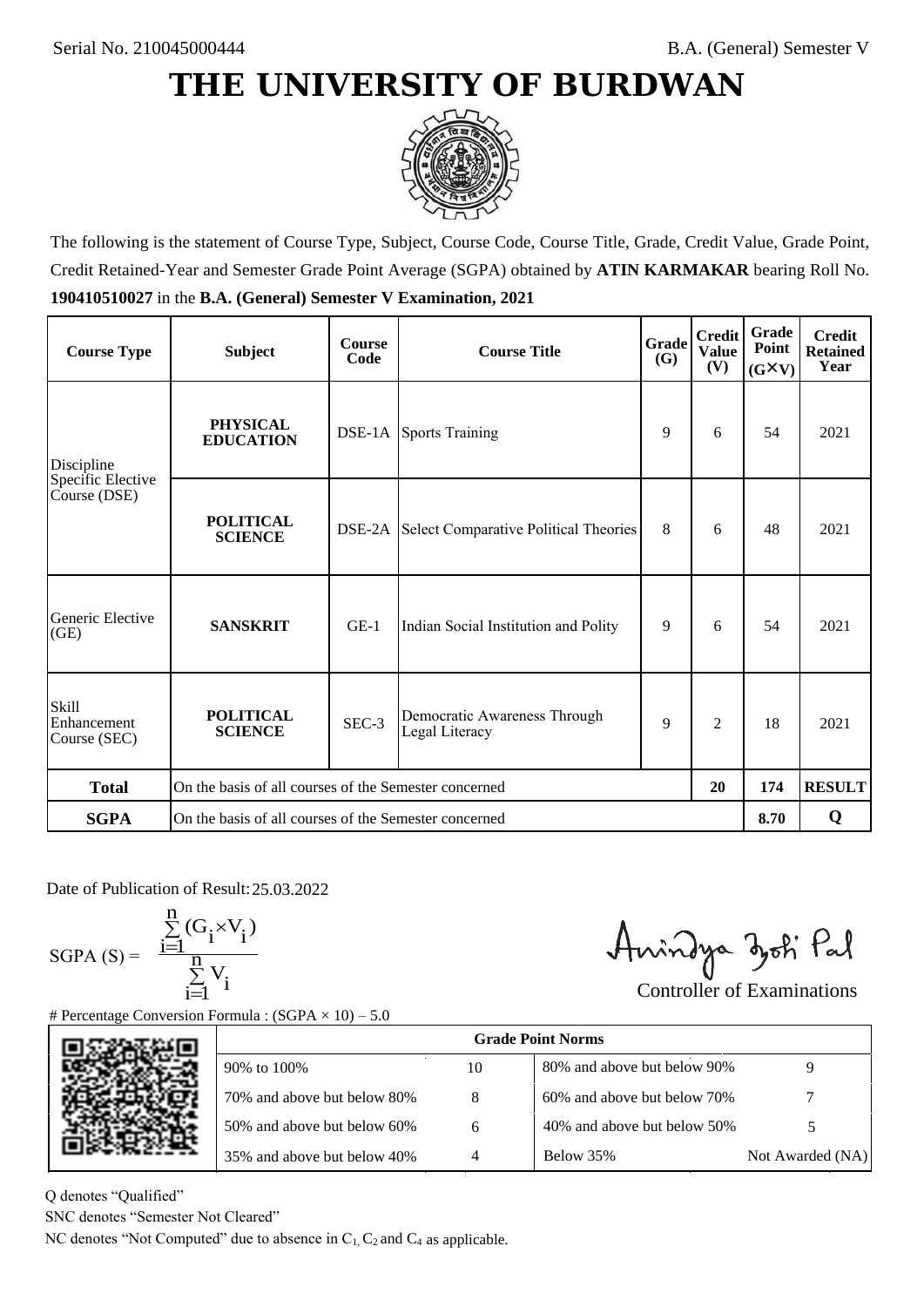Serial No. 210045000444

B.A. (General) Semester V

# THE UNIVERSITY OF BURDWAN

The following is the statement of Course Type, Subject, Course Code, Course Title, Grade, Credit Value, Grade Point, Credit Retained-Year and Semester Grade Point Average (SGPA) obtained by **ATIN KARMAKAR** bearing Roll No. **190410510027** in the **B.A. (General) Semester V Examination, 2021**

| Course Type | Subject | Course Code | Course Title | Grade (G) | Credit Value (V) | Grade Point (G×V) | Credit Retained Year |
|---|---|---|---|---|---|---|---|
| Discipline Specific Elective Course (DSE) | **PHYSICAL EDUCATION** | DSE-1A | Sports Training | 9 | 6 | 54 | 2021 |
| | **POLITICAL SCIENCE** | DSE-2A | Select Comparative Political Theories | 8 | 6 | 48 | 2021 |
| Generic Elective (GE) | **SANSKRIT** | GE-1 | Indian Social Institution and Polity | 9 | 6 | 54 | 2021 |
| Skill Enhancement Course (SEC) | **POLITICAL SCIENCE** | SEC-3 | Democratic Awareness Through Legal Literacy | 9 | 2 | 18 | 2021 |
| **Total** | On the basis of all courses of the Semester concerned | | | | **20** | **174** | **RESULT** |
| **SGPA** | On the basis of all courses of the Semester concerned | | | | | **8.70** | **Q** |

Date of Publication of Result: 25.03.2022

$$\text{SGPA (S)} = \frac{\sum_{i=1}^{n}(G_i \times V_i)}{\sum_{i=1}^{n} V_i}$$

Controller of Examinations

# Percentage Conversion Formula : (SGPA × 10) – 5.0

| Grade Point Norms | | | |
|---|---|---|---|
| 90% to 100% | 10 | 80% and above but below 90% | 9 |
| 70% and above but below 80% | 8 | 60% and above but below 70% | 7 |
| 50% and above but below 60% | 6 | 40% and above but below 50% | 5 |
| 35% and above but below 40% | 4 | Below 35% | Not Awarded (NA) |

Q denotes "Qualified"

SNC denotes "Semester Not Cleared"

NC denotes "Not Computed" due to absence in $C_1$, $C_2$ and $C_4$ as applicable.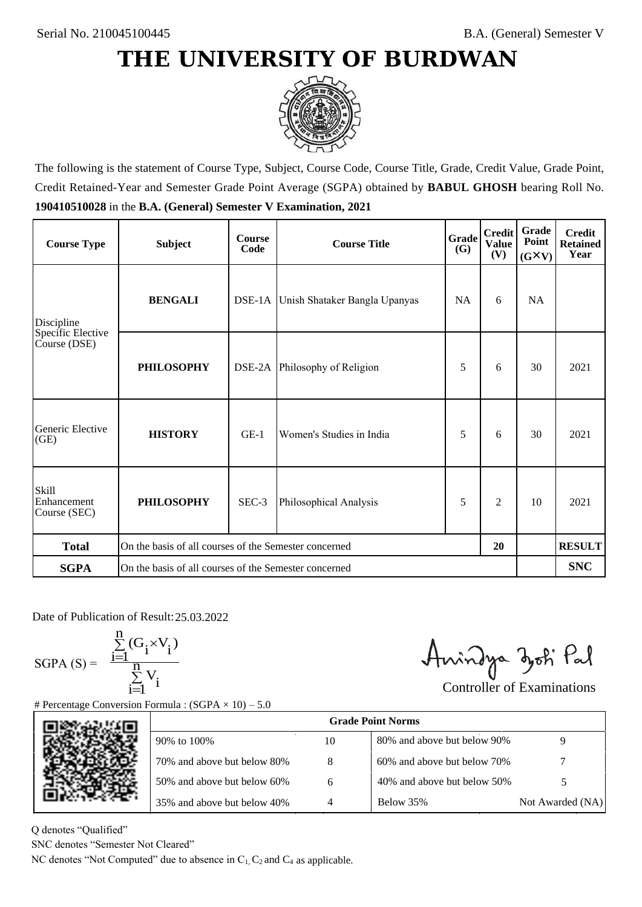Serial No. 210045100445

B.A. (General) Semester V

# THE UNIVERSITY OF BURDWAN

The following is the statement of Course Type, Subject, Course Code, Course Title, Grade, Credit Value, Grade Point, Credit Retained-Year and Semester Grade Point Average (SGPA) obtained by **BABUL GHOSH** bearing Roll No. **190410510028** in the **B.A. (General) Semester V Examination, 2021**

| Course Type | Subject | Course Code | Course Title | Grade (G) | Credit Value (V) | Grade Point (G×V) | Credit Retained Year |
|---|---|---|---|---|---|---|---|
| Discipline Specific Elective Course (DSE) | **BENGALI** | DSE-1A | Unish Shataker Bangla Upanyas | NA | 6 | NA | |
| | **PHILOSOPHY** | DSE-2A | Philosophy of Religion | 5 | 6 | 30 | 2021 |
| Generic Elective (GE) | **HISTORY** | GE-1 | Women's Studies in India | 5 | 6 | 30 | 2021 |
| Skill Enhancement Course (SEC) | **PHILOSOPHY** | SEC-3 | Philosophical Analysis | 5 | 2 | 10 | 2021 |
| **Total** | On the basis of all courses of the Semester concerned | | | | 20 | | **RESULT** |
| **SGPA** | On the basis of all courses of the Semester concerned | | | | | | **SNC** |

Date of Publication of Result: 25.03.2022

$$\text{SGPA (S)} = \frac{\sum_{i=1}^{n}(G_i \times V_i)}{\sum_{i=1}^{n} V_i}$$

Controller of Examinations

# Percentage Conversion Formula : (SGPA × 10) – 5.0

| Grade Point Norms | | | |
|---|---|---|---|
| 90% to 100% | 10 | 80% and above but below 90% | 9 |
| 70% and above but below 80% | 8 | 60% and above but below 70% | 7 |
| 50% and above but below 60% | 6 | 40% and above but below 50% | 5 |
| 35% and above but below 40% | 4 | Below 35% | Not Awarded (NA) |

Q denotes "Qualified"

SNC denotes "Semester Not Cleared"

NC denotes "Not Computed" due to absence in $C_1$, $C_2$ and $C_4$ as applicable.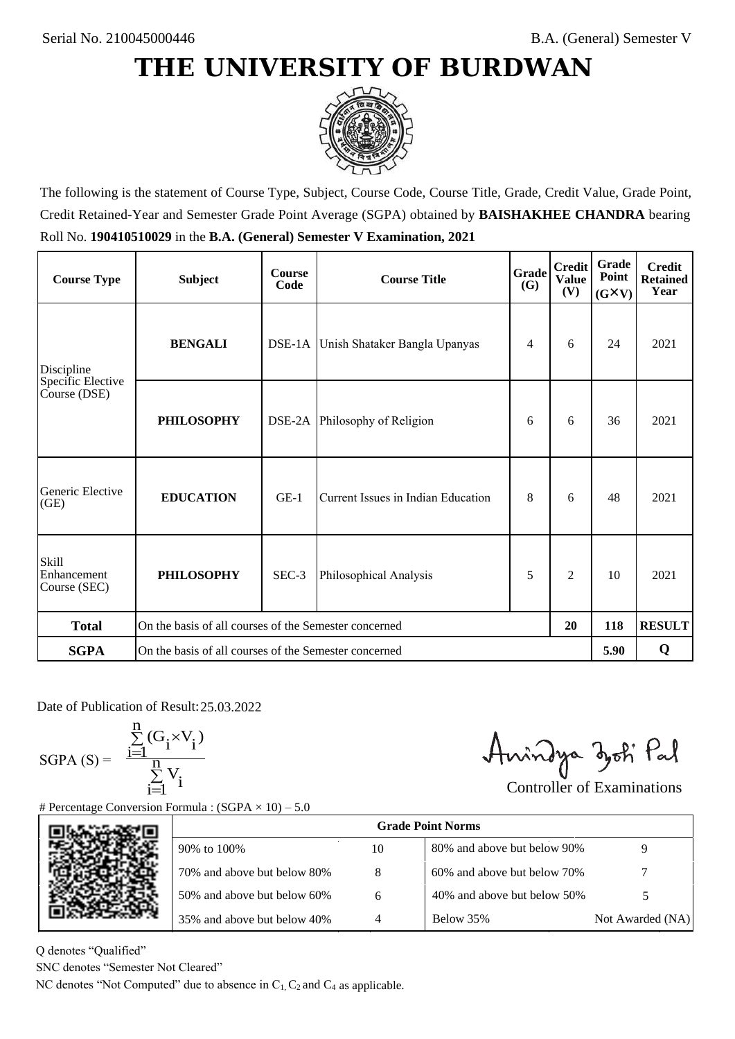Serial No. 210045000446

B.A. (General) Semester V

# THE UNIVERSITY OF BURDWAN

The following is the statement of Course Type, Subject, Course Code, Course Title, Grade, Credit Value, Grade Point, Credit Retained-Year and Semester Grade Point Average (SGPA) obtained by **BAISHAKHEE CHANDRA** bearing Roll No. **190410510029** in the **B.A. (General) Semester V Examination, 2021**

| Course Type | Subject | Course Code | Course Title | Grade (G) | Credit Value (V) | Grade Point (G×V) | Credit Retained Year |
|---|---|---|---|---|---|---|---|
| Discipline Specific Elective Course (DSE) | **BENGALI** | DSE-1A | Unish Shataker Bangla Upanyas | 4 | 6 | 24 | 2021 |
| | **PHILOSOPHY** | DSE-2A | Philosophy of Religion | 6 | 6 | 36 | 2021 |
| Generic Elective (GE) | **EDUCATION** | GE-1 | Current Issues in Indian Education | 8 | 6 | 48 | 2021 |
| Skill Enhancement Course (SEC) | **PHILOSOPHY** | SEC-3 | Philosophical Analysis | 5 | 2 | 10 | 2021 |
| **Total** | On the basis of all courses of the Semester concerned | | | | **20** | **118** | **RESULT** |
| **SGPA** | On the basis of all courses of the Semester concerned | | | | | **5.90** | **Q** |

Date of Publication of Result: 25.03.2022

$$\text{SGPA (S)} = \frac{\sum_{i=1}^{n}(G_i \times V_i)}{\sum_{i=1}^{n} V_i}$$

Controller of Examinations

# Percentage Conversion Formula : (SGPA × 10) – 5.0

| Grade Point Norms | | | |
|---|---|---|---|
| 90% to 100% | 10 | 80% and above but below 90% | 9 |
| 70% and above but below 80% | 8 | 60% and above but below 70% | 7 |
| 50% and above but below 60% | 6 | 40% and above but below 50% | 5 |
| 35% and above but below 40% | 4 | Below 35% | Not Awarded (NA) |

Q denotes "Qualified"

SNC denotes "Semester Not Cleared"

NC denotes "Not Computed" due to absence in $C_1$, $C_2$ and $C_4$ as applicable.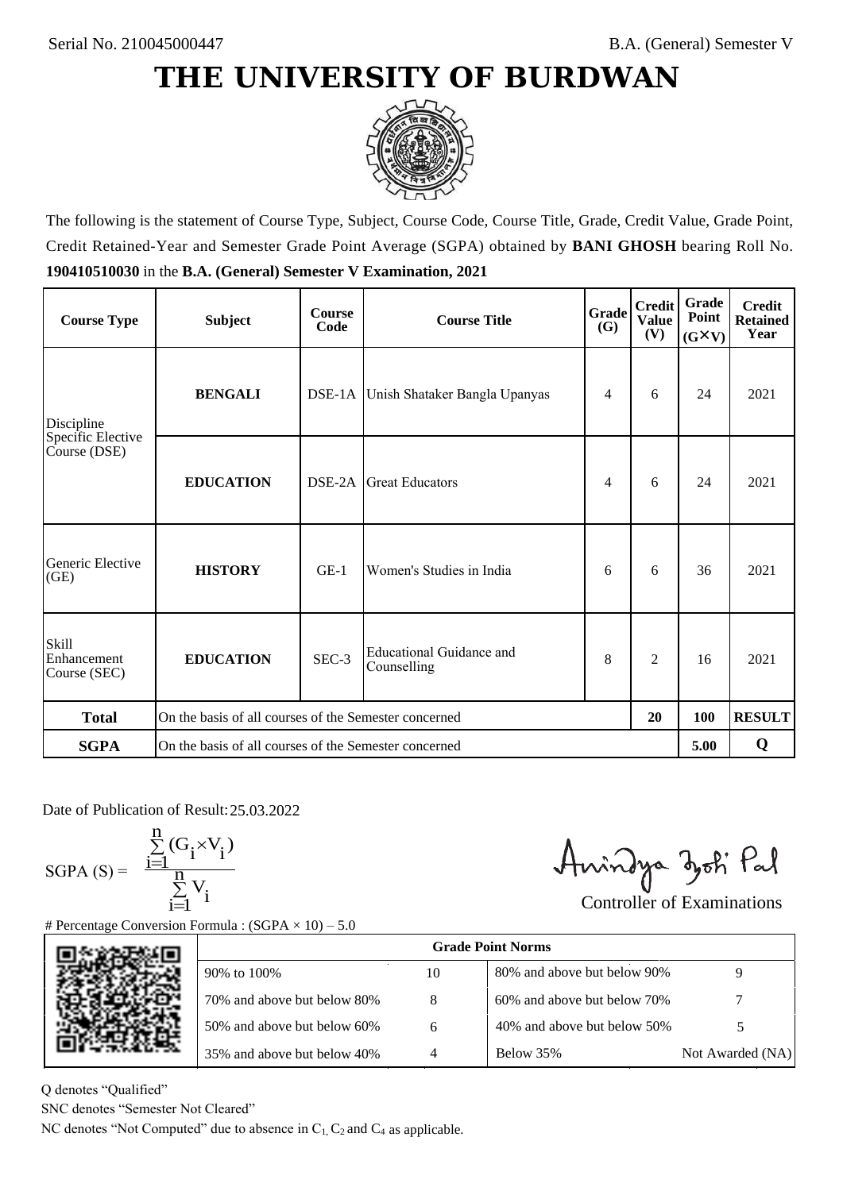Serial No. 210045000447

B.A. (General) Semester V

# THE UNIVERSITY OF BURDWAN

The following is the statement of Course Type, Subject, Course Code, Course Title, Grade, Credit Value, Grade Point, Credit Retained-Year and Semester Grade Point Average (SGPA) obtained by **BANI GHOSH** bearing Roll No. **190410510030** in the **B.A. (General) Semester V Examination, 2021**

| Course Type | Subject | Course Code | Course Title | Grade (G) | Credit Value (V) | Grade Point (G×V) | Credit Retained Year |
|---|---|---|---|---|---|---|---|
| Discipline Specific Elective Course (DSE) | **BENGALI** | DSE-1A | Unish Shataker Bangla Upanyas | 4 | 6 | 24 | 2021 |
| | **EDUCATION** | DSE-2A | Great Educators | 4 | 6 | 24 | 2021 |
| Generic Elective (GE) | **HISTORY** | GE-1 | Women's Studies in India | 6 | 6 | 36 | 2021 |
| Skill Enhancement Course (SEC) | **EDUCATION** | SEC-3 | Educational Guidance and Counselling | 8 | 2 | 16 | 2021 |
| **Total** | On the basis of all courses of the Semester concerned | | | | **20** | **100** | **RESULT** |
| **SGPA** | On the basis of all courses of the Semester concerned | | | | | **5.00** | **Q** |

Date of Publication of Result: 25.03.2022

$$\text{SGPA (S)} = \frac{\sum_{i=1}^{n}(G_i \times V_i)}{\sum_{i=1}^{n} V_i}$$

Controller of Examinations

# Percentage Conversion Formula : (SGPA × 10) – 5.0

| Grade Point Norms | | | |
|---|---|---|---|
| 90% to 100% | 10 | 80% and above but below 90% | 9 |
| 70% and above but below 80% | 8 | 60% and above but below 70% | 7 |
| 50% and above but below 60% | 6 | 40% and above but below 50% | 5 |
| 35% and above but below 40% | 4 | Below 35% | Not Awarded (NA) |

Q denotes "Qualified"

SNC denotes "Semester Not Cleared"

NC denotes "Not Computed" due to absence in $C_1$, $C_2$ and $C_4$ as applicable.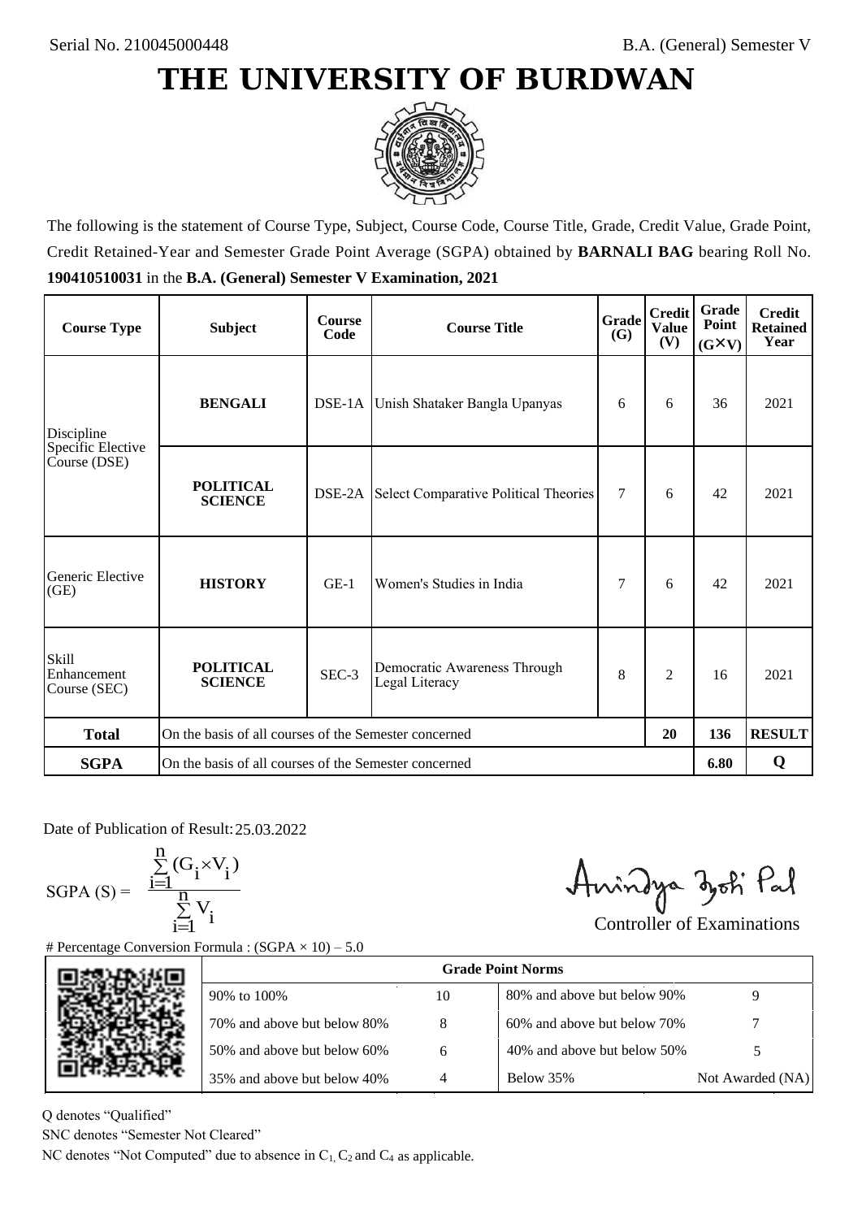Serial No. 210045000448

B.A. (General) Semester V

# THE UNIVERSITY OF BURDWAN

The following is the statement of Course Type, Subject, Course Code, Course Title, Grade, Credit Value, Grade Point, Credit Retained-Year and Semester Grade Point Average (SGPA) obtained by **BARNALI BAG** bearing Roll No. **190410510031** in the **B.A. (General) Semester V Examination, 2021**

| Course Type | Subject | Course Code | Course Title | Grade (G) | Credit Value (V) | Grade Point (G×V) | Credit Retained Year |
|---|---|---|---|---|---|---|---|
| Discipline Specific Elective Course (DSE) | **BENGALI** | DSE-1A | Unish Shataker Bangla Upanyas | 6 | 6 | 36 | 2021 |
| | **POLITICAL SCIENCE** | DSE-2A | Select Comparative Political Theories | 7 | 6 | 42 | 2021 |
| Generic Elective (GE) | **HISTORY** | GE-1 | Women's Studies in India | 7 | 6 | 42 | 2021 |
| Skill Enhancement Course (SEC) | **POLITICAL SCIENCE** | SEC-3 | Democratic Awareness Through Legal Literacy | 8 | 2 | 16 | 2021 |
| **Total** | On the basis of all courses of the Semester concerned | | | | **20** | **136** | **RESULT** |
| **SGPA** | On the basis of all courses of the Semester concerned | | | | | **6.80** | **Q** |

Date of Publication of Result: 25.03.2022

$$\text{SGPA (S)} = \frac{\sum_{i=1}^{n}(G_i \times V_i)}{\sum_{i=1}^{n} V_i}$$

Controller of Examinations

# Percentage Conversion Formula : (SGPA × 10) – 5.0

| Grade Point Norms | | | |
|---|---|---|---|
| 90% to 100% | 10 | 80% and above but below 90% | 9 |
| 70% and above but below 80% | 8 | 60% and above but below 70% | 7 |
| 50% and above but below 60% | 6 | 40% and above but below 50% | 5 |
| 35% and above but below 40% | 4 | Below 35% | Not Awarded (NA) |

Q denotes "Qualified"

SNC denotes "Semester Not Cleared"

NC denotes "Not Computed" due to absence in $C_1$, $C_2$ and $C_4$ as applicable.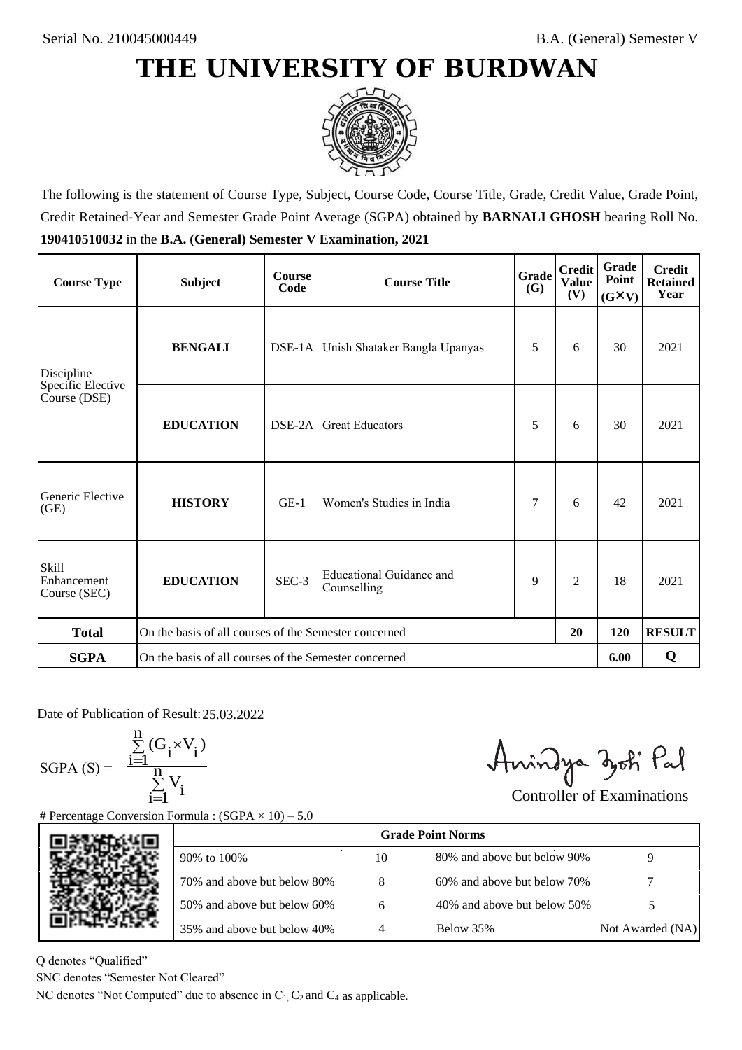Serial No. 210045000449

B.A. (General) Semester V

# THE UNIVERSITY OF BURDWAN

The following is the statement of Course Type, Subject, Course Code, Course Title, Grade, Credit Value, Grade Point, Credit Retained-Year and Semester Grade Point Average (SGPA) obtained by **BARNALI GHOSH** bearing Roll No. **190410510032** in the **B.A. (General) Semester V Examination, 2021**

| Course Type | Subject | Course Code | Course Title | Grade (G) | Credit Value (V) | Grade Point (G×V) | Credit Retained Year |
|---|---|---|---|---|---|---|---|
| Discipline Specific Elective Course (DSE) | **BENGALI** | DSE-1A | Unish Shataker Bangla Upanyas | 5 | 6 | 30 | 2021 |
| | **EDUCATION** | DSE-2A | Great Educators | 5 | 6 | 30 | 2021 |
| Generic Elective (GE) | **HISTORY** | GE-1 | Women's Studies in India | 7 | 6 | 42 | 2021 |
| Skill Enhancement Course (SEC) | **EDUCATION** | SEC-3 | Educational Guidance and Counselling | 9 | 2 | 18 | 2021 |
| **Total** | On the basis of all courses of the Semester concerned | | | | **20** | **120** | **RESULT** |
| **SGPA** | On the basis of all courses of the Semester concerned | | | | | **6.00** | **Q** |

Date of Publication of Result: 25.03.2022

$$\text{SGPA (S)} = \frac{\sum_{i=1}^{n}(G_i \times V_i)}{\sum_{i=1}^{n} V_i}$$

Controller of Examinations

# Percentage Conversion Formula : (SGPA × 10) – 5.0

| Grade Point Norms | | | |
|---|---|---|---|
| 90% to 100% | 10 | 80% and above but below 90% | 9 |
| 70% and above but below 80% | 8 | 60% and above but below 70% | 7 |
| 50% and above but below 60% | 6 | 40% and above but below 50% | 5 |
| 35% and above but below 40% | 4 | Below 35% | Not Awarded (NA) |

Q denotes "Qualified"

SNC denotes "Semester Not Cleared"

NC denotes "Not Computed" due to absence in $C_1$, $C_2$ and $C_4$ as applicable.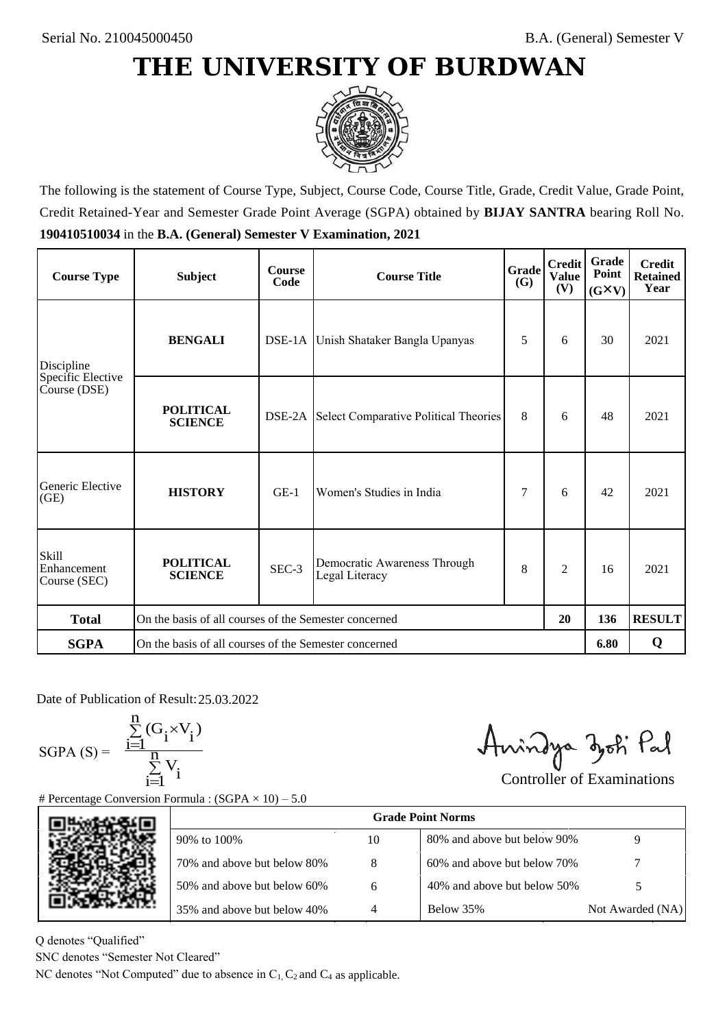Serial No. 210045000450

B.A. (General) Semester V

# THE UNIVERSITY OF BURDWAN

The following is the statement of Course Type, Subject, Course Code, Course Title, Grade, Credit Value, Grade Point, Credit Retained-Year and Semester Grade Point Average (SGPA) obtained by **BIJAY SANTRA** bearing Roll No. **190410510034** in the **B.A. (General) Semester V Examination, 2021**

| Course Type | Subject | Course Code | Course Title | Grade (G) | Credit Value (V) | Grade Point (G×V) | Credit Retained Year |
|---|---|---|---|---|---|---|---|
| Discipline Specific Elective Course (DSE) | **BENGALI** | DSE-1A | Unish Shataker Bangla Upanyas | 5 | 6 | 30 | 2021 |
| | **POLITICAL SCIENCE** | DSE-2A | Select Comparative Political Theories | 8 | 6 | 48 | 2021 |
| Generic Elective (GE) | **HISTORY** | GE-1 | Women's Studies in India | 7 | 6 | 42 | 2021 |
| Skill Enhancement Course (SEC) | **POLITICAL SCIENCE** | SEC-3 | Democratic Awareness Through Legal Literacy | 8 | 2 | 16 | 2021 |
| **Total** | On the basis of all courses of the Semester concerned | | | | **20** | **136** | **RESULT** |
| **SGPA** | On the basis of all courses of the Semester concerned | | | | | **6.80** | **Q** |

Date of Publication of Result: 25.03.2022

$$\text{SGPA (S)} = \frac{\sum_{i=1}^{n}(G_i \times V_i)}{\sum_{i=1}^{n} V_i}$$

Controller of Examinations

# Percentage Conversion Formula : (SGPA × 10) – 5.0

| Grade Point Norms | | | |
|---|---|---|---|
| 90% to 100% | 10 | 80% and above but below 90% | 9 |
| 70% and above but below 80% | 8 | 60% and above but below 70% | 7 |
| 50% and above but below 60% | 6 | 40% and above but below 50% | 5 |
| 35% and above but below 40% | 4 | Below 35% | Not Awarded (NA) |

Q denotes "Qualified"

SNC denotes "Semester Not Cleared"

NC denotes "Not Computed" due to absence in $C_1$, $C_2$ and $C_4$ as applicable.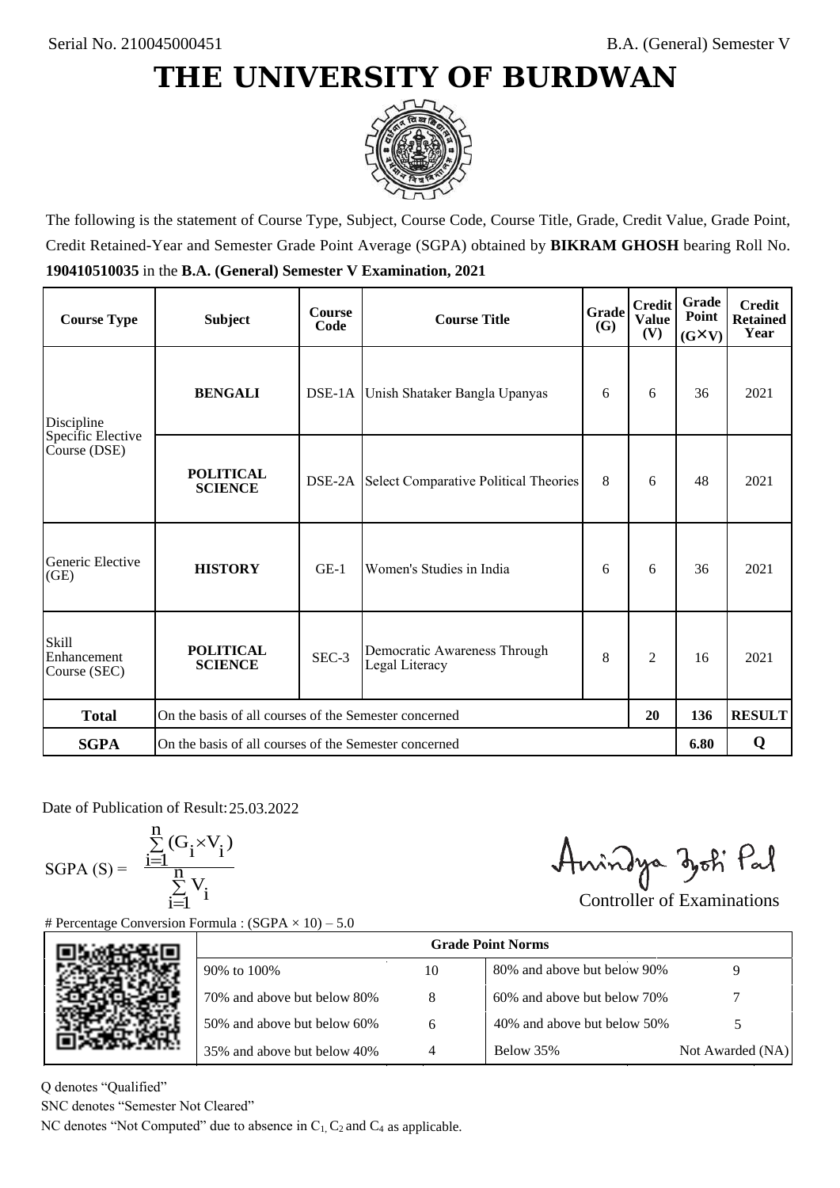Serial No. 210045000451

B.A. (General) Semester V

# THE UNIVERSITY OF BURDWAN

The following is the statement of Course Type, Subject, Course Code, Course Title, Grade, Credit Value, Grade Point, Credit Retained-Year and Semester Grade Point Average (SGPA) obtained by **BIKRAM GHOSH** bearing Roll No. **190410510035** in the **B.A. (General) Semester V Examination, 2021**

| Course Type | Subject | Course Code | Course Title | Grade (G) | Credit Value (V) | Grade Point (G×V) | Credit Retained Year |
|---|---|---|---|---|---|---|---|
| Discipline Specific Elective Course (DSE) | **BENGALI** | DSE-1A | Unish Shataker Bangla Upanyas | 6 | 6 | 36 | 2021 |
| | **POLITICAL SCIENCE** | DSE-2A | Select Comparative Political Theories | 8 | 6 | 48 | 2021 |
| Generic Elective (GE) | **HISTORY** | GE-1 | Women's Studies in India | 6 | 6 | 36 | 2021 |
| Skill Enhancement Course (SEC) | **POLITICAL SCIENCE** | SEC-3 | Democratic Awareness Through Legal Literacy | 8 | 2 | 16 | 2021 |
| **Total** | On the basis of all courses of the Semester concerned | | | | **20** | **136** | **RESULT** |
| **SGPA** | On the basis of all courses of the Semester concerned | | | | | **6.80** | **Q** |

Date of Publication of Result: 25.03.2022

$$\text{SGPA (S)} = \frac{\sum_{i=1}^{n}(G_i \times V_i)}{\sum_{i=1}^{n} V_i}$$

Controller of Examinations

# Percentage Conversion Formula : (SGPA × 10) – 5.0

| Grade Point Norms | | | |
|---|---|---|---|
| 90% to 100% | 10 | 80% and above but below 90% | 9 |
| 70% and above but below 80% | 8 | 60% and above but below 70% | 7 |
| 50% and above but below 60% | 6 | 40% and above but below 50% | 5 |
| 35% and above but below 40% | 4 | Below 35% | Not Awarded (NA) |

Q denotes "Qualified"

SNC denotes "Semester Not Cleared"

NC denotes "Not Computed" due to absence in $C_1$, $C_2$ and $C_4$ as applicable.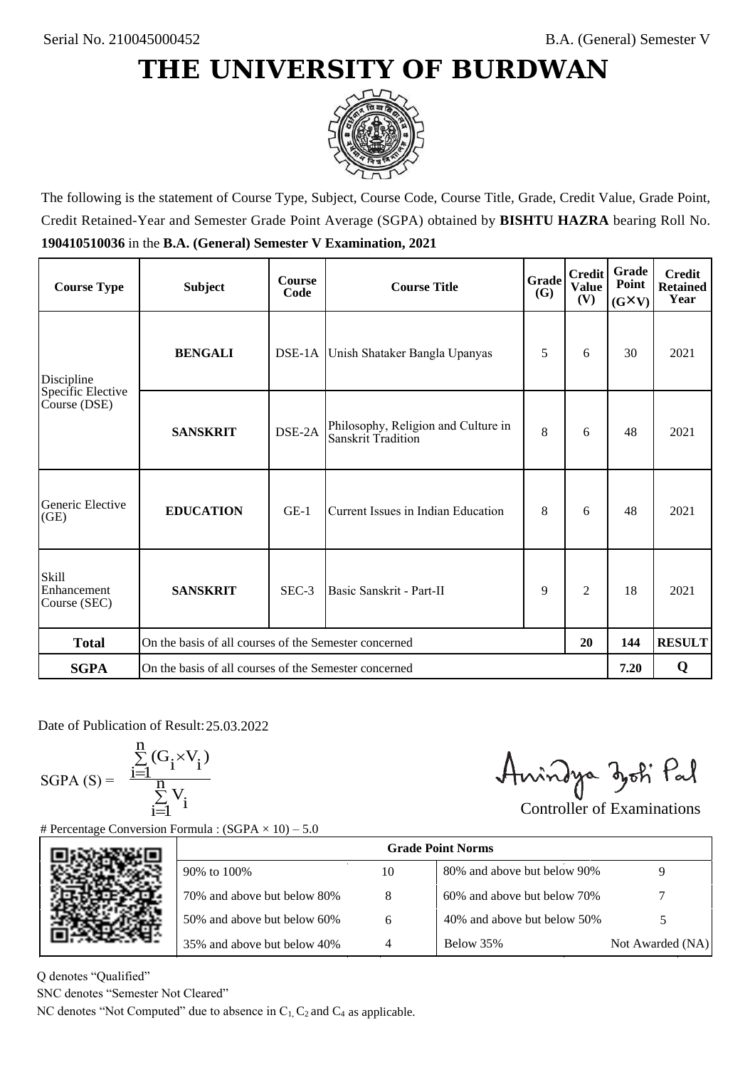Serial No. 210045000452

B.A. (General) Semester V

# THE UNIVERSITY OF BURDWAN

The following is the statement of Course Type, Subject, Course Code, Course Title, Grade, Credit Value, Grade Point, Credit Retained-Year and Semester Grade Point Average (SGPA) obtained by **BISHTU HAZRA** bearing Roll No. **190410510036** in the **B.A. (General) Semester V Examination, 2021**

| Course Type | Subject | Course Code | Course Title | Grade (G) | Credit Value (V) | Grade Point (G×V) | Credit Retained Year |
|---|---|---|---|---|---|---|---|
| Discipline Specific Elective Course (DSE) | **BENGALI** | DSE-1A | Unish Shataker Bangla Upanyas | 5 | 6 | 30 | 2021 |
| | **SANSKRIT** | DSE-2A | Philosophy, Religion and Culture in Sanskrit Tradition | 8 | 6 | 48 | 2021 |
| Generic Elective (GE) | **EDUCATION** | GE-1 | Current Issues in Indian Education | 8 | 6 | 48 | 2021 |
| Skill Enhancement Course (SEC) | **SANSKRIT** | SEC-3 | Basic Sanskrit - Part-II | 9 | 2 | 18 | 2021 |
| **Total** | On the basis of all courses of the Semester concerned | | | | **20** | **144** | **RESULT** |
| **SGPA** | On the basis of all courses of the Semester concerned | | | | | **7.20** | **Q** |

Date of Publication of Result: 25.03.2022

$$\text{SGPA (S)} = \frac{\sum_{i=1}^{n}(G_i \times V_i)}{\sum_{i=1}^{n} V_i}$$

Controller of Examinations

# Percentage Conversion Formula : (SGPA × 10) – 5.0

| Grade Point Norms | | | |
|---|---|---|---|
| 90% to 100% | 10 | 80% and above but below 90% | 9 |
| 70% and above but below 80% | 8 | 60% and above but below 70% | 7 |
| 50% and above but below 60% | 6 | 40% and above but below 50% | 5 |
| 35% and above but below 40% | 4 | Below 35% | Not Awarded (NA) |

Q denotes "Qualified"

SNC denotes "Semester Not Cleared"

NC denotes "Not Computed" due to absence in $C_1$, $C_2$ and $C_4$ as applicable.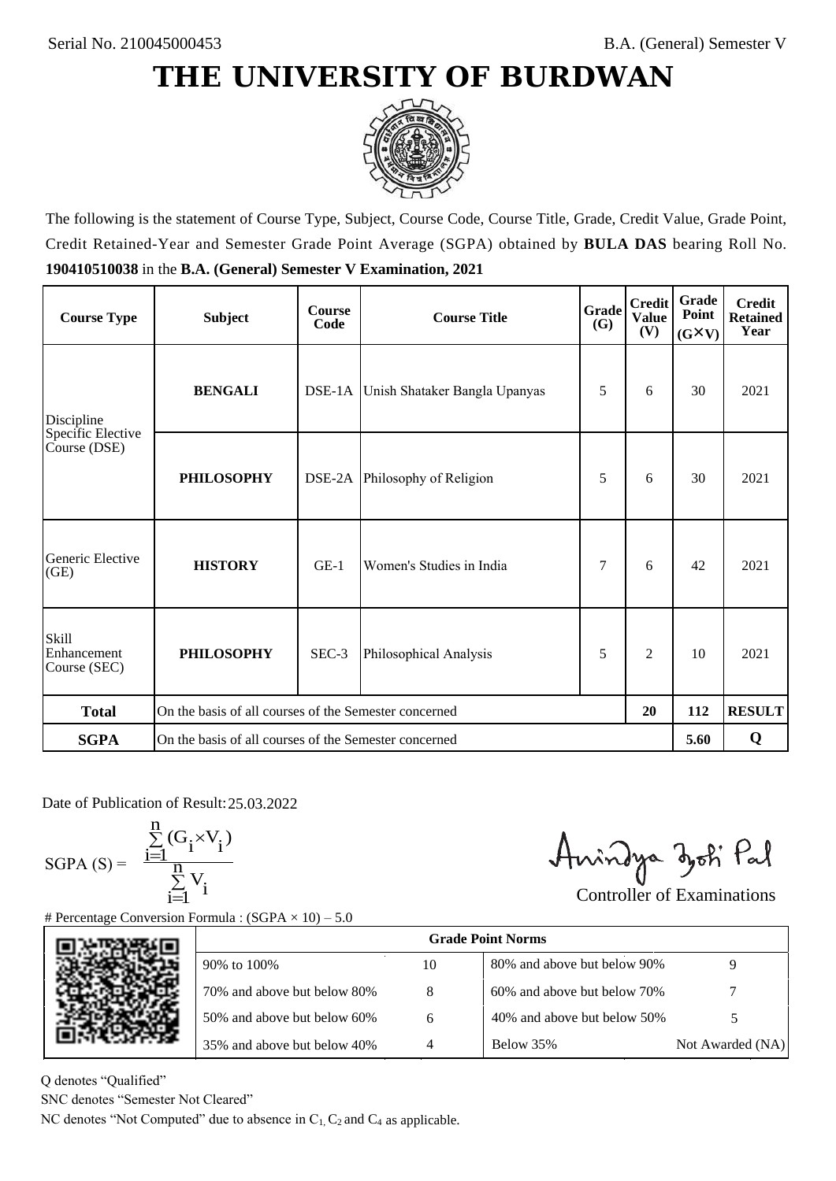Serial No. 210045000453

B.A. (General) Semester V

# THE UNIVERSITY OF BURDWAN

The following is the statement of Course Type, Subject, Course Code, Course Title, Grade, Credit Value, Grade Point, Credit Retained-Year and Semester Grade Point Average (SGPA) obtained by **BULA DAS** bearing Roll No. **190410510038** in the **B.A. (General) Semester V Examination, 2021**

| Course Type | Subject | Course Code | Course Title | Grade (G) | Credit Value (V) | Grade Point (G×V) | Credit Retained Year |
|---|---|---|---|---|---|---|---|
| Discipline Specific Elective Course (DSE) | **BENGALI** | DSE-1A | Unish Shataker Bangla Upanyas | 5 | 6 | 30 | 2021 |
| | **PHILOSOPHY** | DSE-2A | Philosophy of Religion | 5 | 6 | 30 | 2021 |
| Generic Elective (GE) | **HISTORY** | GE-1 | Women's Studies in India | 7 | 6 | 42 | 2021 |
| Skill Enhancement Course (SEC) | **PHILOSOPHY** | SEC-3 | Philosophical Analysis | 5 | 2 | 10 | 2021 |
| **Total** | On the basis of all courses of the Semester concerned | | | | **20** | **112** | **RESULT** |
| **SGPA** | On the basis of all courses of the Semester concerned | | | | | **5.60** | **Q** |

Date of Publication of Result: 25.03.2022

$$\text{SGPA (S)} = \frac{\sum_{i=1}^{n}(G_i \times V_i)}{\sum_{i=1}^{n} V_i}$$

Controller of Examinations

# Percentage Conversion Formula : (SGPA × 10) – 5.0

| Grade Point Norms | | | |
|---|---|---|---|
| 90% to 100% | 10 | 80% and above but below 90% | 9 |
| 70% and above but below 80% | 8 | 60% and above but below 70% | 7 |
| 50% and above but below 60% | 6 | 40% and above but below 50% | 5 |
| 35% and above but below 40% | 4 | Below 35% | Not Awarded (NA) |

Q denotes "Qualified"

SNC denotes "Semester Not Cleared"

NC denotes "Not Computed" due to absence in $C_1$, $C_2$ and $C_4$ as applicable.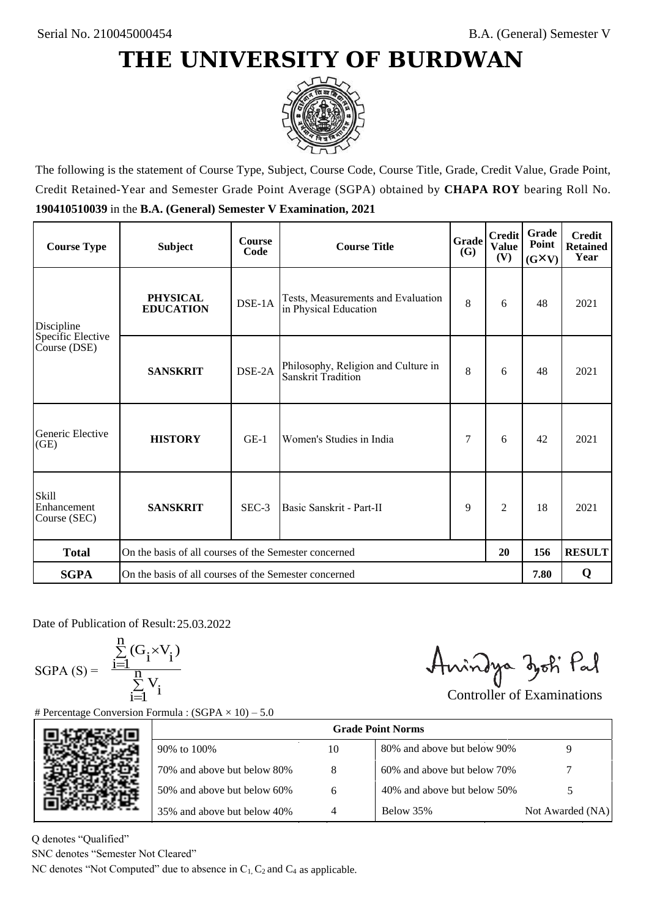Serial No. 210045000454

B.A. (General) Semester V

# THE UNIVERSITY OF BURDWAN

The following is the statement of Course Type, Subject, Course Code, Course Title, Grade, Credit Value, Grade Point, Credit Retained-Year and Semester Grade Point Average (SGPA) obtained by **CHAPA ROY** bearing Roll No. **190410510039** in the **B.A. (General) Semester V Examination, 2021**

| Course Type | Subject | Course Code | Course Title | Grade (G) | Credit Value (V) | Grade Point (G×V) | Credit Retained Year |
|---|---|---|---|---|---|---|---|
| Discipline Specific Elective Course (DSE) | **PHYSICAL EDUCATION** | DSE-1A | Tests, Measurements and Evaluation in Physical Education | 8 | 6 | 48 | 2021 |
| | **SANSKRIT** | DSE-2A | Philosophy, Religion and Culture in Sanskrit Tradition | 8 | 6 | 48 | 2021 |
| Generic Elective (GE) | **HISTORY** | GE-1 | Women's Studies in India | 7 | 6 | 42 | 2021 |
| Skill Enhancement Course (SEC) | **SANSKRIT** | SEC-3 | Basic Sanskrit - Part-II | 9 | 2 | 18 | 2021 |
| **Total** | On the basis of all courses of the Semester concerned | | | | **20** | **156** | **RESULT** |
| **SGPA** | On the basis of all courses of the Semester concerned | | | | | **7.80** | **Q** |

Date of Publication of Result: 25.03.2022

$$\text{SGPA (S)} = \frac{\sum_{i=1}^{n}(G_i \times V_i)}{\sum_{i=1}^{n} V_i}$$

Controller of Examinations

# Percentage Conversion Formula : (SGPA × 10) – 5.0

| Grade Point Norms | | | |
|---|---|---|---|
| 90% to 100% | 10 | 80% and above but below 90% | 9 |
| 70% and above but below 80% | 8 | 60% and above but below 70% | 7 |
| 50% and above but below 60% | 6 | 40% and above but below 50% | 5 |
| 35% and above but below 40% | 4 | Below 35% | Not Awarded (NA) |

Q denotes "Qualified"

SNC denotes "Semester Not Cleared"

NC denotes "Not Computed" due to absence in $C_1$, $C_2$ and $C_4$ as applicable.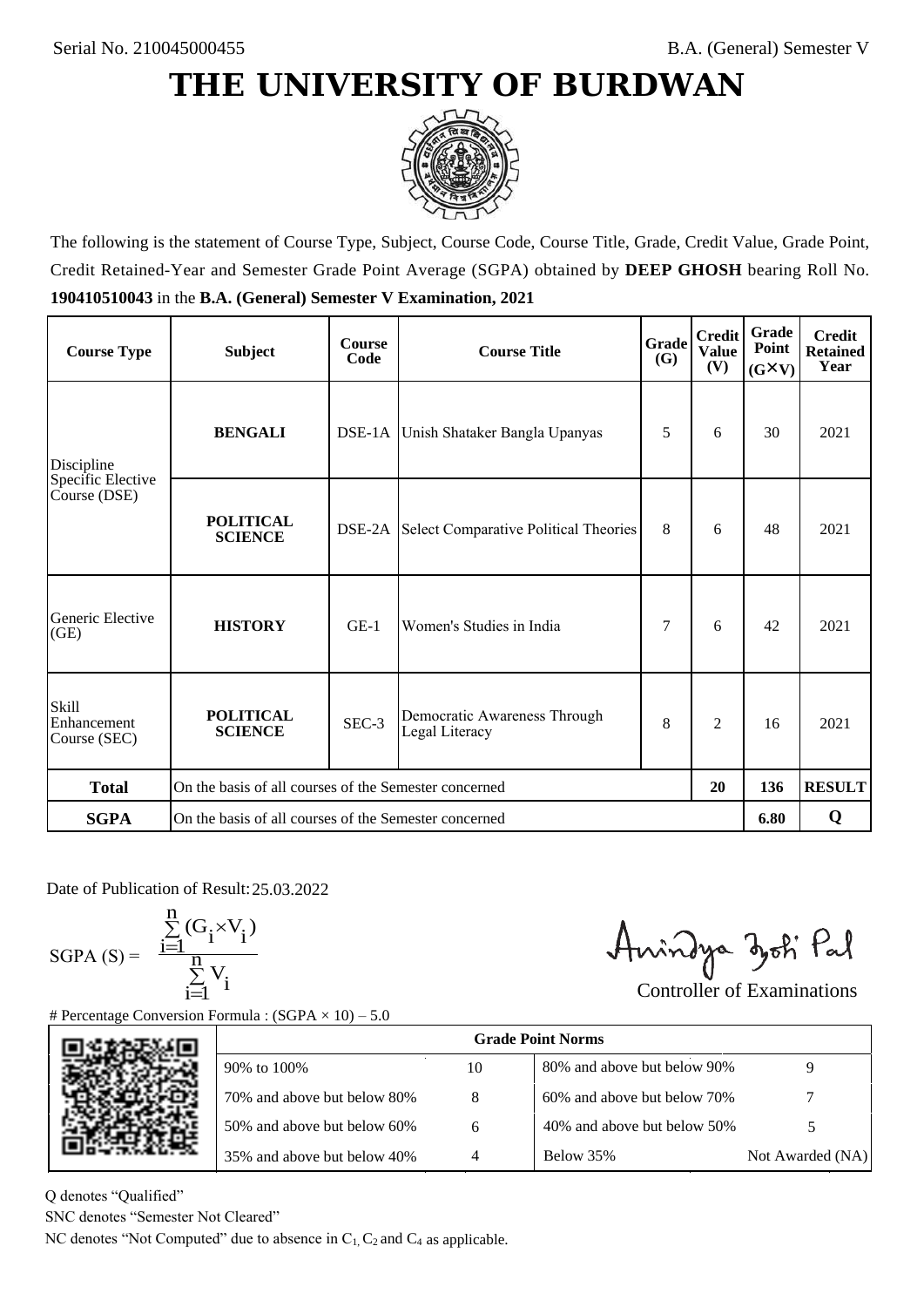Serial No. 210045000455

B.A. (General) Semester V

# THE UNIVERSITY OF BURDWAN

The following is the statement of Course Type, Subject, Course Code, Course Title, Grade, Credit Value, Grade Point, Credit Retained-Year and Semester Grade Point Average (SGPA) obtained by **DEEP GHOSH** bearing Roll No. **190410510043** in the **B.A. (General) Semester V Examination, 2021**

| Course Type | Subject | Course Code | Course Title | Grade (G) | Credit Value (V) | Grade Point (G×V) | Credit Retained Year |
|---|---|---|---|---|---|---|---|
| Discipline Specific Elective Course (DSE) | **BENGALI** | DSE-1A | Unish Shataker Bangla Upanyas | 5 | 6 | 30 | 2021 |
| | **POLITICAL SCIENCE** | DSE-2A | Select Comparative Political Theories | 8 | 6 | 48 | 2021 |
| Generic Elective (GE) | **HISTORY** | GE-1 | Women's Studies in India | 7 | 6 | 42 | 2021 |
| Skill Enhancement Course (SEC) | **POLITICAL SCIENCE** | SEC-3 | Democratic Awareness Through Legal Literacy | 8 | 2 | 16 | 2021 |
| **Total** | On the basis of all courses of the Semester concerned | | | | **20** | **136** | **RESULT** |
| **SGPA** | On the basis of all courses of the Semester concerned | | | | | **6.80** | **Q** |

Date of Publication of Result: 25.03.2022

$$SGPA (S) = \frac{\sum_{i=1}^{n}(G_i \times V_i)}{\sum_{i=1}^{n} V_i}$$

Controller of Examinations

# Percentage Conversion Formula : (SGPA × 10) – 5.0

| Grade Point Norms | | | |
|---|---|---|---|
| 90% to 100% | 10 | 80% and above but below 90% | 9 |
| 70% and above but below 80% | 8 | 60% and above but below 70% | 7 |
| 50% and above but below 60% | 6 | 40% and above but below 50% | 5 |
| 35% and above but below 40% | 4 | Below 35% | Not Awarded (NA) |

Q denotes "Qualified"

SNC denotes "Semester Not Cleared"

NC denotes "Not Computed" due to absence in $C_1$, $C_2$ and $C_4$ as applicable.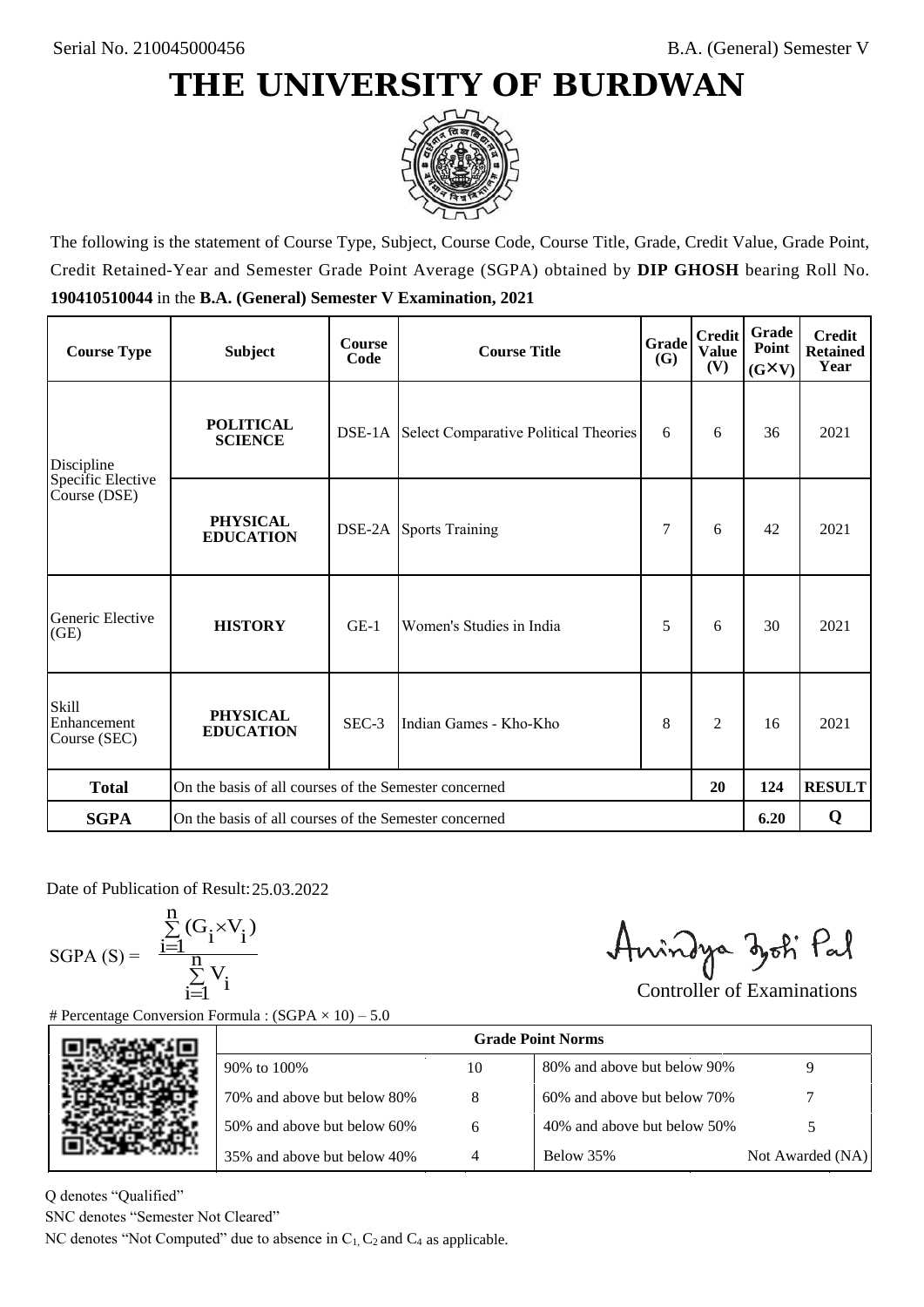Serial No. 210045000456

B.A. (General) Semester V

# THE UNIVERSITY OF BURDWAN

The following is the statement of Course Type, Subject, Course Code, Course Title, Grade, Credit Value, Grade Point, Credit Retained-Year and Semester Grade Point Average (SGPA) obtained by **DIP GHOSH** bearing Roll No. **190410510044** in the **B.A. (General) Semester V Examination, 2021**

| Course Type | Subject | Course Code | Course Title | Grade (G) | Credit Value (V) | Grade Point (G×V) | Credit Retained Year |
|---|---|---|---|---|---|---|---|
| Discipline Specific Elective Course (DSE) | **POLITICAL SCIENCE** | DSE-1A | Select Comparative Political Theories | 6 | 6 | 36 | 2021 |
| | **PHYSICAL EDUCATION** | DSE-2A | Sports Training | 7 | 6 | 42 | 2021 |
| Generic Elective (GE) | **HISTORY** | GE-1 | Women's Studies in India | 5 | 6 | 30 | 2021 |
| Skill Enhancement Course (SEC) | **PHYSICAL EDUCATION** | SEC-3 | Indian Games - Kho-Kho | 8 | 2 | 16 | 2021 |
| **Total** | On the basis of all courses of the Semester concerned | | | | **20** | **124** | **RESULT** |
| **SGPA** | On the basis of all courses of the Semester concerned | | | | | **6.20** | **Q** |

Date of Publication of Result: 25.03.2022

$$SGPA\ (S) = \frac{\sum_{i=1}^{n}(G_i \times V_i)}{\sum_{i=1}^{n} V_i}$$

Controller of Examinations

# Percentage Conversion Formula : (SGPA × 10) – 5.0

| Grade Point Norms | | | |
|---|---|---|---|
| 90% to 100% | 10 | 80% and above but below 90% | 9 |
| 70% and above but below 80% | 8 | 60% and above but below 70% | 7 |
| 50% and above but below 60% | 6 | 40% and above but below 50% | 5 |
| 35% and above but below 40% | 4 | Below 35% | Not Awarded (NA) |

Q denotes "Qualified"

SNC denotes "Semester Not Cleared"

NC denotes "Not Computed" due to absence in $C_1$, $C_2$ and $C_4$ as applicable.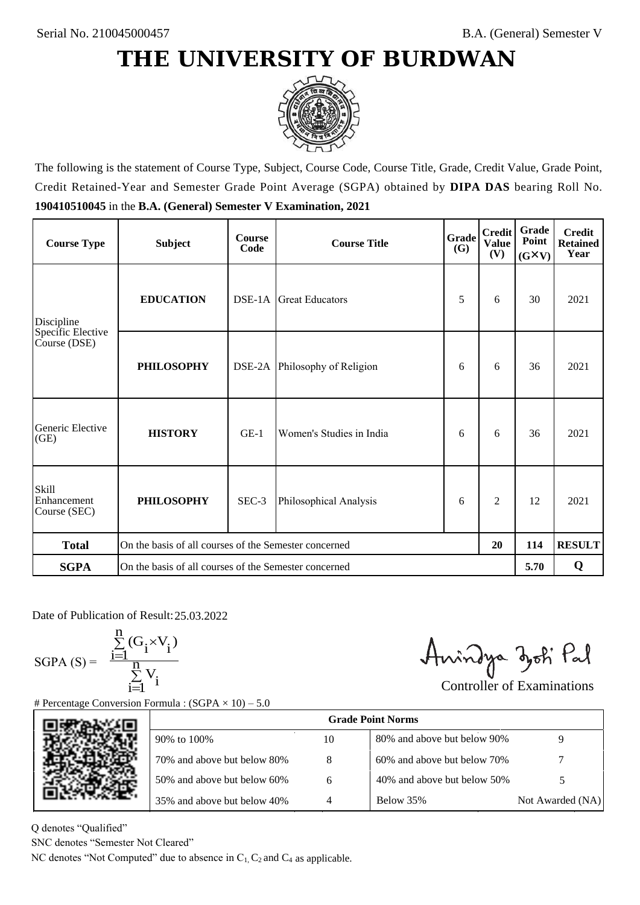Serial No. 210045000457

B.A. (General) Semester V

# THE UNIVERSITY OF BURDWAN

The following is the statement of Course Type, Subject, Course Code, Course Title, Grade, Credit Value, Grade Point, Credit Retained-Year and Semester Grade Point Average (SGPA) obtained by **DIPA DAS** bearing Roll No. **190410510045** in the **B.A. (General) Semester V Examination, 2021**

| Course Type | Subject | Course Code | Course Title | Grade (G) | Credit Value (V) | Grade Point (G×V) | Credit Retained Year |
|---|---|---|---|---|---|---|---|
| Discipline Specific Elective Course (DSE) | **EDUCATION** | DSE-1A | Great Educators | 5 | 6 | 30 | 2021 |
| | **PHILOSOPHY** | DSE-2A | Philosophy of Religion | 6 | 6 | 36 | 2021 |
| Generic Elective (GE) | **HISTORY** | GE-1 | Women's Studies in India | 6 | 6 | 36 | 2021 |
| Skill Enhancement Course (SEC) | **PHILOSOPHY** | SEC-3 | Philosophical Analysis | 6 | 2 | 12 | 2021 |
| **Total** | On the basis of all courses of the Semester concerned | | | | **20** | **114** | **RESULT** |
| **SGPA** | On the basis of all courses of the Semester concerned | | | | | **5.70** | **Q** |

Date of Publication of Result: 25.03.2022

$$\text{SGPA (S)} = \frac{\sum_{i=1}^{n}(G_i \times V_i)}{\sum_{i=1}^{n} V_i}$$

Controller of Examinations

# Percentage Conversion Formula : (SGPA × 10) – 5.0

| Grade Point Norms | | | |
|---|---|---|---|
| 90% to 100% | 10 | 80% and above but below 90% | 9 |
| 70% and above but below 80% | 8 | 60% and above but below 70% | 7 |
| 50% and above but below 60% | 6 | 40% and above but below 50% | 5 |
| 35% and above but below 40% | 4 | Below 35% | Not Awarded (NA) |

Q denotes "Qualified"

SNC denotes "Semester Not Cleared"

NC denotes "Not Computed" due to absence in $C_1$, $C_2$ and $C_4$ as applicable.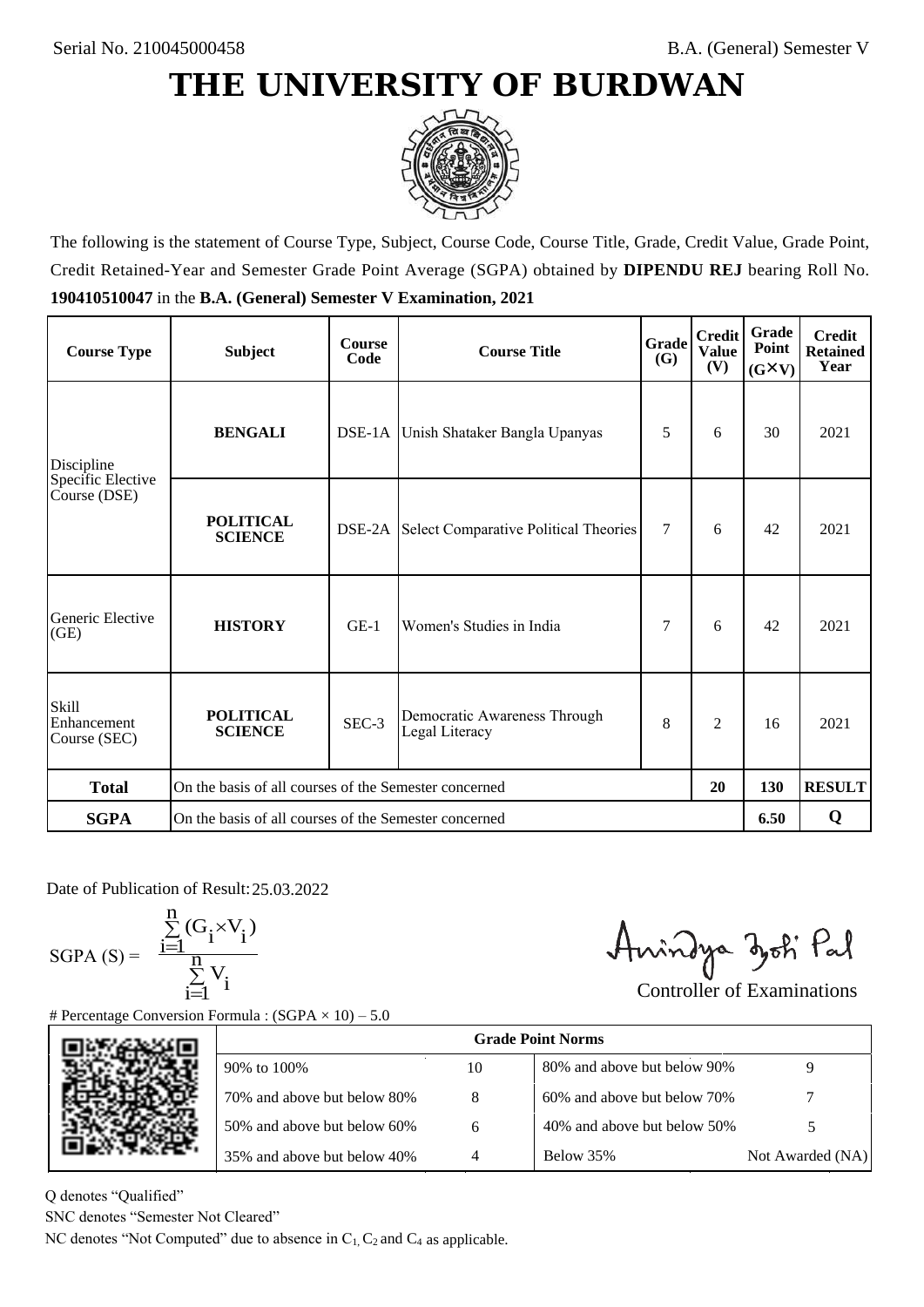Serial No. 210045000458

B.A. (General) Semester V

# THE UNIVERSITY OF BURDWAN

The following is the statement of Course Type, Subject, Course Code, Course Title, Grade, Credit Value, Grade Point, Credit Retained-Year and Semester Grade Point Average (SGPA) obtained by **DIPENDU REJ** bearing Roll No. **190410510047** in the **B.A. (General) Semester V Examination, 2021**

| Course Type | Subject | Course Code | Course Title | Grade (G) | Credit Value (V) | Grade Point (G×V) | Credit Retained Year |
|---|---|---|---|---|---|---|---|
| Discipline Specific Elective Course (DSE) | **BENGALI** | DSE-1A | Unish Shataker Bangla Upanyas | 5 | 6 | 30 | 2021 |
| | **POLITICAL SCIENCE** | DSE-2A | Select Comparative Political Theories | 7 | 6 | 42 | 2021 |
| Generic Elective (GE) | **HISTORY** | GE-1 | Women's Studies in India | 7 | 6 | 42 | 2021 |
| Skill Enhancement Course (SEC) | **POLITICAL SCIENCE** | SEC-3 | Democratic Awareness Through Legal Literacy | 8 | 2 | 16 | 2021 |
| **Total** | On the basis of all courses of the Semester concerned | | | | **20** | **130** | **RESULT** |
| **SGPA** | On the basis of all courses of the Semester concerned | | | | | **6.50** | **Q** |

Date of Publication of Result: 25.03.2022

$$\text{SGPA (S)} = \frac{\sum_{i=1}^{n}(G_i \times V_i)}{\sum_{i=1}^{n} V_i}$$

Controller of Examinations

# Percentage Conversion Formula : (SGPA × 10) – 5.0

| Grade Point Norms | | | |
|---|---|---|---|
| 90% to 100% | 10 | 80% and above but below 90% | 9 |
| 70% and above but below 80% | 8 | 60% and above but below 70% | 7 |
| 50% and above but below 60% | 6 | 40% and above but below 50% | 5 |
| 35% and above but below 40% | 4 | Below 35% | Not Awarded (NA) |

Q denotes "Qualified"

SNC denotes "Semester Not Cleared"

NC denotes "Not Computed" due to absence in $C_1$, $C_2$ and $C_4$ as applicable.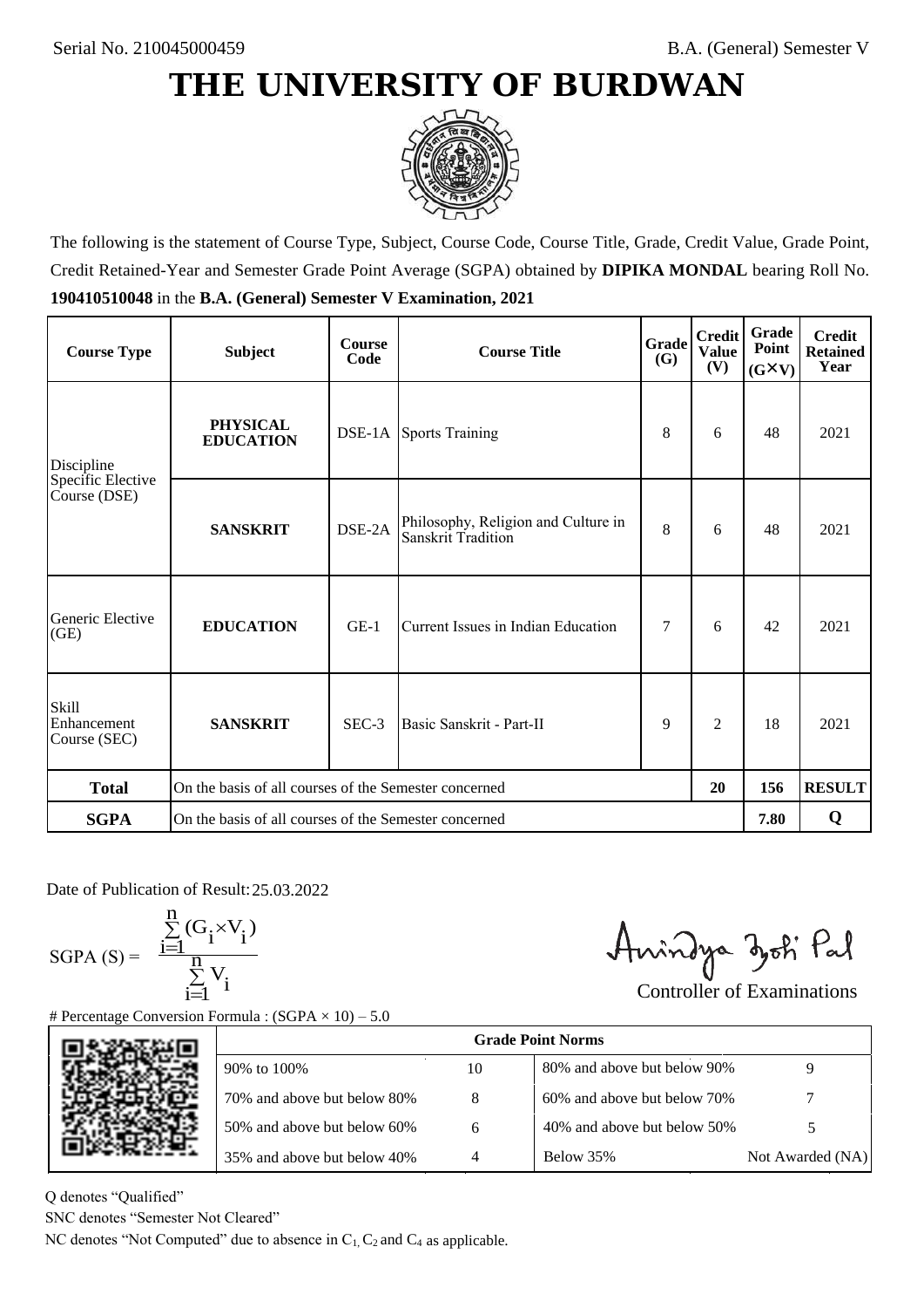Serial No. 210045000459

B.A. (General) Semester V

# THE UNIVERSITY OF BURDWAN

The following is the statement of Course Type, Subject, Course Code, Course Title, Grade, Credit Value, Grade Point, Credit Retained-Year and Semester Grade Point Average (SGPA) obtained by **DIPIKA MONDAL** bearing Roll No. **190410510048** in the **B.A. (General) Semester V Examination, 2021**

| Course Type | Subject | Course Code | Course Title | Grade (G) | Credit Value (V) | Grade Point (G×V) | Credit Retained Year |
|---|---|---|---|---|---|---|---|
| Discipline Specific Elective Course (DSE) | **PHYSICAL EDUCATION** | DSE-1A | Sports Training | 8 | 6 | 48 | 2021 |
| | **SANSKRIT** | DSE-2A | Philosophy, Religion and Culture in Sanskrit Tradition | 8 | 6 | 48 | 2021 |
| Generic Elective (GE) | **EDUCATION** | GE-1 | Current Issues in Indian Education | 7 | 6 | 42 | 2021 |
| Skill Enhancement Course (SEC) | **SANSKRIT** | SEC-3 | Basic Sanskrit - Part-II | 9 | 2 | 18 | 2021 |
| **Total** | On the basis of all courses of the Semester concerned | | | | **20** | **156** | **RESULT** |
| **SGPA** | On the basis of all courses of the Semester concerned | | | | | **7.80** | **Q** |

Date of Publication of Result: 25.03.2022

$$\text{SGPA (S)} = \frac{\sum_{i=1}^{n}(G_i \times V_i)}{\sum_{i=1}^{n} V_i}$$

Controller of Examinations

# Percentage Conversion Formula : (SGPA × 10) – 5.0

| Grade Point Norms | | | |
|---|---|---|---|
| 90% to 100% | 10 | 80% and above but below 90% | 9 |
| 70% and above but below 80% | 8 | 60% and above but below 70% | 7 |
| 50% and above but below 60% | 6 | 40% and above but below 50% | 5 |
| 35% and above but below 40% | 4 | Below 35% | Not Awarded (NA) |

Q denotes "Qualified"

SNC denotes "Semester Not Cleared"

NC denotes "Not Computed" due to absence in $C_1$, $C_2$ and $C_4$ as applicable.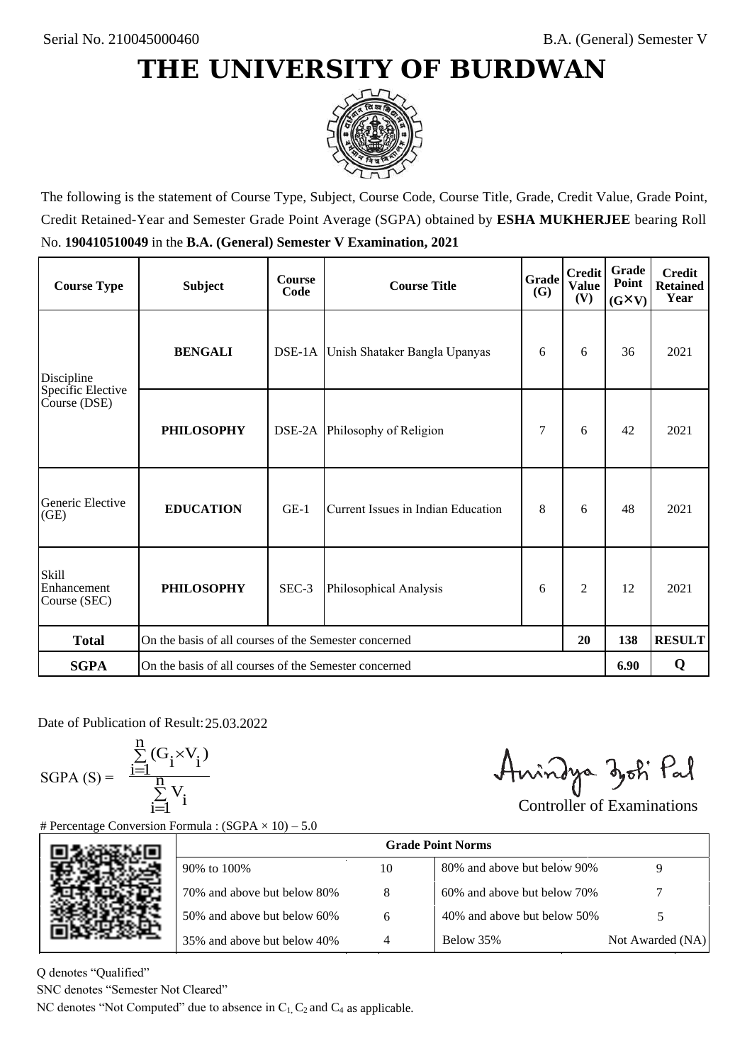Serial No. 210045000460

B.A. (General) Semester V

# THE UNIVERSITY OF BURDWAN

The following is the statement of Course Type, Subject, Course Code, Course Title, Grade, Credit Value, Grade Point, Credit Retained-Year and Semester Grade Point Average (SGPA) obtained by **ESHA MUKHERJEE** bearing Roll No. **190410510049** in the **B.A. (General) Semester V Examination, 2021**

| Course Type | Subject | Course Code | Course Title | Grade (G) | Credit Value (V) | Grade Point (G×V) | Credit Retained Year |
|---|---|---|---|---|---|---|---|
| Discipline Specific Elective Course (DSE) | **BENGALI** | DSE-1A | Unish Shataker Bangla Upanyas | 6 | 6 | 36 | 2021 |
| | **PHILOSOPHY** | DSE-2A | Philosophy of Religion | 7 | 6 | 42 | 2021 |
| Generic Elective (GE) | **EDUCATION** | GE-1 | Current Issues in Indian Education | 8 | 6 | 48 | 2021 |
| Skill Enhancement Course (SEC) | **PHILOSOPHY** | SEC-3 | Philosophical Analysis | 6 | 2 | 12 | 2021 |
| **Total** | On the basis of all courses of the Semester concerned | | | | **20** | **138** | **RESULT** |
| **SGPA** | On the basis of all courses of the Semester concerned | | | | | **6.90** | **Q** |

Date of Publication of Result: 25.03.2022

$$\text{SGPA (S)} = \frac{\sum_{i=1}^{n}(G_i \times V_i)}{\sum_{i=1}^{n} V_i}$$

Controller of Examinations

# Percentage Conversion Formula : (SGPA × 10) – 5.0

| Grade Point Norms | | | |
|---|---|---|---|
| 90% to 100% | 10 | 80% and above but below 90% | 9 |
| 70% and above but below 80% | 8 | 60% and above but below 70% | 7 |
| 50% and above but below 60% | 6 | 40% and above but below 50% | 5 |
| 35% and above but below 40% | 4 | Below 35% | Not Awarded (NA) |

Q denotes "Qualified"

SNC denotes "Semester Not Cleared"

NC denotes "Not Computed" due to absence in $C_1$, $C_2$ and $C_4$ as applicable.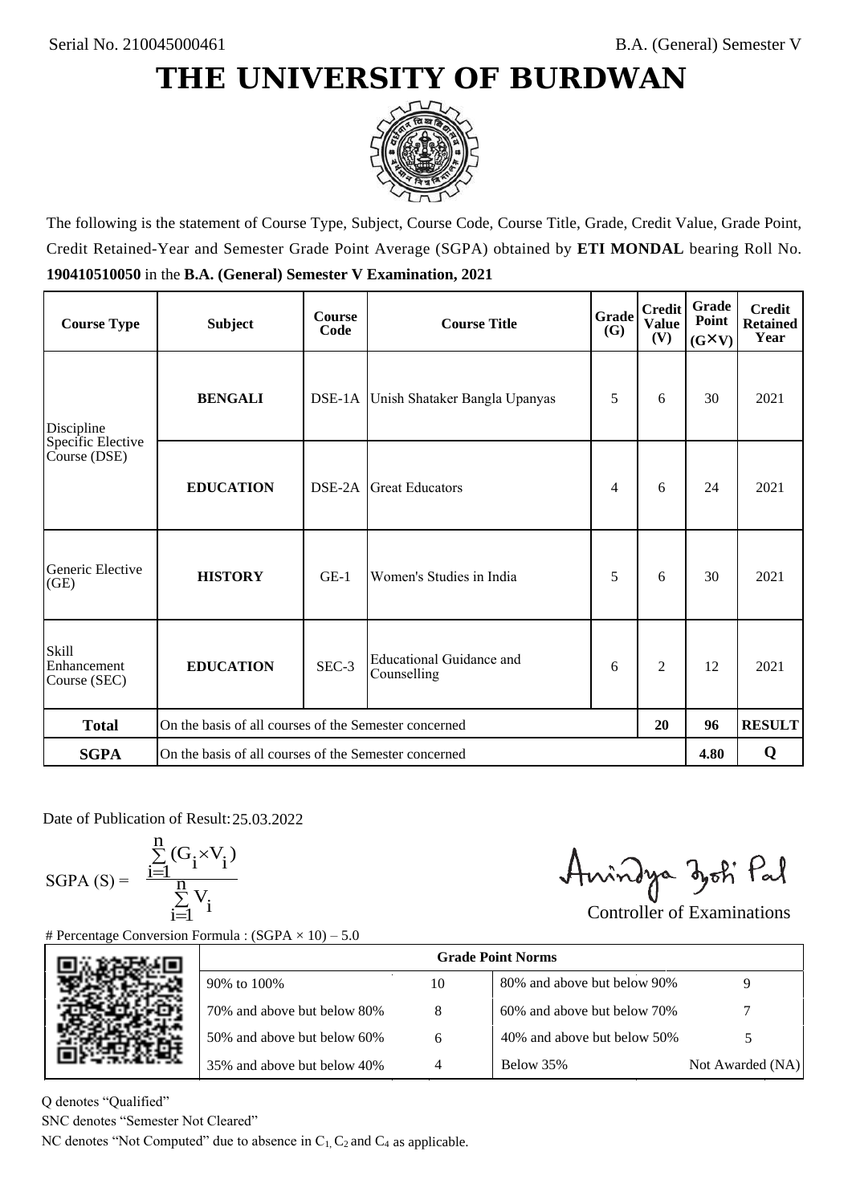Serial No. 210045000461

B.A. (General) Semester V

# THE UNIVERSITY OF BURDWAN

The following is the statement of Course Type, Subject, Course Code, Course Title, Grade, Credit Value, Grade Point, Credit Retained-Year and Semester Grade Point Average (SGPA) obtained by **ETI MONDAL** bearing Roll No. **190410510050** in the **B.A. (General) Semester V Examination, 2021**

| Course Type | Subject | Course Code | Course Title | Grade (G) | Credit Value (V) | Grade Point (G×V) | Credit Retained Year |
|---|---|---|---|---|---|---|---|
| Discipline Specific Elective Course (DSE) | **BENGALI** | DSE-1A | Unish Shataker Bangla Upanyas | 5 | 6 | 30 | 2021 |
| | **EDUCATION** | DSE-2A | Great Educators | 4 | 6 | 24 | 2021 |
| Generic Elective (GE) | **HISTORY** | GE-1 | Women's Studies in India | 5 | 6 | 30 | 2021 |
| Skill Enhancement Course (SEC) | **EDUCATION** | SEC-3 | Educational Guidance and Counselling | 6 | 2 | 12 | 2021 |
| **Total** | On the basis of all courses of the Semester concerned | | | | **20** | **96** | **RESULT** |
| **SGPA** | On the basis of all courses of the Semester concerned | | | | | **4.80** | **Q** |

Date of Publication of Result: 25.03.2022

$$\text{SGPA (S)} = \frac{\sum_{i=1}^{n}(G_i \times V_i)}{\sum_{i=1}^{n} V_i}$$

Controller of Examinations

# Percentage Conversion Formula : (SGPA × 10) – 5.0

| Grade Point Norms | | | |
|---|---|---|---|
| 90% to 100% | 10 | 80% and above but below 90% | 9 |
| 70% and above but below 80% | 8 | 60% and above but below 70% | 7 |
| 50% and above but below 60% | 6 | 40% and above but below 50% | 5 |
| 35% and above but below 40% | 4 | Below 35% | Not Awarded (NA) |

Q denotes "Qualified"

SNC denotes "Semester Not Cleared"

NC denotes "Not Computed" due to absence in $C_1$, $C_2$ and $C_4$ as applicable.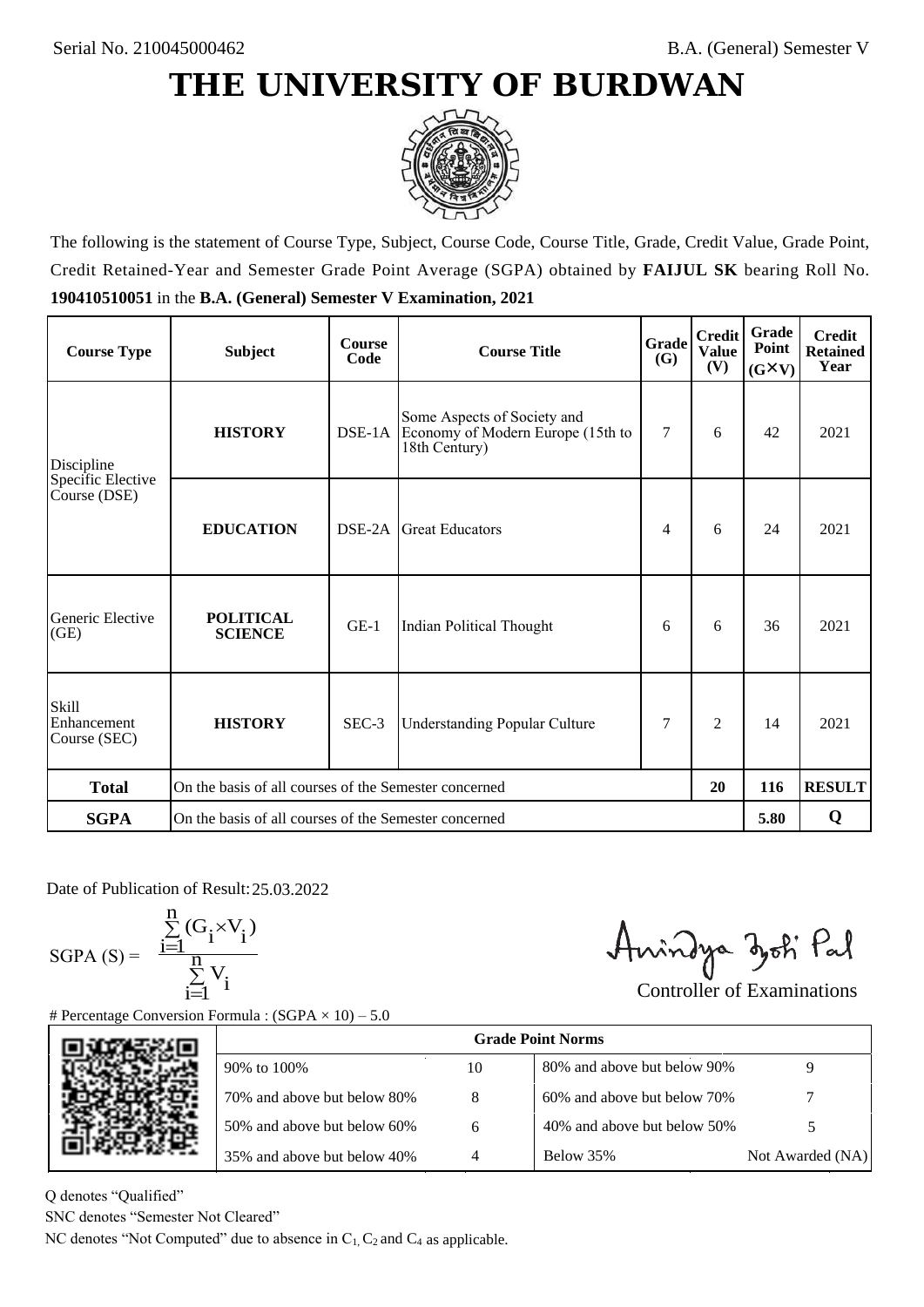Serial No. 210045000462

B.A. (General) Semester V

# THE UNIVERSITY OF BURDWAN

The following is the statement of Course Type, Subject, Course Code, Course Title, Grade, Credit Value, Grade Point, Credit Retained-Year and Semester Grade Point Average (SGPA) obtained by **FAIJUL SK** bearing Roll No. **190410510051** in the **B.A. (General) Semester V Examination, 2021**

| Course Type | Subject | Course Code | Course Title | Grade (G) | Credit Value (V) | Grade Point (G×V) | Credit Retained Year |
|---|---|---|---|---|---|---|---|
| Discipline Specific Elective Course (DSE) | **HISTORY** | DSE-1A | Some Aspects of Society and Economy of Modern Europe (15th to 18th Century) | 7 | 6 | 42 | 2021 |
| | **EDUCATION** | DSE-2A | Great Educators | 4 | 6 | 24 | 2021 |
| Generic Elective (GE) | **POLITICAL SCIENCE** | GE-1 | Indian Political Thought | 6 | 6 | 36 | 2021 |
| Skill Enhancement Course (SEC) | **HISTORY** | SEC-3 | Understanding Popular Culture | 7 | 2 | 14 | 2021 |
| **Total** | On the basis of all courses of the Semester concerned | | | | **20** | **116** | **RESULT** |
| **SGPA** | On the basis of all courses of the Semester concerned | | | | | **5.80** | **Q** |

Date of Publication of Result: 25.03.2022

$$\text{SGPA (S)} = \frac{\sum_{i=1}^{n} (G_i \times V_i)}{\sum_{i=1}^{n} V_i}$$

Controller of Examinations

# Percentage Conversion Formula : (SGPA × 10) – 5.0

| Grade Point Norms | | | |
|---|---|---|---|
| 90% to 100% | 10 | 80% and above but below 90% | 9 |
| 70% and above but below 80% | 8 | 60% and above but below 70% | 7 |
| 50% and above but below 60% | 6 | 40% and above but below 50% | 5 |
| 35% and above but below 40% | 4 | Below 35% | Not Awarded (NA) |

Q denotes "Qualified"

SNC denotes "Semester Not Cleared"

NC denotes "Not Computed" due to absence in $C_1$, $C_2$ and $C_4$ as applicable.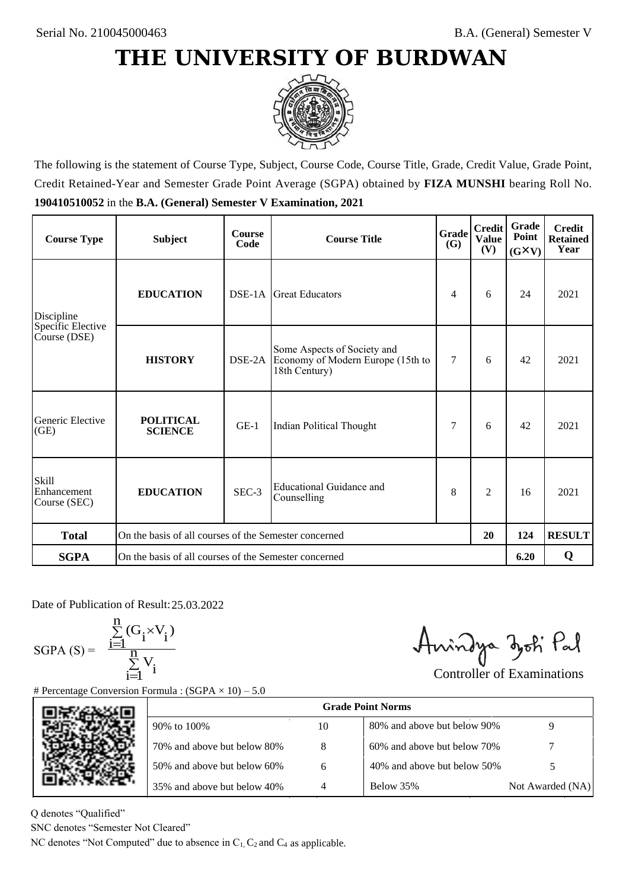Serial No. 210045000463

B.A. (General) Semester V

# THE UNIVERSITY OF BURDWAN

The following is the statement of Course Type, Subject, Course Code, Course Title, Grade, Credit Value, Grade Point, Credit Retained-Year and Semester Grade Point Average (SGPA) obtained by **FIZA MUNSHI** bearing Roll No. **190410510052** in the **B.A. (General) Semester V Examination, 2021**

| Course Type | Subject | Course Code | Course Title | Grade (G) | Credit Value (V) | Grade Point (G×V) | Credit Retained Year |
|---|---|---|---|---|---|---|---|
| Discipline Specific Elective Course (DSE) | **EDUCATION** | DSE-1A | Great Educators | 4 | 6 | 24 | 2021 |
| | **HISTORY** | DSE-2A | Some Aspects of Society and Economy of Modern Europe (15th to 18th Century) | 7 | 6 | 42 | 2021 |
| Generic Elective (GE) | **POLITICAL SCIENCE** | GE-1 | Indian Political Thought | 7 | 6 | 42 | 2021 |
| Skill Enhancement Course (SEC) | **EDUCATION** | SEC-3 | Educational Guidance and Counselling | 8 | 2 | 16 | 2021 |
| **Total** | On the basis of all courses of the Semester concerned | | | | **20** | **124** | **RESULT** |
| **SGPA** | On the basis of all courses of the Semester concerned | | | | | **6.20** | **Q** |

Date of Publication of Result: 25.03.2022

$$\text{SGPA (S)} = \frac{\sum_{i=1}^{n}(G_i \times V_i)}{\sum_{i=1}^{n} V_i}$$

Controller of Examinations

# Percentage Conversion Formula : (SGPA × 10) – 5.0

| Grade Point Norms | | | |
|---|---|---|---|
| 90% to 100% | 10 | 80% and above but below 90% | 9 |
| 70% and above but below 80% | 8 | 60% and above but below 70% | 7 |
| 50% and above but below 60% | 6 | 40% and above but below 50% | 5 |
| 35% and above but below 40% | 4 | Below 35% | Not Awarded (NA) |

Q denotes "Qualified"

SNC denotes "Semester Not Cleared"

NC denotes "Not Computed" due to absence in $C_1$, $C_2$ and $C_4$ as applicable.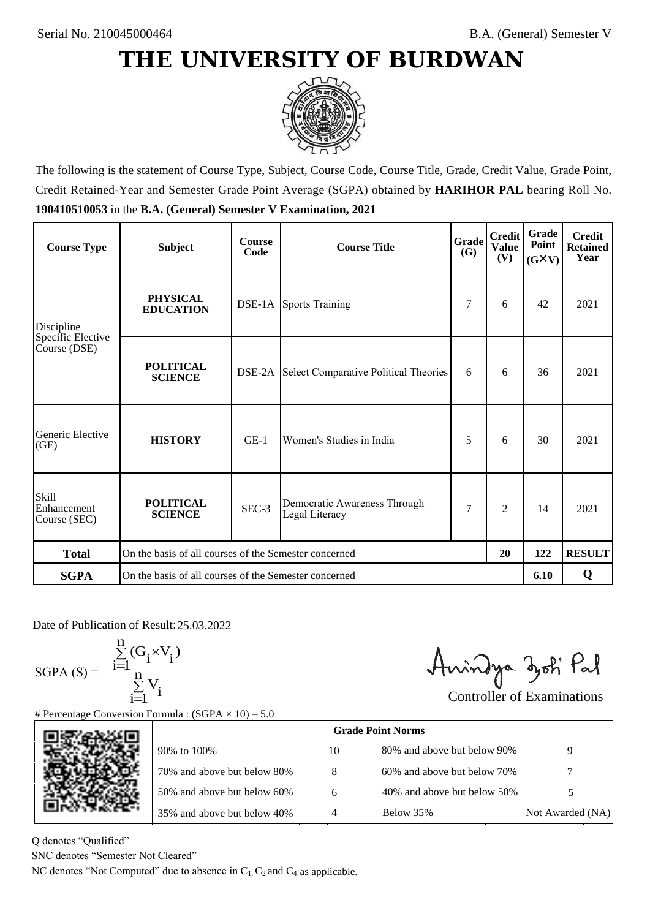Serial No. 210045000464

B.A. (General) Semester V

# THE UNIVERSITY OF BURDWAN

The following is the statement of Course Type, Subject, Course Code, Course Title, Grade, Credit Value, Grade Point, Credit Retained-Year and Semester Grade Point Average (SGPA) obtained by **HARIHOR PAL** bearing Roll No. **190410510053** in the **B.A. (General) Semester V Examination, 2021**

| Course Type | Subject | Course Code | Course Title | Grade (G) | Credit Value (V) | Grade Point (G×V) | Credit Retained Year |
|---|---|---|---|---|---|---|---|
| Discipline Specific Elective Course (DSE) | **PHYSICAL EDUCATION** | DSE-1A | Sports Training | 7 | 6 | 42 | 2021 |
| | **POLITICAL SCIENCE** | DSE-2A | Select Comparative Political Theories | 6 | 6 | 36 | 2021 |
| Generic Elective (GE) | **HISTORY** | GE-1 | Women's Studies in India | 5 | 6 | 30 | 2021 |
| Skill Enhancement Course (SEC) | **POLITICAL SCIENCE** | SEC-3 | Democratic Awareness Through Legal Literacy | 7 | 2 | 14 | 2021 |
| **Total** | On the basis of all courses of the Semester concerned | | | | **20** | **122** | **RESULT** |
| **SGPA** | On the basis of all courses of the Semester concerned | | | | | **6.10** | **Q** |

Date of Publication of Result: 25.03.2022

$$\text{SGPA (S)} = \frac{\sum_{i=1}^{n}(G_i \times V_i)}{\sum_{i=1}^{n} V_i}$$

Controller of Examinations

# Percentage Conversion Formula : (SGPA × 10) – 5.0

| Grade Point Norms | | | |
|---|---|---|---|
| 90% to 100% | 10 | 80% and above but below 90% | 9 |
| 70% and above but below 80% | 8 | 60% and above but below 70% | 7 |
| 50% and above but below 60% | 6 | 40% and above but below 50% | 5 |
| 35% and above but below 40% | 4 | Below 35% | Not Awarded (NA) |

Q denotes "Qualified"

SNC denotes "Semester Not Cleared"

NC denotes "Not Computed" due to absence in $C_1$, $C_2$ and $C_4$ as applicable.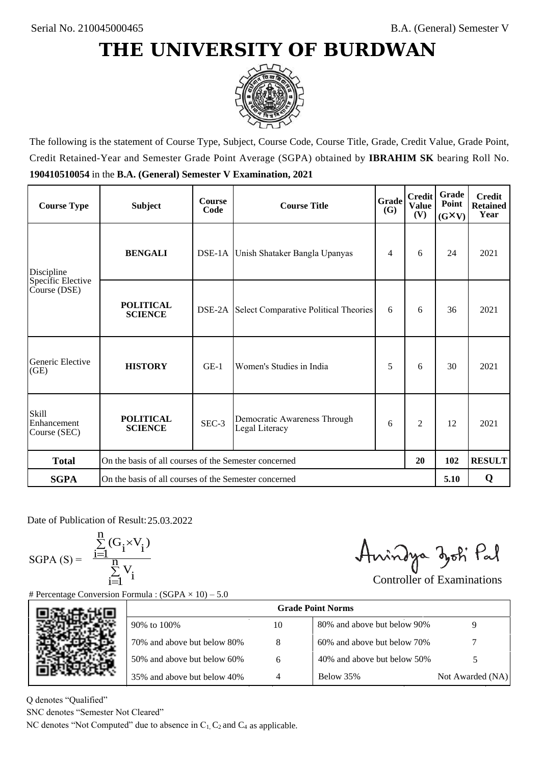Serial No. 210045000465

B.A. (General) Semester V

# THE UNIVERSITY OF BURDWAN

The following is the statement of Course Type, Subject, Course Code, Course Title, Grade, Credit Value, Grade Point, Credit Retained-Year and Semester Grade Point Average (SGPA) obtained by **IBRAHIM SK** bearing Roll No. **190410510054** in the **B.A. (General) Semester V Examination, 2021**

| Course Type | Subject | Course Code | Course Title | Grade (G) | Credit Value (V) | Grade Point (G×V) | Credit Retained Year |
|---|---|---|---|---|---|---|---|
| Discipline Specific Elective Course (DSE) | **BENGALI** | DSE-1A | Unish Shataker Bangla Upanyas | 4 | 6 | 24 | 2021 |
| | **POLITICAL SCIENCE** | DSE-2A | Select Comparative Political Theories | 6 | 6 | 36 | 2021 |
| Generic Elective (GE) | **HISTORY** | GE-1 | Women's Studies in India | 5 | 6 | 30 | 2021 |
| Skill Enhancement Course (SEC) | **POLITICAL SCIENCE** | SEC-3 | Democratic Awareness Through Legal Literacy | 6 | 2 | 12 | 2021 |
| **Total** | On the basis of all courses of the Semester concerned | | | | **20** | **102** | **RESULT** |
| **SGPA** | On the basis of all courses of the Semester concerned | | | | | **5.10** | **Q** |

Date of Publication of Result: 25.03.2022

$$SGPA\ (S) = \frac{\sum_{i=1}^{n}(G_i \times V_i)}{\sum_{i=1}^{n} V_i}$$

Controller of Examinations

# Percentage Conversion Formula : (SGPA × 10) – 5.0

| Grade Point Norms | | | |
|---|---|---|---|
| 90% to 100% | 10 | 80% and above but below 90% | 9 |
| 70% and above but below 80% | 8 | 60% and above but below 70% | 7 |
| 50% and above but below 60% | 6 | 40% and above but below 50% | 5 |
| 35% and above but below 40% | 4 | Below 35% | Not Awarded (NA) |

Q denotes "Qualified"

SNC denotes "Semester Not Cleared"

NC denotes "Not Computed" due to absence in $C_1$, $C_2$ and $C_4$ as applicable.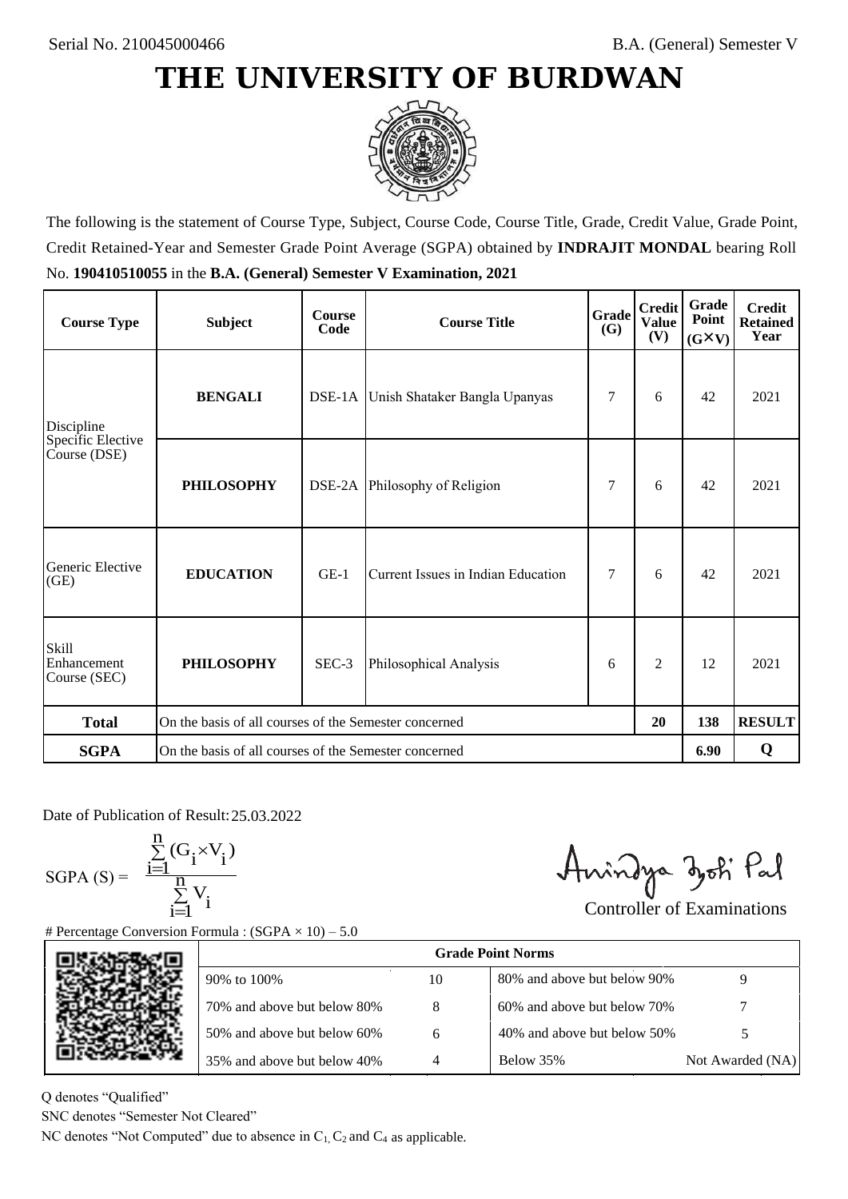Serial No. 210045000466

B.A. (General) Semester V

# THE UNIVERSITY OF BURDWAN

The following is the statement of Course Type, Subject, Course Code, Course Title, Grade, Credit Value, Grade Point, Credit Retained-Year and Semester Grade Point Average (SGPA) obtained by **INDRAJIT MONDAL** bearing Roll No. **190410510055** in the **B.A. (General) Semester V Examination, 2021**

| Course Type | Subject | Course Code | Course Title | Grade (G) | Credit Value (V) | Grade Point (G×V) | Credit Retained Year |
|---|---|---|---|---|---|---|---|
| Discipline Specific Elective Course (DSE) | **BENGALI** | DSE-1A | Unish Shataker Bangla Upanyas | 7 | 6 | 42 | 2021 |
| | **PHILOSOPHY** | DSE-2A | Philosophy of Religion | 7 | 6 | 42 | 2021 |
| Generic Elective (GE) | **EDUCATION** | GE-1 | Current Issues in Indian Education | 7 | 6 | 42 | 2021 |
| Skill Enhancement Course (SEC) | **PHILOSOPHY** | SEC-3 | Philosophical Analysis | 6 | 2 | 12 | 2021 |
| **Total** | On the basis of all courses of the Semester concerned | | | | **20** | **138** | **RESULT** |
| **SGPA** | On the basis of all courses of the Semester concerned | | | | | **6.90** | **Q** |

Date of Publication of Result: 25.03.2022

$$\text{SGPA (S)} = \frac{\sum_{i=1}^{n}(G_i \times V_i)}{\sum_{i=1}^{n} V_i}$$

Controller of Examinations

# Percentage Conversion Formula : (SGPA × 10) – 5.0

| Grade Point Norms | | | |
|---|---|---|---|
| 90% to 100% | 10 | 80% and above but below 90% | 9 |
| 70% and above but below 80% | 8 | 60% and above but below 70% | 7 |
| 50% and above but below 60% | 6 | 40% and above but below 50% | 5 |
| 35% and above but below 40% | 4 | Below 35% | Not Awarded (NA) |

Q denotes "Qualified"

SNC denotes "Semester Not Cleared"

NC denotes "Not Computed" due to absence in $C_1$, $C_2$ and $C_4$ as applicable.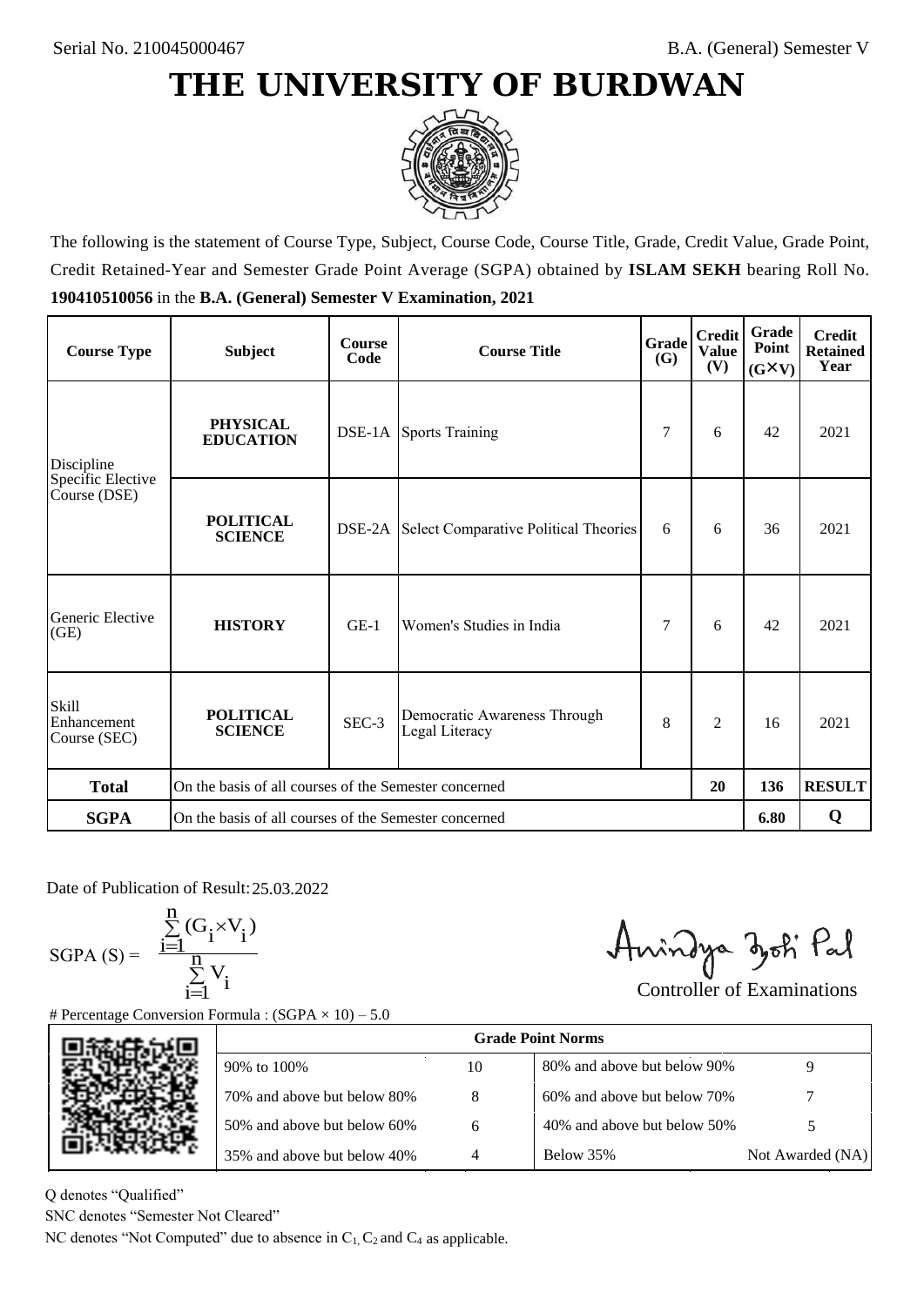Serial No. 210045000467

B.A. (General) Semester V

# THE UNIVERSITY OF BURDWAN

The following is the statement of Course Type, Subject, Course Code, Course Title, Grade, Credit Value, Grade Point, Credit Retained-Year and Semester Grade Point Average (SGPA) obtained by **ISLAM SEKH** bearing Roll No. **190410510056** in the **B.A. (General) Semester V Examination, 2021**

| Course Type | Subject | Course Code | Course Title | Grade (G) | Credit Value (V) | Grade Point (G×V) | Credit Retained Year |
|---|---|---|---|---|---|---|---|
| Discipline Specific Elective Course (DSE) | **PHYSICAL EDUCATION** | DSE-1A | Sports Training | 7 | 6 | 42 | 2021 |
| | **POLITICAL SCIENCE** | DSE-2A | Select Comparative Political Theories | 6 | 6 | 36 | 2021 |
| Generic Elective (GE) | **HISTORY** | GE-1 | Women's Studies in India | 7 | 6 | 42 | 2021 |
| Skill Enhancement Course (SEC) | **POLITICAL SCIENCE** | SEC-3 | Democratic Awareness Through Legal Literacy | 8 | 2 | 16 | 2021 |
| **Total** | On the basis of all courses of the Semester concerned | | | | **20** | **136** | **RESULT** |
| **SGPA** | On the basis of all courses of the Semester concerned | | | | | **6.80** | **Q** |

Date of Publication of Result: 25.03.2022

$$\text{SGPA (S)} = \frac{\sum_{i=1}^{n}(G_i \times V_i)}{\sum_{i=1}^{n} V_i}$$

Controller of Examinations

# Percentage Conversion Formula : (SGPA × 10) – 5.0

| Grade Point Norms | | | |
|---|---|---|---|
| 90% to 100% | 10 | 80% and above but below 90% | 9 |
| 70% and above but below 80% | 8 | 60% and above but below 70% | 7 |
| 50% and above but below 60% | 6 | 40% and above but below 50% | 5 |
| 35% and above but below 40% | 4 | Below 35% | Not Awarded (NA) |

Q denotes "Qualified"

SNC denotes "Semester Not Cleared"

NC denotes "Not Computed" due to absence in $C_1$, $C_2$ and $C_4$ as applicable.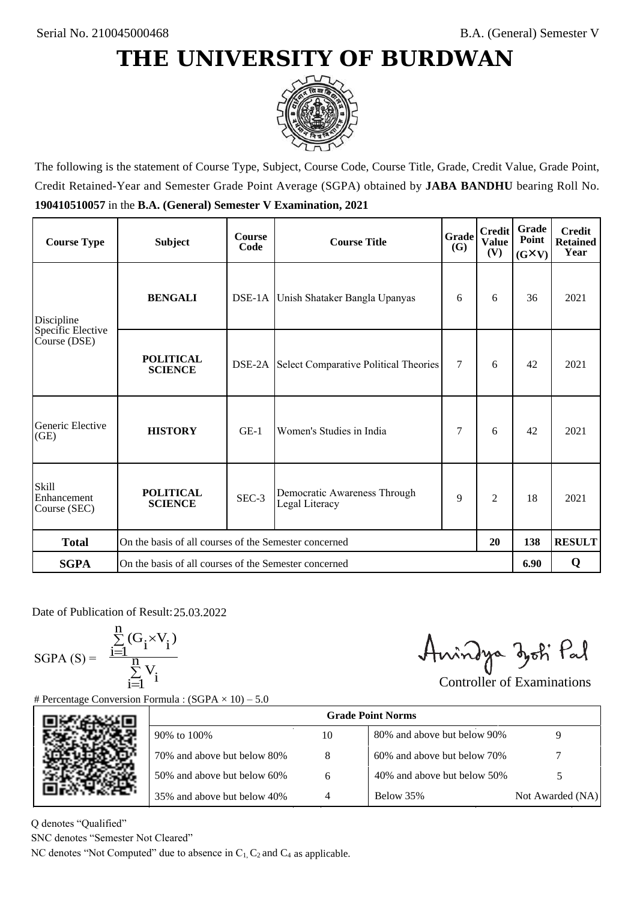Serial No. 210045000468

B.A. (General) Semester V

# THE UNIVERSITY OF BURDWAN

The following is the statement of Course Type, Subject, Course Code, Course Title, Grade, Credit Value, Grade Point, Credit Retained-Year and Semester Grade Point Average (SGPA) obtained by **JABA BANDHU** bearing Roll No. **190410510057** in the **B.A. (General) Semester V Examination, 2021**

| Course Type | Subject | Course Code | Course Title | Grade (G) | Credit Value (V) | Grade Point (G×V) | Credit Retained Year |
|---|---|---|---|---|---|---|---|
| Discipline Specific Elective Course (DSE) | **BENGALI** | DSE-1A | Unish Shataker Bangla Upanyas | 6 | 6 | 36 | 2021 |
| | **POLITICAL SCIENCE** | DSE-2A | Select Comparative Political Theories | 7 | 6 | 42 | 2021 |
| Generic Elective (GE) | **HISTORY** | GE-1 | Women's Studies in India | 7 | 6 | 42 | 2021 |
| Skill Enhancement Course (SEC) | **POLITICAL SCIENCE** | SEC-3 | Democratic Awareness Through Legal Literacy | 9 | 2 | 18 | 2021 |
| **Total** | On the basis of all courses of the Semester concerned | | | | **20** | **138** | **RESULT** |
| **SGPA** | On the basis of all courses of the Semester concerned | | | | | **6.90** | **Q** |

Date of Publication of Result: 25.03.2022

$$\text{SGPA (S)} = \frac{\sum_{i=1}^{n}(G_i \times V_i)}{\sum_{i=1}^{n} V_i}$$

Controller of Examinations

# Percentage Conversion Formula : (SGPA × 10) – 5.0

| Grade Point Norms | | | |
|---|---|---|---|
| 90% to 100% | 10 | 80% and above but below 90% | 9 |
| 70% and above but below 80% | 8 | 60% and above but below 70% | 7 |
| 50% and above but below 60% | 6 | 40% and above but below 50% | 5 |
| 35% and above but below 40% | 4 | Below 35% | Not Awarded (NA) |

Q denotes "Qualified"

SNC denotes "Semester Not Cleared"

NC denotes "Not Computed" due to absence in $C_1$, $C_2$ and $C_4$ as applicable.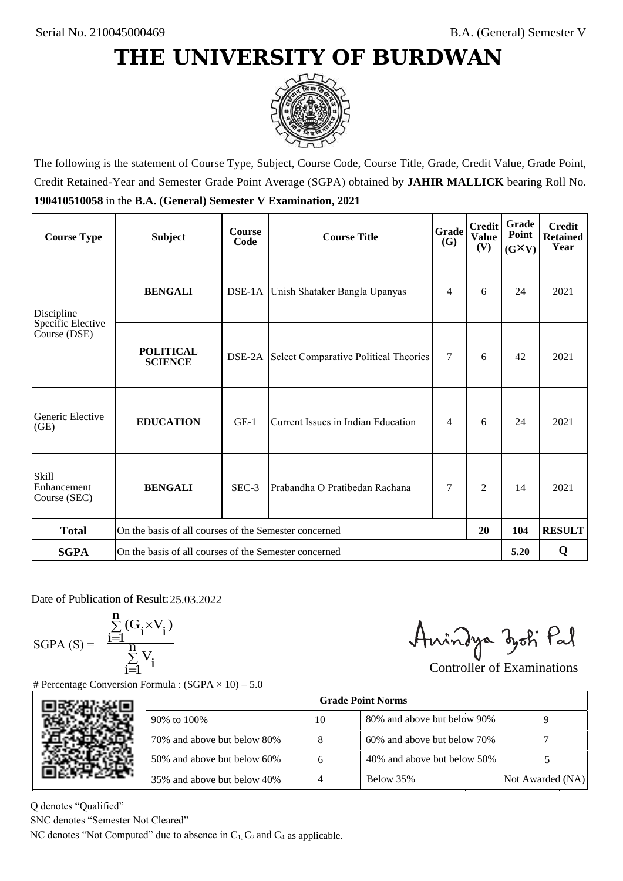Serial No. 210045000469

B.A. (General) Semester V

# THE UNIVERSITY OF BURDWAN

The following is the statement of Course Type, Subject, Course Code, Course Title, Grade, Credit Value, Grade Point, Credit Retained-Year and Semester Grade Point Average (SGPA) obtained by **JAHIR MALLICK** bearing Roll No. **190410510058** in the **B.A. (General) Semester V Examination, 2021**

| Course Type | Subject | Course Code | Course Title | Grade (G) | Credit Value (V) | Grade Point (G×V) | Credit Retained Year |
|---|---|---|---|---|---|---|---|
| Discipline Specific Elective Course (DSE) | **BENGALI** | DSE-1A | Unish Shataker Bangla Upanyas | 4 | 6 | 24 | 2021 |
| | **POLITICAL SCIENCE** | DSE-2A | Select Comparative Political Theories | 7 | 6 | 42 | 2021 |
| Generic Elective (GE) | **EDUCATION** | GE-1 | Current Issues in Indian Education | 4 | 6 | 24 | 2021 |
| Skill Enhancement Course (SEC) | **BENGALI** | SEC-3 | Prabandha O Pratibedan Rachana | 7 | 2 | 14 | 2021 |
| **Total** | On the basis of all courses of the Semester concerned | | | | **20** | **104** | **RESULT** |
| **SGPA** | On the basis of all courses of the Semester concerned | | | | | **5.20** | **Q** |

Date of Publication of Result: 25.03.2022

$$\text{SGPA (S)} = \frac{\sum_{i=1}^{n}(G_i \times V_i)}{\sum_{i=1}^{n} V_i}$$

Controller of Examinations

# Percentage Conversion Formula : (SGPA × 10) – 5.0

| Grade Point Norms | | | |
|---|---|---|---|
| 90% to 100% | 10 | 80% and above but below 90% | 9 |
| 70% and above but below 80% | 8 | 60% and above but below 70% | 7 |
| 50% and above but below 60% | 6 | 40% and above but below 50% | 5 |
| 35% and above but below 40% | 4 | Below 35% | Not Awarded (NA) |

Q denotes "Qualified"

SNC denotes "Semester Not Cleared"

NC denotes "Not Computed" due to absence in $C_1$, $C_2$ and $C_4$ as applicable.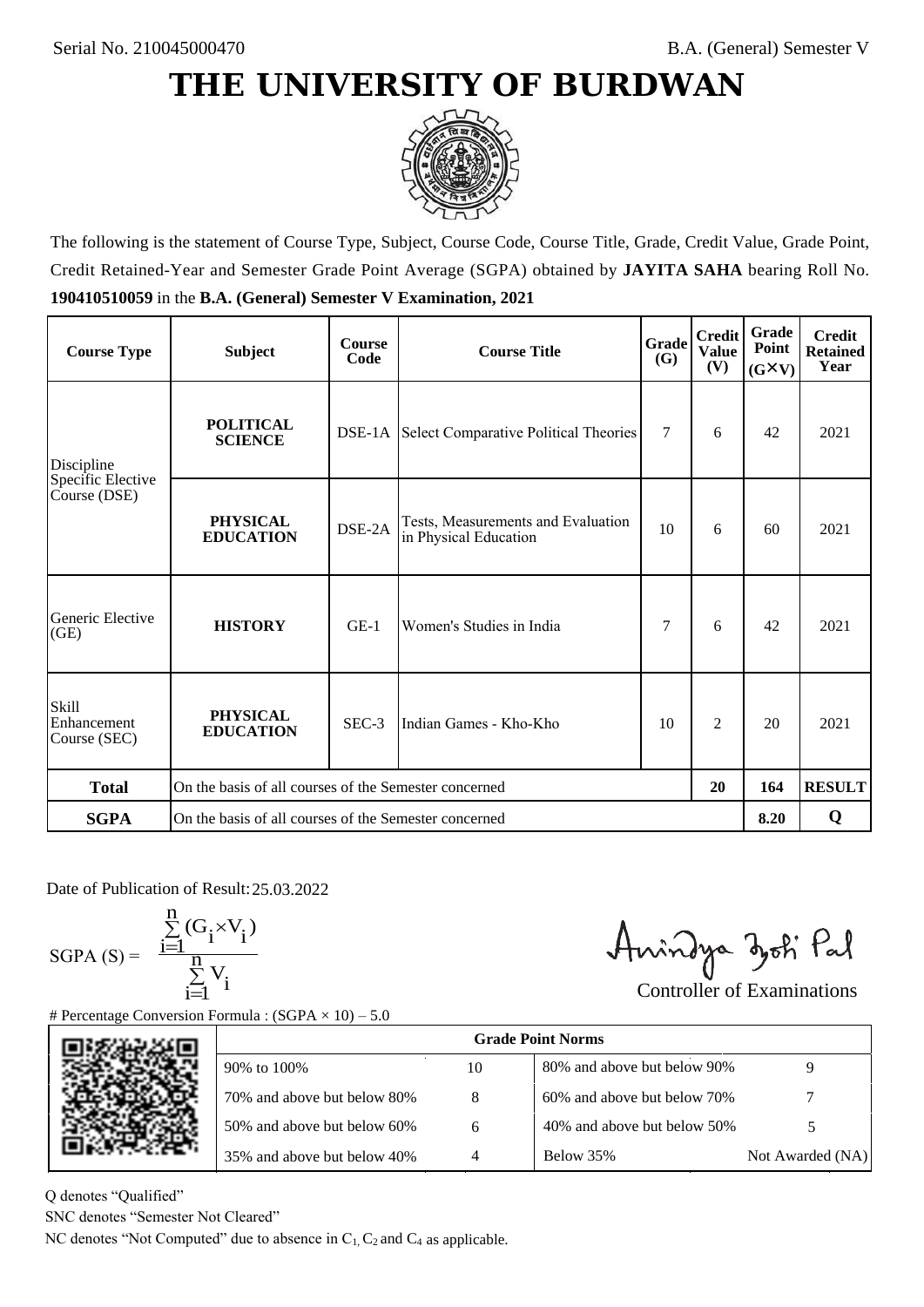Serial No. 210045000470

B.A. (General) Semester V

# THE UNIVERSITY OF BURDWAN

The following is the statement of Course Type, Subject, Course Code, Course Title, Grade, Credit Value, Grade Point, Credit Retained-Year and Semester Grade Point Average (SGPA) obtained by **JAYITA SAHA** bearing Roll No. **190410510059** in the **B.A. (General) Semester V Examination, 2021**

| Course Type | Subject | Course Code | Course Title | Grade (G) | Credit Value (V) | Grade Point (G×V) | Credit Retained Year |
|---|---|---|---|---|---|---|---|
| Discipline Specific Elective Course (DSE) | **POLITICAL SCIENCE** | DSE-1A | Select Comparative Political Theories | 7 | 6 | 42 | 2021 |
| | **PHYSICAL EDUCATION** | DSE-2A | Tests, Measurements and Evaluation in Physical Education | 10 | 6 | 60 | 2021 |
| Generic Elective (GE) | **HISTORY** | GE-1 | Women's Studies in India | 7 | 6 | 42 | 2021 |
| Skill Enhancement Course (SEC) | **PHYSICAL EDUCATION** | SEC-3 | Indian Games - Kho-Kho | 10 | 2 | 20 | 2021 |
| **Total** | On the basis of all courses of the Semester concerned | | | | **20** | **164** | **RESULT** |
| **SGPA** | On the basis of all courses of the Semester concerned | | | | | **8.20** | **Q** |

Date of Publication of Result: 25.03.2022

$$SGPA\ (S) = \frac{\sum_{i=1}^{n} (G_i \times V_i)}{\sum_{i=1}^{n} V_i}$$

Controller of Examinations

# Percentage Conversion Formula : (SGPA × 10) – 5.0

| Grade Point Norms | | | |
|---|---|---|---|
| 90% to 100% | 10 | 80% and above but below 90% | 9 |
| 70% and above but below 80% | 8 | 60% and above but below 70% | 7 |
| 50% and above but below 60% | 6 | 40% and above but below 50% | 5 |
| 35% and above but below 40% | 4 | Below 35% | Not Awarded (NA) |

Q denotes "Qualified"

SNC denotes "Semester Not Cleared"

NC denotes "Not Computed" due to absence in $C_1$, $C_2$ and $C_4$ as applicable.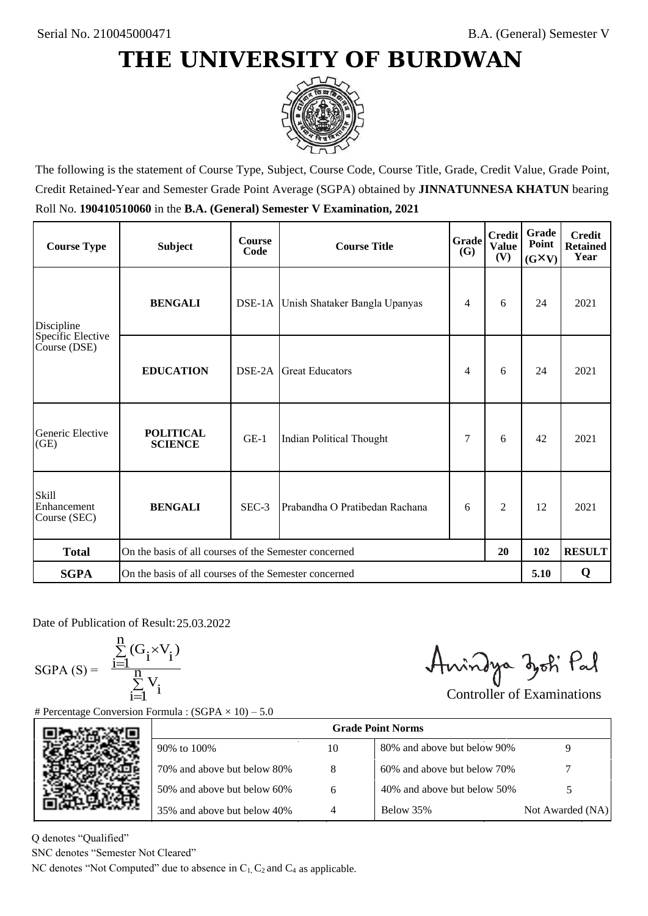Serial No. 210045000471

B.A. (General) Semester V

# THE UNIVERSITY OF BURDWAN

The following is the statement of Course Type, Subject, Course Code, Course Title, Grade, Credit Value, Grade Point, Credit Retained-Year and Semester Grade Point Average (SGPA) obtained by **JINNATUNNESA KHATUN** bearing Roll No. **190410510060** in the **B.A. (General) Semester V Examination, 2021**

| Course Type | Subject | Course Code | Course Title | Grade (G) | Credit Value (V) | Grade Point (G×V) | Credit Retained Year |
|---|---|---|---|---|---|---|---|
| Discipline Specific Elective Course (DSE) | **BENGALI** | DSE-1A | Unish Shataker Bangla Upanyas | 4 | 6 | 24 | 2021 |
| | **EDUCATION** | DSE-2A | Great Educators | 4 | 6 | 24 | 2021 |
| Generic Elective (GE) | **POLITICAL SCIENCE** | GE-1 | Indian Political Thought | 7 | 6 | 42 | 2021 |
| Skill Enhancement Course (SEC) | **BENGALI** | SEC-3 | Prabandha O Pratibedan Rachana | 6 | 2 | 12 | 2021 |
| **Total** | On the basis of all courses of the Semester concerned | | | | **20** | **102** | **RESULT** |
| **SGPA** | On the basis of all courses of the Semester concerned | | | | | **5.10** | **Q** |

Date of Publication of Result: 25.03.2022

$$\text{SGPA (S)} = \frac{\sum_{i=1}^{n}(G_i \times V_i)}{\sum_{i=1}^{n} V_i}$$

Controller of Examinations

# Percentage Conversion Formula : (SGPA × 10) – 5.0

| Grade Point Norms | | | |
|---|---|---|---|
| 90% to 100% | 10 | 80% and above but below 90% | 9 |
| 70% and above but below 80% | 8 | 60% and above but below 70% | 7 |
| 50% and above but below 60% | 6 | 40% and above but below 50% | 5 |
| 35% and above but below 40% | 4 | Below 35% | Not Awarded (NA) |

Q denotes "Qualified"

SNC denotes "Semester Not Cleared"

NC denotes "Not Computed" due to absence in $C_1$, $C_2$ and $C_4$ as applicable.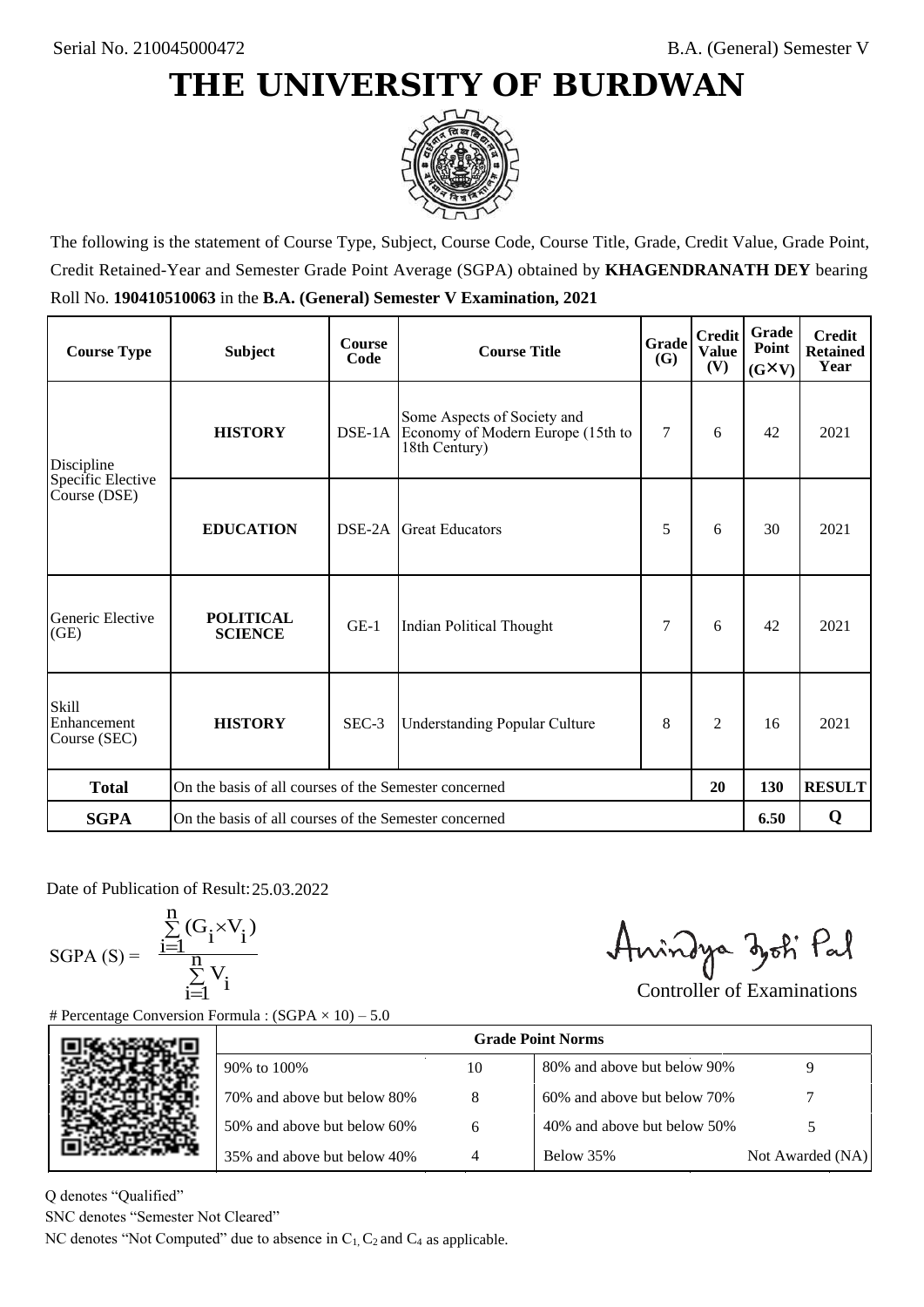Serial No. 210045000472

B.A. (General) Semester V

# THE UNIVERSITY OF BURDWAN

The following is the statement of Course Type, Subject, Course Code, Course Title, Grade, Credit Value, Grade Point, Credit Retained-Year and Semester Grade Point Average (SGPA) obtained by **KHAGENDRANATH DEY** bearing Roll No. **190410510063** in the **B.A. (General) Semester V Examination, 2021**

| Course Type | Subject | Course Code | Course Title | Grade (G) | Credit Value (V) | Grade Point (G×V) | Credit Retained Year |
|---|---|---|---|---|---|---|---|
| Discipline Specific Elective Course (DSE) | **HISTORY** | DSE-1A | Some Aspects of Society and Economy of Modern Europe (15th to 18th Century) | 7 | 6 | 42 | 2021 |
| | **EDUCATION** | DSE-2A | Great Educators | 5 | 6 | 30 | 2021 |
| Generic Elective (GE) | **POLITICAL SCIENCE** | GE-1 | Indian Political Thought | 7 | 6 | 42 | 2021 |
| Skill Enhancement Course (SEC) | **HISTORY** | SEC-3 | Understanding Popular Culture | 8 | 2 | 16 | 2021 |
| **Total** | On the basis of all courses of the Semester concerned | | | | **20** | **130** | **RESULT** |
| **SGPA** | On the basis of all courses of the Semester concerned | | | | | **6.50** | **Q** |

Date of Publication of Result: 25.03.2022

$$SGPA\ (S) = \frac{\sum_{i=1}^{n} (G_i \times V_i)}{\sum_{i=1}^{n} V_i}$$

Controller of Examinations

# Percentage Conversion Formula : (SGPA × 10) – 5.0

| Grade Point Norms | | | |
|---|---|---|---|
| 90% to 100% | 10 | 80% and above but below 90% | 9 |
| 70% and above but below 80% | 8 | 60% and above but below 70% | 7 |
| 50% and above but below 60% | 6 | 40% and above but below 50% | 5 |
| 35% and above but below 40% | 4 | Below 35% | Not Awarded (NA) |

Q denotes "Qualified"

SNC denotes "Semester Not Cleared"

NC denotes "Not Computed" due to absence in $C_1$, $C_2$ and $C_4$ as applicable.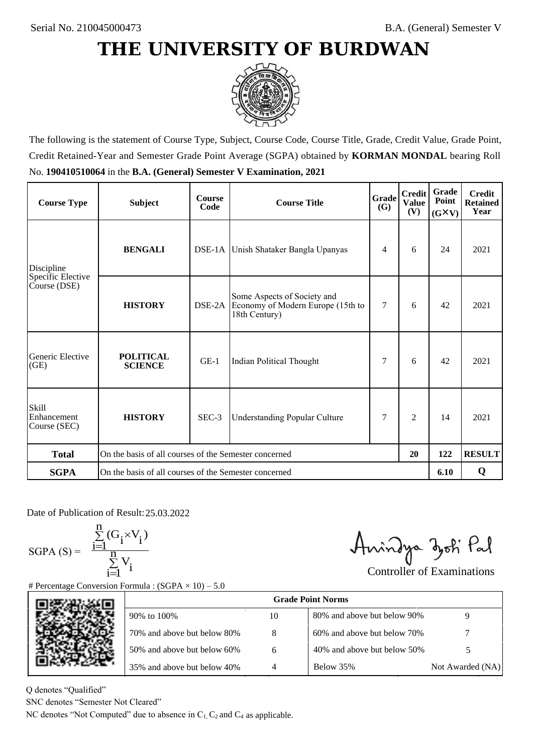Serial No. 210045000473

B.A. (General) Semester V

# THE UNIVERSITY OF BURDWAN

The following is the statement of Course Type, Subject, Course Code, Course Title, Grade, Credit Value, Grade Point, Credit Retained-Year and Semester Grade Point Average (SGPA) obtained by **KORMAN MONDAL** bearing Roll No. **190410510064** in the **B.A. (General) Semester V Examination, 2021**

| Course Type | Subject | Course Code | Course Title | Grade (G) | Credit Value (V) | Grade Point (G×V) | Credit Retained Year |
|---|---|---|---|---|---|---|---|
| Discipline Specific Elective Course (DSE) | **BENGALI** | DSE-1A | Unish Shataker Bangla Upanyas | 4 | 6 | 24 | 2021 |
| | **HISTORY** | DSE-2A | Some Aspects of Society and Economy of Modern Europe (15th to 18th Century) | 7 | 6 | 42 | 2021 |
| Generic Elective (GE) | **POLITICAL SCIENCE** | GE-1 | Indian Political Thought | 7 | 6 | 42 | 2021 |
| Skill Enhancement Course (SEC) | **HISTORY** | SEC-3 | Understanding Popular Culture | 7 | 2 | 14 | 2021 |
| **Total** | On the basis of all courses of the Semester concerned | | | | **20** | **122** | **RESULT** |
| **SGPA** | On the basis of all courses of the Semester concerned | | | | | **6.10** | **Q** |

Date of Publication of Result: 25.03.2022

$$\text{SGPA (S)} = \frac{\sum_{i=1}^{n}(G_i \times V_i)}{\sum_{i=1}^{n} V_i}$$

Controller of Examinations

# Percentage Conversion Formula : (SGPA × 10) – 5.0

| Grade Point Norms | | | |
|---|---|---|---|
| 90% to 100% | 10 | 80% and above but below 90% | 9 |
| 70% and above but below 80% | 8 | 60% and above but below 70% | 7 |
| 50% and above but below 60% | 6 | 40% and above but below 50% | 5 |
| 35% and above but below 40% | 4 | Below 35% | Not Awarded (NA) |

Q denotes "Qualified"

SNC denotes "Semester Not Cleared"

NC denotes "Not Computed" due to absence in $C_1$, $C_2$ and $C_4$ as applicable.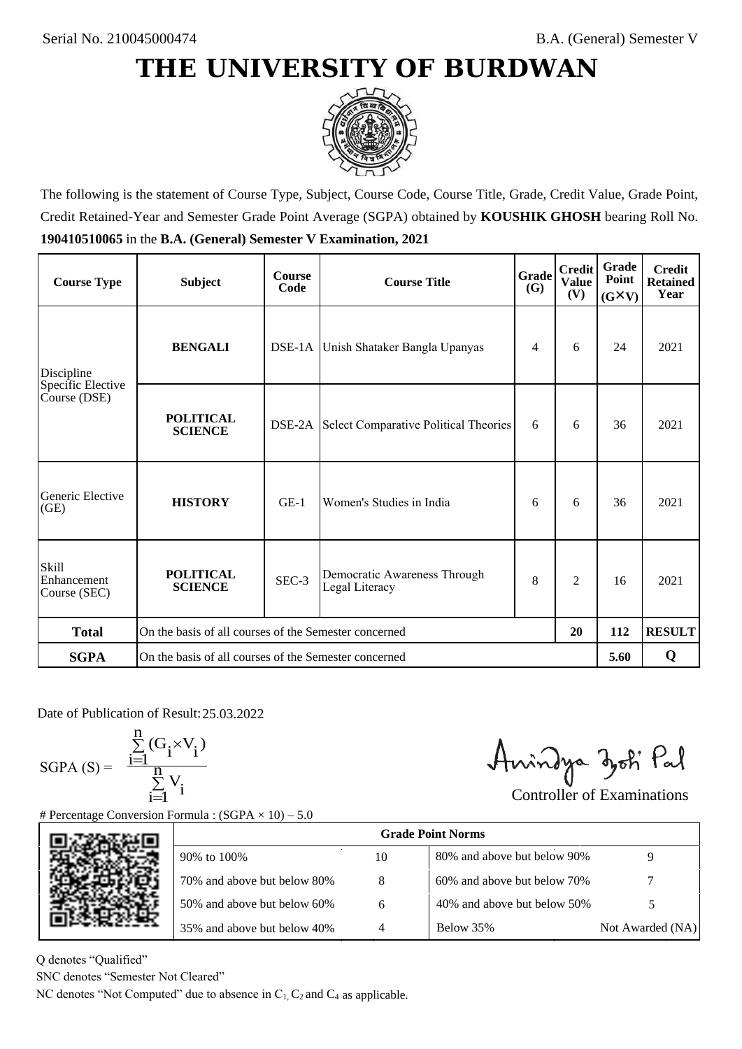Serial No. 210045000474

B.A. (General) Semester V

# THE UNIVERSITY OF BURDWAN

The following is the statement of Course Type, Subject, Course Code, Course Title, Grade, Credit Value, Grade Point, Credit Retained-Year and Semester Grade Point Average (SGPA) obtained by **KOUSHIK GHOSH** bearing Roll No. **190410510065** in the **B.A. (General) Semester V Examination, 2021**

| Course Type | Subject | Course Code | Course Title | Grade (G) | Credit Value (V) | Grade Point (G×V) | Credit Retained Year |
|---|---|---|---|---|---|---|---|
| Discipline Specific Elective Course (DSE) | **BENGALI** | DSE-1A | Unish Shataker Bangla Upanyas | 4 | 6 | 24 | 2021 |
| | **POLITICAL SCIENCE** | DSE-2A | Select Comparative Political Theories | 6 | 6 | 36 | 2021 |
| Generic Elective (GE) | **HISTORY** | GE-1 | Women's Studies in India | 6 | 6 | 36 | 2021 |
| Skill Enhancement Course (SEC) | **POLITICAL SCIENCE** | SEC-3 | Democratic Awareness Through Legal Literacy | 8 | 2 | 16 | 2021 |
| **Total** | On the basis of all courses of the Semester concerned | | | | **20** | **112** | **RESULT** |
| **SGPA** | On the basis of all courses of the Semester concerned | | | | | **5.60** | **Q** |

Date of Publication of Result: 25.03.2022

$$\text{SGPA (S)} = \frac{\sum_{i=1}^{n}(G_i \times V_i)}{\sum_{i=1}^{n} V_i}$$

Controller of Examinations

# Percentage Conversion Formula : (SGPA × 10) – 5.0

| Grade Point Norms | | | |
|---|---|---|---|
| 90% to 100% | 10 | 80% and above but below 90% | 9 |
| 70% and above but below 80% | 8 | 60% and above but below 70% | 7 |
| 50% and above but below 60% | 6 | 40% and above but below 50% | 5 |
| 35% and above but below 40% | 4 | Below 35% | Not Awarded (NA) |

Q denotes "Qualified"

SNC denotes "Semester Not Cleared"

NC denotes "Not Computed" due to absence in $C_1$, $C_2$ and $C_4$ as applicable.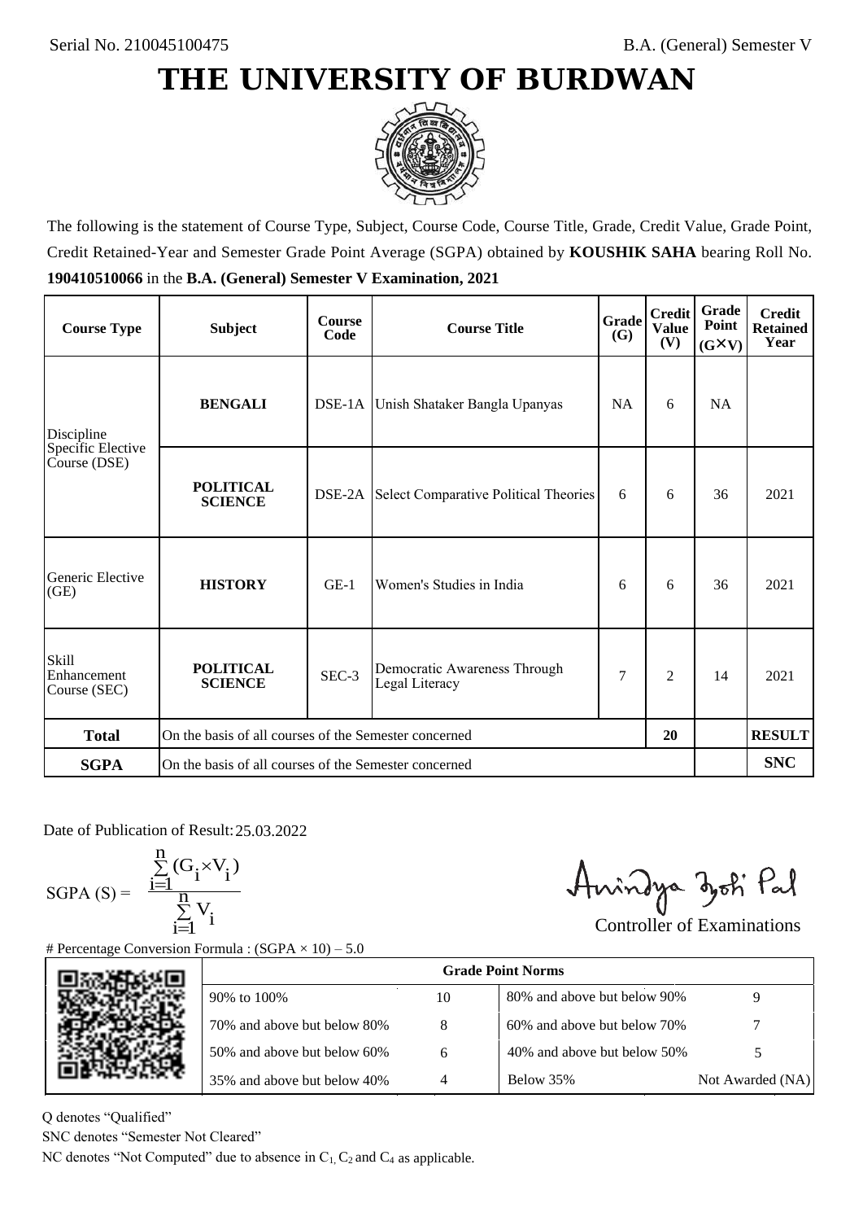Serial No. 210045100475

B.A. (General) Semester V

# THE UNIVERSITY OF BURDWAN

The following is the statement of Course Type, Subject, Course Code, Course Title, Grade, Credit Value, Grade Point, Credit Retained-Year and Semester Grade Point Average (SGPA) obtained by **KOUSHIK SAHA** bearing Roll No. **190410510066** in the **B.A. (General) Semester V Examination, 2021**

| Course Type | Subject | Course Code | Course Title | Grade (G) | Credit Value (V) | Grade Point (G×V) | Credit Retained Year |
|---|---|---|---|---|---|---|---|
| Discipline Specific Elective Course (DSE) | **BENGALI** | DSE-1A | Unish Shataker Bangla Upanyas | NA | 6 | NA | |
| | **POLITICAL SCIENCE** | DSE-2A | Select Comparative Political Theories | 6 | 6 | 36 | 2021 |
| Generic Elective (GE) | **HISTORY** | GE-1 | Women's Studies in India | 6 | 6 | 36 | 2021 |
| Skill Enhancement Course (SEC) | **POLITICAL SCIENCE** | SEC-3 | Democratic Awareness Through Legal Literacy | 7 | 2 | 14 | 2021 |
| **Total** | On the basis of all courses of the Semester concerned | | | | 20 | | **RESULT** |
| **SGPA** | On the basis of all courses of the Semester concerned | | | | | | **SNC** |

Date of Publication of Result: 25.03.2022

$$\text{SGPA (S)} = \frac{\sum_{i=1}^{n}(G_i \times V_i)}{\sum_{i=1}^{n} V_i}$$

Controller of Examinations

# Percentage Conversion Formula : (SGPA × 10) – 5.0

| Grade Point Norms | | | |
|---|---|---|---|
| 90% to 100% | 10 | 80% and above but below 90% | 9 |
| 70% and above but below 80% | 8 | 60% and above but below 70% | 7 |
| 50% and above but below 60% | 6 | 40% and above but below 50% | 5 |
| 35% and above but below 40% | 4 | Below 35% | Not Awarded (NA) |

Q denotes "Qualified"

SNC denotes "Semester Not Cleared"

NC denotes "Not Computed" due to absence in $C_1$, $C_2$ and $C_4$ as applicable.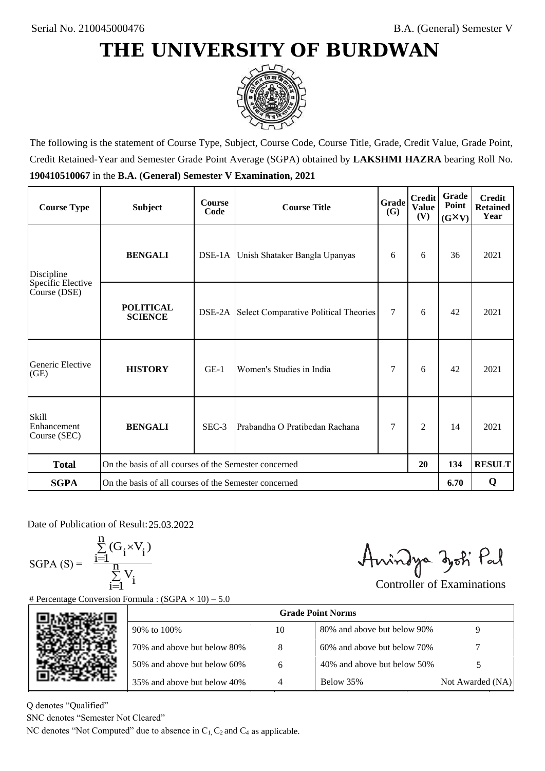Serial No. 210045000476

B.A. (General) Semester V

# THE UNIVERSITY OF BURDWAN

The following is the statement of Course Type, Subject, Course Code, Course Title, Grade, Credit Value, Grade Point, Credit Retained-Year and Semester Grade Point Average (SGPA) obtained by **LAKSHMI HAZRA** bearing Roll No. **190410510067** in the **B.A. (General) Semester V Examination, 2021**

| Course Type | Subject | Course Code | Course Title | Grade (G) | Credit Value (V) | Grade Point (G×V) | Credit Retained Year |
|---|---|---|---|---|---|---|---|
| Discipline Specific Elective Course (DSE) | **BENGALI** | DSE-1A | Unish Shataker Bangla Upanyas | 6 | 6 | 36 | 2021 |
| | **POLITICAL SCIENCE** | DSE-2A | Select Comparative Political Theories | 7 | 6 | 42 | 2021 |
| Generic Elective (GE) | **HISTORY** | GE-1 | Women's Studies in India | 7 | 6 | 42 | 2021 |
| Skill Enhancement Course (SEC) | **BENGALI** | SEC-3 | Prabandha O Pratibedan Rachana | 7 | 2 | 14 | 2021 |
| **Total** | On the basis of all courses of the Semester concerned | | | | **20** | **134** | **RESULT** |
| **SGPA** | On the basis of all courses of the Semester concerned | | | | | **6.70** | **Q** |

Date of Publication of Result: 25.03.2022

$$\text{SGPA (S)} = \frac{\sum_{i=1}^{n}(G_i \times V_i)}{\sum_{i=1}^{n} V_i}$$

Controller of Examinations

# Percentage Conversion Formula : (SGPA × 10) – 5.0

| Grade Point Norms | | | |
|---|---|---|---|
| 90% to 100% | 10 | 80% and above but below 90% | 9 |
| 70% and above but below 80% | 8 | 60% and above but below 70% | 7 |
| 50% and above but below 60% | 6 | 40% and above but below 50% | 5 |
| 35% and above but below 40% | 4 | Below 35% | Not Awarded (NA) |

Q denotes "Qualified"

SNC denotes "Semester Not Cleared"

NC denotes "Not Computed" due to absence in $C_1$, $C_2$ and $C_4$ as applicable.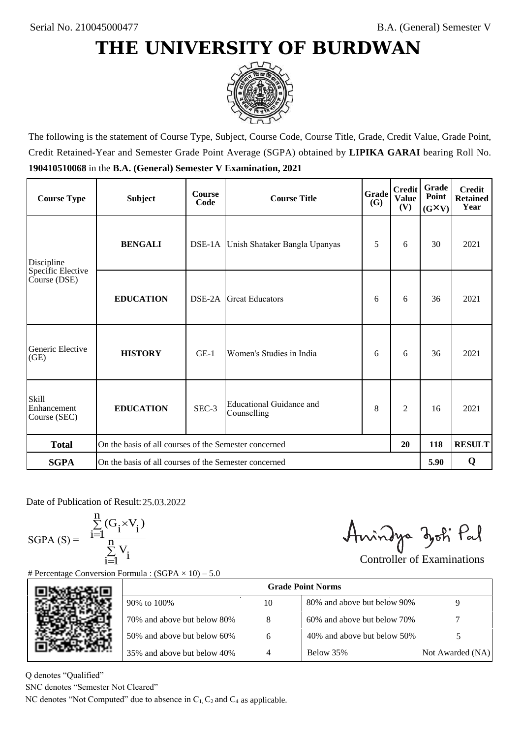Serial No. 210045000477

B.A. (General) Semester V

# THE UNIVERSITY OF BURDWAN

The following is the statement of Course Type, Subject, Course Code, Course Title, Grade, Credit Value, Grade Point, Credit Retained-Year and Semester Grade Point Average (SGPA) obtained by **LIPIKA GARAI** bearing Roll No. **190410510068** in the **B.A. (General) Semester V Examination, 2021**

| Course Type | Subject | Course Code | Course Title | Grade (G) | Credit Value (V) | Grade Point (G×V) | Credit Retained Year |
|---|---|---|---|---|---|---|---|
| Discipline Specific Elective Course (DSE) | **BENGALI** | DSE-1A | Unish Shataker Bangla Upanyas | 5 | 6 | 30 | 2021 |
| | **EDUCATION** | DSE-2A | Great Educators | 6 | 6 | 36 | 2021 |
| Generic Elective (GE) | **HISTORY** | GE-1 | Women's Studies in India | 6 | 6 | 36 | 2021 |
| Skill Enhancement Course (SEC) | **EDUCATION** | SEC-3 | Educational Guidance and Counselling | 8 | 2 | 16 | 2021 |
| **Total** | On the basis of all courses of the Semester concerned | | | | **20** | **118** | **RESULT** |
| **SGPA** | On the basis of all courses of the Semester concerned | | | | | **5.90** | **Q** |

Date of Publication of Result: 25.03.2022

$$\text{SGPA (S)} = \frac{\sum_{i=1}^{n}(G_i \times V_i)}{\sum_{i=1}^{n} V_i}$$

Controller of Examinations

# Percentage Conversion Formula : (SGPA × 10) – 5.0

| Grade Point Norms | | | |
|---|---|---|---|
| 90% to 100% | 10 | 80% and above but below 90% | 9 |
| 70% and above but below 80% | 8 | 60% and above but below 70% | 7 |
| 50% and above but below 60% | 6 | 40% and above but below 50% | 5 |
| 35% and above but below 40% | 4 | Below 35% | Not Awarded (NA) |

Q denotes "Qualified"

SNC denotes "Semester Not Cleared"

NC denotes "Not Computed" due to absence in $C_1$, $C_2$ and $C_4$ as applicable.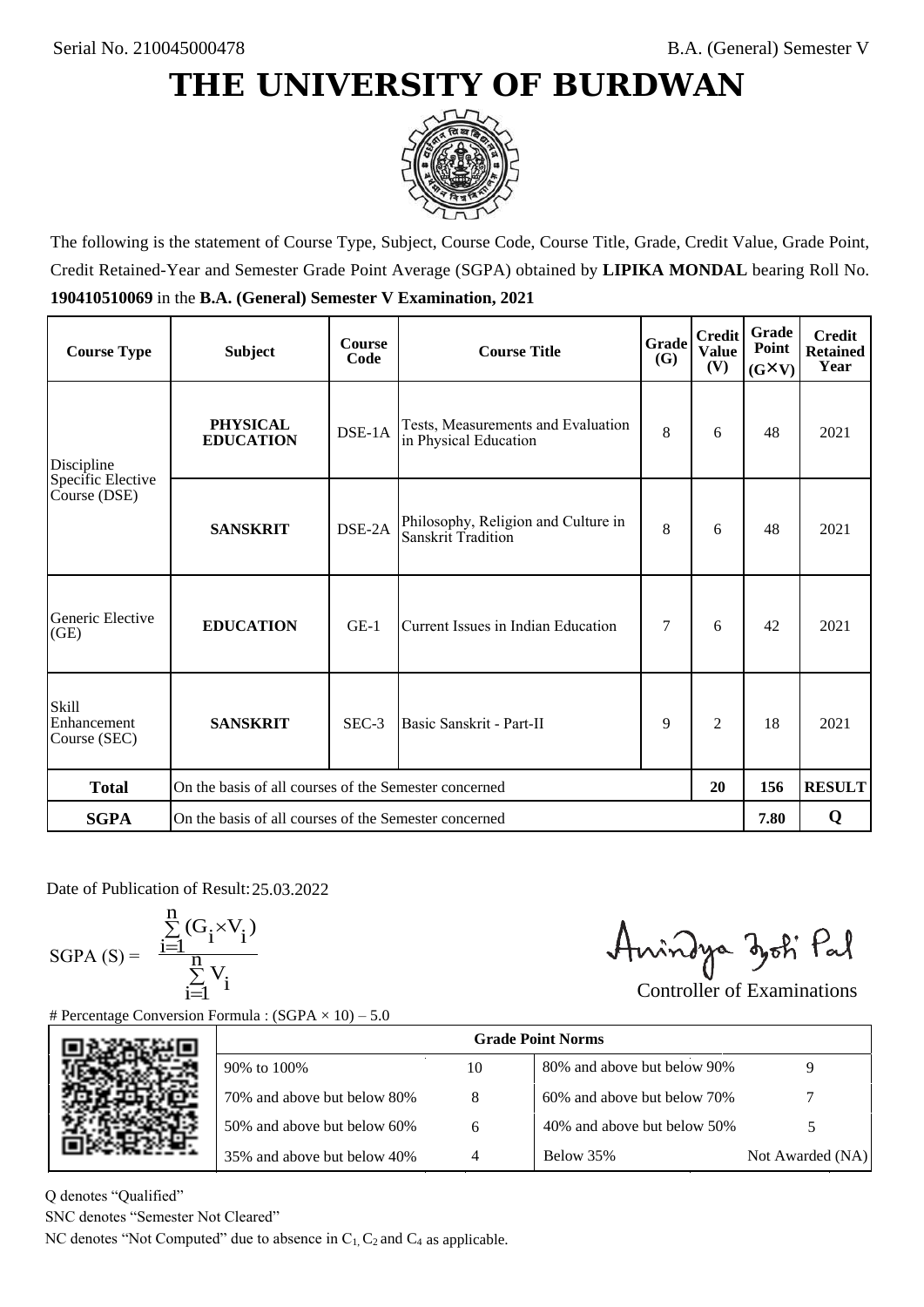Serial No. 210045000478

B.A. (General) Semester V

# THE UNIVERSITY OF BURDWAN

The following is the statement of Course Type, Subject, Course Code, Course Title, Grade, Credit Value, Grade Point, Credit Retained-Year and Semester Grade Point Average (SGPA) obtained by **LIPIKA MONDAL** bearing Roll No. **190410510069** in the **B.A. (General) Semester V Examination, 2021**

| Course Type | Subject | Course Code | Course Title | Grade (G) | Credit Value (V) | Grade Point (G×V) | Credit Retained Year |
|---|---|---|---|---|---|---|---|
| Discipline Specific Elective Course (DSE) | **PHYSICAL EDUCATION** | DSE-1A | Tests, Measurements and Evaluation in Physical Education | 8 | 6 | 48 | 2021 |
| | **SANSKRIT** | DSE-2A | Philosophy, Religion and Culture in Sanskrit Tradition | 8 | 6 | 48 | 2021 |
| Generic Elective (GE) | **EDUCATION** | GE-1 | Current Issues in Indian Education | 7 | 6 | 42 | 2021 |
| Skill Enhancement Course (SEC) | **SANSKRIT** | SEC-3 | Basic Sanskrit - Part-II | 9 | 2 | 18 | 2021 |
| **Total** | On the basis of all courses of the Semester concerned | | | | **20** | **156** | **RESULT** |
| **SGPA** | On the basis of all courses of the Semester concerned | | | | | **7.80** | **Q** |

Date of Publication of Result: 25.03.2022

$$\text{SGPA (S)} = \frac{\sum_{i=1}^{n} (G_i \times V_i)}{\sum_{i=1}^{n} V_i}$$

Controller of Examinations

# Percentage Conversion Formula : (SGPA × 10) – 5.0

| Grade Point Norms | | | |
|---|---|---|---|
| 90% to 100% | 10 | 80% and above but below 90% | 9 |
| 70% and above but below 80% | 8 | 60% and above but below 70% | 7 |
| 50% and above but below 60% | 6 | 40% and above but below 50% | 5 |
| 35% and above but below 40% | 4 | Below 35% | Not Awarded (NA) |

Q denotes "Qualified"

SNC denotes "Semester Not Cleared"

NC denotes "Not Computed" due to absence in $C_1$, $C_2$ and $C_4$ as applicable.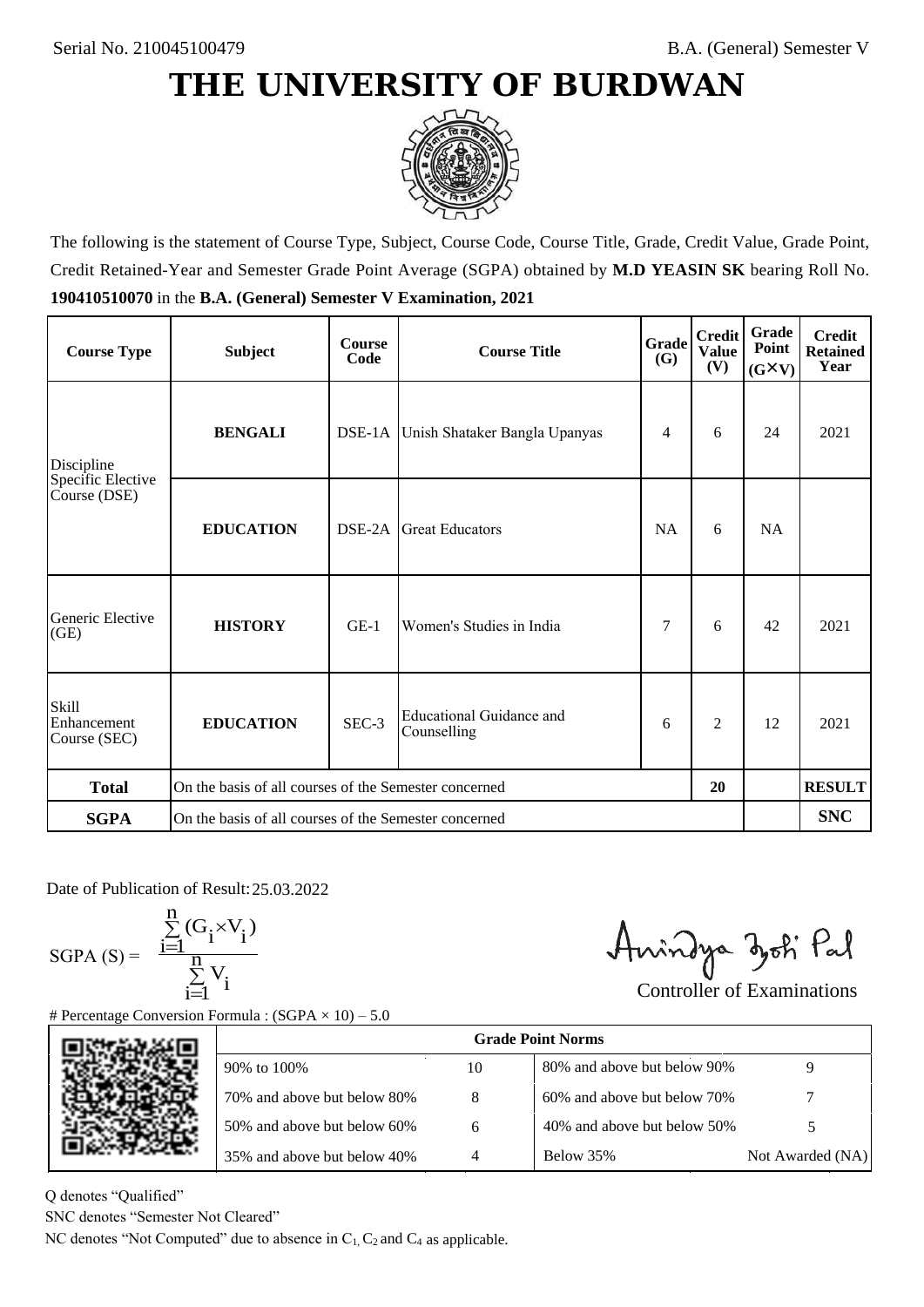Serial No. 210045100479

B.A. (General) Semester V

# THE UNIVERSITY OF BURDWAN

The following is the statement of Course Type, Subject, Course Code, Course Title, Grade, Credit Value, Grade Point, Credit Retained-Year and Semester Grade Point Average (SGPA) obtained by **M.D YEASIN SK** bearing Roll No. **190410510070** in the **B.A. (General) Semester V Examination, 2021**

| Course Type | Subject | Course Code | Course Title | Grade (G) | Credit Value (V) | Grade Point (G×V) | Credit Retained Year |
|---|---|---|---|---|---|---|---|
| Discipline Specific Elective Course (DSE) | **BENGALI** | DSE-1A | Unish Shataker Bangla Upanyas | 4 | 6 | 24 | 2021 |
| | **EDUCATION** | DSE-2A | Great Educators | NA | 6 | NA | |
| Generic Elective (GE) | **HISTORY** | GE-1 | Women's Studies in India | 7 | 6 | 42 | 2021 |
| Skill Enhancement Course (SEC) | **EDUCATION** | SEC-3 | Educational Guidance and Counselling | 6 | 2 | 12 | 2021 |
| **Total** | On the basis of all courses of the Semester concerned | | | | 20 | | **RESULT** |
| **SGPA** | On the basis of all courses of the Semester concerned | | | | | | **SNC** |

Date of Publication of Result: 25.03.2022

$$\text{SGPA (S)} = \frac{\sum_{i=1}^{n}(G_i \times V_i)}{\sum_{i=1}^{n} V_i}$$

Controller of Examinations

# Percentage Conversion Formula : (SGPA × 10) – 5.0

| Grade Point Norms | | | |
|---|---|---|---|
| 90% to 100% | 10 | 80% and above but below 90% | 9 |
| 70% and above but below 80% | 8 | 60% and above but below 70% | 7 |
| 50% and above but below 60% | 6 | 40% and above but below 50% | 5 |
| 35% and above but below 40% | 4 | Below 35% | Not Awarded (NA) |

Q denotes "Qualified"

SNC denotes "Semester Not Cleared"

NC denotes "Not Computed" due to absence in $C_1$, $C_2$ and $C_4$ as applicable.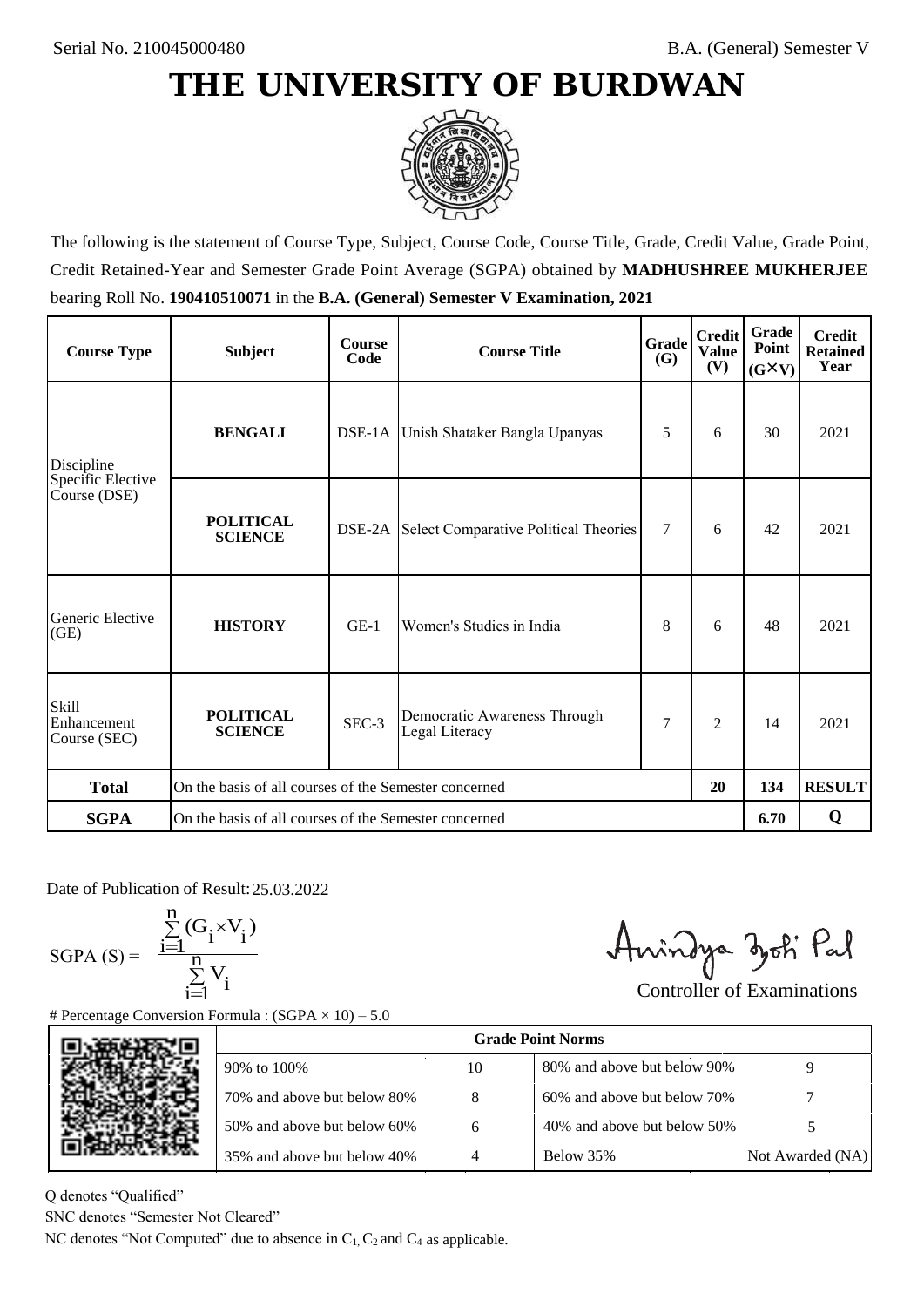Serial No. 210045000480

B.A. (General) Semester V

# THE UNIVERSITY OF BURDWAN

The following is the statement of Course Type, Subject, Course Code, Course Title, Grade, Credit Value, Grade Point, Credit Retained-Year and Semester Grade Point Average (SGPA) obtained by **MADHUSHREE MUKHERJEE** bearing Roll No. **190410510071** in the **B.A. (General) Semester V Examination, 2021**

| Course Type | Subject | Course Code | Course Title | Grade (G) | Credit Value (V) | Grade Point (G×V) | Credit Retained Year |
|---|---|---|---|---|---|---|---|
| Discipline Specific Elective Course (DSE) | **BENGALI** | DSE-1A | Unish Shataker Bangla Upanyas | 5 | 6 | 30 | 2021 |
| | **POLITICAL SCIENCE** | DSE-2A | Select Comparative Political Theories | 7 | 6 | 42 | 2021 |
| Generic Elective (GE) | **HISTORY** | GE-1 | Women's Studies in India | 8 | 6 | 48 | 2021 |
| Skill Enhancement Course (SEC) | **POLITICAL SCIENCE** | SEC-3 | Democratic Awareness Through Legal Literacy | 7 | 2 | 14 | 2021 |
| **Total** | On the basis of all courses of the Semester concerned | | | | **20** | **134** | **RESULT** |
| **SGPA** | On the basis of all courses of the Semester concerned | | | | | **6.70** | **Q** |

Date of Publication of Result: 25.03.2022

$$\text{SGPA (S)} = \frac{\sum_{i=1}^{n}(G_i \times V_i)}{\sum_{i=1}^{n} V_i}$$

Controller of Examinations

# Percentage Conversion Formula : (SGPA × 10) – 5.0

| Grade Point Norms | | | |
|---|---|---|---|
| 90% to 100% | 10 | 80% and above but below 90% | 9 |
| 70% and above but below 80% | 8 | 60% and above but below 70% | 7 |
| 50% and above but below 60% | 6 | 40% and above but below 50% | 5 |
| 35% and above but below 40% | 4 | Below 35% | Not Awarded (NA) |

Q denotes "Qualified"

SNC denotes "Semester Not Cleared"

NC denotes "Not Computed" due to absence in $C_1$, $C_2$ and $C_4$ as applicable.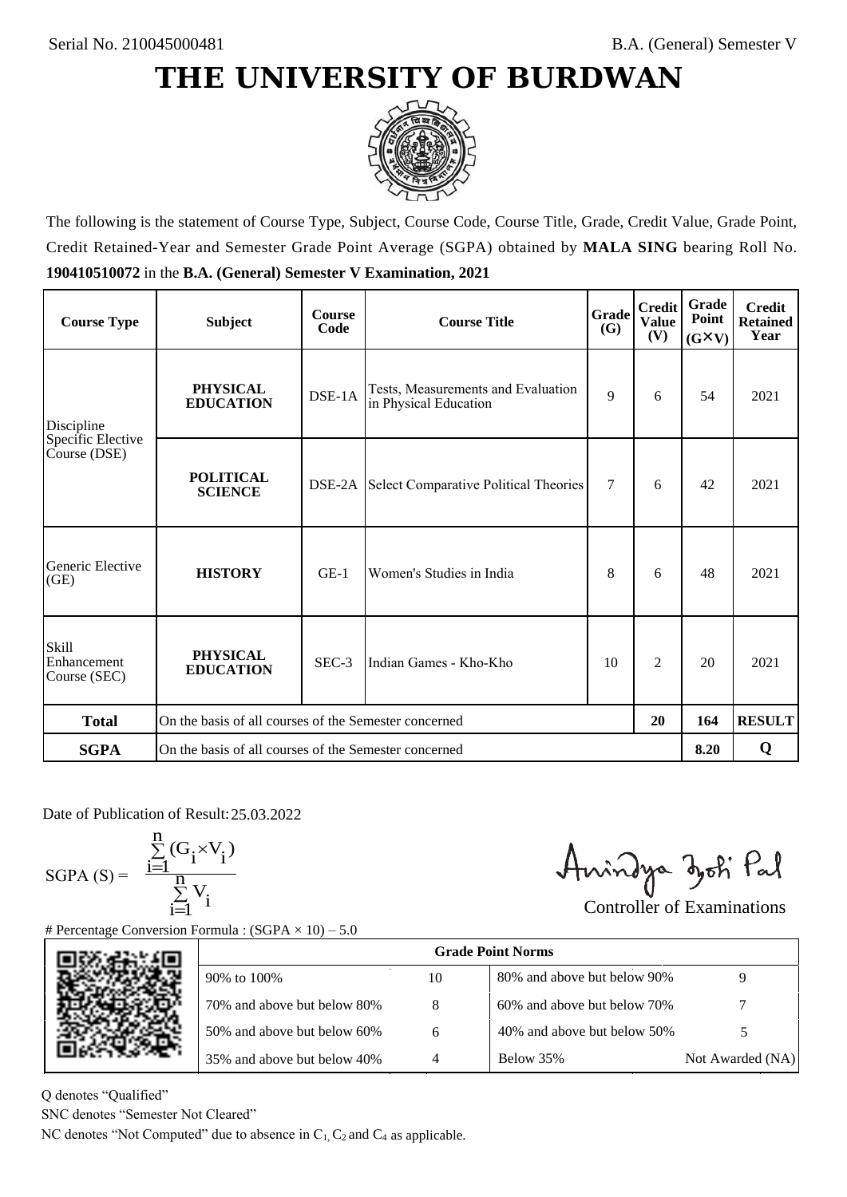Serial No. 210045000481

B.A. (General) Semester V

# THE UNIVERSITY OF BURDWAN

The following is the statement of Course Type, Subject, Course Code, Course Title, Grade, Credit Value, Grade Point, Credit Retained-Year and Semester Grade Point Average (SGPA) obtained by **MALA SING** bearing Roll No. **190410510072** in the **B.A. (General) Semester V Examination, 2021**

| Course Type | Subject | Course Code | Course Title | Grade (G) | Credit Value (V) | Grade Point (G×V) | Credit Retained Year |
|---|---|---|---|---|---|---|---|
| Discipline Specific Elective Course (DSE) | **PHYSICAL EDUCATION** | DSE-1A | Tests, Measurements and Evaluation in Physical Education | 9 | 6 | 54 | 2021 |
| | **POLITICAL SCIENCE** | DSE-2A | Select Comparative Political Theories | 7 | 6 | 42 | 2021 |
| Generic Elective (GE) | **HISTORY** | GE-1 | Women's Studies in India | 8 | 6 | 48 | 2021 |
| Skill Enhancement Course (SEC) | **PHYSICAL EDUCATION** | SEC-3 | Indian Games - Kho-Kho | 10 | 2 | 20 | 2021 |
| **Total** | On the basis of all courses of the Semester concerned | | | | **20** | **164** | **RESULT** |
| **SGPA** | On the basis of all courses of the Semester concerned | | | | | **8.20** | **Q** |

Date of Publication of Result: 25.03.2022

$$\text{SGPA (S)} = \frac{\sum_{i=1}^{n}(G_i \times V_i)}{\sum_{i=1}^{n} V_i}$$

Controller of Examinations

# Percentage Conversion Formula : (SGPA × 10) – 5.0

| Grade Point Norms | | | |
|---|---|---|---|
| 90% to 100% | 10 | 80% and above but below 90% | 9 |
| 70% and above but below 80% | 8 | 60% and above but below 70% | 7 |
| 50% and above but below 60% | 6 | 40% and above but below 50% | 5 |
| 35% and above but below 40% | 4 | Below 35% | Not Awarded (NA) |

Q denotes "Qualified"

SNC denotes "Semester Not Cleared"

NC denotes "Not Computed" due to absence in $C_1$, $C_2$ and $C_4$ as applicable.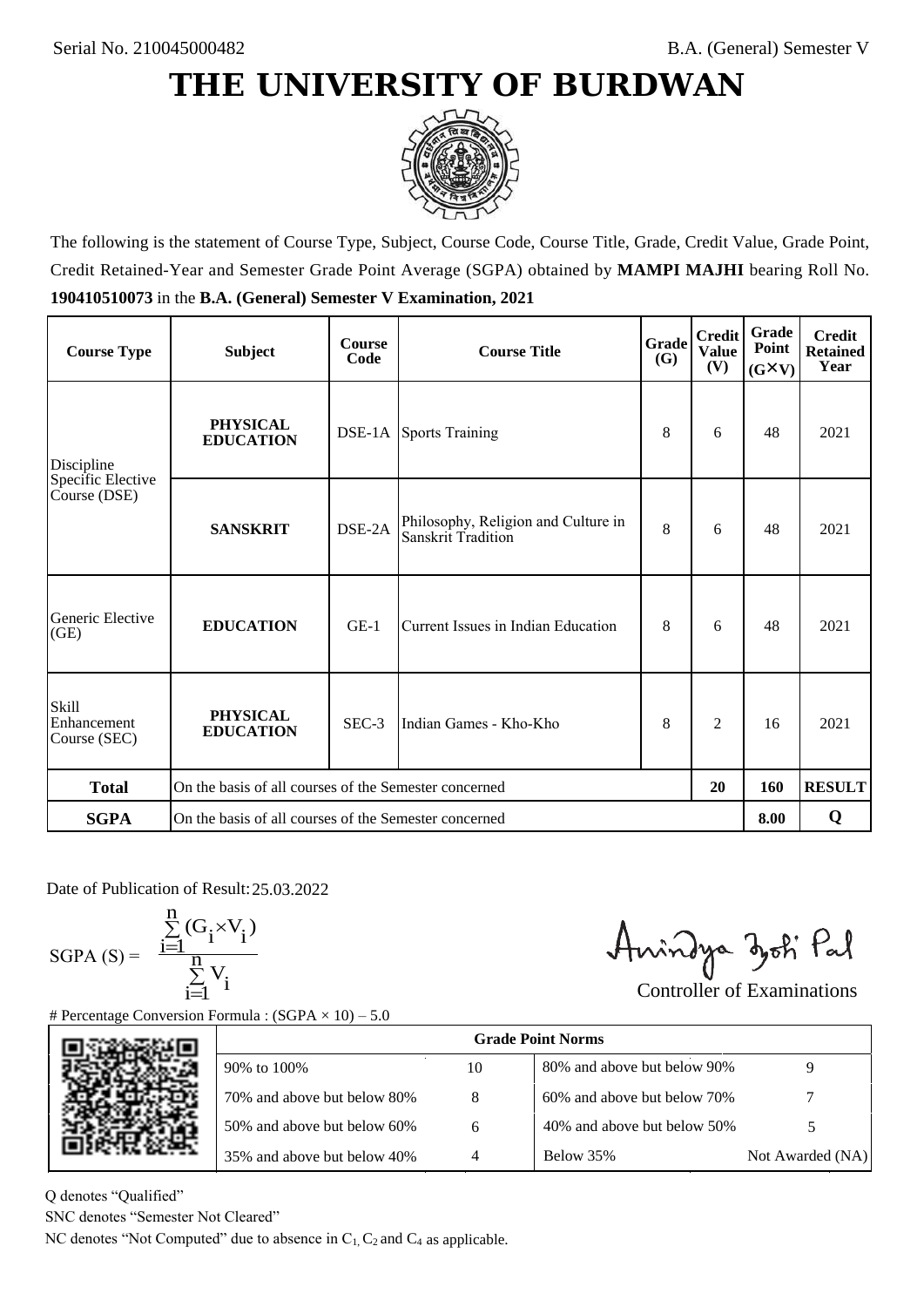Serial No. 210045000482

B.A. (General) Semester V

# THE UNIVERSITY OF BURDWAN

The following is the statement of Course Type, Subject, Course Code, Course Title, Grade, Credit Value, Grade Point, Credit Retained-Year and Semester Grade Point Average (SGPA) obtained by **MAMPI MAJHI** bearing Roll No. **190410510073** in the **B.A. (General) Semester V Examination, 2021**

| Course Type | Subject | Course Code | Course Title | Grade (G) | Credit Value (V) | Grade Point (G×V) | Credit Retained Year |
|---|---|---|---|---|---|---|---|
| Discipline Specific Elective Course (DSE) | **PHYSICAL EDUCATION** | DSE-1A | Sports Training | 8 | 6 | 48 | 2021 |
| | **SANSKRIT** | DSE-2A | Philosophy, Religion and Culture in Sanskrit Tradition | 8 | 6 | 48 | 2021 |
| Generic Elective (GE) | **EDUCATION** | GE-1 | Current Issues in Indian Education | 8 | 6 | 48 | 2021 |
| Skill Enhancement Course (SEC) | **PHYSICAL EDUCATION** | SEC-3 | Indian Games - Kho-Kho | 8 | 2 | 16 | 2021 |
| **Total** | On the basis of all courses of the Semester concerned | | | | **20** | **160** | **RESULT** |
| **SGPA** | On the basis of all courses of the Semester concerned | | | | | **8.00** | **Q** |

Date of Publication of Result: 25.03.2022

$$SGPA\ (S) = \frac{\sum_{i=1}^{n}(G_i \times V_i)}{\sum_{i=1}^{n} V_i}$$

Controller of Examinations

# Percentage Conversion Formula : (SGPA × 10) – 5.0

| Grade Point Norms | | | |
|---|---|---|---|
| 90% to 100% | 10 | 80% and above but below 90% | 9 |
| 70% and above but below 80% | 8 | 60% and above but below 70% | 7 |
| 50% and above but below 60% | 6 | 40% and above but below 50% | 5 |
| 35% and above but below 40% | 4 | Below 35% | Not Awarded (NA) |

Q denotes "Qualified"

SNC denotes "Semester Not Cleared"

NC denotes "Not Computed" due to absence in $C_1$, $C_2$ and $C_4$ as applicable.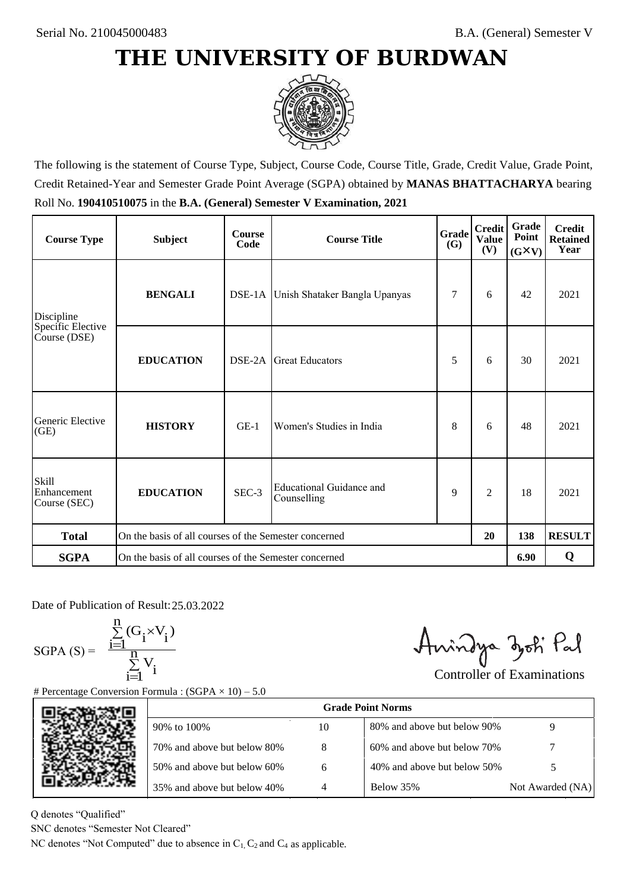Serial No. 210045000483

B.A. (General) Semester V

# THE UNIVERSITY OF BURDWAN

The following is the statement of Course Type, Subject, Course Code, Course Title, Grade, Credit Value, Grade Point, Credit Retained-Year and Semester Grade Point Average (SGPA) obtained by **MANAS BHATTACHARYA** bearing Roll No. **190410510075** in the **B.A. (General) Semester V Examination, 2021**

| Course Type | Subject | Course Code | Course Title | Grade (G) | Credit Value (V) | Grade Point (G×V) | Credit Retained Year |
|---|---|---|---|---|---|---|---|
| Discipline Specific Elective Course (DSE) | **BENGALI** | DSE-1A | Unish Shataker Bangla Upanyas | 7 | 6 | 42 | 2021 |
| | **EDUCATION** | DSE-2A | Great Educators | 5 | 6 | 30 | 2021 |
| Generic Elective (GE) | **HISTORY** | GE-1 | Women's Studies in India | 8 | 6 | 48 | 2021 |
| Skill Enhancement Course (SEC) | **EDUCATION** | SEC-3 | Educational Guidance and Counselling | 9 | 2 | 18 | 2021 |
| **Total** | On the basis of all courses of the Semester concerned | | | | **20** | **138** | **RESULT** |
| **SGPA** | On the basis of all courses of the Semester concerned | | | | | **6.90** | **Q** |

Date of Publication of Result: 25.03.2022

$$\text{SGPA (S)} = \frac{\sum_{i=1}^{n}(G_i \times V_i)}{\sum_{i=1}^{n} V_i}$$

Controller of Examinations

# Percentage Conversion Formula : (SGPA × 10) – 5.0

| Grade Point Norms | | | |
|---|---|---|---|
| 90% to 100% | 10 | 80% and above but below 90% | 9 |
| 70% and above but below 80% | 8 | 60% and above but below 70% | 7 |
| 50% and above but below 60% | 6 | 40% and above but below 50% | 5 |
| 35% and above but below 40% | 4 | Below 35% | Not Awarded (NA) |

Q denotes "Qualified"

SNC denotes "Semester Not Cleared"

NC denotes "Not Computed" due to absence in $C_1$, $C_2$ and $C_4$ as applicable.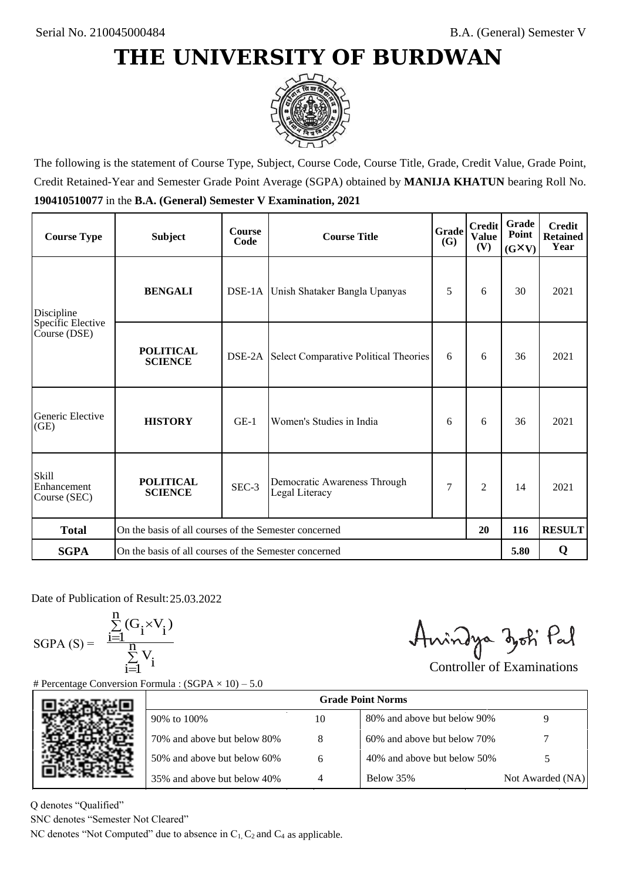Serial No. 210045000484

B.A. (General) Semester V

# THE UNIVERSITY OF BURDWAN

The following is the statement of Course Type, Subject, Course Code, Course Title, Grade, Credit Value, Grade Point, Credit Retained-Year and Semester Grade Point Average (SGPA) obtained by **MANIJA KHATUN** bearing Roll No. **190410510077** in the **B.A. (General) Semester V Examination, 2021**

| Course Type | Subject | Course Code | Course Title | Grade (G) | Credit Value (V) | Grade Point (G×V) | Credit Retained Year |
|---|---|---|---|---|---|---|---|
| Discipline Specific Elective Course (DSE) | **BENGALI** | DSE-1A | Unish Shataker Bangla Upanyas | 5 | 6 | 30 | 2021 |
| | **POLITICAL SCIENCE** | DSE-2A | Select Comparative Political Theories | 6 | 6 | 36 | 2021 |
| Generic Elective (GE) | **HISTORY** | GE-1 | Women's Studies in India | 6 | 6 | 36 | 2021 |
| Skill Enhancement Course (SEC) | **POLITICAL SCIENCE** | SEC-3 | Democratic Awareness Through Legal Literacy | 7 | 2 | 14 | 2021 |
| **Total** | On the basis of all courses of the Semester concerned | | | | **20** | **116** | **RESULT** |
| **SGPA** | On the basis of all courses of the Semester concerned | | | | | **5.80** | **Q** |

Date of Publication of Result: 25.03.2022

$$\text{SGPA (S)} = \frac{\sum_{i=1}^{n}(G_i \times V_i)}{\sum_{i=1}^{n} V_i}$$

Controller of Examinations

# Percentage Conversion Formula : (SGPA × 10) – 5.0

| Grade Point Norms | | | |
|---|---|---|---|
| 90% to 100% | 10 | 80% and above but below 90% | 9 |
| 70% and above but below 80% | 8 | 60% and above but below 70% | 7 |
| 50% and above but below 60% | 6 | 40% and above but below 50% | 5 |
| 35% and above but below 40% | 4 | Below 35% | Not Awarded (NA) |

Q denotes "Qualified"

SNC denotes "Semester Not Cleared"

NC denotes "Not Computed" due to absence in $C_1$, $C_2$ and $C_4$ as applicable.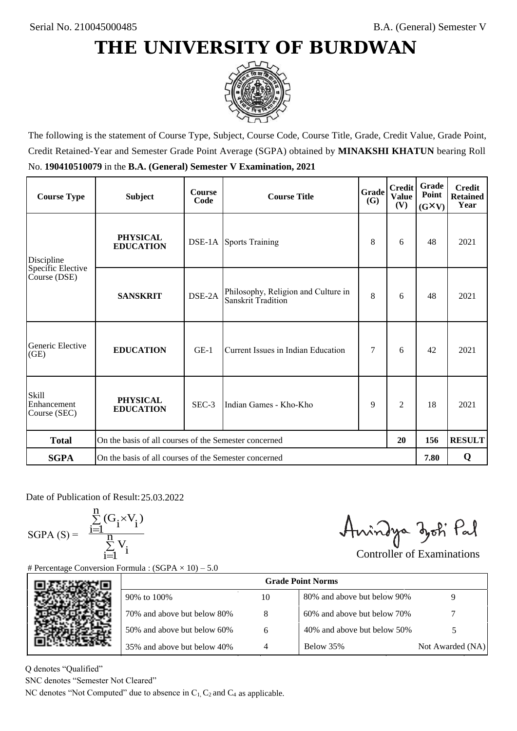Serial No. 210045000485

B.A. (General) Semester V

# THE UNIVERSITY OF BURDWAN

The following is the statement of Course Type, Subject, Course Code, Course Title, Grade, Credit Value, Grade Point, Credit Retained-Year and Semester Grade Point Average (SGPA) obtained by **MINAKSHI KHATUN** bearing Roll No. **190410510079** in the **B.A. (General) Semester V Examination, 2021**

| Course Type | Subject | Course Code | Course Title | Grade (G) | Credit Value (V) | Grade Point (G×V) | Credit Retained Year |
|---|---|---|---|---|---|---|---|
| Discipline Specific Elective Course (DSE) | **PHYSICAL EDUCATION** | DSE-1A | Sports Training | 8 | 6 | 48 | 2021 |
| | **SANSKRIT** | DSE-2A | Philosophy, Religion and Culture in Sanskrit Tradition | 8 | 6 | 48 | 2021 |
| Generic Elective (GE) | **EDUCATION** | GE-1 | Current Issues in Indian Education | 7 | 6 | 42 | 2021 |
| Skill Enhancement Course (SEC) | **PHYSICAL EDUCATION** | SEC-3 | Indian Games - Kho-Kho | 9 | 2 | 18 | 2021 |
| **Total** | On the basis of all courses of the Semester concerned | | | | **20** | **156** | **RESULT** |
| **SGPA** | On the basis of all courses of the Semester concerned | | | | | **7.80** | **Q** |

Date of Publication of Result: 25.03.2022

$$\text{SGPA (S)} = \frac{\sum_{i=1}^{n}(G_i \times V_i)}{\sum_{i=1}^{n} V_i}$$

Controller of Examinations

# Percentage Conversion Formula : (SGPA × 10) – 5.0

| Grade Point Norms | | | |
|---|---|---|---|
| 90% to 100% | 10 | 80% and above but below 90% | 9 |
| 70% and above but below 80% | 8 | 60% and above but below 70% | 7 |
| 50% and above but below 60% | 6 | 40% and above but below 50% | 5 |
| 35% and above but below 40% | 4 | Below 35% | Not Awarded (NA) |

Q denotes "Qualified"

SNC denotes "Semester Not Cleared"

NC denotes "Not Computed" due to absence in $C_1$, $C_2$ and $C_4$ as applicable.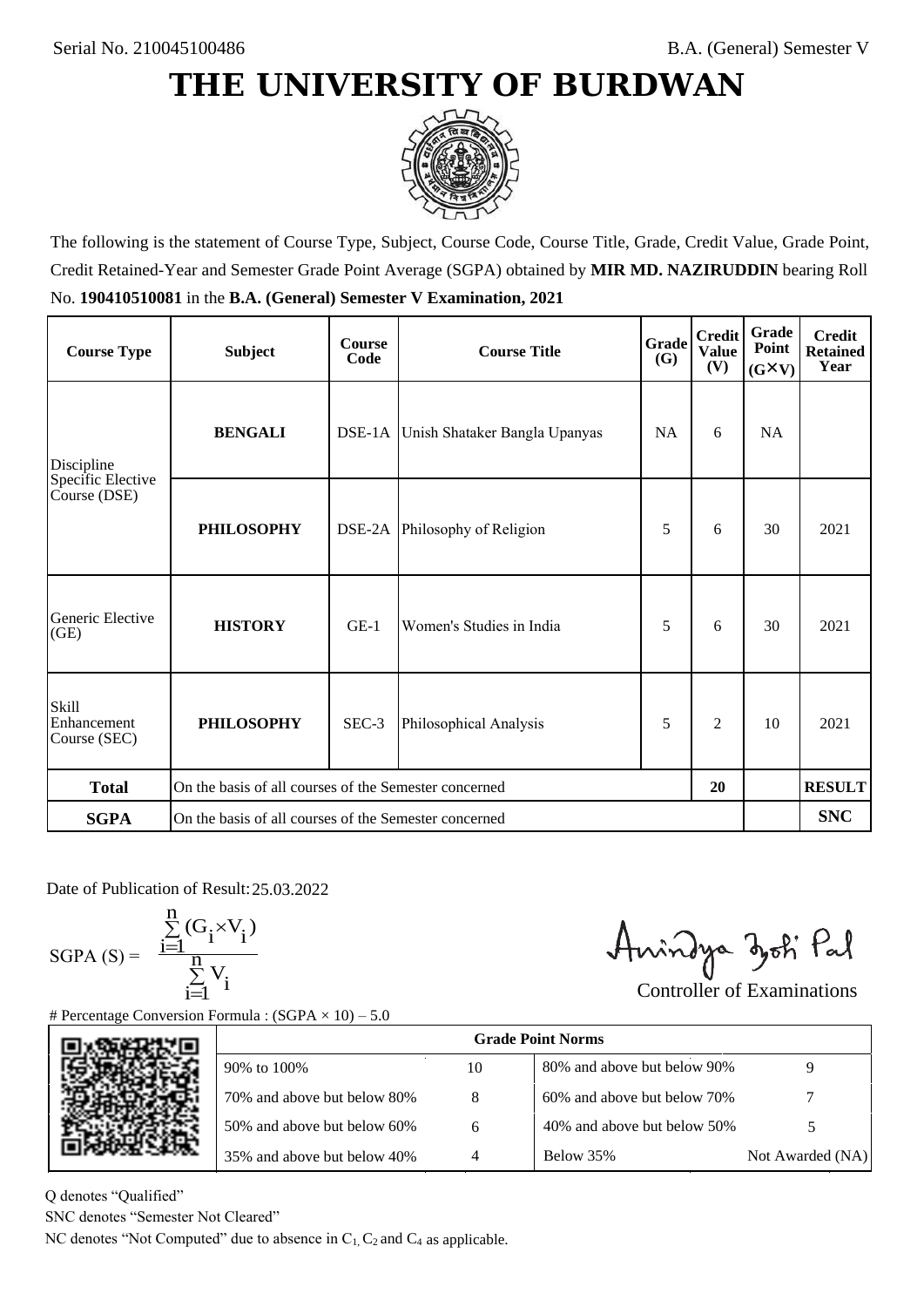Serial No. 210045100486

B.A. (General) Semester V

# THE UNIVERSITY OF BURDWAN

The following is the statement of Course Type, Subject, Course Code, Course Title, Grade, Credit Value, Grade Point, Credit Retained-Year and Semester Grade Point Average (SGPA) obtained by **MIR MD. NAZIRUDDIN** bearing Roll No. **190410510081** in the **B.A. (General) Semester V Examination, 2021**

| Course Type | Subject | Course Code | Course Title | Grade (G) | Credit Value (V) | Grade Point (G×V) | Credit Retained Year |
|---|---|---|---|---|---|---|---|
| Discipline Specific Elective Course (DSE) | **BENGALI** | DSE-1A | Unish Shataker Bangla Upanyas | NA | 6 | NA | |
| | **PHILOSOPHY** | DSE-2A | Philosophy of Religion | 5 | 6 | 30 | 2021 |
| Generic Elective (GE) | **HISTORY** | GE-1 | Women's Studies in India | 5 | 6 | 30 | 2021 |
| Skill Enhancement Course (SEC) | **PHILOSOPHY** | SEC-3 | Philosophical Analysis | 5 | 2 | 10 | 2021 |
| **Total** | On the basis of all courses of the Semester concerned | | | | 20 | | **RESULT** |
| **SGPA** | On the basis of all courses of the Semester concerned | | | | | | **SNC** |

Date of Publication of Result: 25.03.2022

$$\text{SGPA (S)} = \frac{\sum_{i=1}^{n}(G_i \times V_i)}{\sum_{i=1}^{n} V_i}$$

Controller of Examinations

# Percentage Conversion Formula : (SGPA × 10) – 5.0

| Grade Point Norms | | | |
|---|---|---|---|
| 90% to 100% | 10 | 80% and above but below 90% | 9 |
| 70% and above but below 80% | 8 | 60% and above but below 70% | 7 |
| 50% and above but below 60% | 6 | 40% and above but below 50% | 5 |
| 35% and above but below 40% | 4 | Below 35% | Not Awarded (NA) |

Q denotes "Qualified"

SNC denotes "Semester Not Cleared"

NC denotes "Not Computed" due to absence in $C_1$, $C_2$ and $C_4$ as applicable.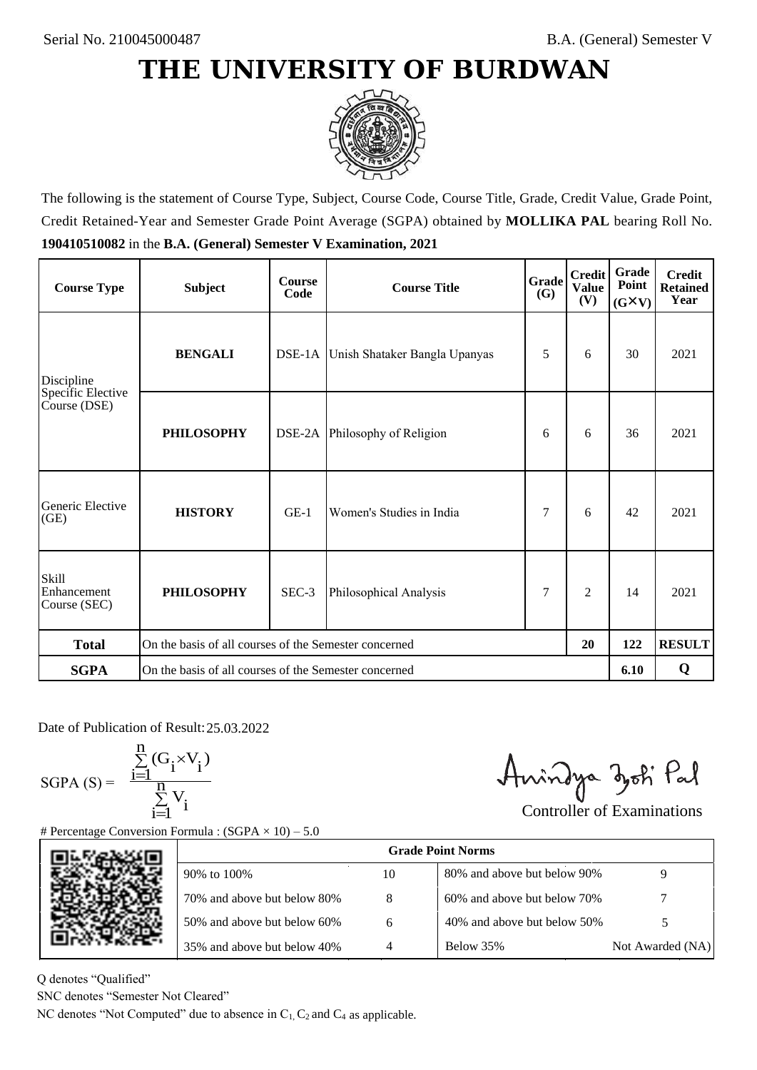Serial No. 210045000487

B.A. (General) Semester V

# THE UNIVERSITY OF BURDWAN

The following is the statement of Course Type, Subject, Course Code, Course Title, Grade, Credit Value, Grade Point, Credit Retained-Year and Semester Grade Point Average (SGPA) obtained by **MOLLIKA PAL** bearing Roll No. **190410510082** in the **B.A. (General) Semester V Examination, 2021**

| Course Type | Subject | Course Code | Course Title | Grade (G) | Credit Value (V) | Grade Point (G×V) | Credit Retained Year |
|---|---|---|---|---|---|---|---|
| Discipline Specific Elective Course (DSE) | **BENGALI** | DSE-1A | Unish Shataker Bangla Upanyas | 5 | 6 | 30 | 2021 |
| | **PHILOSOPHY** | DSE-2A | Philosophy of Religion | 6 | 6 | 36 | 2021 |
| Generic Elective (GE) | **HISTORY** | GE-1 | Women's Studies in India | 7 | 6 | 42 | 2021 |
| Skill Enhancement Course (SEC) | **PHILOSOPHY** | SEC-3 | Philosophical Analysis | 7 | 2 | 14 | 2021 |
| **Total** | On the basis of all courses of the Semester concerned | | | | **20** | **122** | **RESULT** |
| **SGPA** | On the basis of all courses of the Semester concerned | | | | | **6.10** | **Q** |

Date of Publication of Result: 25.03.2022

$$\text{SGPA (S)} = \frac{\sum_{i=1}^{n}(G_i \times V_i)}{\sum_{i=1}^{n} V_i}$$

Controller of Examinations

# Percentage Conversion Formula : (SGPA × 10) – 5.0

| Grade Point Norms | | | |
|---|---|---|---|
| 90% to 100% | 10 | 80% and above but below 90% | 9 |
| 70% and above but below 80% | 8 | 60% and above but below 70% | 7 |
| 50% and above but below 60% | 6 | 40% and above but below 50% | 5 |
| 35% and above but below 40% | 4 | Below 35% | Not Awarded (NA) |

Q denotes "Qualified"

SNC denotes "Semester Not Cleared"

NC denotes "Not Computed" due to absence in $C_1$, $C_2$ and $C_4$ as applicable.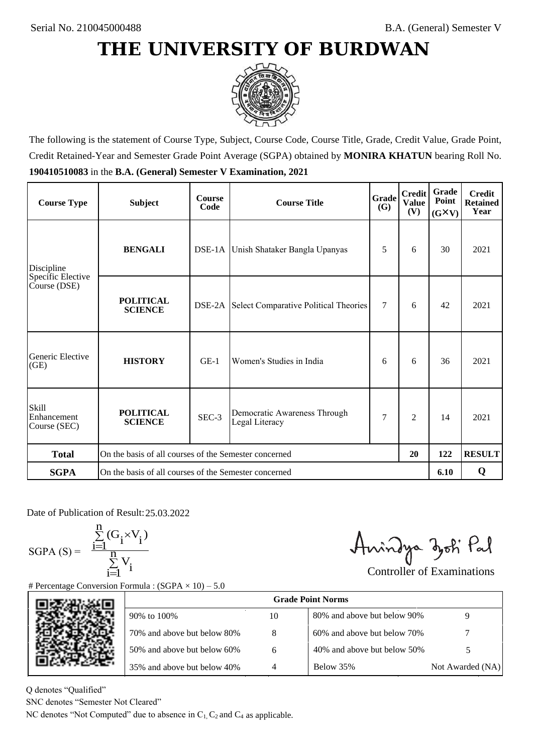Serial No. 210045000488

B.A. (General) Semester V

# THE UNIVERSITY OF BURDWAN

The following is the statement of Course Type, Subject, Course Code, Course Title, Grade, Credit Value, Grade Point, Credit Retained-Year and Semester Grade Point Average (SGPA) obtained by **MONIRA KHATUN** bearing Roll No. **190410510083** in the **B.A. (General) Semester V Examination, 2021**

| Course Type | Subject | Course Code | Course Title | Grade (G) | Credit Value (V) | Grade Point (G×V) | Credit Retained Year |
|---|---|---|---|---|---|---|---|
| Discipline Specific Elective Course (DSE) | **BENGALI** | DSE-1A | Unish Shataker Bangla Upanyas | 5 | 6 | 30 | 2021 |
| | **POLITICAL SCIENCE** | DSE-2A | Select Comparative Political Theories | 7 | 6 | 42 | 2021 |
| Generic Elective (GE) | **HISTORY** | GE-1 | Women's Studies in India | 6 | 6 | 36 | 2021 |
| Skill Enhancement Course (SEC) | **POLITICAL SCIENCE** | SEC-3 | Democratic Awareness Through Legal Literacy | 7 | 2 | 14 | 2021 |
| **Total** | On the basis of all courses of the Semester concerned | | | | **20** | **122** | **RESULT** |
| **SGPA** | On the basis of all courses of the Semester concerned | | | | | **6.10** | **Q** |

Date of Publication of Result: 25.03.2022

$$\text{SGPA (S)} = \frac{\sum_{i=1}^{n}(G_i \times V_i)}{\sum_{i=1}^{n} V_i}$$

Controller of Examinations

# Percentage Conversion Formula : (SGPA × 10) – 5.0

| Grade Point Norms | | | |
|---|---|---|---|
| 90% to 100% | 10 | 80% and above but below 90% | 9 |
| 70% and above but below 80% | 8 | 60% and above but below 70% | 7 |
| 50% and above but below 60% | 6 | 40% and above but below 50% | 5 |
| 35% and above but below 40% | 4 | Below 35% | Not Awarded (NA) |

Q denotes "Qualified"

SNC denotes "Semester Not Cleared"

NC denotes "Not Computed" due to absence in $C_1$, $C_2$ and $C_4$ as applicable.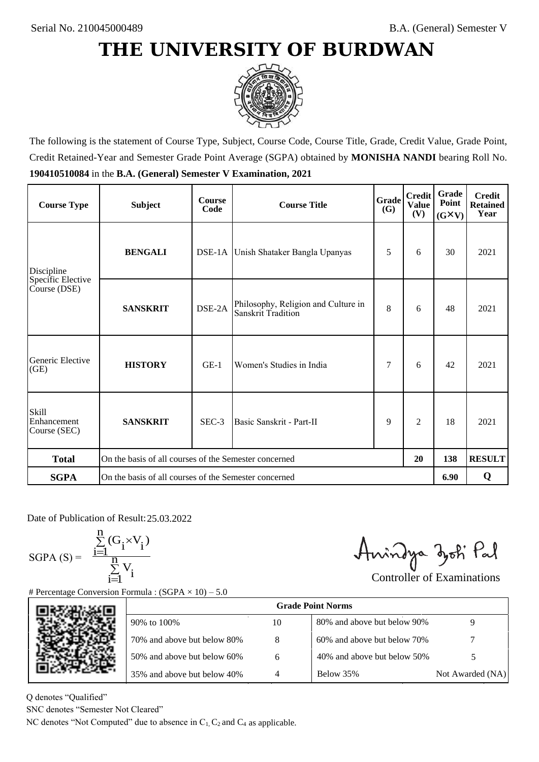Serial No. 210045000489

B.A. (General) Semester V

# THE UNIVERSITY OF BURDWAN

The following is the statement of Course Type, Subject, Course Code, Course Title, Grade, Credit Value, Grade Point, Credit Retained-Year and Semester Grade Point Average (SGPA) obtained by **MONISHA NANDI** bearing Roll No. **190410510084** in the **B.A. (General) Semester V Examination, 2021**

| Course Type | Subject | Course Code | Course Title | Grade (G) | Credit Value (V) | Grade Point (G×V) | Credit Retained Year |
|---|---|---|---|---|---|---|---|
| Discipline Specific Elective Course (DSE) | **BENGALI** | DSE-1A | Unish Shataker Bangla Upanyas | 5 | 6 | 30 | 2021 |
| | **SANSKRIT** | DSE-2A | Philosophy, Religion and Culture in Sanskrit Tradition | 8 | 6 | 48 | 2021 |
| Generic Elective (GE) | **HISTORY** | GE-1 | Women's Studies in India | 7 | 6 | 42 | 2021 |
| Skill Enhancement Course (SEC) | **SANSKRIT** | SEC-3 | Basic Sanskrit - Part-II | 9 | 2 | 18 | 2021 |
| **Total** | On the basis of all courses of the Semester concerned | | | | **20** | **138** | **RESULT** |
| **SGPA** | On the basis of all courses of the Semester concerned | | | | | **6.90** | **Q** |

Date of Publication of Result: 25.03.2022

$$SGPA\ (S) = \frac{\sum_{i=1}^{n}(G_i \times V_i)}{\sum_{i=1}^{n} V_i}$$

Controller of Examinations

# Percentage Conversion Formula : (SGPA × 10) – 5.0

| Grade Point Norms | | | |
|---|---|---|---|
| 90% to 100% | 10 | 80% and above but below 90% | 9 |
| 70% and above but below 80% | 8 | 60% and above but below 70% | 7 |
| 50% and above but below 60% | 6 | 40% and above but below 50% | 5 |
| 35% and above but below 40% | 4 | Below 35% | Not Awarded (NA) |

Q denotes "Qualified"

SNC denotes "Semester Not Cleared"

NC denotes "Not Computed" due to absence in $C_1$, $C_2$ and $C_4$ as applicable.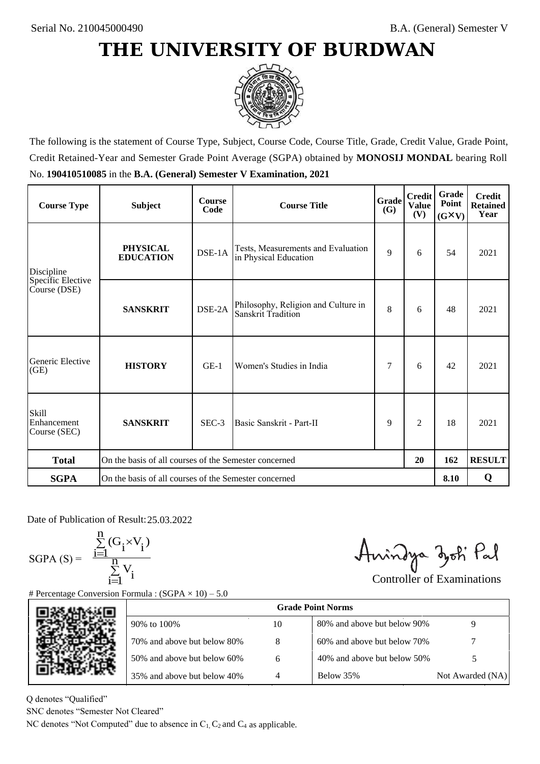Serial No. 210045000490

B.A. (General) Semester V

# THE UNIVERSITY OF BURDWAN

The following is the statement of Course Type, Subject, Course Code, Course Title, Grade, Credit Value, Grade Point, Credit Retained-Year and Semester Grade Point Average (SGPA) obtained by **MONOSIJ MONDAL** bearing Roll No. **190410510085** in the **B.A. (General) Semester V Examination, 2021**

| Course Type | Subject | Course Code | Course Title | Grade (G) | Credit Value (V) | Grade Point (G×V) | Credit Retained Year |
|---|---|---|---|---|---|---|---|
| Discipline Specific Elective Course (DSE) | **PHYSICAL EDUCATION** | DSE-1A | Tests, Measurements and Evaluation in Physical Education | 9 | 6 | 54 | 2021 |
| | **SANSKRIT** | DSE-2A | Philosophy, Religion and Culture in Sanskrit Tradition | 8 | 6 | 48 | 2021 |
| Generic Elective (GE) | **HISTORY** | GE-1 | Women's Studies in India | 7 | 6 | 42 | 2021 |
| Skill Enhancement Course (SEC) | **SANSKRIT** | SEC-3 | Basic Sanskrit - Part-II | 9 | 2 | 18 | 2021 |
| **Total** | On the basis of all courses of the Semester concerned | | | | **20** | **162** | **RESULT** |
| **SGPA** | On the basis of all courses of the Semester concerned | | | | | **8.10** | **Q** |

Date of Publication of Result: 25.03.2022

$$\text{SGPA (S)} = \frac{\sum_{i=1}^{n}(G_i \times V_i)}{\sum_{i=1}^{n} V_i}$$

Controller of Examinations

# Percentage Conversion Formula : (SGPA × 10) – 5.0

| Grade Point Norms | | | |
|---|---|---|---|
| 90% to 100% | 10 | 80% and above but below 90% | 9 |
| 70% and above but below 80% | 8 | 60% and above but below 70% | 7 |
| 50% and above but below 60% | 6 | 40% and above but below 50% | 5 |
| 35% and above but below 40% | 4 | Below 35% | Not Awarded (NA) |

Q denotes "Qualified"

SNC denotes "Semester Not Cleared"

NC denotes "Not Computed" due to absence in $C_1$, $C_2$ and $C_4$ as applicable.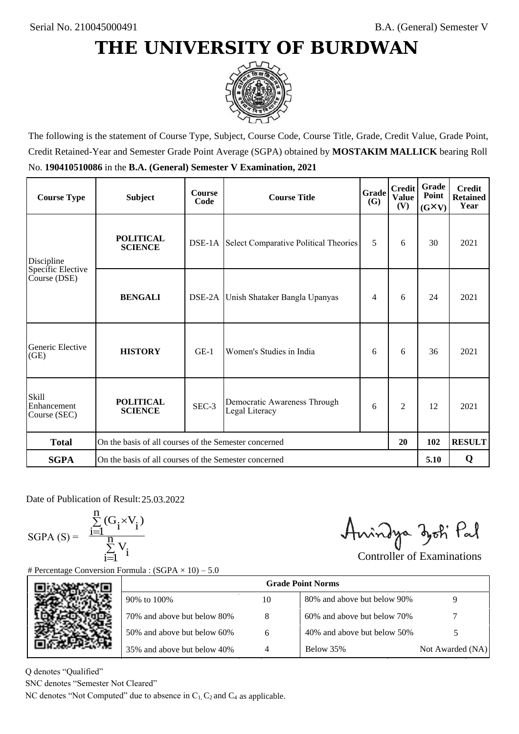Serial No. 210045000491

B.A. (General) Semester V

# THE UNIVERSITY OF BURDWAN

The following is the statement of Course Type, Subject, Course Code, Course Title, Grade, Credit Value, Grade Point, Credit Retained-Year and Semester Grade Point Average (SGPA) obtained by **MOSTAKIM MALLICK** bearing Roll No. **190410510086** in the **B.A. (General) Semester V Examination, 2021**

| Course Type | Subject | Course Code | Course Title | Grade (G) | Credit Value (V) | Grade Point (G×V) | Credit Retained Year |
|---|---|---|---|---|---|---|---|
| Discipline Specific Elective Course (DSE) | **POLITICAL SCIENCE** | DSE-1A | Select Comparative Political Theories | 5 | 6 | 30 | 2021 |
| | **BENGALI** | DSE-2A | Unish Shataker Bangla Upanyas | 4 | 6 | 24 | 2021 |
| Generic Elective (GE) | **HISTORY** | GE-1 | Women's Studies in India | 6 | 6 | 36 | 2021 |
| Skill Enhancement Course (SEC) | **POLITICAL SCIENCE** | SEC-3 | Democratic Awareness Through Legal Literacy | 6 | 2 | 12 | 2021 |
| **Total** | On the basis of all courses of the Semester concerned | | | | **20** | **102** | **RESULT** |
| **SGPA** | On the basis of all courses of the Semester concerned | | | | | **5.10** | **Q** |

Date of Publication of Result: 25.03.2022

$$\text{SGPA (S)} = \frac{\sum_{i=1}^{n}(G_i \times V_i)}{\sum_{i=1}^{n} V_i}$$

Controller of Examinations

# Percentage Conversion Formula : (SGPA × 10) – 5.0

| Grade Point Norms | | | |
|---|---|---|---|
| 90% to 100% | 10 | 80% and above but below 90% | 9 |
| 70% and above but below 80% | 8 | 60% and above but below 70% | 7 |
| 50% and above but below 60% | 6 | 40% and above but below 50% | 5 |
| 35% and above but below 40% | 4 | Below 35% | Not Awarded (NA) |

Q denotes "Qualified"

SNC denotes "Semester Not Cleared"

NC denotes "Not Computed" due to absence in $C_1$, $C_2$ and $C_4$ as applicable.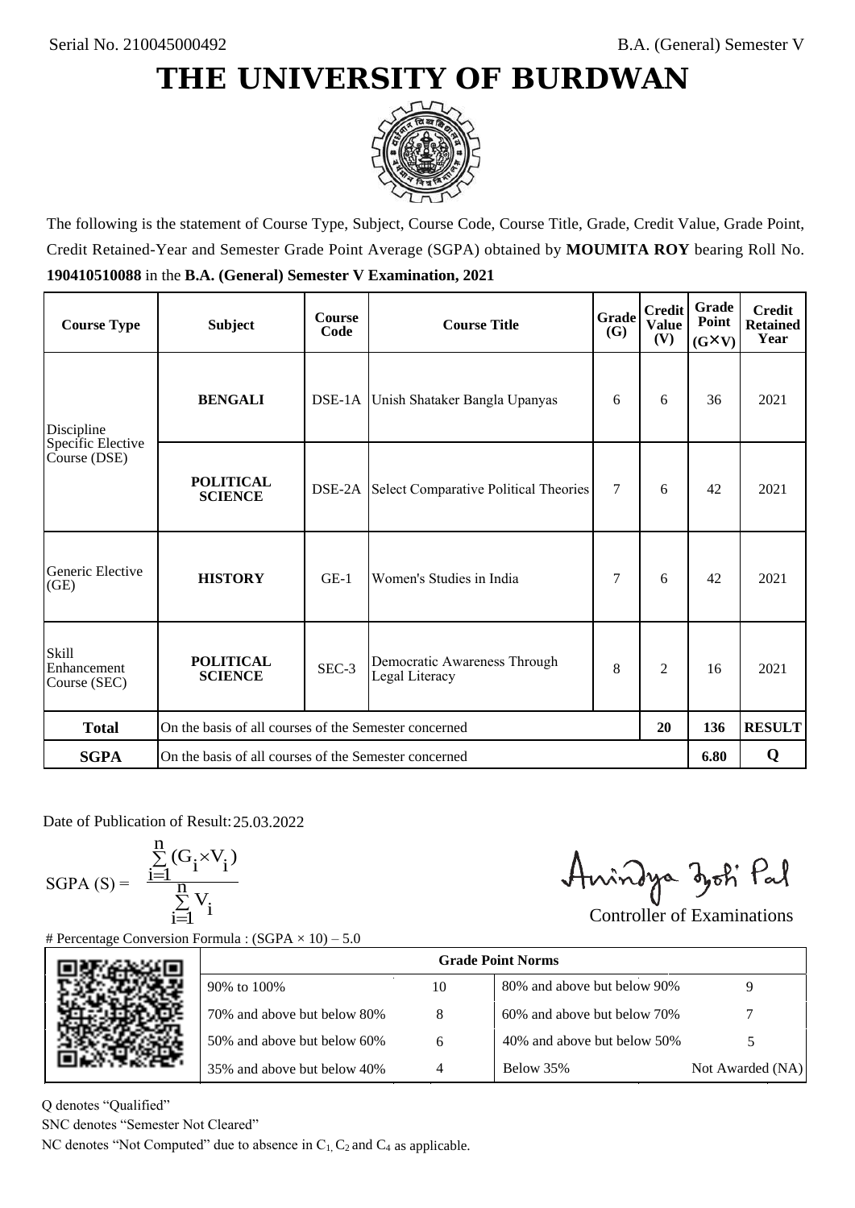Serial No. 210045000492

B.A. (General) Semester V

# THE UNIVERSITY OF BURDWAN

The following is the statement of Course Type, Subject, Course Code, Course Title, Grade, Credit Value, Grade Point, Credit Retained-Year and Semester Grade Point Average (SGPA) obtained by **MOUMITA ROY** bearing Roll No. **190410510088** in the **B.A. (General) Semester V Examination, 2021**

| Course Type | Subject | Course Code | Course Title | Grade (G) | Credit Value (V) | Grade Point (G×V) | Credit Retained Year |
|---|---|---|---|---|---|---|---|
| Discipline Specific Elective Course (DSE) | **BENGALI** | DSE-1A | Unish Shataker Bangla Upanyas | 6 | 6 | 36 | 2021 |
| | **POLITICAL SCIENCE** | DSE-2A | Select Comparative Political Theories | 7 | 6 | 42 | 2021 |
| Generic Elective (GE) | **HISTORY** | GE-1 | Women's Studies in India | 7 | 6 | 42 | 2021 |
| Skill Enhancement Course (SEC) | **POLITICAL SCIENCE** | SEC-3 | Democratic Awareness Through Legal Literacy | 8 | 2 | 16 | 2021 |
| **Total** | On the basis of all courses of the Semester concerned | | | | **20** | **136** | **RESULT** |
| **SGPA** | On the basis of all courses of the Semester concerned | | | | | **6.80** | **Q** |

Date of Publication of Result: 25.03.2022

$$\text{SGPA (S)} = \frac{\sum_{i=1}^{n}(G_i \times V_i)}{\sum_{i=1}^{n} V_i}$$

Controller of Examinations

# Percentage Conversion Formula : (SGPA × 10) – 5.0

| Grade Point Norms | | | |
|---|---|---|---|
| 90% to 100% | 10 | 80% and above but below 90% | 9 |
| 70% and above but below 80% | 8 | 60% and above but below 70% | 7 |
| 50% and above but below 60% | 6 | 40% and above but below 50% | 5 |
| 35% and above but below 40% | 4 | Below 35% | Not Awarded (NA) |

Q denotes "Qualified"

SNC denotes "Semester Not Cleared"

NC denotes "Not Computed" due to absence in $C_1$, $C_2$ and $C_4$ as applicable.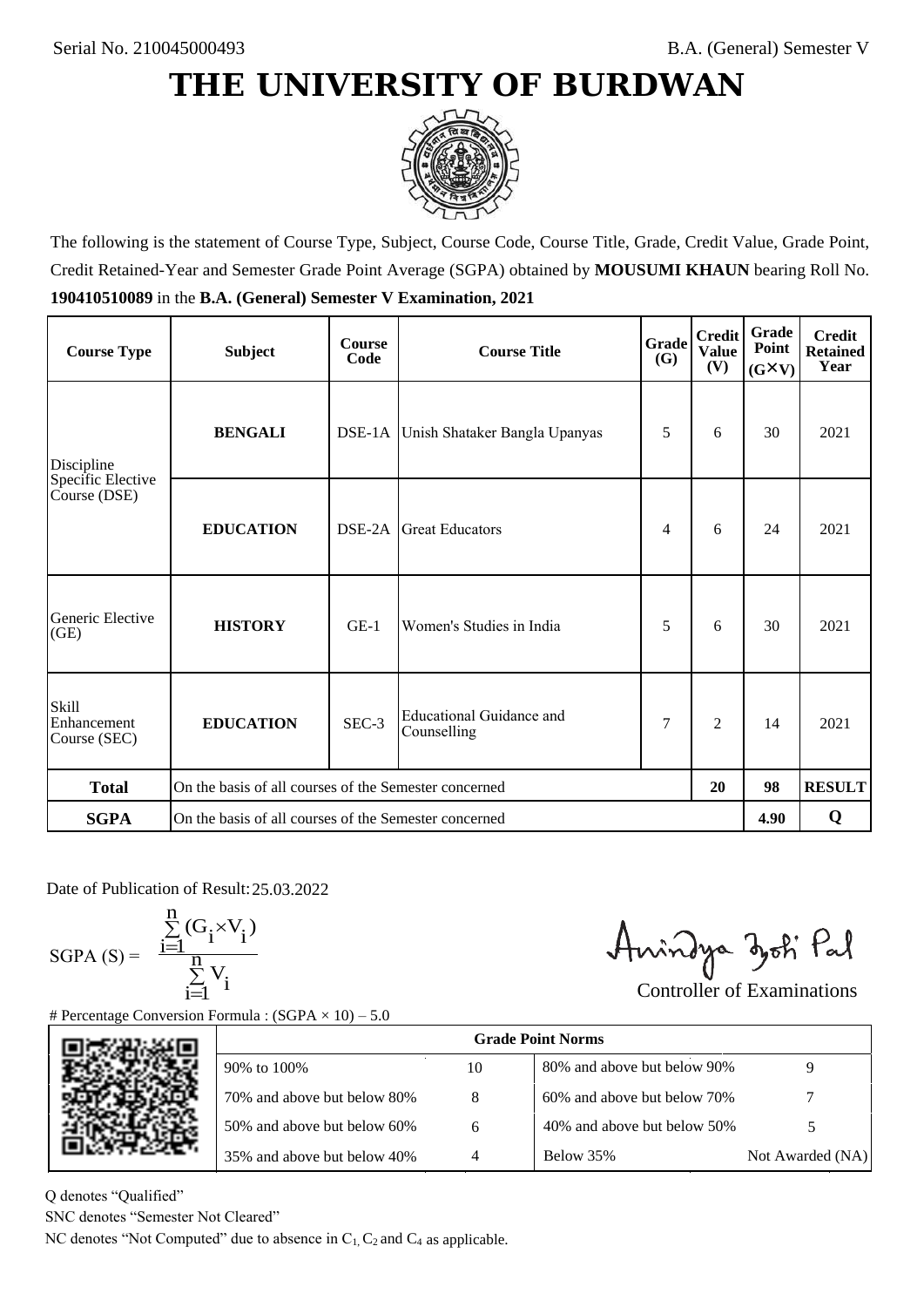Serial No. 210045000493

B.A. (General) Semester V

# THE UNIVERSITY OF BURDWAN

The following is the statement of Course Type, Subject, Course Code, Course Title, Grade, Credit Value, Grade Point, Credit Retained-Year and Semester Grade Point Average (SGPA) obtained by **MOUSUMI KHAUN** bearing Roll No. **190410510089** in the **B.A. (General) Semester V Examination, 2021**

| Course Type | Subject | Course Code | Course Title | Grade (G) | Credit Value (V) | Grade Point (G×V) | Credit Retained Year |
|---|---|---|---|---|---|---|---|
| Discipline Specific Elective Course (DSE) | **BENGALI** | DSE-1A | Unish Shataker Bangla Upanyas | 5 | 6 | 30 | 2021 |
| | **EDUCATION** | DSE-2A | Great Educators | 4 | 6 | 24 | 2021 |
| Generic Elective (GE) | **HISTORY** | GE-1 | Women's Studies in India | 5 | 6 | 30 | 2021 |
| Skill Enhancement Course (SEC) | **EDUCATION** | SEC-3 | Educational Guidance and Counselling | 7 | 2 | 14 | 2021 |
| **Total** | On the basis of all courses of the Semester concerned | | | | **20** | **98** | **RESULT** |
| **SGPA** | On the basis of all courses of the Semester concerned | | | | | **4.90** | **Q** |

Date of Publication of Result: 25.03.2022

$$\text{SGPA (S)} = \frac{\sum_{i=1}^{n}(G_i \times V_i)}{\sum_{i=1}^{n} V_i}$$

Controller of Examinations

# Percentage Conversion Formula : (SGPA × 10) – 5.0

| Grade Point Norms | | | |
|---|---|---|---|
| 90% to 100% | 10 | 80% and above but below 90% | 9 |
| 70% and above but below 80% | 8 | 60% and above but below 70% | 7 |
| 50% and above but below 60% | 6 | 40% and above but below 50% | 5 |
| 35% and above but below 40% | 4 | Below 35% | Not Awarded (NA) |

Q denotes "Qualified"

SNC denotes "Semester Not Cleared"

NC denotes "Not Computed" due to absence in $C_1$, $C_2$ and $C_4$ as applicable.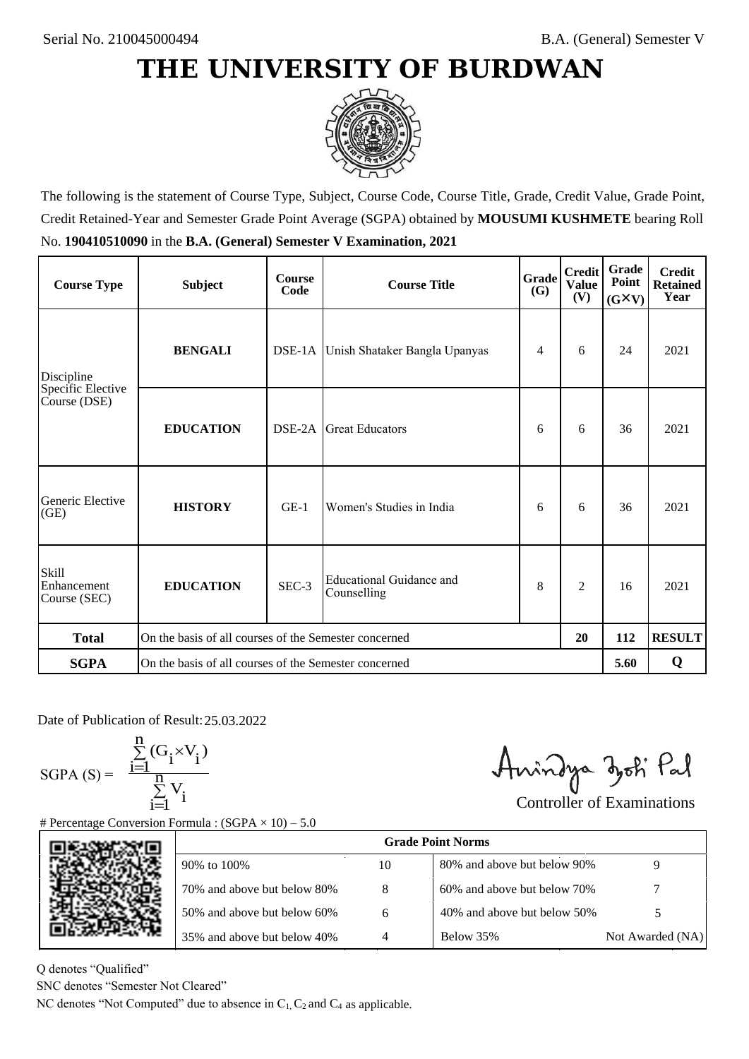Serial No. 210045000494

B.A. (General) Semester V

# THE UNIVERSITY OF BURDWAN

The following is the statement of Course Type, Subject, Course Code, Course Title, Grade, Credit Value, Grade Point, Credit Retained-Year and Semester Grade Point Average (SGPA) obtained by **MOUSUMI KUSHMETE** bearing Roll No. **190410510090** in the **B.A. (General) Semester V Examination, 2021**

| Course Type | Subject | Course Code | Course Title | Grade (G) | Credit Value (V) | Grade Point (G×V) | Credit Retained Year |
|---|---|---|---|---|---|---|---|
| Discipline Specific Elective Course (DSE) | **BENGALI** | DSE-1A | Unish Shataker Bangla Upanyas | 4 | 6 | 24 | 2021 |
| | **EDUCATION** | DSE-2A | Great Educators | 6 | 6 | 36 | 2021 |
| Generic Elective (GE) | **HISTORY** | GE-1 | Women's Studies in India | 6 | 6 | 36 | 2021 |
| Skill Enhancement Course (SEC) | **EDUCATION** | SEC-3 | Educational Guidance and Counselling | 8 | 2 | 16 | 2021 |
| **Total** | On the basis of all courses of the Semester concerned | | | | **20** | **112** | **RESULT** |
| **SGPA** | On the basis of all courses of the Semester concerned | | | | | **5.60** | **Q** |

Date of Publication of Result: 25.03.2022

$$\text{SGPA (S)} = \frac{\sum_{i=1}^{n} (G_i \times V_i)}{\sum_{i=1}^{n} V_i}$$

Controller of Examinations

# Percentage Conversion Formula : (SGPA × 10) – 5.0

| Grade Point Norms | | | |
|---|---|---|---|
| 90% to 100% | 10 | 80% and above but below 90% | 9 |
| 70% and above but below 80% | 8 | 60% and above but below 70% | 7 |
| 50% and above but below 60% | 6 | 40% and above but below 50% | 5 |
| 35% and above but below 40% | 4 | Below 35% | Not Awarded (NA) |

Q denotes "Qualified"

SNC denotes "Semester Not Cleared"

NC denotes "Not Computed" due to absence in $C_1$, $C_2$ and $C_4$ as applicable.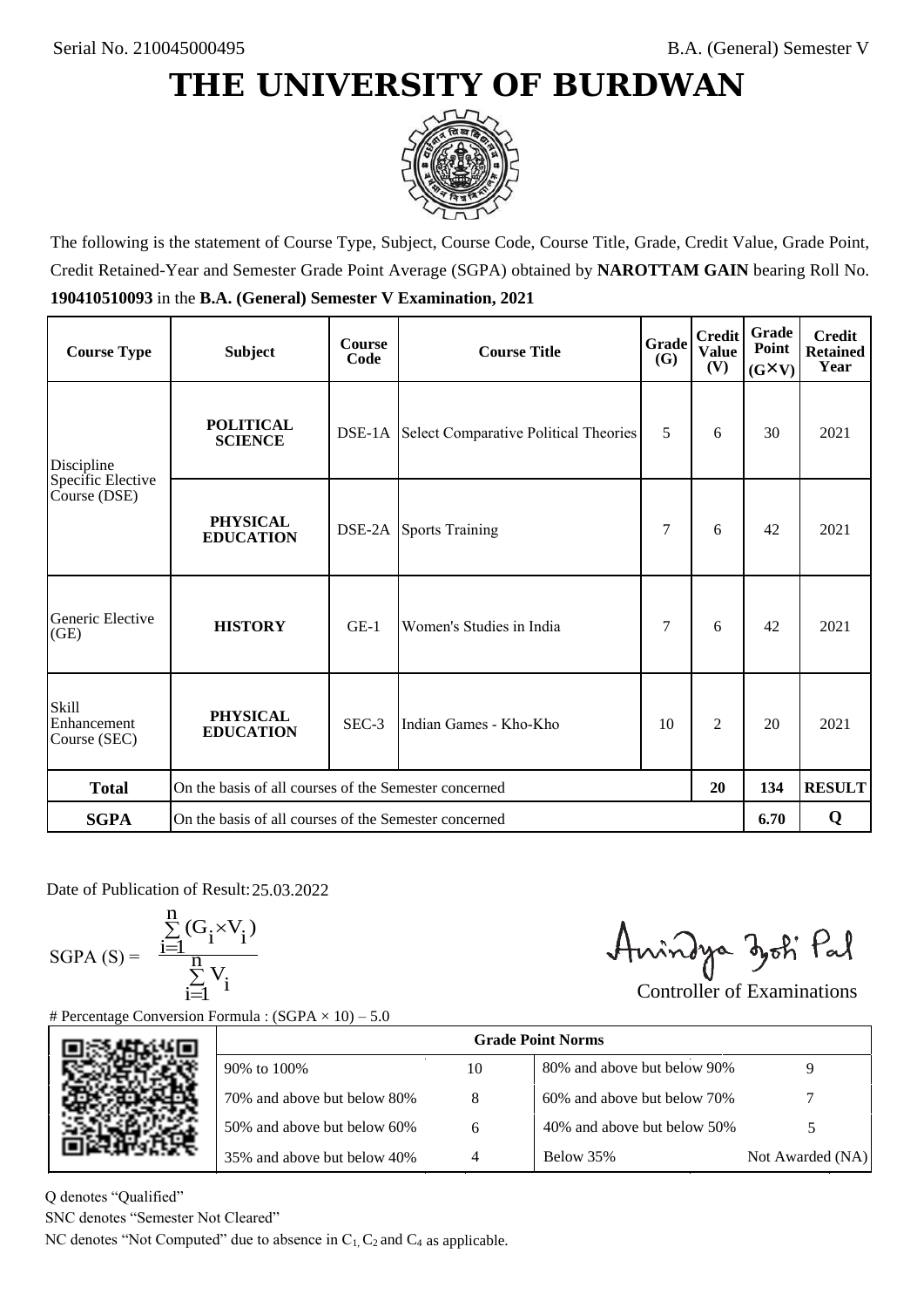Serial No. 210045000495

B.A. (General) Semester V

# THE UNIVERSITY OF BURDWAN

The following is the statement of Course Type, Subject, Course Code, Course Title, Grade, Credit Value, Grade Point, Credit Retained-Year and Semester Grade Point Average (SGPA) obtained by **NAROTTAM GAIN** bearing Roll No. **190410510093** in the **B.A. (General) Semester V Examination, 2021**

| Course Type | Subject | Course Code | Course Title | Grade (G) | Credit Value (V) | Grade Point (G×V) | Credit Retained Year |
|---|---|---|---|---|---|---|---|
| Discipline Specific Elective Course (DSE) | **POLITICAL SCIENCE** | DSE-1A | Select Comparative Political Theories | 5 | 6 | 30 | 2021 |
| | **PHYSICAL EDUCATION** | DSE-2A | Sports Training | 7 | 6 | 42 | 2021 |
| Generic Elective (GE) | **HISTORY** | GE-1 | Women's Studies in India | 7 | 6 | 42 | 2021 |
| Skill Enhancement Course (SEC) | **PHYSICAL EDUCATION** | SEC-3 | Indian Games - Kho-Kho | 10 | 2 | 20 | 2021 |
| **Total** | On the basis of all courses of the Semester concerned | | | | **20** | **134** | **RESULT** |
| **SGPA** | On the basis of all courses of the Semester concerned | | | | | **6.70** | **Q** |

Date of Publication of Result: 25.03.2022

$$SGPA (S) = \frac{\sum_{i=1}^{n} (G_i \times V_i)}{\sum_{i=1}^{n} V_i}$$

Controller of Examinations

# Percentage Conversion Formula : (SGPA × 10) – 5.0

| Grade Point Norms | | | |
|---|---|---|---|
| 90% to 100% | 10 | 80% and above but below 90% | 9 |
| 70% and above but below 80% | 8 | 60% and above but below 70% | 7 |
| 50% and above but below 60% | 6 | 40% and above but below 50% | 5 |
| 35% and above but below 40% | 4 | Below 35% | Not Awarded (NA) |

Q denotes "Qualified"

SNC denotes "Semester Not Cleared"

NC denotes "Not Computed" due to absence in $C_1$, $C_2$ and $C_4$ as applicable.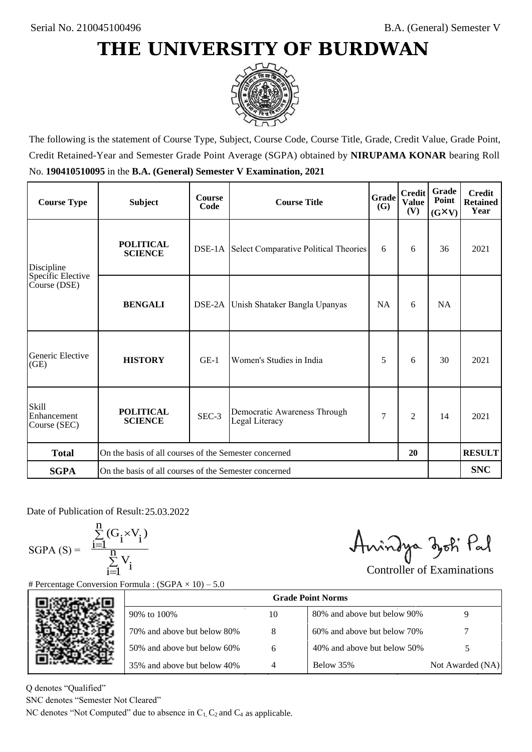Serial No. 210045100496

B.A. (General) Semester V

# THE UNIVERSITY OF BURDWAN

The following is the statement of Course Type, Subject, Course Code, Course Title, Grade, Credit Value, Grade Point, Credit Retained-Year and Semester Grade Point Average (SGPA) obtained by **NIRUPAMA KONAR** bearing Roll No. **190410510095** in the **B.A. (General) Semester V Examination, 2021**

| Course Type | Subject | Course Code | Course Title | Grade (G) | Credit Value (V) | Grade Point (G×V) | Credit Retained Year |
|---|---|---|---|---|---|---|---|
| Discipline Specific Elective Course (DSE) | **POLITICAL SCIENCE** | DSE-1A | Select Comparative Political Theories | 6 | 6 | 36 | 2021 |
| | **BENGALI** | DSE-2A | Unish Shataker Bangla Upanyas | NA | 6 | NA | |
| Generic Elective (GE) | **HISTORY** | GE-1 | Women's Studies in India | 5 | 6 | 30 | 2021 |
| Skill Enhancement Course (SEC) | **POLITICAL SCIENCE** | SEC-3 | Democratic Awareness Through Legal Literacy | 7 | 2 | 14 | 2021 |
| **Total** | On the basis of all courses of the Semester concerned | | | | 20 | | **RESULT** |
| **SGPA** | On the basis of all courses of the Semester concerned | | | | | | **SNC** |

Date of Publication of Result: 25.03.2022

$$\text{SGPA (S)} = \frac{\sum_{i=1}^{n}(G_i \times V_i)}{\sum_{i=1}^{n} V_i}$$

Controller of Examinations

# Percentage Conversion Formula : (SGPA × 10) – 5.0

| Grade Point Norms | | | |
|---|---|---|---|
| 90% to 100% | 10 | 80% and above but below 90% | 9 |
| 70% and above but below 80% | 8 | 60% and above but below 70% | 7 |
| 50% and above but below 60% | 6 | 40% and above but below 50% | 5 |
| 35% and above but below 40% | 4 | Below 35% | Not Awarded (NA) |

Q denotes "Qualified"

SNC denotes "Semester Not Cleared"

NC denotes "Not Computed" due to absence in $C_1$, $C_2$ and $C_4$ as applicable.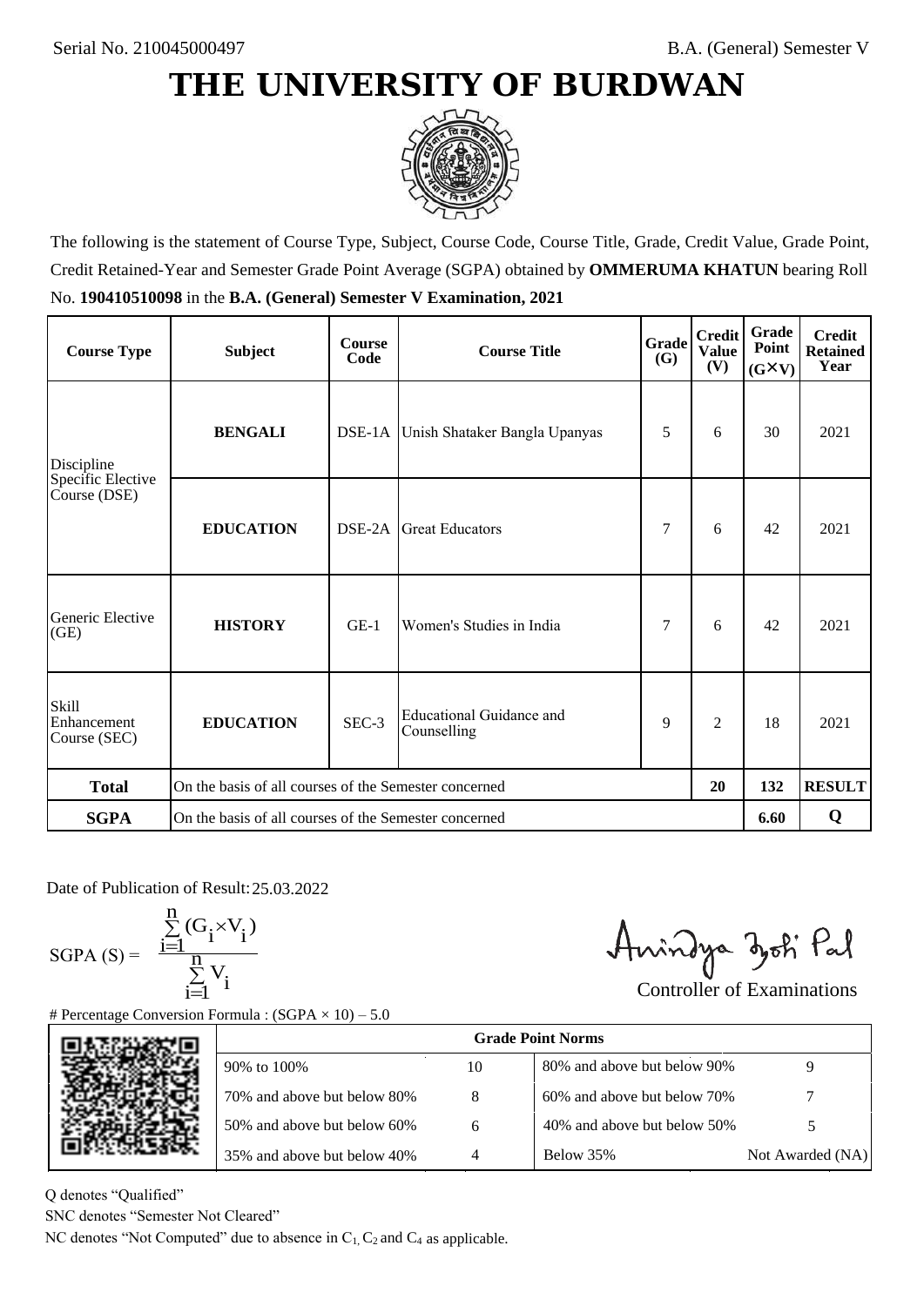Serial No. 210045000497

B.A. (General) Semester V

# THE UNIVERSITY OF BURDWAN

The following is the statement of Course Type, Subject, Course Code, Course Title, Grade, Credit Value, Grade Point, Credit Retained-Year and Semester Grade Point Average (SGPA) obtained by **OMMERUMA KHATUN** bearing Roll No. **190410510098** in the **B.A. (General) Semester V Examination, 2021**

| Course Type | Subject | Course Code | Course Title | Grade (G) | Credit Value (V) | Grade Point (G×V) | Credit Retained Year |
|---|---|---|---|---|---|---|---|
| Discipline Specific Elective Course (DSE) | **BENGALI** | DSE-1A | Unish Shataker Bangla Upanyas | 5 | 6 | 30 | 2021 |
| | **EDUCATION** | DSE-2A | Great Educators | 7 | 6 | 42 | 2021 |
| Generic Elective (GE) | **HISTORY** | GE-1 | Women's Studies in India | 7 | 6 | 42 | 2021 |
| Skill Enhancement Course (SEC) | **EDUCATION** | SEC-3 | Educational Guidance and Counselling | 9 | 2 | 18 | 2021 |
| **Total** | On the basis of all courses of the Semester concerned | | | | **20** | **132** | **RESULT** |
| **SGPA** | On the basis of all courses of the Semester concerned | | | | | **6.60** | **Q** |

Date of Publication of Result: 25.03.2022

$$\text{SGPA (S)} = \frac{\sum_{i=1}^{n}(G_i \times V_i)}{\sum_{i=1}^{n} V_i}$$

Controller of Examinations

# Percentage Conversion Formula : (SGPA × 10) – 5.0

| Grade Point Norms | | | |
|---|---|---|---|
| 90% to 100% | 10 | 80% and above but below 90% | 9 |
| 70% and above but below 80% | 8 | 60% and above but below 70% | 7 |
| 50% and above but below 60% | 6 | 40% and above but below 50% | 5 |
| 35% and above but below 40% | 4 | Below 35% | Not Awarded (NA) |

Q denotes "Qualified"

SNC denotes "Semester Not Cleared"

NC denotes "Not Computed" due to absence in $C_1$, $C_2$ and $C_4$ as applicable.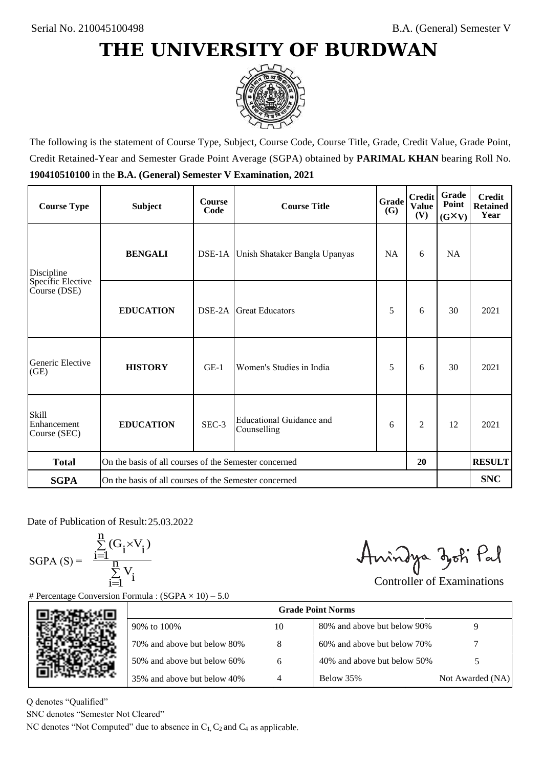Serial No. 210045100498

B.A. (General) Semester V

# THE UNIVERSITY OF BURDWAN

The following is the statement of Course Type, Subject, Course Code, Course Title, Grade, Credit Value, Grade Point, Credit Retained-Year and Semester Grade Point Average (SGPA) obtained by **PARIMAL KHAN** bearing Roll No. **190410510100** in the **B.A. (General) Semester V Examination, 2021**

| Course Type | Subject | Course Code | Course Title | Grade (G) | Credit Value (V) | Grade Point (G×V) | Credit Retained Year |
|---|---|---|---|---|---|---|---|
| Discipline Specific Elective Course (DSE) | **BENGALI** | DSE-1A | Unish Shataker Bangla Upanyas | NA | 6 | NA | |
| | **EDUCATION** | DSE-2A | Great Educators | 5 | 6 | 30 | 2021 |
| Generic Elective (GE) | **HISTORY** | GE-1 | Women's Studies in India | 5 | 6 | 30 | 2021 |
| Skill Enhancement Course (SEC) | **EDUCATION** | SEC-3 | Educational Guidance and Counselling | 6 | 2 | 12 | 2021 |
| **Total** | On the basis of all courses of the Semester concerned | | | | 20 | | **RESULT** |
| **SGPA** | On the basis of all courses of the Semester concerned | | | | | | **SNC** |

Date of Publication of Result: 25.03.2022

$$\text{SGPA (S)} = \frac{\sum_{i=1}^{n}(G_i \times V_i)}{\sum_{i=1}^{n} V_i}$$

Controller of Examinations

# Percentage Conversion Formula : (SGPA × 10) – 5.0

| Grade Point Norms | | | |
|---|---|---|---|
| 90% to 100% | 10 | 80% and above but below 90% | 9 |
| 70% and above but below 80% | 8 | 60% and above but below 70% | 7 |
| 50% and above but below 60% | 6 | 40% and above but below 50% | 5 |
| 35% and above but below 40% | 4 | Below 35% | Not Awarded (NA) |

Q denotes "Qualified"

SNC denotes "Semester Not Cleared"

NC denotes "Not Computed" due to absence in $C_1$, $C_2$ and $C_4$ as applicable.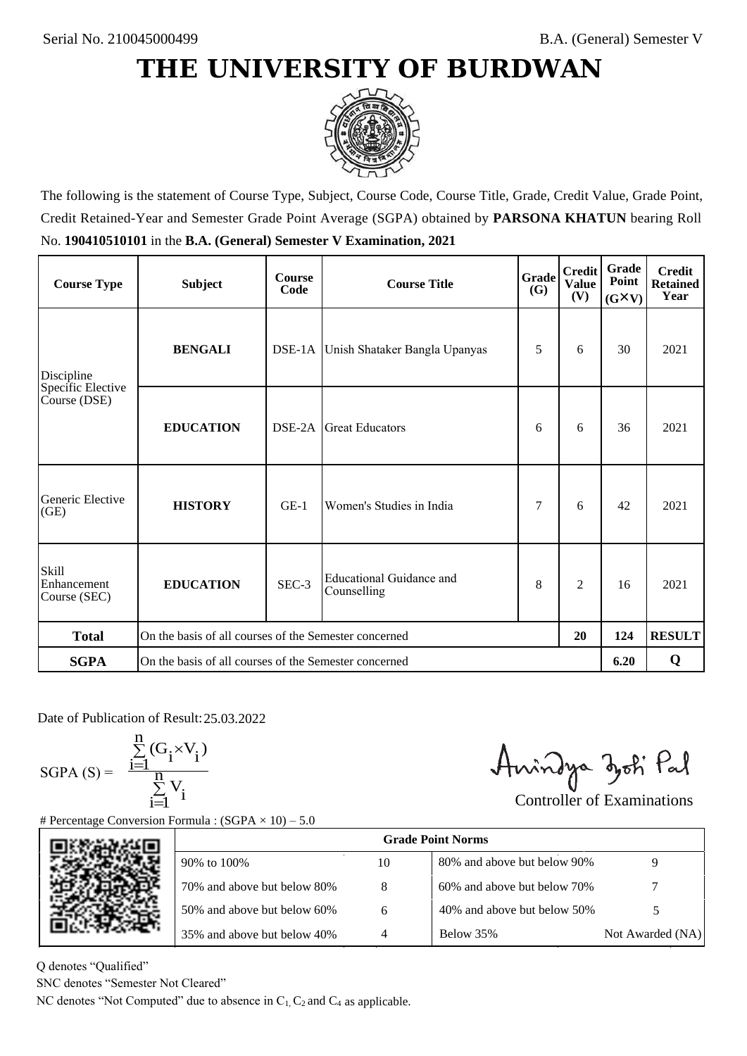Serial No. 210045000499

B.A. (General) Semester V

# THE UNIVERSITY OF BURDWAN

The following is the statement of Course Type, Subject, Course Code, Course Title, Grade, Credit Value, Grade Point, Credit Retained-Year and Semester Grade Point Average (SGPA) obtained by **PARSONA KHATUN** bearing Roll No. **190410510101** in the **B.A. (General) Semester V Examination, 2021**

| Course Type | Subject | Course Code | Course Title | Grade (G) | Credit Value (V) | Grade Point (G×V) | Credit Retained Year |
|---|---|---|---|---|---|---|---|
| Discipline Specific Elective Course (DSE) | **BENGALI** | DSE-1A | Unish Shataker Bangla Upanyas | 5 | 6 | 30 | 2021 |
| | **EDUCATION** | DSE-2A | Great Educators | 6 | 6 | 36 | 2021 |
| Generic Elective (GE) | **HISTORY** | GE-1 | Women's Studies in India | 7 | 6 | 42 | 2021 |
| Skill Enhancement Course (SEC) | **EDUCATION** | SEC-3 | Educational Guidance and Counselling | 8 | 2 | 16 | 2021 |
| **Total** | On the basis of all courses of the Semester concerned | | | | **20** | **124** | **RESULT** |
| **SGPA** | On the basis of all courses of the Semester concerned | | | | | **6.20** | **Q** |

Date of Publication of Result: 25.03.2022

$$\text{SGPA (S)} = \frac{\sum_{i=1}^{n}(G_i \times V_i)}{\sum_{i=1}^{n} V_i}$$

Controller of Examinations

# Percentage Conversion Formula : (SGPA × 10) – 5.0

| Grade Point Norms | | | |
|---|---|---|---|
| 90% to 100% | 10 | 80% and above but below 90% | 9 |
| 70% and above but below 80% | 8 | 60% and above but below 70% | 7 |
| 50% and above but below 60% | 6 | 40% and above but below 50% | 5 |
| 35% and above but below 40% | 4 | Below 35% | Not Awarded (NA) |

Q denotes "Qualified"

SNC denotes "Semester Not Cleared"

NC denotes "Not Computed" due to absence in $C_1$, $C_2$ and $C_4$ as applicable.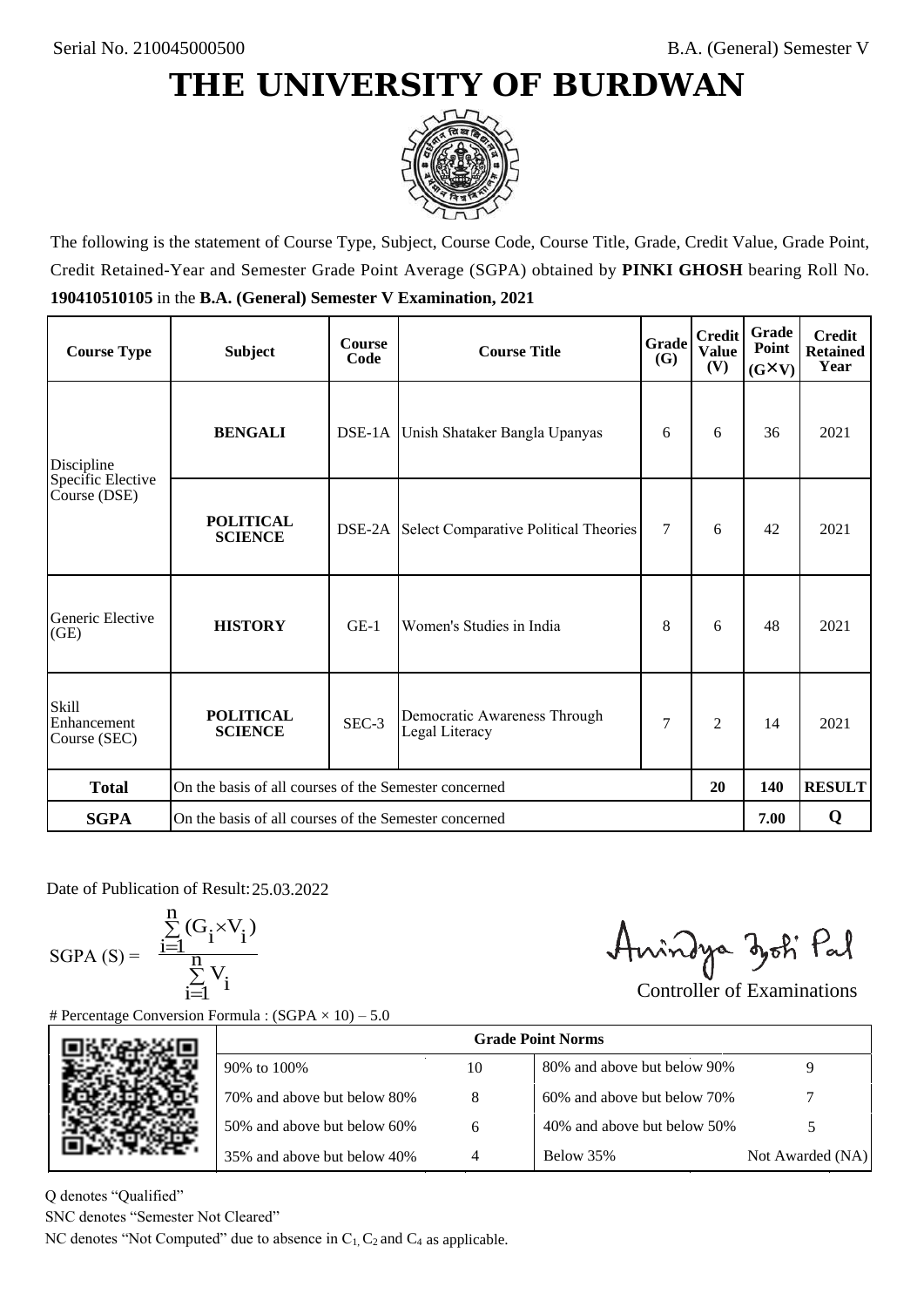Serial No. 210045000500

B.A. (General) Semester V

# THE UNIVERSITY OF BURDWAN

The following is the statement of Course Type, Subject, Course Code, Course Title, Grade, Credit Value, Grade Point, Credit Retained-Year and Semester Grade Point Average (SGPA) obtained by **PINKI GHOSH** bearing Roll No. **190410510105** in the **B.A. (General) Semester V Examination, 2021**

| Course Type | Subject | Course Code | Course Title | Grade (G) | Credit Value (V) | Grade Point (G×V) | Credit Retained Year |
|---|---|---|---|---|---|---|---|
| Discipline Specific Elective Course (DSE) | **BENGALI** | DSE-1A | Unish Shataker Bangla Upanyas | 6 | 6 | 36 | 2021 |
| | **POLITICAL SCIENCE** | DSE-2A | Select Comparative Political Theories | 7 | 6 | 42 | 2021 |
| Generic Elective (GE) | **HISTORY** | GE-1 | Women's Studies in India | 8 | 6 | 48 | 2021 |
| Skill Enhancement Course (SEC) | **POLITICAL SCIENCE** | SEC-3 | Democratic Awareness Through Legal Literacy | 7 | 2 | 14 | 2021 |
| **Total** | On the basis of all courses of the Semester concerned | | | | **20** | **140** | **RESULT** |
| **SGPA** | On the basis of all courses of the Semester concerned | | | | | **7.00** | **Q** |

Date of Publication of Result: 25.03.2022

$$\text{SGPA (S)} = \frac{\sum_{i=1}^{n}(G_i \times V_i)}{\sum_{i=1}^{n} V_i}$$

Controller of Examinations

# Percentage Conversion Formula : (SGPA × 10) – 5.0

| Grade Point Norms | | | |
|---|---|---|---|
| 90% to 100% | 10 | 80% and above but below 90% | 9 |
| 70% and above but below 80% | 8 | 60% and above but below 70% | 7 |
| 50% and above but below 60% | 6 | 40% and above but below 50% | 5 |
| 35% and above but below 40% | 4 | Below 35% | Not Awarded (NA) |

Q denotes "Qualified"

SNC denotes "Semester Not Cleared"

NC denotes "Not Computed" due to absence in $C_1$, $C_2$ and $C_4$ as applicable.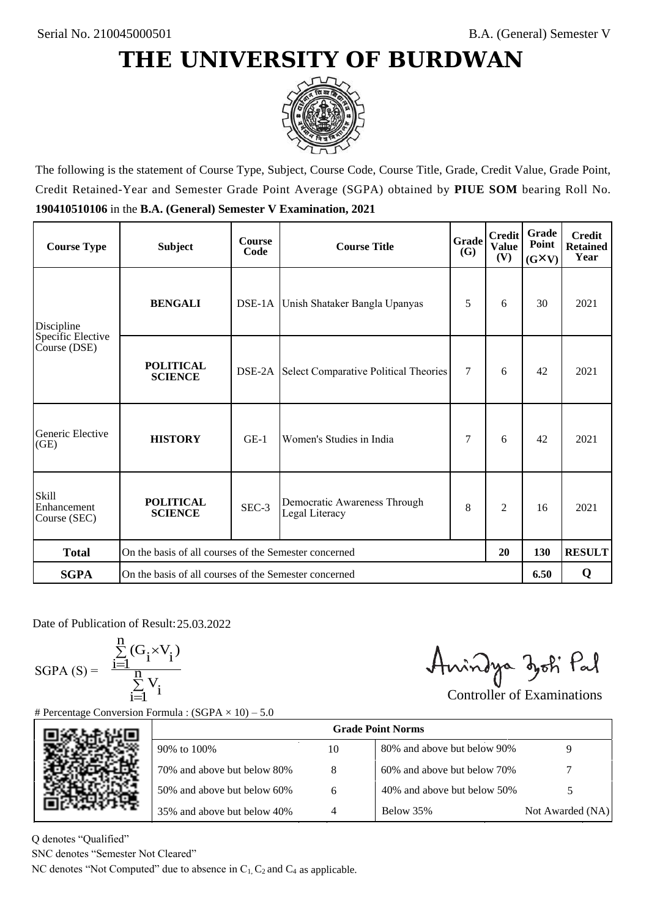Serial No. 210045000501

B.A. (General) Semester V

# THE UNIVERSITY OF BURDWAN

The following is the statement of Course Type, Subject, Course Code, Course Title, Grade, Credit Value, Grade Point, Credit Retained-Year and Semester Grade Point Average (SGPA) obtained by **PIUE SOM** bearing Roll No. **190410510106** in the **B.A. (General) Semester V Examination, 2021**

| Course Type | Subject | Course Code | Course Title | Grade (G) | Credit Value (V) | Grade Point (G×V) | Credit Retained Year |
|---|---|---|---|---|---|---|---|
| Discipline Specific Elective Course (DSE) | **BENGALI** | DSE-1A | Unish Shataker Bangla Upanyas | 5 | 6 | 30 | 2021 |
| | **POLITICAL SCIENCE** | DSE-2A | Select Comparative Political Theories | 7 | 6 | 42 | 2021 |
| Generic Elective (GE) | **HISTORY** | GE-1 | Women's Studies in India | 7 | 6 | 42 | 2021 |
| Skill Enhancement Course (SEC) | **POLITICAL SCIENCE** | SEC-3 | Democratic Awareness Through Legal Literacy | 8 | 2 | 16 | 2021 |
| **Total** | On the basis of all courses of the Semester concerned | | | | **20** | **130** | **RESULT** |
| **SGPA** | On the basis of all courses of the Semester concerned | | | | | **6.50** | **Q** |

Date of Publication of Result: 25.03.2022

$$\text{SGPA (S)} = \frac{\sum_{i=1}^{n}(G_i \times V_i)}{\sum_{i=1}^{n} V_i}$$

Controller of Examinations

# Percentage Conversion Formula : (SGPA × 10) – 5.0

| Grade Point Norms | | | |
|---|---|---|---|
| 90% to 100% | 10 | 80% and above but below 90% | 9 |
| 70% and above but below 80% | 8 | 60% and above but below 70% | 7 |
| 50% and above but below 60% | 6 | 40% and above but below 50% | 5 |
| 35% and above but below 40% | 4 | Below 35% | Not Awarded (NA) |

Q denotes "Qualified"

SNC denotes "Semester Not Cleared"

NC denotes "Not Computed" due to absence in $C_1$, $C_2$ and $C_4$ as applicable.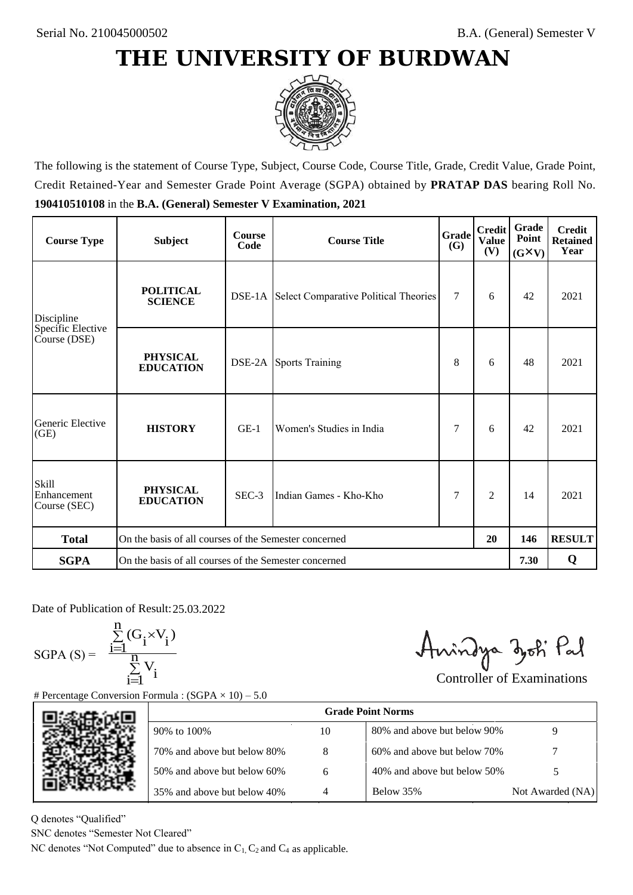Serial No. 210045000502

B.A. (General) Semester V

# THE UNIVERSITY OF BURDWAN

The following is the statement of Course Type, Subject, Course Code, Course Title, Grade, Credit Value, Grade Point, Credit Retained-Year and Semester Grade Point Average (SGPA) obtained by **PRATAP DAS** bearing Roll No. **190410510108** in the **B.A. (General) Semester V Examination, 2021**

| Course Type | Subject | Course Code | Course Title | Grade (G) | Credit Value (V) | Grade Point (G×V) | Credit Retained Year |
|---|---|---|---|---|---|---|---|
| Discipline Specific Elective Course (DSE) | **POLITICAL SCIENCE** | DSE-1A | Select Comparative Political Theories | 7 | 6 | 42 | 2021 |
| | **PHYSICAL EDUCATION** | DSE-2A | Sports Training | 8 | 6 | 48 | 2021 |
| Generic Elective (GE) | **HISTORY** | GE-1 | Women's Studies in India | 7 | 6 | 42 | 2021 |
| Skill Enhancement Course (SEC) | **PHYSICAL EDUCATION** | SEC-3 | Indian Games - Kho-Kho | 7 | 2 | 14 | 2021 |
| **Total** | On the basis of all courses of the Semester concerned | | | | **20** | **146** | **RESULT** |
| **SGPA** | On the basis of all courses of the Semester concerned | | | | | **7.30** | **Q** |

Date of Publication of Result: 25.03.2022

$$\text{SGPA (S)} = \frac{\sum_{i=1}^{n}(G_i \times V_i)}{\sum_{i=1}^{n} V_i}$$

Controller of Examinations

# Percentage Conversion Formula : (SGPA × 10) – 5.0

| Grade Point Norms | | | |
|---|---|---|---|
| 90% to 100% | 10 | 80% and above but below 90% | 9 |
| 70% and above but below 80% | 8 | 60% and above but below 70% | 7 |
| 50% and above but below 60% | 6 | 40% and above but below 50% | 5 |
| 35% and above but below 40% | 4 | Below 35% | Not Awarded (NA) |

Q denotes "Qualified"

SNC denotes "Semester Not Cleared"

NC denotes "Not Computed" due to absence in $C_1$, $C_2$ and $C_4$ as applicable.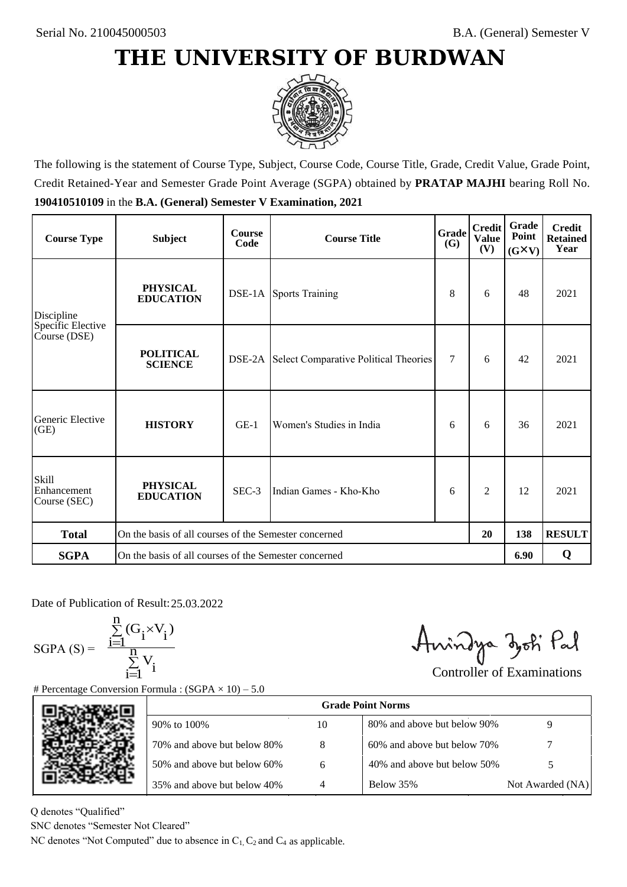Serial No. 210045000503

B.A. (General) Semester V

# THE UNIVERSITY OF BURDWAN

The following is the statement of Course Type, Subject, Course Code, Course Title, Grade, Credit Value, Grade Point, Credit Retained-Year and Semester Grade Point Average (SGPA) obtained by **PRATAP MAJHI** bearing Roll No. **190410510109** in the **B.A. (General) Semester V Examination, 2021**

| Course Type | Subject | Course Code | Course Title | Grade (G) | Credit Value (V) | Grade Point (G×V) | Credit Retained Year |
|---|---|---|---|---|---|---|---|
| Discipline Specific Elective Course (DSE) | **PHYSICAL EDUCATION** | DSE-1A | Sports Training | 8 | 6 | 48 | 2021 |
| | **POLITICAL SCIENCE** | DSE-2A | Select Comparative Political Theories | 7 | 6 | 42 | 2021 |
| Generic Elective (GE) | **HISTORY** | GE-1 | Women's Studies in India | 6 | 6 | 36 | 2021 |
| Skill Enhancement Course (SEC) | **PHYSICAL EDUCATION** | SEC-3 | Indian Games - Kho-Kho | 6 | 2 | 12 | 2021 |
| **Total** | On the basis of all courses of the Semester concerned | | | | **20** | **138** | **RESULT** |
| **SGPA** | On the basis of all courses of the Semester concerned | | | | | **6.90** | **Q** |

Date of Publication of Result: 25.03.2022

$$\text{SGPA (S)} = \frac{\sum_{i=1}^{n}(G_i \times V_i)}{\sum_{i=1}^{n} V_i}$$

Controller of Examinations

# Percentage Conversion Formula : (SGPA × 10) – 5.0

| Grade Point Norms | | | |
|---|---|---|---|
| 90% to 100% | 10 | 80% and above but below 90% | 9 |
| 70% and above but below 80% | 8 | 60% and above but below 70% | 7 |
| 50% and above but below 60% | 6 | 40% and above but below 50% | 5 |
| 35% and above but below 40% | 4 | Below 35% | Not Awarded (NA) |

Q denotes "Qualified"

SNC denotes "Semester Not Cleared"

NC denotes "Not Computed" due to absence in $C_1$, $C_2$ and $C_4$ as applicable.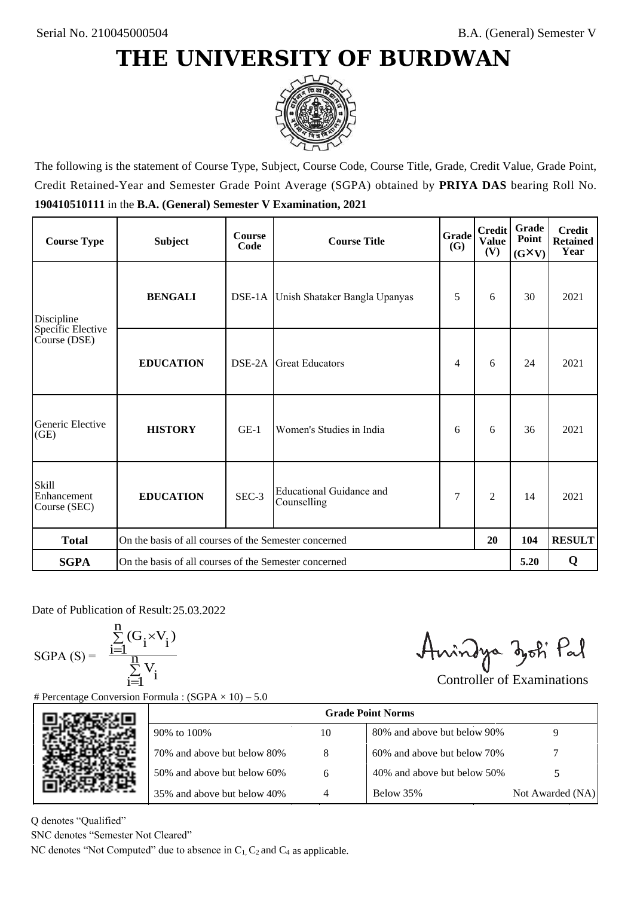Serial No. 210045000504

B.A. (General) Semester V

# THE UNIVERSITY OF BURDWAN

The following is the statement of Course Type, Subject, Course Code, Course Title, Grade, Credit Value, Grade Point, Credit Retained-Year and Semester Grade Point Average (SGPA) obtained by **PRIYA DAS** bearing Roll No. **190410510111** in the **B.A. (General) Semester V Examination, 2021**

| Course Type | Subject | Course Code | Course Title | Grade (G) | Credit Value (V) | Grade Point (G×V) | Credit Retained Year |
|---|---|---|---|---|---|---|---|
| Discipline Specific Elective Course (DSE) | **BENGALI** | DSE-1A | Unish Shataker Bangla Upanyas | 5 | 6 | 30 | 2021 |
| | **EDUCATION** | DSE-2A | Great Educators | 4 | 6 | 24 | 2021 |
| Generic Elective (GE) | **HISTORY** | GE-1 | Women's Studies in India | 6 | 6 | 36 | 2021 |
| Skill Enhancement Course (SEC) | **EDUCATION** | SEC-3 | Educational Guidance and Counselling | 7 | 2 | 14 | 2021 |
| **Total** | On the basis of all courses of the Semester concerned | | | | **20** | **104** | **RESULT** |
| **SGPA** | On the basis of all courses of the Semester concerned | | | | | **5.20** | **Q** |

Date of Publication of Result: 25.03.2022

$$\text{SGPA (S)} = \frac{\sum_{i=1}^{n}(G_i \times V_i)}{\sum_{i=1}^{n} V_i}$$

Controller of Examinations

# Percentage Conversion Formula : (SGPA × 10) – 5.0

| Grade Point Norms | | | |
|---|---|---|---|
| 90% to 100% | 10 | 80% and above but below 90% | 9 |
| 70% and above but below 80% | 8 | 60% and above but below 70% | 7 |
| 50% and above but below 60% | 6 | 40% and above but below 50% | 5 |
| 35% and above but below 40% | 4 | Below 35% | Not Awarded (NA) |

Q denotes "Qualified"

SNC denotes "Semester Not Cleared"

NC denotes "Not Computed" due to absence in $C_1$, $C_2$ and $C_4$ as applicable.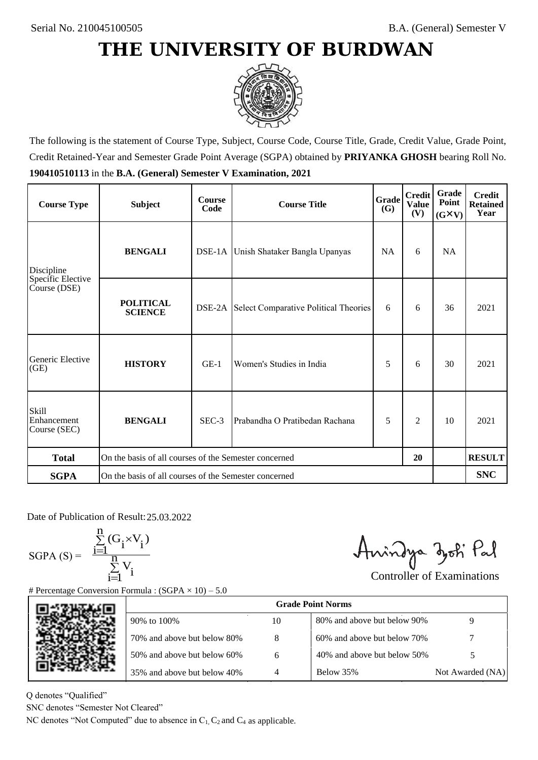Serial No. 210045100505

B.A. (General) Semester V

# THE UNIVERSITY OF BURDWAN

The following is the statement of Course Type, Subject, Course Code, Course Title, Grade, Credit Value, Grade Point, Credit Retained-Year and Semester Grade Point Average (SGPA) obtained by **PRIYANKA GHOSH** bearing Roll No. **190410510113** in the **B.A. (General) Semester V Examination, 2021**

| Course Type | Subject | Course Code | Course Title | Grade (G) | Credit Value (V) | Grade Point (G×V) | Credit Retained Year |
|---|---|---|---|---|---|---|---|
| Discipline Specific Elective Course (DSE) | **BENGALI** | DSE-1A | Unish Shataker Bangla Upanyas | NA | 6 | NA | |
| | **POLITICAL SCIENCE** | DSE-2A | Select Comparative Political Theories | 6 | 6 | 36 | 2021 |
| Generic Elective (GE) | **HISTORY** | GE-1 | Women's Studies in India | 5 | 6 | 30 | 2021 |
| Skill Enhancement Course (SEC) | **BENGALI** | SEC-3 | Prabandha O Pratibedan Rachana | 5 | 2 | 10 | 2021 |
| **Total** | On the basis of all courses of the Semester concerned | | | | 20 | | **RESULT** |
| **SGPA** | On the basis of all courses of the Semester concerned | | | | | | **SNC** |

Date of Publication of Result: 25.03.2022

$$\text{SGPA (S)} = \frac{\sum_{i=1}^{n}(G_i \times V_i)}{\sum_{i=1}^{n} V_i}$$

Controller of Examinations

# Percentage Conversion Formula : (SGPA × 10) – 5.0

| Grade Point Norms | | | |
|---|---|---|---|
| 90% to 100% | 10 | 80% and above but below 90% | 9 |
| 70% and above but below 80% | 8 | 60% and above but below 70% | 7 |
| 50% and above but below 60% | 6 | 40% and above but below 50% | 5 |
| 35% and above but below 40% | 4 | Below 35% | Not Awarded (NA) |

Q denotes "Qualified"

SNC denotes "Semester Not Cleared"

NC denotes "Not Computed" due to absence in $C_1$, $C_2$ and $C_4$ as applicable.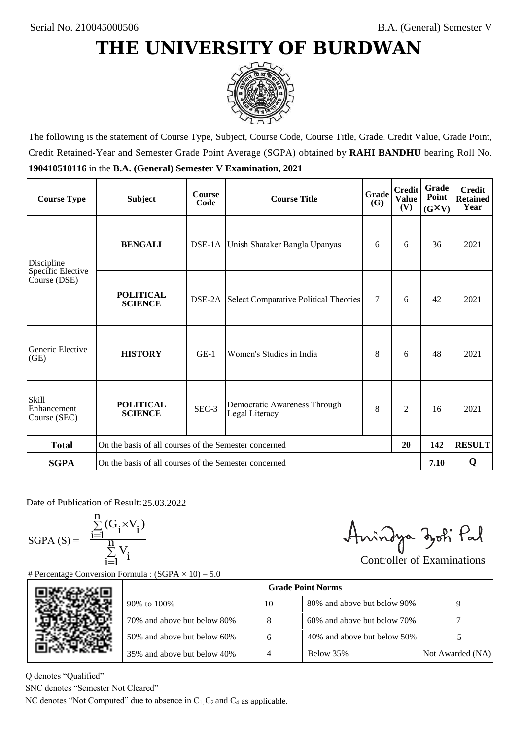Serial No. 210045000506

B.A. (General) Semester V

# THE UNIVERSITY OF BURDWAN

The following is the statement of Course Type, Subject, Course Code, Course Title, Grade, Credit Value, Grade Point, Credit Retained-Year and Semester Grade Point Average (SGPA) obtained by **RAHI BANDHU** bearing Roll No. **190410510116** in the **B.A. (General) Semester V Examination, 2021**

| Course Type | Subject | Course Code | Course Title | Grade (G) | Credit Value (V) | Grade Point (G×V) | Credit Retained Year |
|---|---|---|---|---|---|---|---|
| Discipline Specific Elective Course (DSE) | **BENGALI** | DSE-1A | Unish Shataker Bangla Upanyas | 6 | 6 | 36 | 2021 |
| | **POLITICAL SCIENCE** | DSE-2A | Select Comparative Political Theories | 7 | 6 | 42 | 2021 |
| Generic Elective (GE) | **HISTORY** | GE-1 | Women's Studies in India | 8 | 6 | 48 | 2021 |
| Skill Enhancement Course (SEC) | **POLITICAL SCIENCE** | SEC-3 | Democratic Awareness Through Legal Literacy | 8 | 2 | 16 | 2021 |
| **Total** | On the basis of all courses of the Semester concerned | | | | **20** | **142** | **RESULT** |
| **SGPA** | On the basis of all courses of the Semester concerned | | | | | **7.10** | **Q** |

Date of Publication of Result: 25.03.2022

$$\text{SGPA (S)} = \frac{\sum_{i=1}^{n}(G_i \times V_i)}{\sum_{i=1}^{n} V_i}$$

Controller of Examinations

# Percentage Conversion Formula : (SGPA × 10) – 5.0

| Grade Point Norms | | | |
|---|---|---|---|
| 90% to 100% | 10 | 80% and above but below 90% | 9 |
| 70% and above but below 80% | 8 | 60% and above but below 70% | 7 |
| 50% and above but below 60% | 6 | 40% and above but below 50% | 5 |
| 35% and above but below 40% | 4 | Below 35% | Not Awarded (NA) |

Q denotes "Qualified"

SNC denotes "Semester Not Cleared"

NC denotes "Not Computed" due to absence in $C_1$, $C_2$ and $C_4$ as applicable.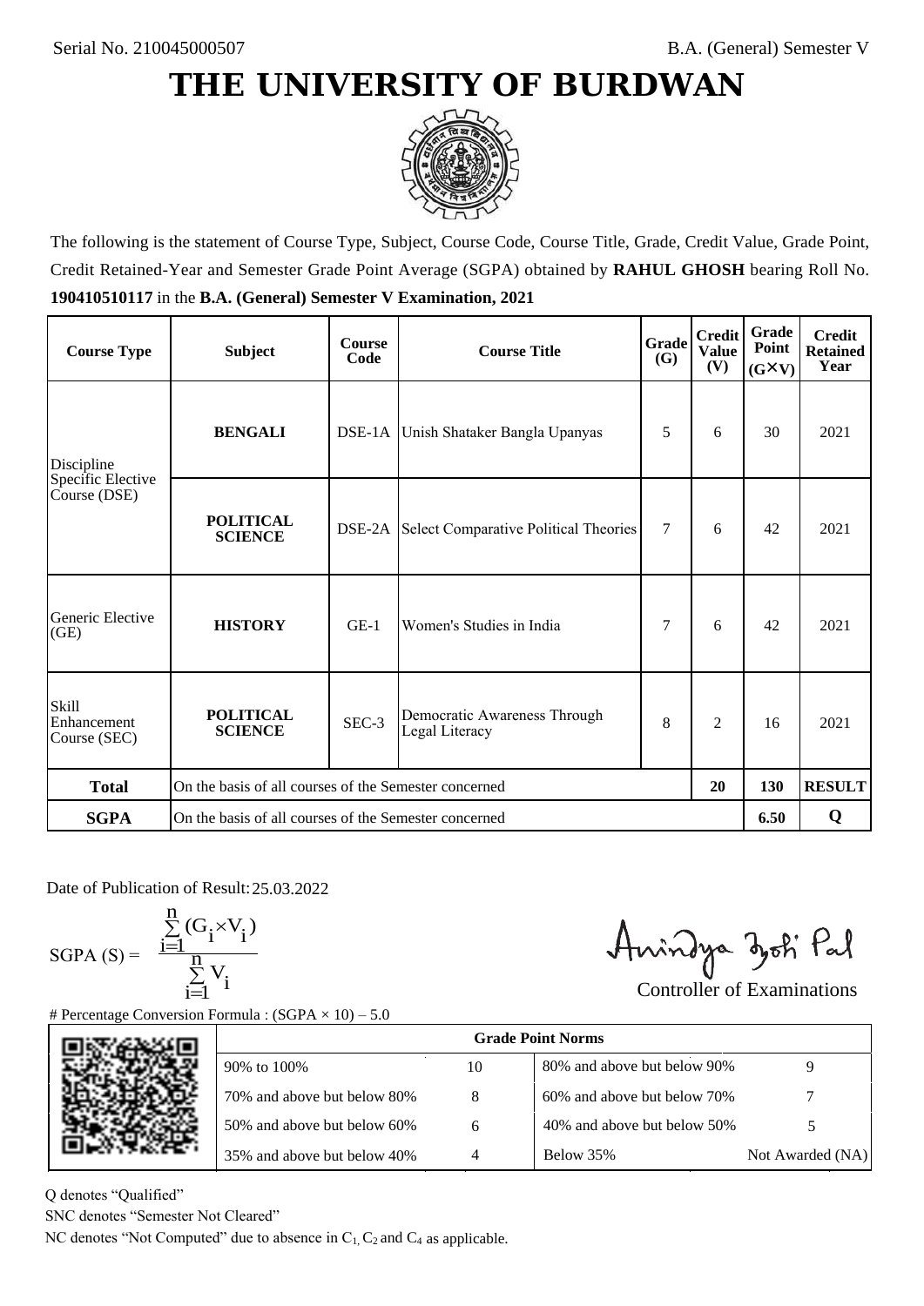Serial No. 210045000507

B.A. (General) Semester V

# THE UNIVERSITY OF BURDWAN

The following is the statement of Course Type, Subject, Course Code, Course Title, Grade, Credit Value, Grade Point, Credit Retained-Year and Semester Grade Point Average (SGPA) obtained by **RAHUL GHOSH** bearing Roll No. **190410510117** in the **B.A. (General) Semester V Examination, 2021**

| Course Type | Subject | Course Code | Course Title | Grade (G) | Credit Value (V) | Grade Point (G×V) | Credit Retained Year |
|---|---|---|---|---|---|---|---|
| Discipline Specific Elective Course (DSE) | **BENGALI** | DSE-1A | Unish Shataker Bangla Upanyas | 5 | 6 | 30 | 2021 |
| | **POLITICAL SCIENCE** | DSE-2A | Select Comparative Political Theories | 7 | 6 | 42 | 2021 |
| Generic Elective (GE) | **HISTORY** | GE-1 | Women's Studies in India | 7 | 6 | 42 | 2021 |
| Skill Enhancement Course (SEC) | **POLITICAL SCIENCE** | SEC-3 | Democratic Awareness Through Legal Literacy | 8 | 2 | 16 | 2021 |
| **Total** | On the basis of all courses of the Semester concerned | | | | **20** | **130** | **RESULT** |
| **SGPA** | On the basis of all courses of the Semester concerned | | | | | **6.50** | **Q** |

Date of Publication of Result: 25.03.2022

$$SGPA\ (S) = \frac{\sum_{i=1}^{n} (G_i \times V_i)}{\sum_{i=1}^{n} V_i}$$

Controller of Examinations

# Percentage Conversion Formula : (SGPA × 10) – 5.0

| Grade Point Norms | | | |
|---|---|---|---|
| 90% to 100% | 10 | 80% and above but below 90% | 9 |
| 70% and above but below 80% | 8 | 60% and above but below 70% | 7 |
| 50% and above but below 60% | 6 | 40% and above but below 50% | 5 |
| 35% and above but below 40% | 4 | Below 35% | Not Awarded (NA) |

Q denotes "Qualified"

SNC denotes "Semester Not Cleared"

NC denotes "Not Computed" due to absence in $C_1$, $C_2$ and $C_4$ as applicable.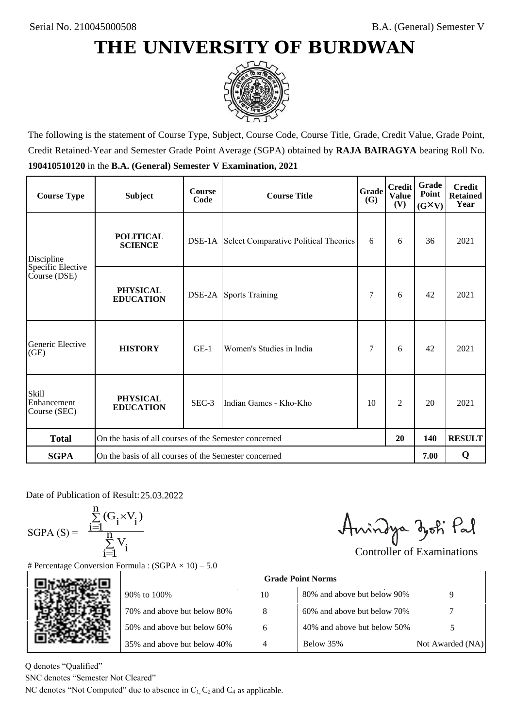Serial No. 210045000508

B.A. (General) Semester V

# THE UNIVERSITY OF BURDWAN

The following is the statement of Course Type, Subject, Course Code, Course Title, Grade, Credit Value, Grade Point, Credit Retained-Year and Semester Grade Point Average (SGPA) obtained by **RAJA BAIRAGYA** bearing Roll No. **190410510120** in the **B.A. (General) Semester V Examination, 2021**

| Course Type | Subject | Course Code | Course Title | Grade (G) | Credit Value (V) | Grade Point (G×V) | Credit Retained Year |
|---|---|---|---|---|---|---|---|
| Discipline Specific Elective Course (DSE) | **POLITICAL SCIENCE** | DSE-1A | Select Comparative Political Theories | 6 | 6 | 36 | 2021 |
| | **PHYSICAL EDUCATION** | DSE-2A | Sports Training | 7 | 6 | 42 | 2021 |
| Generic Elective (GE) | **HISTORY** | GE-1 | Women's Studies in India | 7 | 6 | 42 | 2021 |
| Skill Enhancement Course (SEC) | **PHYSICAL EDUCATION** | SEC-3 | Indian Games - Kho-Kho | 10 | 2 | 20 | 2021 |
| **Total** | On the basis of all courses of the Semester concerned | | | | **20** | **140** | **RESULT** |
| **SGPA** | On the basis of all courses of the Semester concerned | | | | | **7.00** | **Q** |

Date of Publication of Result: 25.03.2022

$$\text{SGPA (S)} = \frac{\sum_{i=1}^{n}(G_i \times V_i)}{\sum_{i=1}^{n} V_i}$$

Controller of Examinations

# Percentage Conversion Formula : (SGPA × 10) – 5.0

| Grade Point Norms | | | |
|---|---|---|---|
| 90% to 100% | 10 | 80% and above but below 90% | 9 |
| 70% and above but below 80% | 8 | 60% and above but below 70% | 7 |
| 50% and above but below 60% | 6 | 40% and above but below 50% | 5 |
| 35% and above but below 40% | 4 | Below 35% | Not Awarded (NA) |

Q denotes "Qualified"

SNC denotes "Semester Not Cleared"

NC denotes "Not Computed" due to absence in $C_1$, $C_2$ and $C_4$ as applicable.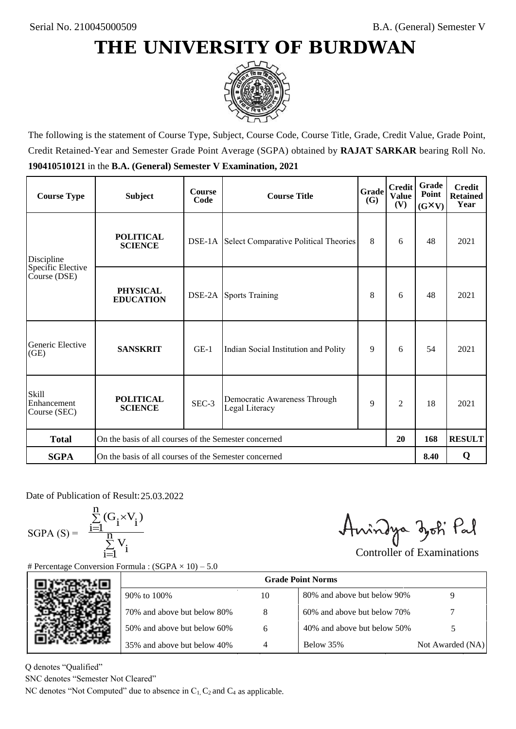Serial No. 210045000509

B.A. (General) Semester V

# THE UNIVERSITY OF BURDWAN

The following is the statement of Course Type, Subject, Course Code, Course Title, Grade, Credit Value, Grade Point, Credit Retained-Year and Semester Grade Point Average (SGPA) obtained by **RAJAT SARKAR** bearing Roll No. **190410510121** in the **B.A. (General) Semester V Examination, 2021**

| Course Type | Subject | Course Code | Course Title | Grade (G) | Credit Value (V) | Grade Point (G×V) | Credit Retained Year |
|---|---|---|---|---|---|---|---|
| Discipline Specific Elective Course (DSE) | **POLITICAL SCIENCE** | DSE-1A | Select Comparative Political Theories | 8 | 6 | 48 | 2021 |
| | **PHYSICAL EDUCATION** | DSE-2A | Sports Training | 8 | 6 | 48 | 2021 |
| Generic Elective (GE) | **SANSKRIT** | GE-1 | Indian Social Institution and Polity | 9 | 6 | 54 | 2021 |
| Skill Enhancement Course (SEC) | **POLITICAL SCIENCE** | SEC-3 | Democratic Awareness Through Legal Literacy | 9 | 2 | 18 | 2021 |
| **Total** | On the basis of all courses of the Semester concerned | | | | **20** | **168** | **RESULT** |
| **SGPA** | On the basis of all courses of the Semester concerned | | | | | **8.40** | **Q** |

Date of Publication of Result: 25.03.2022

$$\text{SGPA (S)} = \frac{\sum_{i=1}^{n}(G_i \times V_i)}{\sum_{i=1}^{n} V_i}$$

Controller of Examinations

# Percentage Conversion Formula : (SGPA × 10) – 5.0

| Grade Point Norms | | | |
|---|---|---|---|
| 90% to 100% | 10 | 80% and above but below 90% | 9 |
| 70% and above but below 80% | 8 | 60% and above but below 70% | 7 |
| 50% and above but below 60% | 6 | 40% and above but below 50% | 5 |
| 35% and above but below 40% | 4 | Below 35% | Not Awarded (NA) |

Q denotes "Qualified"

SNC denotes "Semester Not Cleared"

NC denotes "Not Computed" due to absence in $C_1$, $C_2$ and $C_4$ as applicable.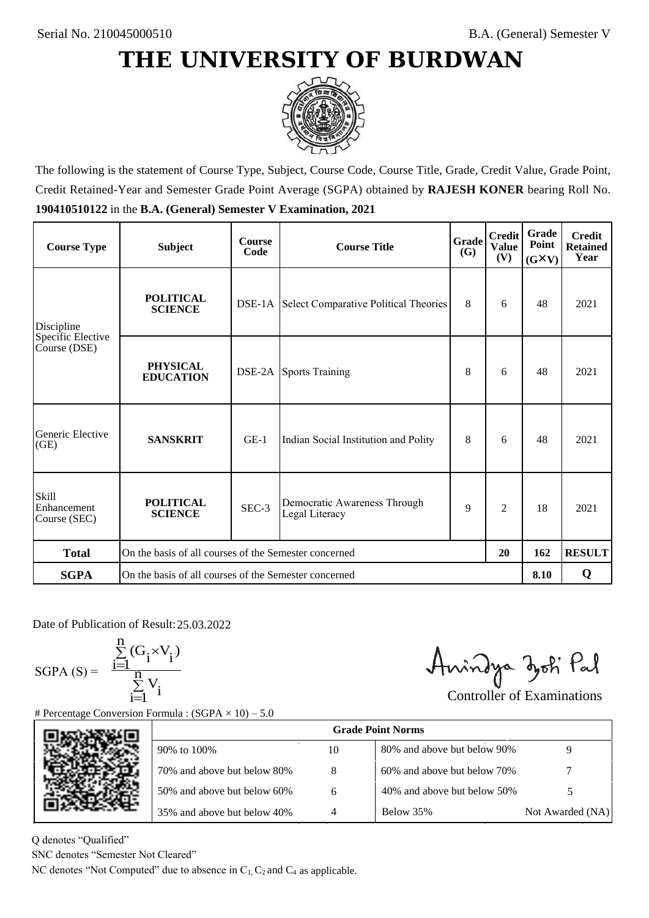Serial No. 210045000510

B.A. (General) Semester V

# THE UNIVERSITY OF BURDWAN

The following is the statement of Course Type, Subject, Course Code, Course Title, Grade, Credit Value, Grade Point, Credit Retained-Year and Semester Grade Point Average (SGPA) obtained by **RAJESH KONER** bearing Roll No. **190410510122** in the **B.A. (General) Semester V Examination, 2021**

| Course Type | Subject | Course Code | Course Title | Grade (G) | Credit Value (V) | Grade Point (G×V) | Credit Retained Year |
|---|---|---|---|---|---|---|---|
| Discipline Specific Elective Course (DSE) | **POLITICAL SCIENCE** | DSE-1A | Select Comparative Political Theories | 8 | 6 | 48 | 2021 |
| | **PHYSICAL EDUCATION** | DSE-2A | Sports Training | 8 | 6 | 48 | 2021 |
| Generic Elective (GE) | **SANSKRIT** | GE-1 | Indian Social Institution and Polity | 8 | 6 | 48 | 2021 |
| Skill Enhancement Course (SEC) | **POLITICAL SCIENCE** | SEC-3 | Democratic Awareness Through Legal Literacy | 9 | 2 | 18 | 2021 |
| **Total** | On the basis of all courses of the Semester concerned | | | | **20** | **162** | **RESULT** |
| **SGPA** | On the basis of all courses of the Semester concerned | | | | | **8.10** | **Q** |

Date of Publication of Result: 25.03.2022

$$\text{SGPA (S)} = \frac{\sum_{i=1}^{n} (G_i \times V_i)}{\sum_{i=1}^{n} V_i}$$

Controller of Examinations

# Percentage Conversion Formula : (SGPA × 10) – 5.0

| Grade Point Norms | | | |
|---|---|---|---|
| 90% to 100% | 10 | 80% and above but below 90% | 9 |
| 70% and above but below 80% | 8 | 60% and above but below 70% | 7 |
| 50% and above but below 60% | 6 | 40% and above but below 50% | 5 |
| 35% and above but below 40% | 4 | Below 35% | Not Awarded (NA) |

Q denotes "Qualified"

SNC denotes "Semester Not Cleared"

NC denotes "Not Computed" due to absence in $C_1$, $C_2$ and $C_4$ as applicable.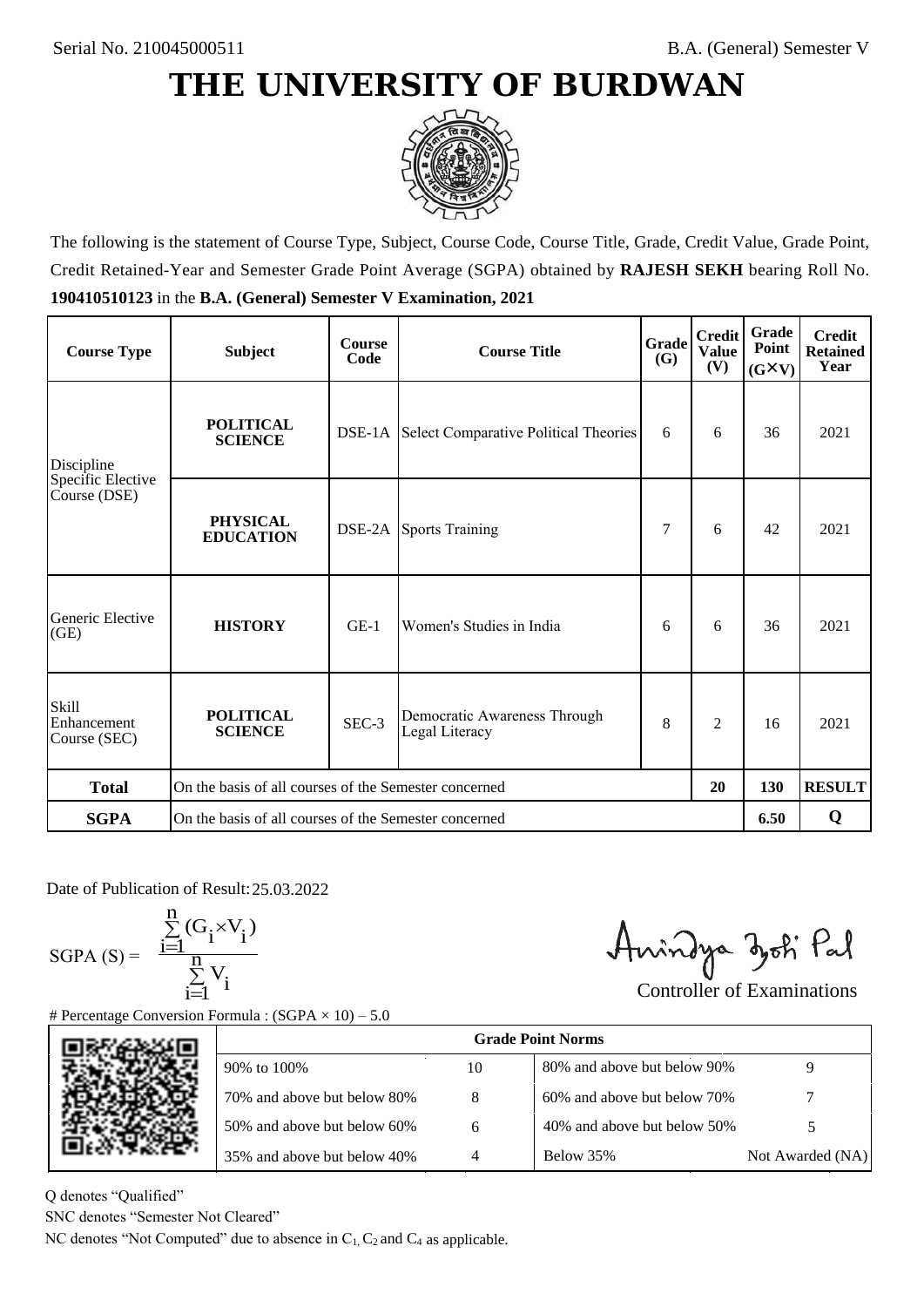Serial No. 210045000511

B.A. (General) Semester V

# THE UNIVERSITY OF BURDWAN

The following is the statement of Course Type, Subject, Course Code, Course Title, Grade, Credit Value, Grade Point, Credit Retained-Year and Semester Grade Point Average (SGPA) obtained by **RAJESH SEKH** bearing Roll No. **190410510123** in the **B.A. (General) Semester V Examination, 2021**

| Course Type | Subject | Course Code | Course Title | Grade (G) | Credit Value (V) | Grade Point (G×V) | Credit Retained Year |
|---|---|---|---|---|---|---|---|
| Discipline Specific Elective Course (DSE) | **POLITICAL SCIENCE** | DSE-1A | Select Comparative Political Theories | 6 | 6 | 36 | 2021 |
| | **PHYSICAL EDUCATION** | DSE-2A | Sports Training | 7 | 6 | 42 | 2021 |
| Generic Elective (GE) | **HISTORY** | GE-1 | Women's Studies in India | 6 | 6 | 36 | 2021 |
| Skill Enhancement Course (SEC) | **POLITICAL SCIENCE** | SEC-3 | Democratic Awareness Through Legal Literacy | 8 | 2 | 16 | 2021 |
| **Total** | On the basis of all courses of the Semester concerned | | | | **20** | **130** | **RESULT** |
| **SGPA** | On the basis of all courses of the Semester concerned | | | | | **6.50** | **Q** |

Date of Publication of Result: 25.03.2022

$$SGPA (S) = \frac{\sum_{i=1}^{n} (G_i \times V_i)}{\sum_{i=1}^{n} V_i}$$

Controller of Examinations

# Percentage Conversion Formula : (SGPA × 10) – 5.0

| Grade Point Norms | | | |
|---|---|---|---|
| 90% to 100% | 10 | 80% and above but below 90% | 9 |
| 70% and above but below 80% | 8 | 60% and above but below 70% | 7 |
| 50% and above but below 60% | 6 | 40% and above but below 50% | 5 |
| 35% and above but below 40% | 4 | Below 35% | Not Awarded (NA) |

Q denotes "Qualified"

SNC denotes "Semester Not Cleared"

NC denotes "Not Computed" due to absence in $C_1$, $C_2$ and $C_4$ as applicable.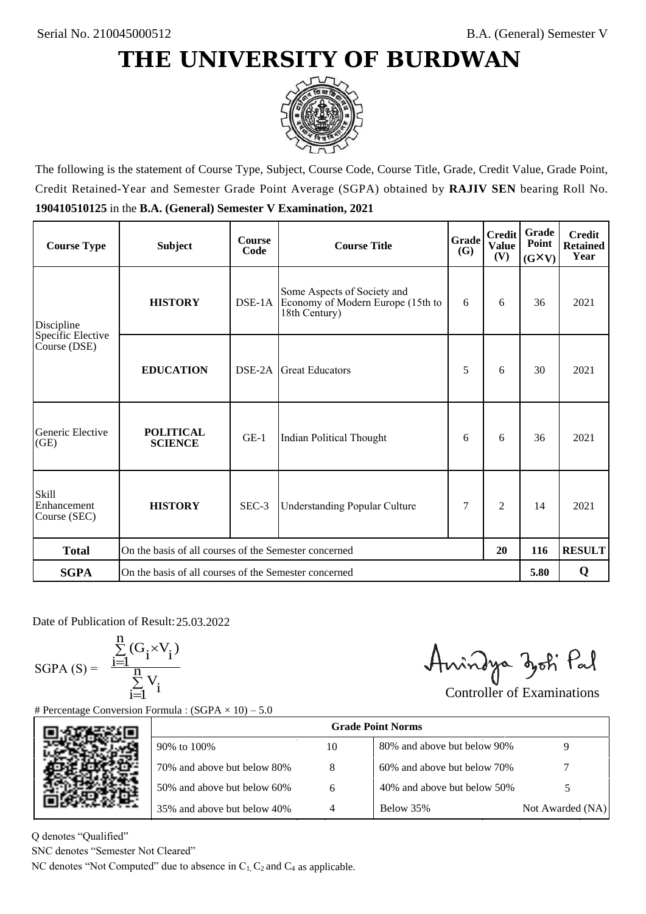Serial No. 210045000512

B.A. (General) Semester V

# THE UNIVERSITY OF BURDWAN

The following is the statement of Course Type, Subject, Course Code, Course Title, Grade, Credit Value, Grade Point, Credit Retained-Year and Semester Grade Point Average (SGPA) obtained by **RAJIV SEN** bearing Roll No. **190410510125** in the **B.A. (General) Semester V Examination, 2021**

| Course Type | Subject | Course Code | Course Title | Grade (G) | Credit Value (V) | Grade Point (G×V) | Credit Retained Year |
|---|---|---|---|---|---|---|---|
| Discipline Specific Elective Course (DSE) | **HISTORY** | DSE-1A | Some Aspects of Society and Economy of Modern Europe (15th to 18th Century) | 6 | 6 | 36 | 2021 |
| | **EDUCATION** | DSE-2A | Great Educators | 5 | 6 | 30 | 2021 |
| Generic Elective (GE) | **POLITICAL SCIENCE** | GE-1 | Indian Political Thought | 6 | 6 | 36 | 2021 |
| Skill Enhancement Course (SEC) | **HISTORY** | SEC-3 | Understanding Popular Culture | 7 | 2 | 14 | 2021 |
| **Total** | On the basis of all courses of the Semester concerned | | | | **20** | **116** | **RESULT** |
| **SGPA** | On the basis of all courses of the Semester concerned | | | | | **5.80** | **Q** |

Date of Publication of Result: 25.03.2022

$$\text{SGPA (S)} = \frac{\sum_{i=1}^{n} (G_i \times V_i)}{\sum_{i=1}^{n} V_i}$$

Controller of Examinations

# Percentage Conversion Formula : (SGPA × 10) – 5.0

| Grade Point Norms | | | |
|---|---|---|---|
| 90% to 100% | 10 | 80% and above but below 90% | 9 |
| 70% and above but below 80% | 8 | 60% and above but below 70% | 7 |
| 50% and above but below 60% | 6 | 40% and above but below 50% | 5 |
| 35% and above but below 40% | 4 | Below 35% | Not Awarded (NA) |

Q denotes "Qualified"

SNC denotes "Semester Not Cleared"

NC denotes "Not Computed" due to absence in $C_1$, $C_2$ and $C_4$ as applicable.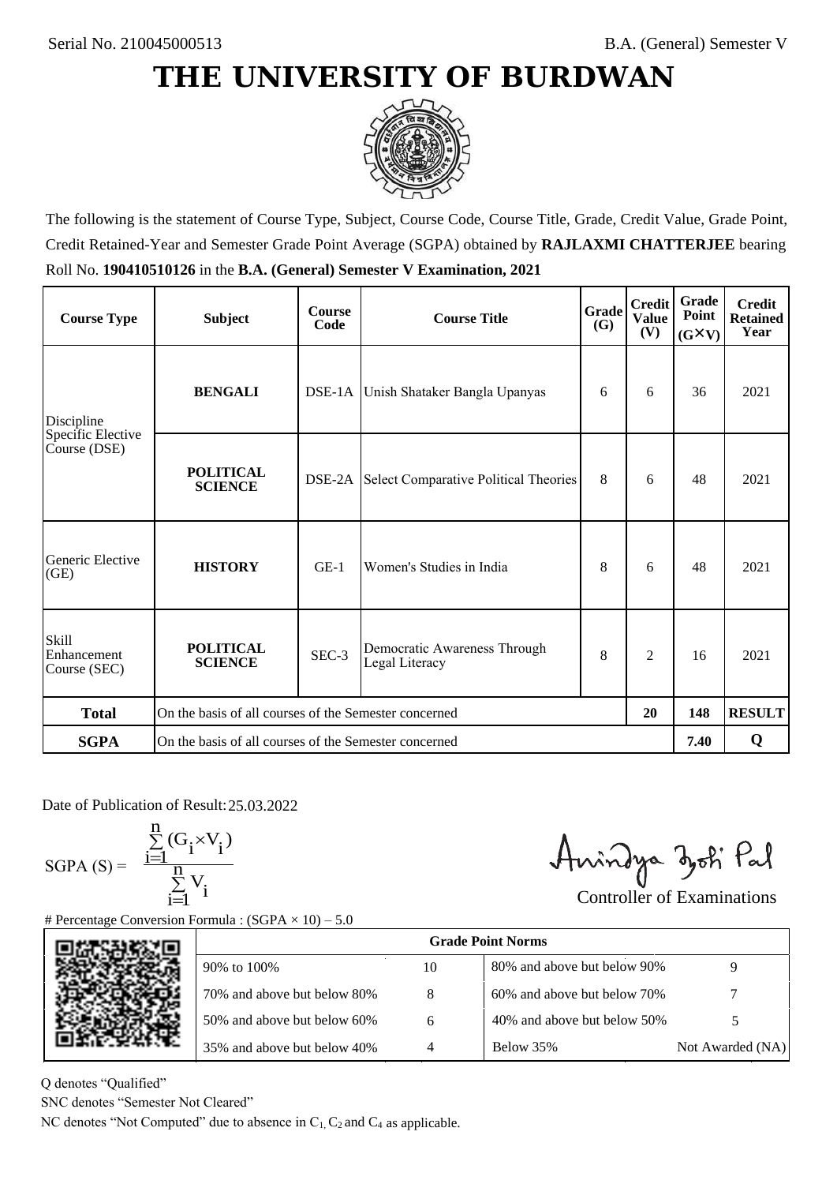Serial No. 210045000513

B.A. (General) Semester V

# THE UNIVERSITY OF BURDWAN

The following is the statement of Course Type, Subject, Course Code, Course Title, Grade, Credit Value, Grade Point, Credit Retained-Year and Semester Grade Point Average (SGPA) obtained by **RAJLAXMI CHATTERJEE** bearing Roll No. **190410510126** in the **B.A. (General) Semester V Examination, 2021**

| Course Type | Subject | Course Code | Course Title | Grade (G) | Credit Value (V) | Grade Point (G×V) | Credit Retained Year |
|---|---|---|---|---|---|---|---|
| Discipline Specific Elective Course (DSE) | **BENGALI** | DSE-1A | Unish Shataker Bangla Upanyas | 6 | 6 | 36 | 2021 |
| | **POLITICAL SCIENCE** | DSE-2A | Select Comparative Political Theories | 8 | 6 | 48 | 2021 |
| Generic Elective (GE) | **HISTORY** | GE-1 | Women's Studies in India | 8 | 6 | 48 | 2021 |
| Skill Enhancement Course (SEC) | **POLITICAL SCIENCE** | SEC-3 | Democratic Awareness Through Legal Literacy | 8 | 2 | 16 | 2021 |
| **Total** | On the basis of all courses of the Semester concerned | | | | **20** | **148** | **RESULT** |
| **SGPA** | On the basis of all courses of the Semester concerned | | | | | **7.40** | **Q** |

Date of Publication of Result: 25.03.2022

$$\text{SGPA (S)} = \frac{\sum_{i=1}^{n} (G_i \times V_i)}{\sum_{i=1}^{n} V_i}$$

Controller of Examinations

# Percentage Conversion Formula : (SGPA × 10) – 5.0

| Grade Point Norms | | | |
|---|---|---|---|
| 90% to 100% | 10 | 80% and above but below 90% | 9 |
| 70% and above but below 80% | 8 | 60% and above but below 70% | 7 |
| 50% and above but below 60% | 6 | 40% and above but below 50% | 5 |
| 35% and above but below 40% | 4 | Below 35% | Not Awarded (NA) |

Q denotes "Qualified"

SNC denotes "Semester Not Cleared"

NC denotes "Not Computed" due to absence in $C_1$, $C_2$ and $C_4$ as applicable.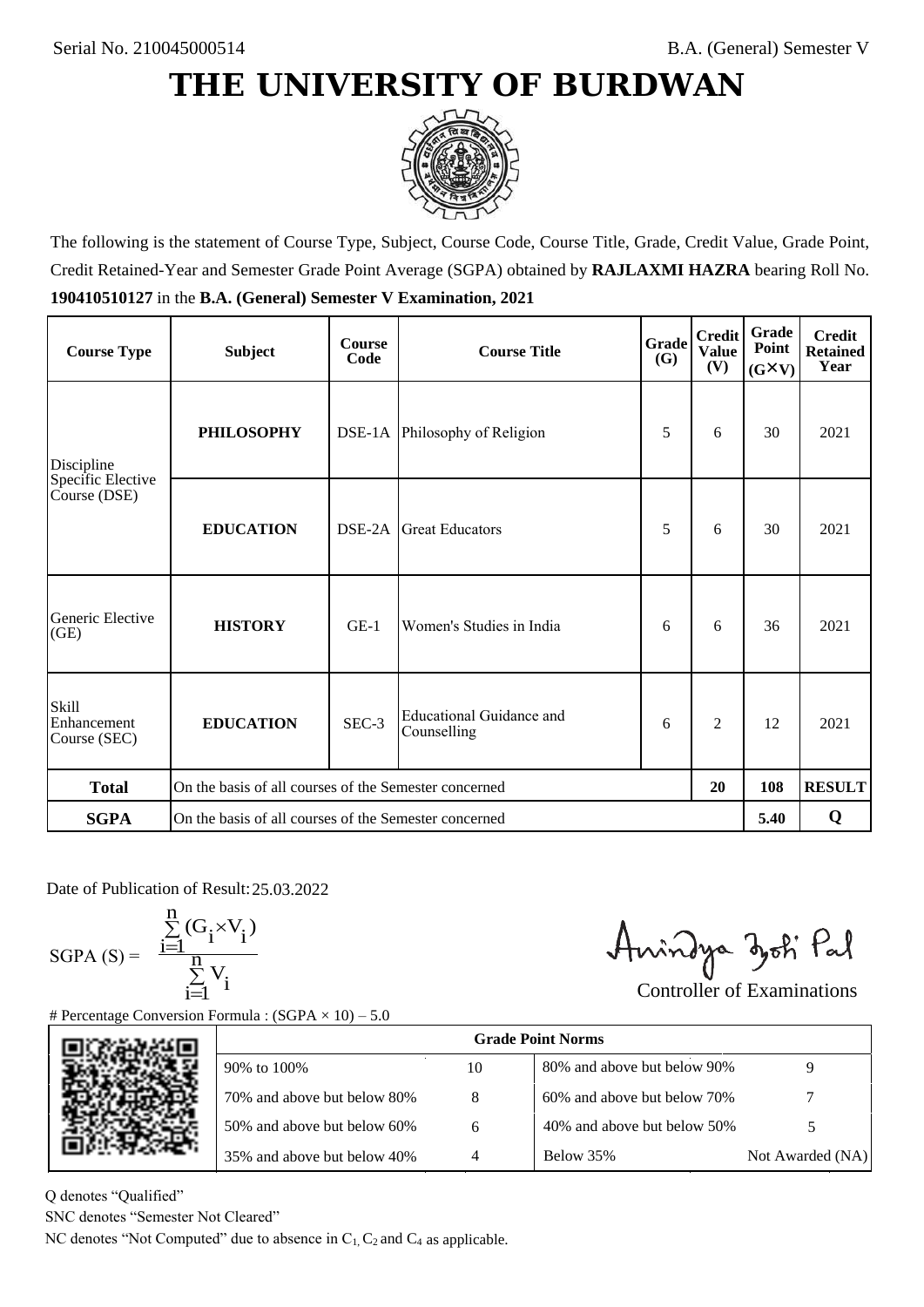Serial No. 210045000514

B.A. (General) Semester V

# THE UNIVERSITY OF BURDWAN

The following is the statement of Course Type, Subject, Course Code, Course Title, Grade, Credit Value, Grade Point, Credit Retained-Year and Semester Grade Point Average (SGPA) obtained by **RAJLAXMI HAZRA** bearing Roll No. **190410510127** in the **B.A. (General) Semester V Examination, 2021**

| Course Type | Subject | Course Code | Course Title | Grade (G) | Credit Value (V) | Grade Point (G×V) | Credit Retained Year |
|---|---|---|---|---|---|---|---|
| Discipline Specific Elective Course (DSE) | **PHILOSOPHY** | DSE-1A | Philosophy of Religion | 5 | 6 | 30 | 2021 |
| | **EDUCATION** | DSE-2A | Great Educators | 5 | 6 | 30 | 2021 |
| Generic Elective (GE) | **HISTORY** | GE-1 | Women's Studies in India | 6 | 6 | 36 | 2021 |
| Skill Enhancement Course (SEC) | **EDUCATION** | SEC-3 | Educational Guidance and Counselling | 6 | 2 | 12 | 2021 |
| **Total** | On the basis of all courses of the Semester concerned | | | | **20** | **108** | **RESULT** |
| **SGPA** | On the basis of all courses of the Semester concerned | | | | | **5.40** | **Q** |

Date of Publication of Result: 25.03.2022

$$\text{SGPA (S)} = \frac{\sum_{i=1}^{n}(G_i \times V_i)}{\sum_{i=1}^{n} V_i}$$

Controller of Examinations

# Percentage Conversion Formula : (SGPA × 10) – 5.0

| Grade Point Norms | | | |
|---|---|---|---|
| 90% to 100% | 10 | 80% and above but below 90% | 9 |
| 70% and above but below 80% | 8 | 60% and above but below 70% | 7 |
| 50% and above but below 60% | 6 | 40% and above but below 50% | 5 |
| 35% and above but below 40% | 4 | Below 35% | Not Awarded (NA) |

Q denotes "Qualified"

SNC denotes "Semester Not Cleared"

NC denotes "Not Computed" due to absence in $C_1$, $C_2$ and $C_4$ as applicable.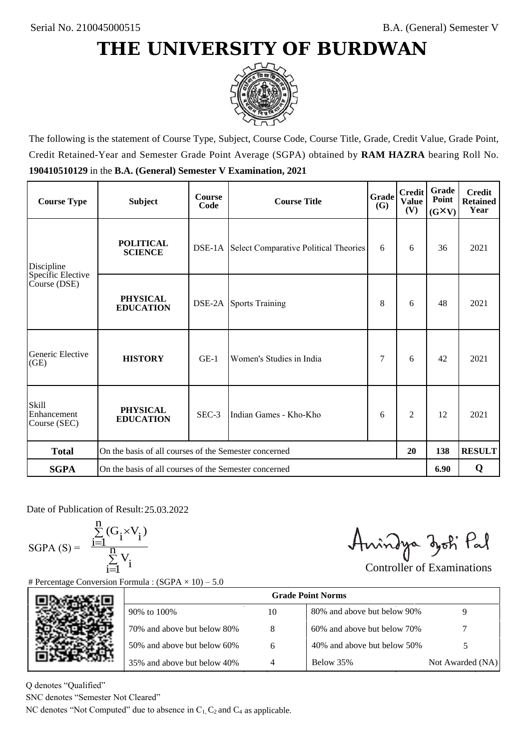Serial No. 210045000515

B.A. (General) Semester V

# THE UNIVERSITY OF BURDWAN

The following is the statement of Course Type, Subject, Course Code, Course Title, Grade, Credit Value, Grade Point, Credit Retained-Year and Semester Grade Point Average (SGPA) obtained by **RAM HAZRA** bearing Roll No. **190410510129** in the **B.A. (General) Semester V Examination, 2021**

| Course Type | Subject | Course Code | Course Title | Grade (G) | Credit Value (V) | Grade Point (G×V) | Credit Retained Year |
|---|---|---|---|---|---|---|---|
| Discipline Specific Elective Course (DSE) | **POLITICAL SCIENCE** | DSE-1A | Select Comparative Political Theories | 6 | 6 | 36 | 2021 |
| | **PHYSICAL EDUCATION** | DSE-2A | Sports Training | 8 | 6 | 48 | 2021 |
| Generic Elective (GE) | **HISTORY** | GE-1 | Women's Studies in India | 7 | 6 | 42 | 2021 |
| Skill Enhancement Course (SEC) | **PHYSICAL EDUCATION** | SEC-3 | Indian Games - Kho-Kho | 6 | 2 | 12 | 2021 |
| **Total** | On the basis of all courses of the Semester concerned | | | | **20** | **138** | **RESULT** |
| **SGPA** | On the basis of all courses of the Semester concerned | | | | | **6.90** | **Q** |

Date of Publication of Result: 25.03.2022

$$\text{SGPA (S)} = \frac{\sum_{i=1}^{n} (G_i \times V_i)}{\sum_{i=1}^{n} V_i}$$

Controller of Examinations

# Percentage Conversion Formula : (SGPA × 10) – 5.0

| Grade Point Norms | | | |
|---|---|---|---|
| 90% to 100% | 10 | 80% and above but below 90% | 9 |
| 70% and above but below 80% | 8 | 60% and above but below 70% | 7 |
| 50% and above but below 60% | 6 | 40% and above but below 50% | 5 |
| 35% and above but below 40% | 4 | Below 35% | Not Awarded (NA) |

Q denotes "Qualified"

SNC denotes "Semester Not Cleared"

NC denotes "Not Computed" due to absence in $C_1$, $C_2$ and $C_4$ as applicable.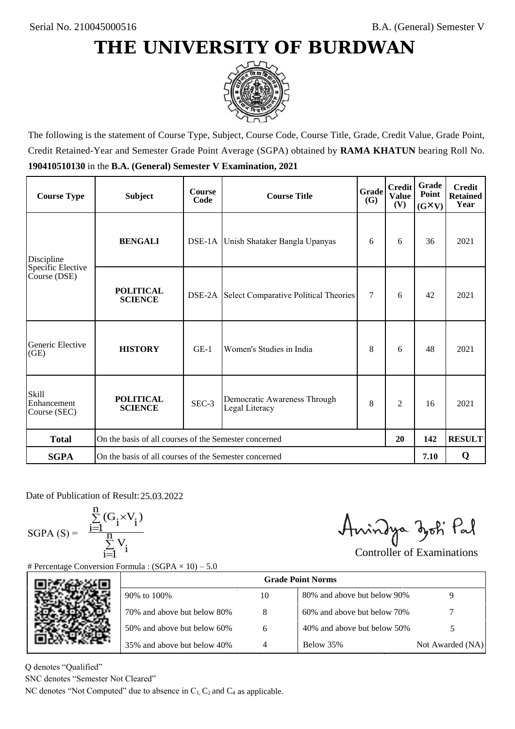Serial No. 210045000516

B.A. (General) Semester V

# THE UNIVERSITY OF BURDWAN

The following is the statement of Course Type, Subject, Course Code, Course Title, Grade, Credit Value, Grade Point, Credit Retained-Year and Semester Grade Point Average (SGPA) obtained by **RAMA KHATUN** bearing Roll No. **190410510130** in the **B.A. (General) Semester V Examination, 2021**

| Course Type | Subject | Course Code | Course Title | Grade (G) | Credit Value (V) | Grade Point (G×V) | Credit Retained Year |
|---|---|---|---|---|---|---|---|
| Discipline Specific Elective Course (DSE) | **BENGALI** | DSE-1A | Unish Shataker Bangla Upanyas | 6 | 6 | 36 | 2021 |
| | **POLITICAL SCIENCE** | DSE-2A | Select Comparative Political Theories | 7 | 6 | 42 | 2021 |
| Generic Elective (GE) | **HISTORY** | GE-1 | Women's Studies in India | 8 | 6 | 48 | 2021 |
| Skill Enhancement Course (SEC) | **POLITICAL SCIENCE** | SEC-3 | Democratic Awareness Through Legal Literacy | 8 | 2 | 16 | 2021 |
| **Total** | On the basis of all courses of the Semester concerned | | | | **20** | **142** | **RESULT** |
| **SGPA** | On the basis of all courses of the Semester concerned | | | | | **7.10** | **Q** |

Date of Publication of Result: 25.03.2022

$$\text{SGPA (S)} = \frac{\sum_{i=1}^{n}(G_i \times V_i)}{\sum_{i=1}^{n} V_i}$$

Controller of Examinations

# Percentage Conversion Formula : (SGPA × 10) – 5.0

| Grade Point Norms | | | |
|---|---|---|---|
| 90% to 100% | 10 | 80% and above but below 90% | 9 |
| 70% and above but below 80% | 8 | 60% and above but below 70% | 7 |
| 50% and above but below 60% | 6 | 40% and above but below 50% | 5 |
| 35% and above but below 40% | 4 | Below 35% | Not Awarded (NA) |

Q denotes "Qualified"

SNC denotes "Semester Not Cleared"

NC denotes "Not Computed" due to absence in $C_1$, $C_2$ and $C_4$ as applicable.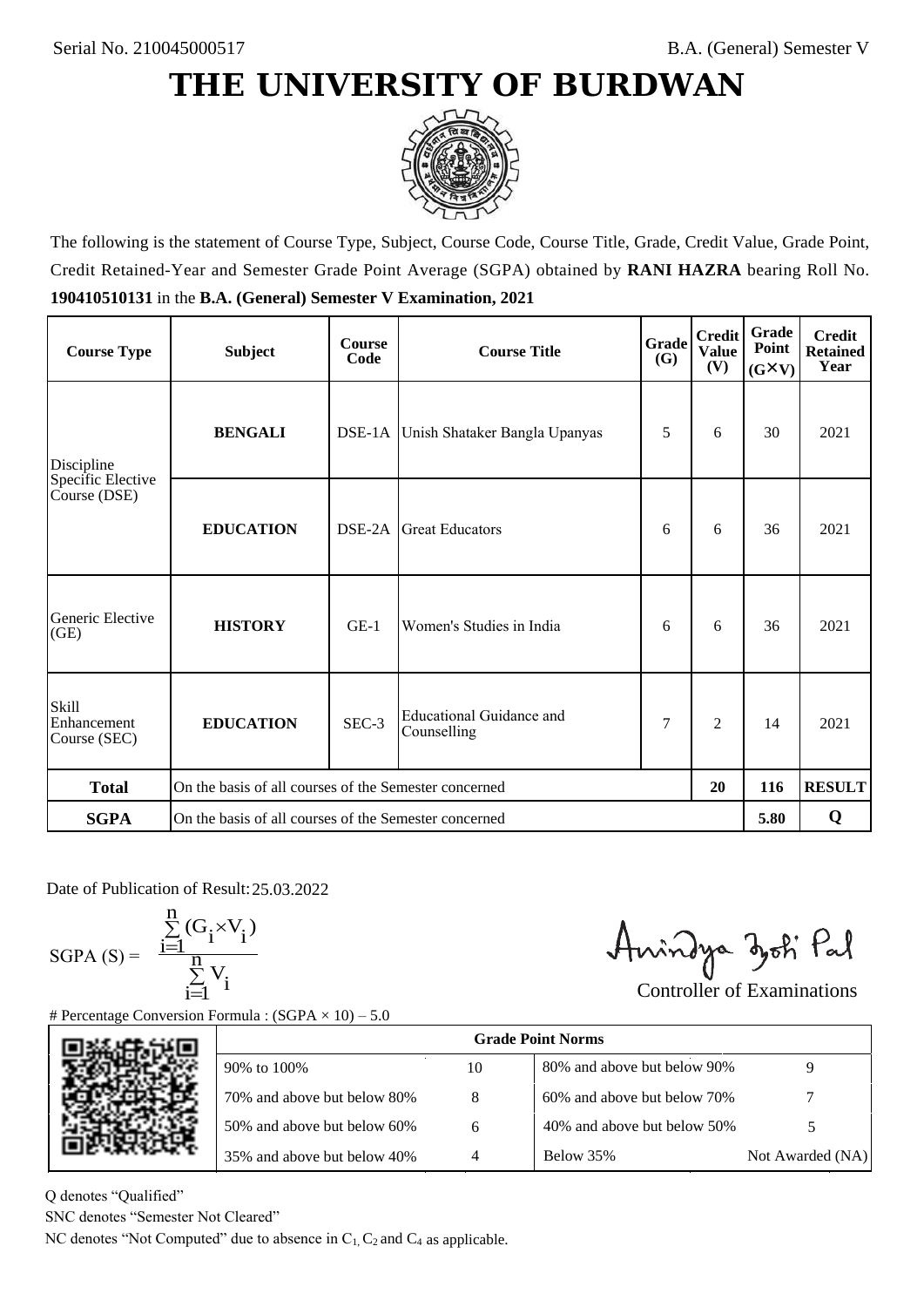Serial No. 210045000517

B.A. (General) Semester V

# THE UNIVERSITY OF BURDWAN

The following is the statement of Course Type, Subject, Course Code, Course Title, Grade, Credit Value, Grade Point, Credit Retained-Year and Semester Grade Point Average (SGPA) obtained by **RANI HAZRA** bearing Roll No. **190410510131** in the **B.A. (General) Semester V Examination, 2021**

| Course Type | Subject | Course Code | Course Title | Grade (G) | Credit Value (V) | Grade Point (G×V) | Credit Retained Year |
|---|---|---|---|---|---|---|---|
| Discipline Specific Elective Course (DSE) | **BENGALI** | DSE-1A | Unish Shataker Bangla Upanyas | 5 | 6 | 30 | 2021 |
| | **EDUCATION** | DSE-2A | Great Educators | 6 | 6 | 36 | 2021 |
| Generic Elective (GE) | **HISTORY** | GE-1 | Women's Studies in India | 6 | 6 | 36 | 2021 |
| Skill Enhancement Course (SEC) | **EDUCATION** | SEC-3 | Educational Guidance and Counselling | 7 | 2 | 14 | 2021 |
| **Total** | On the basis of all courses of the Semester concerned | | | | **20** | **116** | **RESULT** |
| **SGPA** | On the basis of all courses of the Semester concerned | | | | | **5.80** | **Q** |

Date of Publication of Result: 25.03.2022

$$\text{SGPA (S)} = \frac{\sum_{i=1}^{n} (G_i \times V_i)}{\sum_{i=1}^{n} V_i}$$

Controller of Examinations

# Percentage Conversion Formula : (SGPA × 10) – 5.0

| Grade Point Norms | | | |
|---|---|---|---|
| 90% to 100% | 10 | 80% and above but below 90% | 9 |
| 70% and above but below 80% | 8 | 60% and above but below 70% | 7 |
| 50% and above but below 60% | 6 | 40% and above but below 50% | 5 |
| 35% and above but below 40% | 4 | Below 35% | Not Awarded (NA) |

Q denotes "Qualified"

SNC denotes "Semester Not Cleared"

NC denotes "Not Computed" due to absence in $C_1$, $C_2$ and $C_4$ as applicable.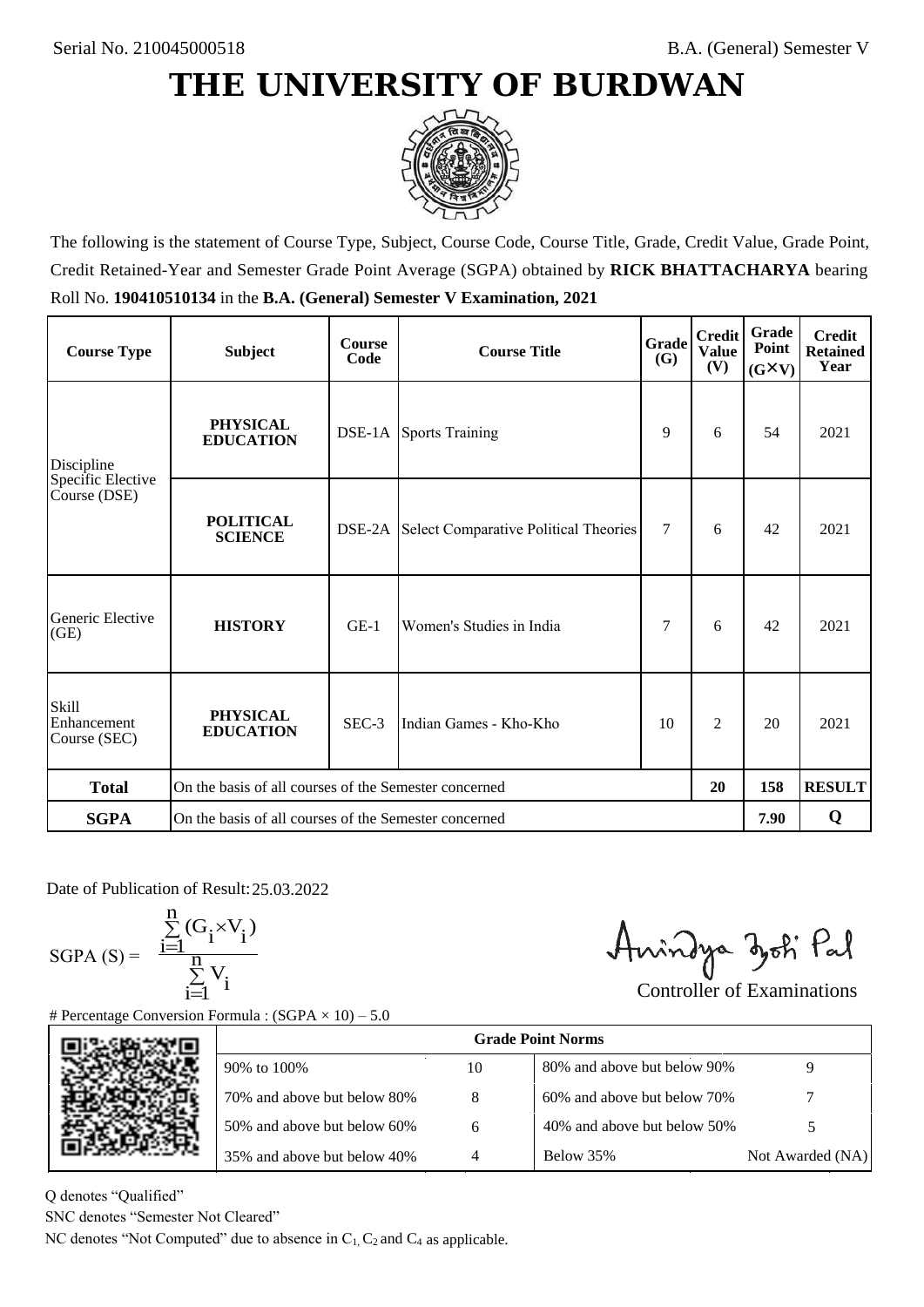Serial No. 210045000518

B.A. (General) Semester V

# THE UNIVERSITY OF BURDWAN

The following is the statement of Course Type, Subject, Course Code, Course Title, Grade, Credit Value, Grade Point, Credit Retained-Year and Semester Grade Point Average (SGPA) obtained by **RICK BHATTACHARYA** bearing Roll No. **190410510134** in the **B.A. (General) Semester V Examination, 2021**

| Course Type | Subject | Course Code | Course Title | Grade (G) | Credit Value (V) | Grade Point (G×V) | Credit Retained Year |
|---|---|---|---|---|---|---|---|
| Discipline Specific Elective Course (DSE) | **PHYSICAL EDUCATION** | DSE-1A | Sports Training | 9 | 6 | 54 | 2021 |
| | **POLITICAL SCIENCE** | DSE-2A | Select Comparative Political Theories | 7 | 6 | 42 | 2021 |
| Generic Elective (GE) | **HISTORY** | GE-1 | Women's Studies in India | 7 | 6 | 42 | 2021 |
| Skill Enhancement Course (SEC) | **PHYSICAL EDUCATION** | SEC-3 | Indian Games - Kho-Kho | 10 | 2 | 20 | 2021 |
| **Total** | On the basis of all courses of the Semester concerned | | | | 20 | 158 | **RESULT** |
| **SGPA** | On the basis of all courses of the Semester concerned | | | | | 7.90 | **Q** |

Date of Publication of Result: 25.03.2022

$$\text{SGPA (S)} = \frac{\sum_{i=1}^{n}(G_i \times V_i)}{\sum_{i=1}^{n} V_i}$$

Controller of Examinations

# Percentage Conversion Formula : (SGPA × 10) – 5.0

| Grade Point Norms | | | |
|---|---|---|---|
| 90% to 100% | 10 | 80% and above but below 90% | 9 |
| 70% and above but below 80% | 8 | 60% and above but below 70% | 7 |
| 50% and above but below 60% | 6 | 40% and above but below 50% | 5 |
| 35% and above but below 40% | 4 | Below 35% | Not Awarded (NA) |

Q denotes "Qualified"

SNC denotes "Semester Not Cleared"

NC denotes "Not Computed" due to absence in $C_1$, $C_2$ and $C_4$ as applicable.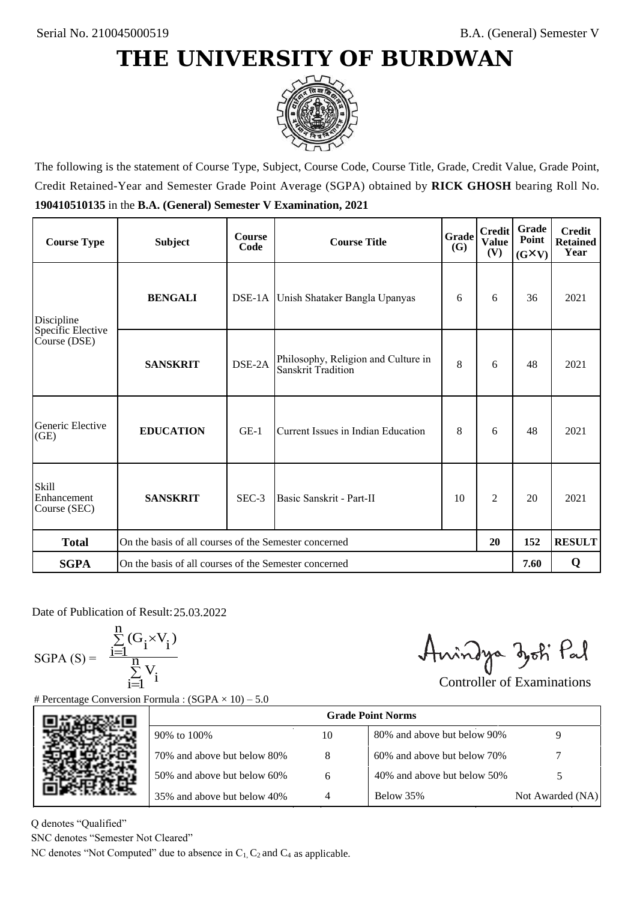Serial No. 210045000519

B.A. (General) Semester V

# THE UNIVERSITY OF BURDWAN

The following is the statement of Course Type, Subject, Course Code, Course Title, Grade, Credit Value, Grade Point, Credit Retained-Year and Semester Grade Point Average (SGPA) obtained by **RICK GHOSH** bearing Roll No. **190410510135** in the **B.A. (General) Semester V Examination, 2021**

| Course Type | Subject | Course Code | Course Title | Grade (G) | Credit Value (V) | Grade Point (G×V) | Credit Retained Year |
|---|---|---|---|---|---|---|---|
| Discipline Specific Elective Course (DSE) | **BENGALI** | DSE-1A | Unish Shataker Bangla Upanyas | 6 | 6 | 36 | 2021 |
| | **SANSKRIT** | DSE-2A | Philosophy, Religion and Culture in Sanskrit Tradition | 8 | 6 | 48 | 2021 |
| Generic Elective (GE) | **EDUCATION** | GE-1 | Current Issues in Indian Education | 8 | 6 | 48 | 2021 |
| Skill Enhancement Course (SEC) | **SANSKRIT** | SEC-3 | Basic Sanskrit - Part-II | 10 | 2 | 20 | 2021 |
| **Total** | On the basis of all courses of the Semester concerned | | | | **20** | **152** | **RESULT** |
| **SGPA** | On the basis of all courses of the Semester concerned | | | | | **7.60** | **Q** |

Date of Publication of Result: 25.03.2022

$$\text{SGPA (S)} = \frac{\sum_{i=1}^{n}(G_i \times V_i)}{\sum_{i=1}^{n} V_i}$$

Controller of Examinations

# Percentage Conversion Formula : (SGPA × 10) – 5.0

| Grade Point Norms | | | |
|---|---|---|---|
| 90% to 100% | 10 | 80% and above but below 90% | 9 |
| 70% and above but below 80% | 8 | 60% and above but below 70% | 7 |
| 50% and above but below 60% | 6 | 40% and above but below 50% | 5 |
| 35% and above but below 40% | 4 | Below 35% | Not Awarded (NA) |

Q denotes "Qualified"

SNC denotes "Semester Not Cleared"

NC denotes "Not Computed" due to absence in $C_1$, $C_2$ and $C_4$ as applicable.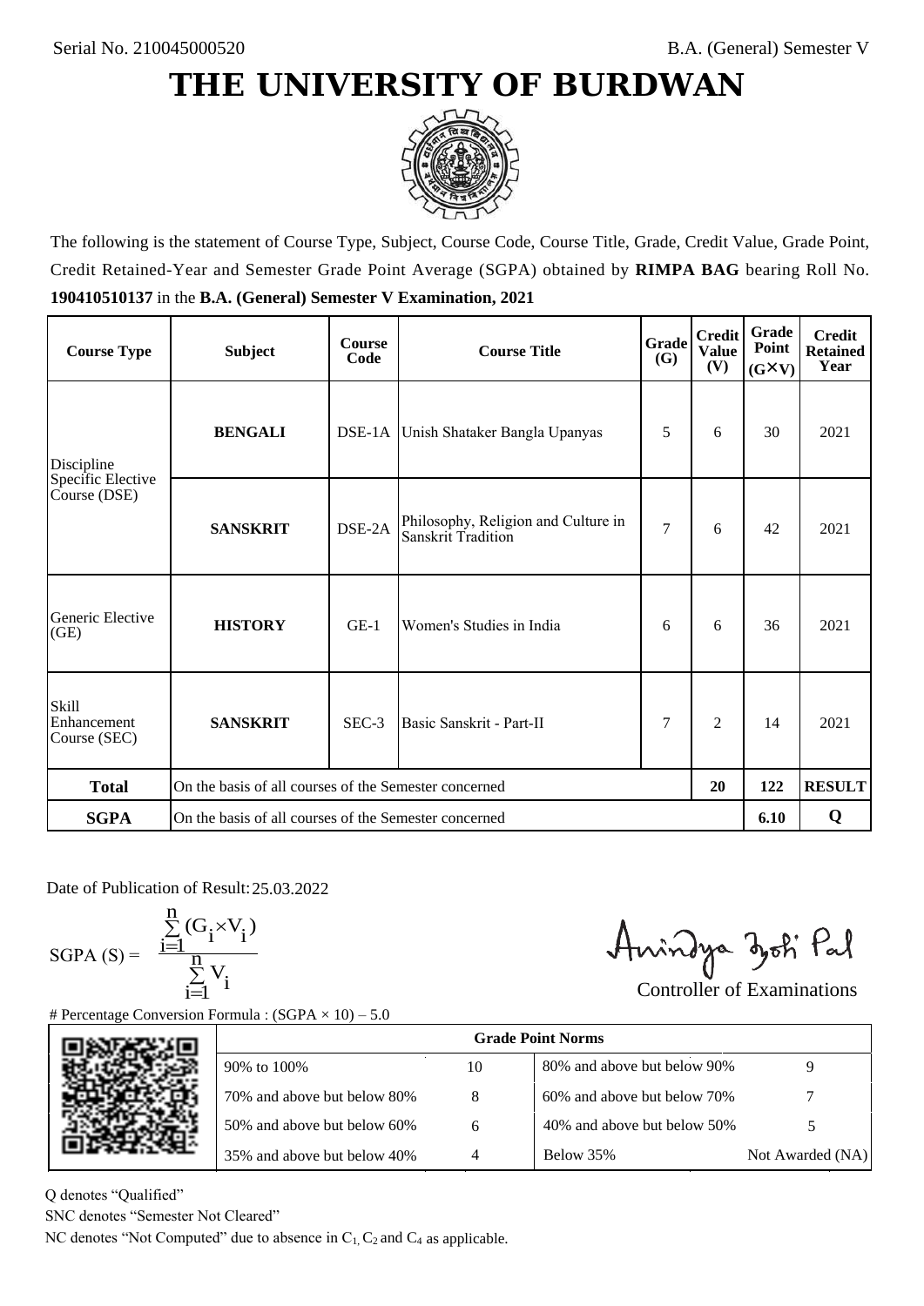Serial No. 210045000520

B.A. (General) Semester V

# THE UNIVERSITY OF BURDWAN

The following is the statement of Course Type, Subject, Course Code, Course Title, Grade, Credit Value, Grade Point, Credit Retained-Year and Semester Grade Point Average (SGPA) obtained by **RIMPA BAG** bearing Roll No. **190410510137** in the **B.A. (General) Semester V Examination, 2021**

| Course Type | Subject | Course Code | Course Title | Grade (G) | Credit Value (V) | Grade Point (G×V) | Credit Retained Year |
|---|---|---|---|---|---|---|---|
| Discipline Specific Elective Course (DSE) | **BENGALI** | DSE-1A | Unish Shataker Bangla Upanyas | 5 | 6 | 30 | 2021 |
| | **SANSKRIT** | DSE-2A | Philosophy, Religion and Culture in Sanskrit Tradition | 7 | 6 | 42 | 2021 |
| Generic Elective (GE) | **HISTORY** | GE-1 | Women's Studies in India | 6 | 6 | 36 | 2021 |
| Skill Enhancement Course (SEC) | **SANSKRIT** | SEC-3 | Basic Sanskrit - Part-II | 7 | 2 | 14 | 2021 |
| **Total** | On the basis of all courses of the Semester concerned | | | | **20** | **122** | **RESULT** |
| **SGPA** | On the basis of all courses of the Semester concerned | | | | | **6.10** | **Q** |

Date of Publication of Result: 25.03.2022

$$\text{SGPA (S)} = \frac{\sum_{i=1}^{n}(G_i \times V_i)}{\sum_{i=1}^{n} V_i}$$

Controller of Examinations

# Percentage Conversion Formula : (SGPA × 10) – 5.0

| Grade Point Norms | | | |
|---|---|---|---|
| 90% to 100% | 10 | 80% and above but below 90% | 9 |
| 70% and above but below 80% | 8 | 60% and above but below 70% | 7 |
| 50% and above but below 60% | 6 | 40% and above but below 50% | 5 |
| 35% and above but below 40% | 4 | Below 35% | Not Awarded (NA) |

Q denotes "Qualified"

SNC denotes "Semester Not Cleared"

NC denotes "Not Computed" due to absence in $C_1$, $C_2$ and $C_4$ as applicable.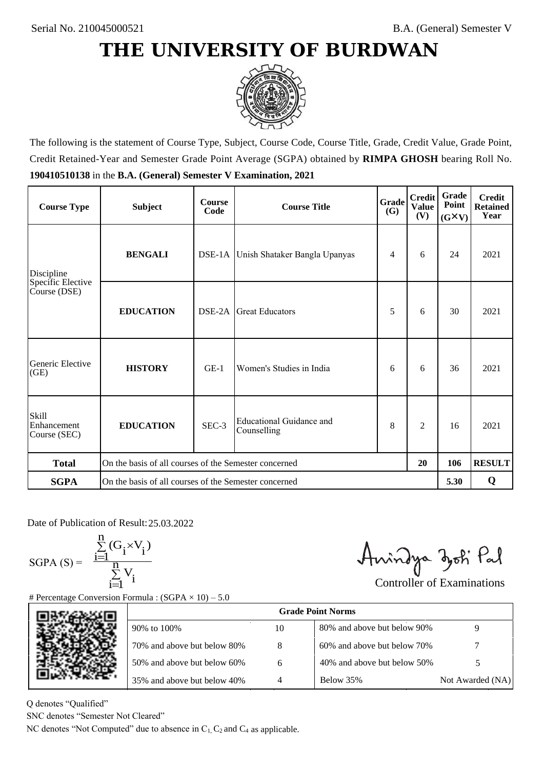Serial No. 210045000521

B.A. (General) Semester V

# THE UNIVERSITY OF BURDWAN

The following is the statement of Course Type, Subject, Course Code, Course Title, Grade, Credit Value, Grade Point, Credit Retained-Year and Semester Grade Point Average (SGPA) obtained by **RIMPA GHOSH** bearing Roll No. **190410510138** in the **B.A. (General) Semester V Examination, 2021**

| Course Type | Subject | Course Code | Course Title | Grade (G) | Credit Value (V) | Grade Point (G×V) | Credit Retained Year |
|---|---|---|---|---|---|---|---|
| Discipline Specific Elective Course (DSE) | **BENGALI** | DSE-1A | Unish Shataker Bangla Upanyas | 4 | 6 | 24 | 2021 |
| | **EDUCATION** | DSE-2A | Great Educators | 5 | 6 | 30 | 2021 |
| Generic Elective (GE) | **HISTORY** | GE-1 | Women's Studies in India | 6 | 6 | 36 | 2021 |
| Skill Enhancement Course (SEC) | **EDUCATION** | SEC-3 | Educational Guidance and Counselling | 8 | 2 | 16 | 2021 |
| **Total** | On the basis of all courses of the Semester concerned | | | | **20** | **106** | **RESULT** |
| **SGPA** | On the basis of all courses of the Semester concerned | | | | | **5.30** | **Q** |

Date of Publication of Result: 25.03.2022

$$\text{SGPA (S)} = \frac{\sum_{i=1}^{n}(G_i \times V_i)}{\sum_{i=1}^{n} V_i}$$

Controller of Examinations

# Percentage Conversion Formula : (SGPA × 10) – 5.0

| Grade Point Norms | | | |
|---|---|---|---|
| 90% to 100% | 10 | 80% and above but below 90% | 9 |
| 70% and above but below 80% | 8 | 60% and above but below 70% | 7 |
| 50% and above but below 60% | 6 | 40% and above but below 50% | 5 |
| 35% and above but below 40% | 4 | Below 35% | Not Awarded (NA) |

Q denotes "Qualified"

SNC denotes "Semester Not Cleared"

NC denotes "Not Computed" due to absence in $C_1$, $C_2$ and $C_4$ as applicable.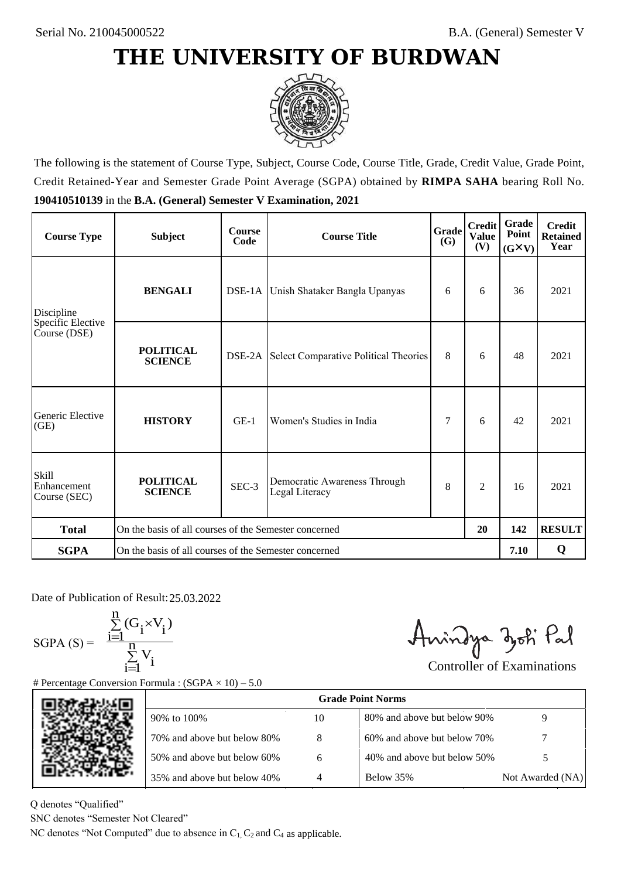Serial No. 210045000522

B.A. (General) Semester V

# THE UNIVERSITY OF BURDWAN

The following is the statement of Course Type, Subject, Course Code, Course Title, Grade, Credit Value, Grade Point, Credit Retained-Year and Semester Grade Point Average (SGPA) obtained by **RIMPA SAHA** bearing Roll No. **190410510139** in the **B.A. (General) Semester V Examination, 2021**

| Course Type | Subject | Course Code | Course Title | Grade (G) | Credit Value (V) | Grade Point (G×V) | Credit Retained Year |
|---|---|---|---|---|---|---|---|
| Discipline Specific Elective Course (DSE) | **BENGALI** | DSE-1A | Unish Shataker Bangla Upanyas | 6 | 6 | 36 | 2021 |
| | **POLITICAL SCIENCE** | DSE-2A | Select Comparative Political Theories | 8 | 6 | 48 | 2021 |
| Generic Elective (GE) | **HISTORY** | GE-1 | Women's Studies in India | 7 | 6 | 42 | 2021 |
| Skill Enhancement Course (SEC) | **POLITICAL SCIENCE** | SEC-3 | Democratic Awareness Through Legal Literacy | 8 | 2 | 16 | 2021 |
| **Total** | On the basis of all courses of the Semester concerned | | | | **20** | **142** | **RESULT** |
| **SGPA** | On the basis of all courses of the Semester concerned | | | | | **7.10** | **Q** |

Date of Publication of Result: 25.03.2022

$$\text{SGPA (S)} = \frac{\sum_{i=1}^{n}(G_i \times V_i)}{\sum_{i=1}^{n} V_i}$$

Controller of Examinations

# Percentage Conversion Formula : (SGPA × 10) – 5.0

| Grade Point Norms | | | |
|---|---|---|---|
| 90% to 100% | 10 | 80% and above but below 90% | 9 |
| 70% and above but below 80% | 8 | 60% and above but below 70% | 7 |
| 50% and above but below 60% | 6 | 40% and above but below 50% | 5 |
| 35% and above but below 40% | 4 | Below 35% | Not Awarded (NA) |

Q denotes "Qualified"

SNC denotes "Semester Not Cleared"

NC denotes "Not Computed" due to absence in $C_1$, $C_2$ and $C_4$ as applicable.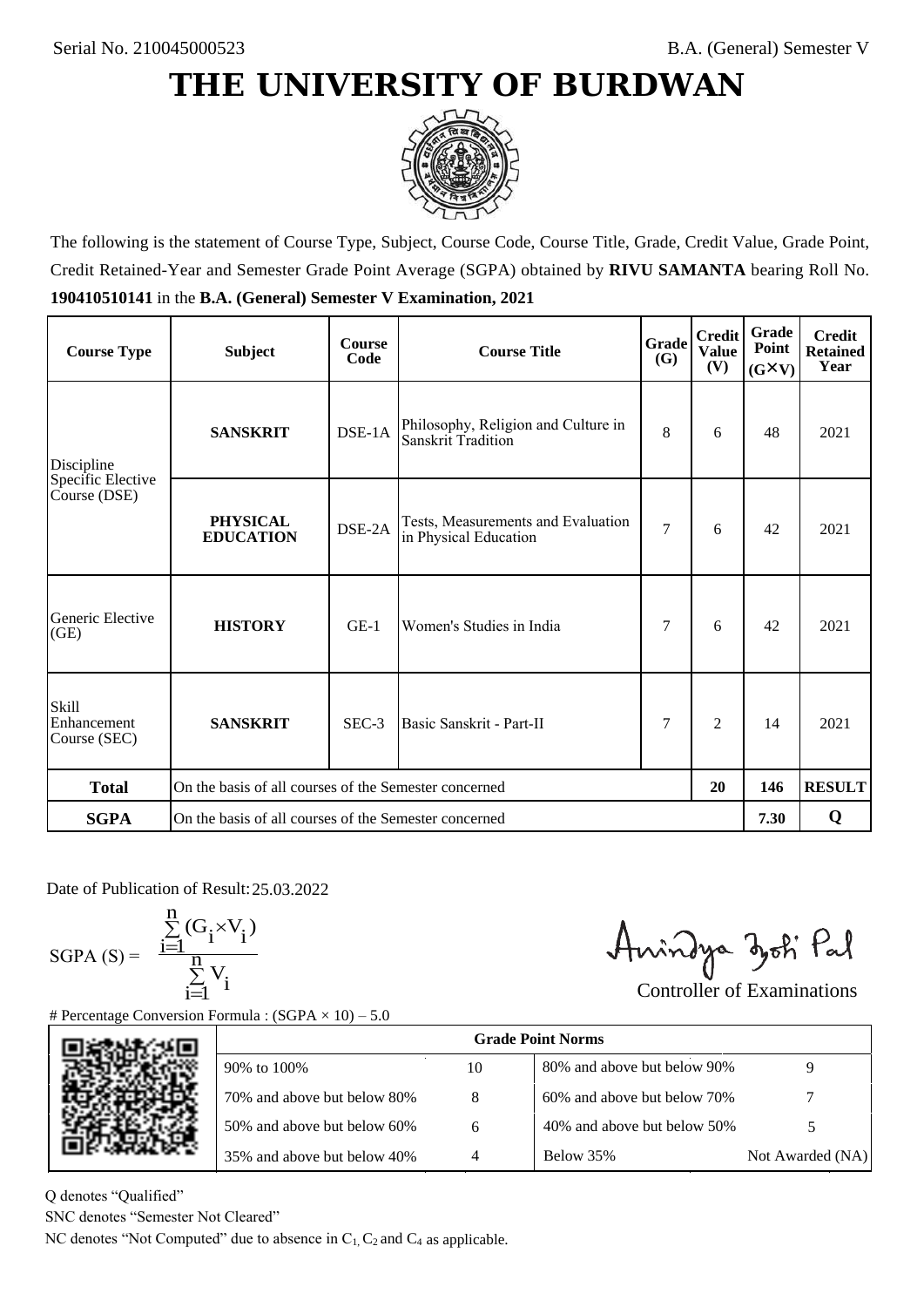Serial No. 210045000523

B.A. (General) Semester V

# THE UNIVERSITY OF BURDWAN

The following is the statement of Course Type, Subject, Course Code, Course Title, Grade, Credit Value, Grade Point, Credit Retained-Year and Semester Grade Point Average (SGPA) obtained by **RIVU SAMANTA** bearing Roll No. **190410510141** in the **B.A. (General) Semester V Examination, 2021**

| Course Type | Subject | Course Code | Course Title | Grade (G) | Credit Value (V) | Grade Point (G×V) | Credit Retained Year |
|---|---|---|---|---|---|---|---|
| Discipline Specific Elective Course (DSE) | **SANSKRIT** | DSE-1A | Philosophy, Religion and Culture in Sanskrit Tradition | 8 | 6 | 48 | 2021 |
| | **PHYSICAL EDUCATION** | DSE-2A | Tests, Measurements and Evaluation in Physical Education | 7 | 6 | 42 | 2021 |
| Generic Elective (GE) | **HISTORY** | GE-1 | Women's Studies in India | 7 | 6 | 42 | 2021 |
| Skill Enhancement Course (SEC) | **SANSKRIT** | SEC-3 | Basic Sanskrit - Part-II | 7 | 2 | 14 | 2021 |
| **Total** | On the basis of all courses of the Semester concerned | | | | **20** | **146** | **RESULT** |
| **SGPA** | On the basis of all courses of the Semester concerned | | | | | **7.30** | **Q** |

Date of Publication of Result: 25.03.2022

$$\text{SGPA (S)} = \frac{\sum_{i=1}^{n}(G_i \times V_i)}{\sum_{i=1}^{n} V_i}$$

Controller of Examinations

# Percentage Conversion Formula : (SGPA × 10) – 5.0

| Grade Point Norms | | | |
|---|---|---|---|
| 90% to 100% | 10 | 80% and above but below 90% | 9 |
| 70% and above but below 80% | 8 | 60% and above but below 70% | 7 |
| 50% and above but below 60% | 6 | 40% and above but below 50% | 5 |
| 35% and above but below 40% | 4 | Below 35% | Not Awarded (NA) |

Q denotes "Qualified"

SNC denotes "Semester Not Cleared"

NC denotes "Not Computed" due to absence in $C_1$, $C_2$ and $C_4$ as applicable.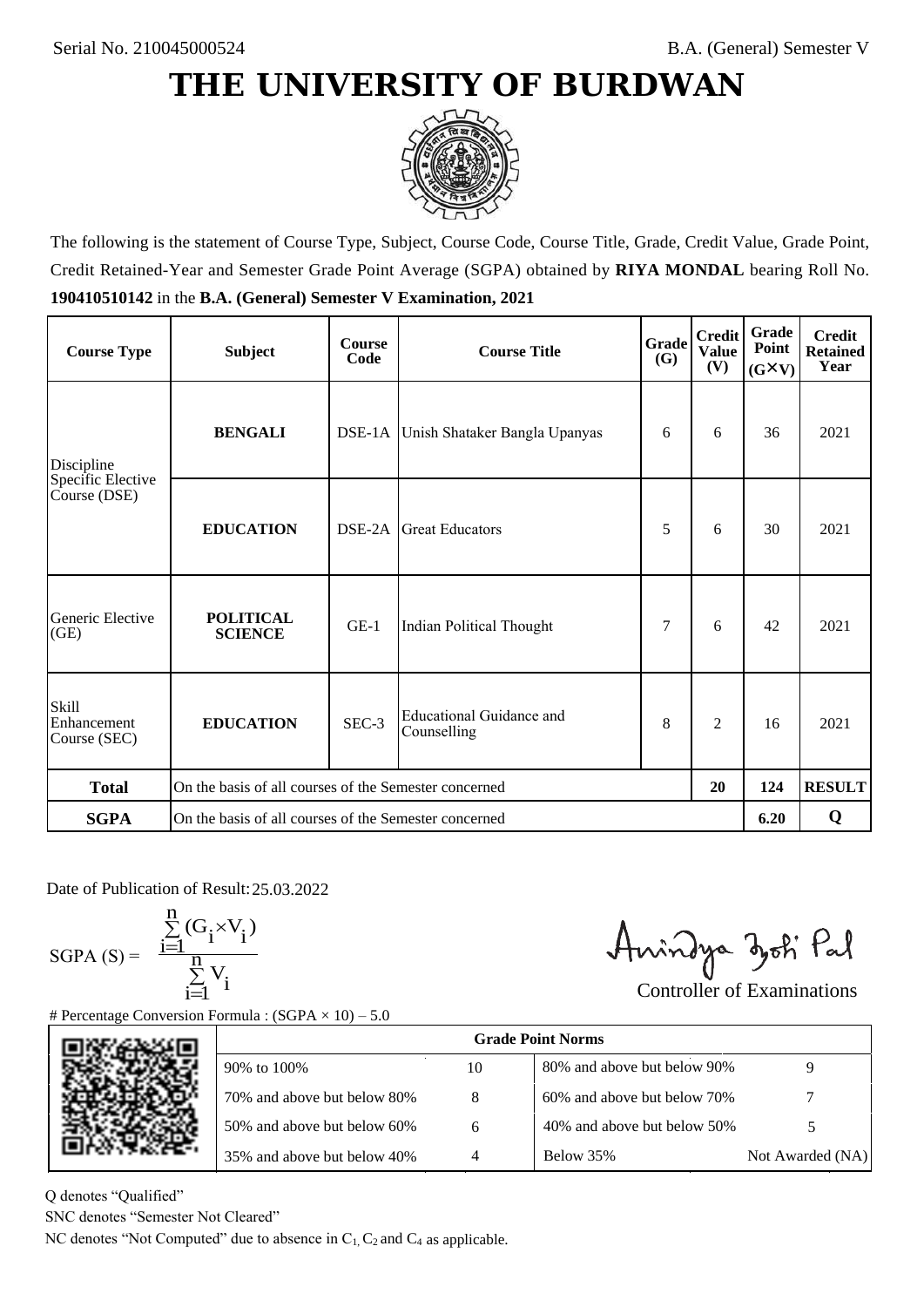Serial No. 210045000524

B.A. (General) Semester V

# THE UNIVERSITY OF BURDWAN

The following is the statement of Course Type, Subject, Course Code, Course Title, Grade, Credit Value, Grade Point, Credit Retained-Year and Semester Grade Point Average (SGPA) obtained by **RIYA MONDAL** bearing Roll No. **190410510142** in the **B.A. (General) Semester V Examination, 2021**

| Course Type | Subject | Course Code | Course Title | Grade (G) | Credit Value (V) | Grade Point (G×V) | Credit Retained Year |
|---|---|---|---|---|---|---|---|
| Discipline Specific Elective Course (DSE) | **BENGALI** | DSE-1A | Unish Shataker Bangla Upanyas | 6 | 6 | 36 | 2021 |
| | **EDUCATION** | DSE-2A | Great Educators | 5 | 6 | 30 | 2021 |
| Generic Elective (GE) | **POLITICAL SCIENCE** | GE-1 | Indian Political Thought | 7 | 6 | 42 | 2021 |
| Skill Enhancement Course (SEC) | **EDUCATION** | SEC-3 | Educational Guidance and Counselling | 8 | 2 | 16 | 2021 |
| **Total** | On the basis of all courses of the Semester concerned | | | | **20** | **124** | **RESULT** |
| **SGPA** | On the basis of all courses of the Semester concerned | | | | | **6.20** | **Q** |

Date of Publication of Result: 25.03.2022

$$\text{SGPA (S)} = \frac{\sum_{i=1}^{n} (G_i \times V_i)}{\sum_{i=1}^{n} V_i}$$

Controller of Examinations

# Percentage Conversion Formula : (SGPA × 10) – 5.0

| Grade Point Norms | | | |
|---|---|---|---|
| 90% to 100% | 10 | 80% and above but below 90% | 9 |
| 70% and above but below 80% | 8 | 60% and above but below 70% | 7 |
| 50% and above but below 60% | 6 | 40% and above but below 50% | 5 |
| 35% and above but below 40% | 4 | Below 35% | Not Awarded (NA) |

Q denotes "Qualified"

SNC denotes "Semester Not Cleared"

NC denotes "Not Computed" due to absence in $C_1$, $C_2$ and $C_4$ as applicable.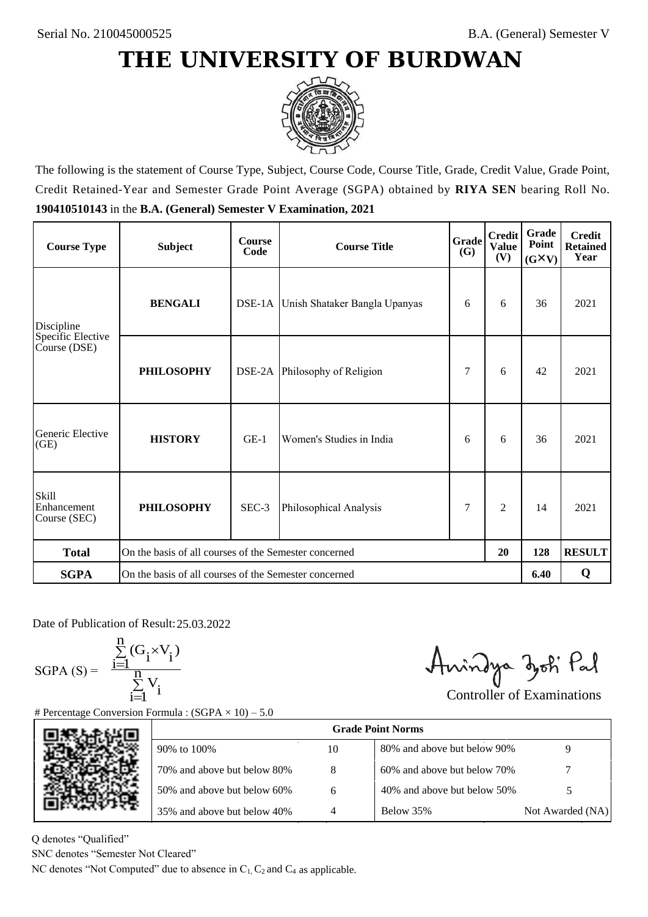Serial No. 210045000525

B.A. (General) Semester V

# THE UNIVERSITY OF BURDWAN

The following is the statement of Course Type, Subject, Course Code, Course Title, Grade, Credit Value, Grade Point, Credit Retained-Year and Semester Grade Point Average (SGPA) obtained by **RIYA SEN** bearing Roll No. **190410510143** in the **B.A. (General) Semester V Examination, 2021**

| Course Type | Subject | Course Code | Course Title | Grade (G) | Credit Value (V) | Grade Point (G×V) | Credit Retained Year |
|---|---|---|---|---|---|---|---|
| Discipline Specific Elective Course (DSE) | **BENGALI** | DSE-1A | Unish Shataker Bangla Upanyas | 6 | 6 | 36 | 2021 |
| | **PHILOSOPHY** | DSE-2A | Philosophy of Religion | 7 | 6 | 42 | 2021 |
| Generic Elective (GE) | **HISTORY** | GE-1 | Women's Studies in India | 6 | 6 | 36 | 2021 |
| Skill Enhancement Course (SEC) | **PHILOSOPHY** | SEC-3 | Philosophical Analysis | 7 | 2 | 14 | 2021 |
| **Total** | On the basis of all courses of the Semester concerned | | | | **20** | **128** | **RESULT** |
| **SGPA** | On the basis of all courses of the Semester concerned | | | | | **6.40** | **Q** |

Date of Publication of Result: 25.03.2022

$$\text{SGPA (S)} = \frac{\sum_{i=1}^{n}(G_i \times V_i)}{\sum_{i=1}^{n} V_i}$$

Controller of Examinations

# Percentage Conversion Formula : (SGPA × 10) – 5.0

| Grade Point Norms | | | |
|---|---|---|---|
| 90% to 100% | 10 | 80% and above but below 90% | 9 |
| 70% and above but below 80% | 8 | 60% and above but below 70% | 7 |
| 50% and above but below 60% | 6 | 40% and above but below 50% | 5 |
| 35% and above but below 40% | 4 | Below 35% | Not Awarded (NA) |

Q denotes "Qualified"

SNC denotes "Semester Not Cleared"

NC denotes "Not Computed" due to absence in $C_1$, $C_2$ and $C_4$ as applicable.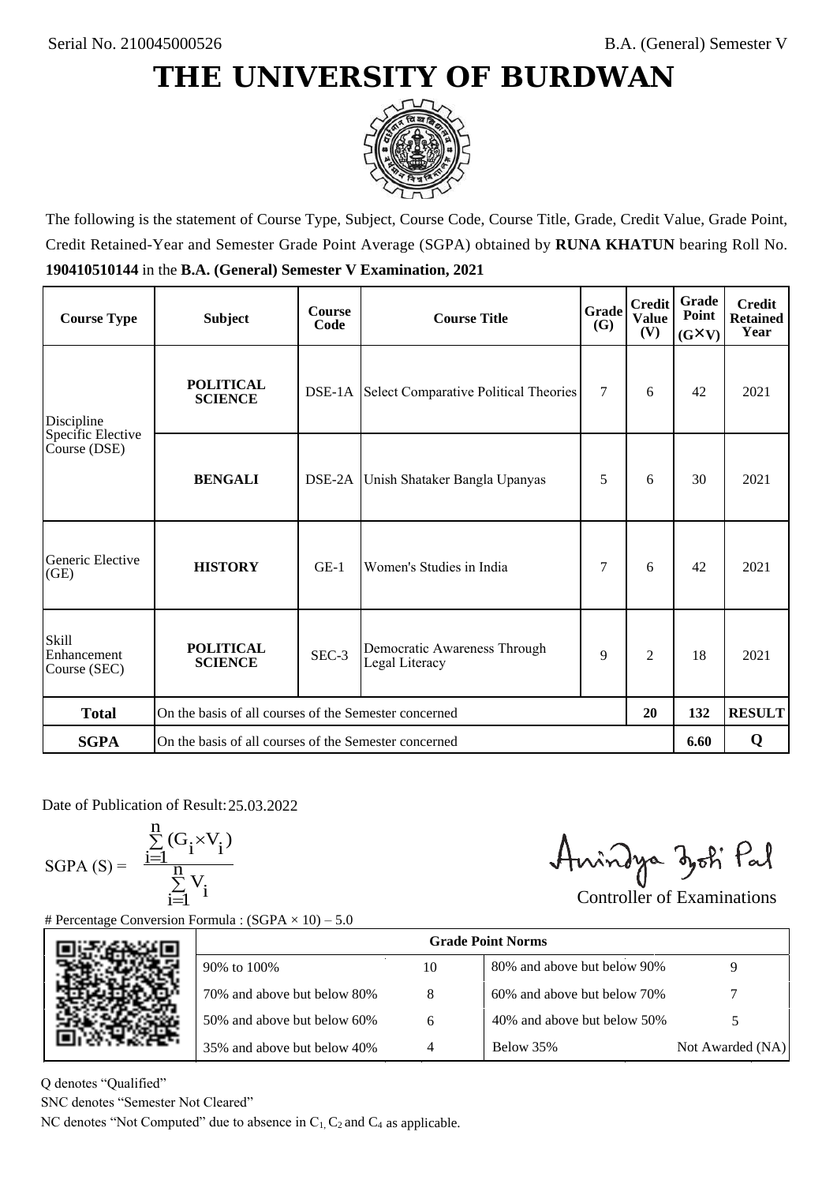Serial No. 210045000526

B.A. (General) Semester V

# THE UNIVERSITY OF BURDWAN

The following is the statement of Course Type, Subject, Course Code, Course Title, Grade, Credit Value, Grade Point, Credit Retained-Year and Semester Grade Point Average (SGPA) obtained by **RUNA KHATUN** bearing Roll No. **190410510144** in the **B.A. (General) Semester V Examination, 2021**

| Course Type | Subject | Course Code | Course Title | Grade (G) | Credit Value (V) | Grade Point (G×V) | Credit Retained Year |
|---|---|---|---|---|---|---|---|
| Discipline Specific Elective Course (DSE) | **POLITICAL SCIENCE** | DSE-1A | Select Comparative Political Theories | 7 | 6 | 42 | 2021 |
| | **BENGALI** | DSE-2A | Unish Shataker Bangla Upanyas | 5 | 6 | 30 | 2021 |
| Generic Elective (GE) | **HISTORY** | GE-1 | Women's Studies in India | 7 | 6 | 42 | 2021 |
| Skill Enhancement Course (SEC) | **POLITICAL SCIENCE** | SEC-3 | Democratic Awareness Through Legal Literacy | 9 | 2 | 18 | 2021 |
| **Total** | On the basis of all courses of the Semester concerned | | | | **20** | **132** | **RESULT** |
| **SGPA** | On the basis of all courses of the Semester concerned | | | | | **6.60** | **Q** |

Date of Publication of Result: 25.03.2022

$$\text{SGPA (S)} = \frac{\sum_{i=1}^{n}(G_i \times V_i)}{\sum_{i=1}^{n} V_i}$$

Controller of Examinations

# Percentage Conversion Formula : (SGPA × 10) – 5.0

| Grade Point Norms | | | |
|---|---|---|---|
| 90% to 100% | 10 | 80% and above but below 90% | 9 |
| 70% and above but below 80% | 8 | 60% and above but below 70% | 7 |
| 50% and above but below 60% | 6 | 40% and above but below 50% | 5 |
| 35% and above but below 40% | 4 | Below 35% | Not Awarded (NA) |

Q denotes "Qualified"

SNC denotes "Semester Not Cleared"

NC denotes "Not Computed" due to absence in $C_1$, $C_2$ and $C_4$ as applicable.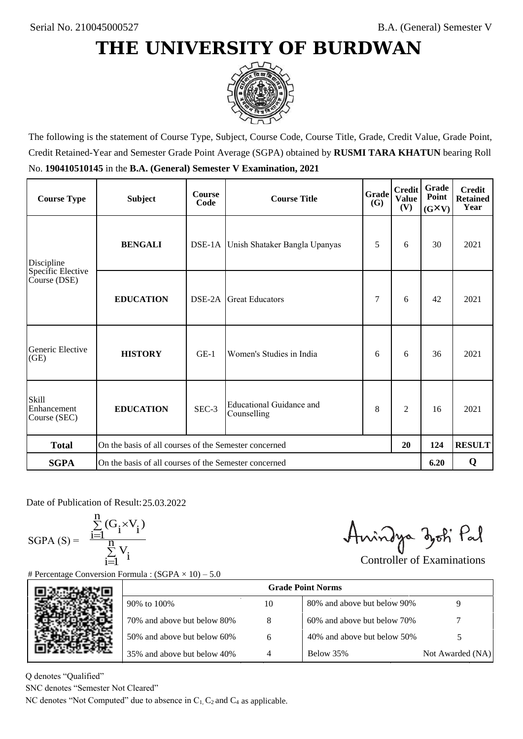Serial No. 210045000527

B.A. (General) Semester V

# THE UNIVERSITY OF BURDWAN

The following is the statement of Course Type, Subject, Course Code, Course Title, Grade, Credit Value, Grade Point, Credit Retained-Year and Semester Grade Point Average (SGPA) obtained by **RUSMI TARA KHATUN** bearing Roll No. **190410510145** in the **B.A. (General) Semester V Examination, 2021**

| Course Type | Subject | Course Code | Course Title | Grade (G) | Credit Value (V) | Grade Point (G×V) | Credit Retained Year |
|---|---|---|---|---|---|---|---|
| Discipline Specific Elective Course (DSE) | **BENGALI** | DSE-1A | Unish Shataker Bangla Upanyas | 5 | 6 | 30 | 2021 |
| | **EDUCATION** | DSE-2A | Great Educators | 7 | 6 | 42 | 2021 |
| Generic Elective (GE) | **HISTORY** | GE-1 | Women's Studies in India | 6 | 6 | 36 | 2021 |
| Skill Enhancement Course (SEC) | **EDUCATION** | SEC-3 | Educational Guidance and Counselling | 8 | 2 | 16 | 2021 |
| **Total** | On the basis of all courses of the Semester concerned | | | | **20** | **124** | **RESULT** |
| **SGPA** | On the basis of all courses of the Semester concerned | | | | | **6.20** | **Q** |

Date of Publication of Result: 25.03.2022

$$\text{SGPA (S)} = \frac{\sum_{i=1}^{n}(G_i \times V_i)}{\sum_{i=1}^{n} V_i}$$

Controller of Examinations

# Percentage Conversion Formula : (SGPA × 10) – 5.0

| Grade Point Norms | | | |
|---|---|---|---|
| 90% to 100% | 10 | 80% and above but below 90% | 9 |
| 70% and above but below 80% | 8 | 60% and above but below 70% | 7 |
| 50% and above but below 60% | 6 | 40% and above but below 50% | 5 |
| 35% and above but below 40% | 4 | Below 35% | Not Awarded (NA) |

Q denotes "Qualified"

SNC denotes "Semester Not Cleared"

NC denotes "Not Computed" due to absence in $C_1$, $C_2$ and $C_4$ as applicable.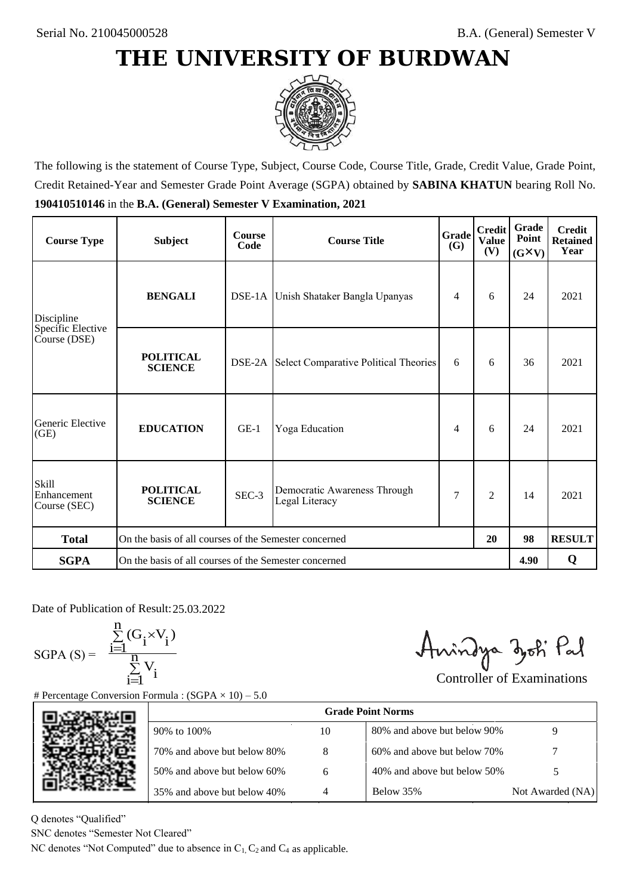Serial No. 210045000528

B.A. (General) Semester V

# THE UNIVERSITY OF BURDWAN

The following is the statement of Course Type, Subject, Course Code, Course Title, Grade, Credit Value, Grade Point, Credit Retained-Year and Semester Grade Point Average (SGPA) obtained by **SABINA KHATUN** bearing Roll No. **190410510146** in the **B.A. (General) Semester V Examination, 2021**

| Course Type | Subject | Course Code | Course Title | Grade (G) | Credit Value (V) | Grade Point (G×V) | Credit Retained Year |
|---|---|---|---|---|---|---|---|
| Discipline Specific Elective Course (DSE) | **BENGALI** | DSE-1A | Unish Shataker Bangla Upanyas | 4 | 6 | 24 | 2021 |
| | **POLITICAL SCIENCE** | DSE-2A | Select Comparative Political Theories | 6 | 6 | 36 | 2021 |
| Generic Elective (GE) | **EDUCATION** | GE-1 | Yoga Education | 4 | 6 | 24 | 2021 |
| Skill Enhancement Course (SEC) | **POLITICAL SCIENCE** | SEC-3 | Democratic Awareness Through Legal Literacy | 7 | 2 | 14 | 2021 |
| **Total** | On the basis of all courses of the Semester concerned | | | | **20** | **98** | **RESULT** |
| **SGPA** | On the basis of all courses of the Semester concerned | | | | | **4.90** | **Q** |

Date of Publication of Result: 25.03.2022

$$\text{SGPA (S)} = \frac{\sum_{i=1}^{n}(G_i \times V_i)}{\sum_{i=1}^{n} V_i}$$

Controller of Examinations

# Percentage Conversion Formula : (SGPA × 10) – 5.0

| Grade Point Norms | | | |
|---|---|---|---|
| 90% to 100% | 10 | 80% and above but below 90% | 9 |
| 70% and above but below 80% | 8 | 60% and above but below 70% | 7 |
| 50% and above but below 60% | 6 | 40% and above but below 50% | 5 |
| 35% and above but below 40% | 4 | Below 35% | Not Awarded (NA) |

Q denotes "Qualified"

SNC denotes "Semester Not Cleared"

NC denotes "Not Computed" due to absence in $C_1$, $C_2$ and $C_4$ as applicable.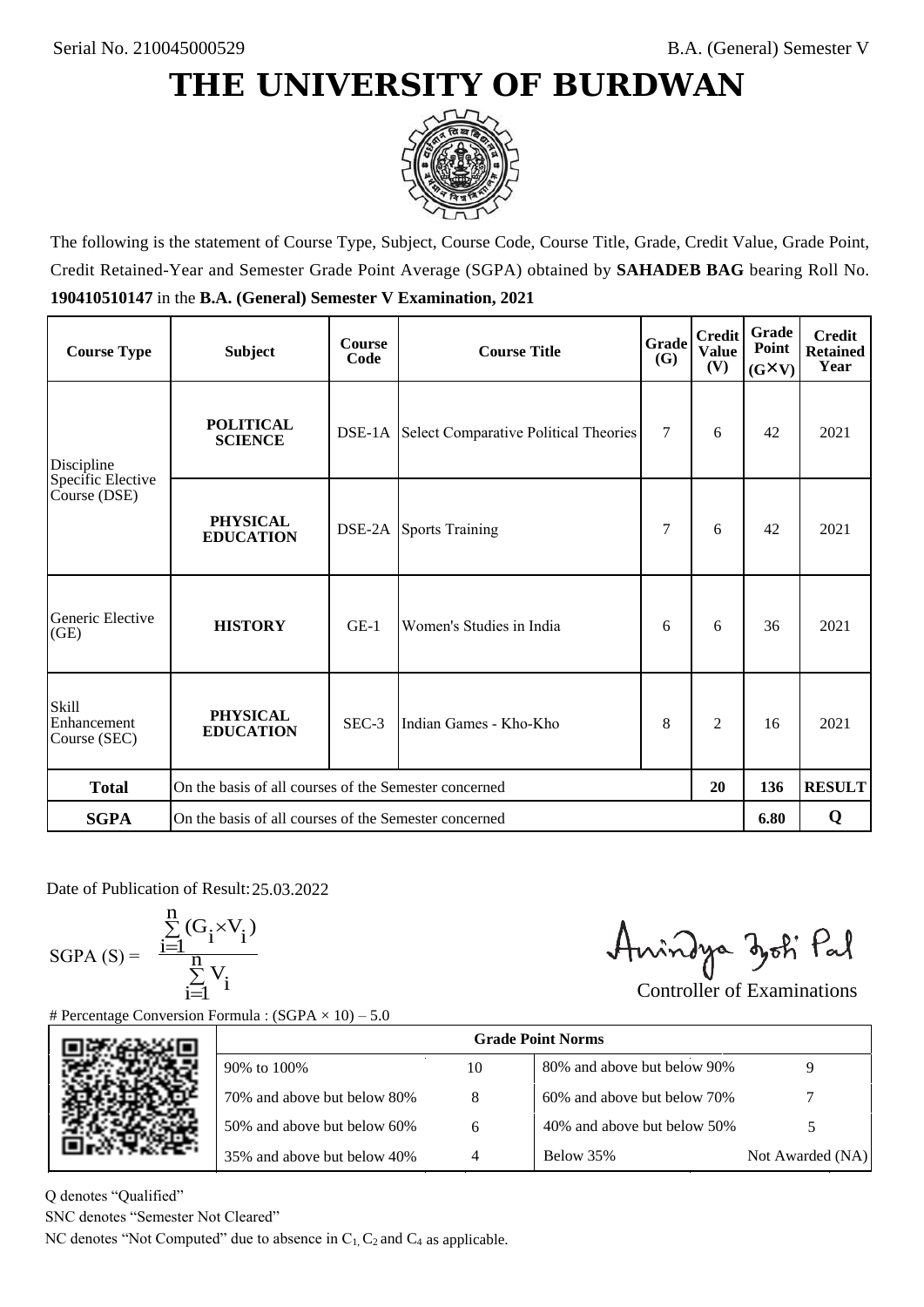Serial No. 210045000529

B.A. (General) Semester V

# THE UNIVERSITY OF BURDWAN

The following is the statement of Course Type, Subject, Course Code, Course Title, Grade, Credit Value, Grade Point, Credit Retained-Year and Semester Grade Point Average (SGPA) obtained by **SAHADEB BAG** bearing Roll No. **190410510147** in the **B.A. (General) Semester V Examination, 2021**

| Course Type | Subject | Course Code | Course Title | Grade (G) | Credit Value (V) | Grade Point (G×V) | Credit Retained Year |
|---|---|---|---|---|---|---|---|
| Discipline Specific Elective Course (DSE) | **POLITICAL SCIENCE** | DSE-1A | Select Comparative Political Theories | 7 | 6 | 42 | 2021 |
| | **PHYSICAL EDUCATION** | DSE-2A | Sports Training | 7 | 6 | 42 | 2021 |
| Generic Elective (GE) | **HISTORY** | GE-1 | Women's Studies in India | 6 | 6 | 36 | 2021 |
| Skill Enhancement Course (SEC) | **PHYSICAL EDUCATION** | SEC-3 | Indian Games - Kho-Kho | 8 | 2 | 16 | 2021 |
| **Total** | On the basis of all courses of the Semester concerned | | | | **20** | **136** | **RESULT** |
| **SGPA** | On the basis of all courses of the Semester concerned | | | | | **6.80** | **Q** |

Date of Publication of Result: 25.03.2022

$$\text{SGPA (S)} = \frac{\sum_{i=1}^{n}(G_i \times V_i)}{\sum_{i=1}^{n} V_i}$$

Controller of Examinations

# Percentage Conversion Formula : (SGPA × 10) – 5.0

| Grade Point Norms | | | |
|---|---|---|---|
| 90% to 100% | 10 | 80% and above but below 90% | 9 |
| 70% and above but below 80% | 8 | 60% and above but below 70% | 7 |
| 50% and above but below 60% | 6 | 40% and above but below 50% | 5 |
| 35% and above but below 40% | 4 | Below 35% | Not Awarded (NA) |

Q denotes "Qualified"

SNC denotes "Semester Not Cleared"

NC denotes "Not Computed" due to absence in $C_1$, $C_2$ and $C_4$ as applicable.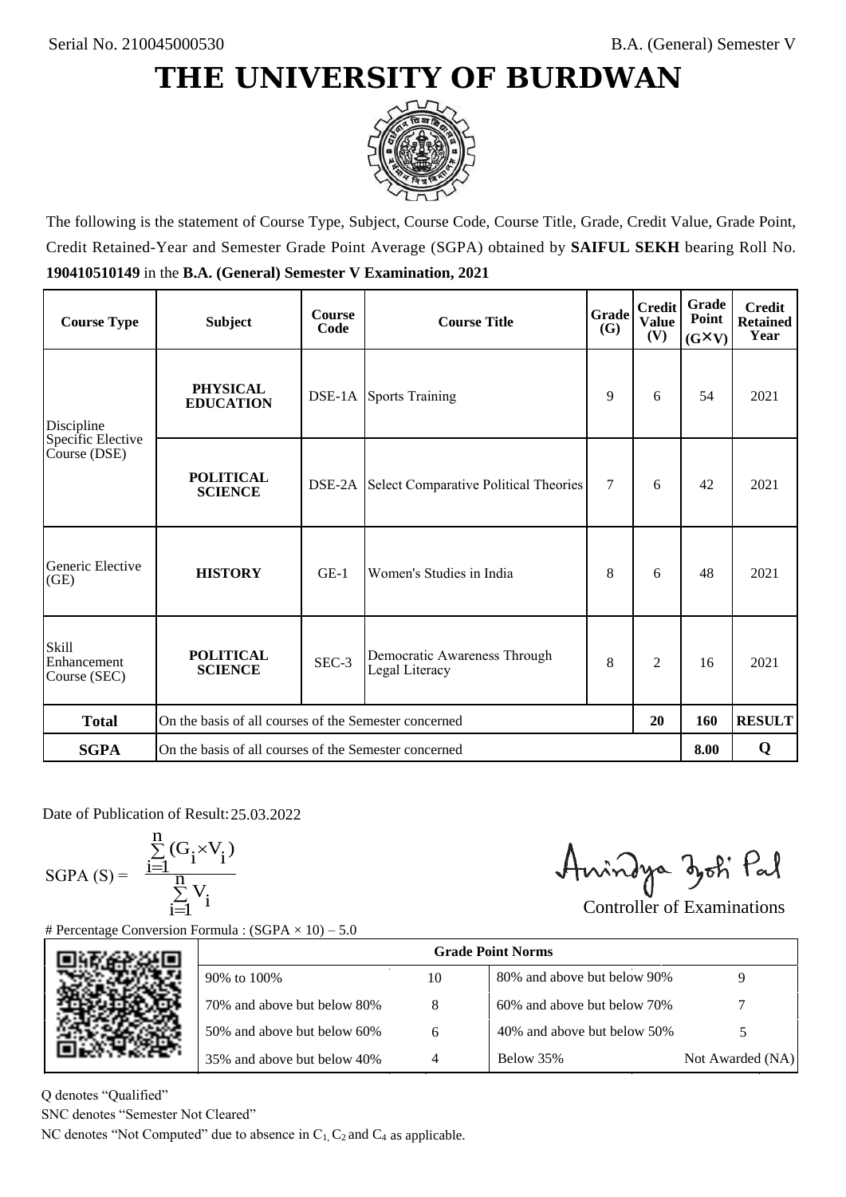Serial No. 210045000530

B.A. (General) Semester V

# THE UNIVERSITY OF BURDWAN

The following is the statement of Course Type, Subject, Course Code, Course Title, Grade, Credit Value, Grade Point, Credit Retained-Year and Semester Grade Point Average (SGPA) obtained by **SAIFUL SEKH** bearing Roll No. **190410510149** in the **B.A. (General) Semester V Examination, 2021**

| Course Type | Subject | Course Code | Course Title | Grade (G) | Credit Value (V) | Grade Point (G×V) | Credit Retained Year |
|---|---|---|---|---|---|---|---|
| Discipline Specific Elective Course (DSE) | **PHYSICAL EDUCATION** | DSE-1A | Sports Training | 9 | 6 | 54 | 2021 |
| | **POLITICAL SCIENCE** | DSE-2A | Select Comparative Political Theories | 7 | 6 | 42 | 2021 |
| Generic Elective (GE) | **HISTORY** | GE-1 | Women's Studies in India | 8 | 6 | 48 | 2021 |
| Skill Enhancement Course (SEC) | **POLITICAL SCIENCE** | SEC-3 | Democratic Awareness Through Legal Literacy | 8 | 2 | 16 | 2021 |
| **Total** | On the basis of all courses of the Semester concerned | | | | **20** | **160** | **RESULT** |
| **SGPA** | On the basis of all courses of the Semester concerned | | | | | **8.00** | **Q** |

Date of Publication of Result: 25.03.2022

$$\text{SGPA (S)} = \frac{\sum_{i=1}^{n}(G_i \times V_i)}{\sum_{i=1}^{n} V_i}$$

Controller of Examinations

# Percentage Conversion Formula : (SGPA × 10) – 5.0

| Grade Point Norms | | | |
|---|---|---|---|
| 90% to 100% | 10 | 80% and above but below 90% | 9 |
| 70% and above but below 80% | 8 | 60% and above but below 70% | 7 |
| 50% and above but below 60% | 6 | 40% and above but below 50% | 5 |
| 35% and above but below 40% | 4 | Below 35% | Not Awarded (NA) |

Q denotes "Qualified"

SNC denotes "Semester Not Cleared"

NC denotes "Not Computed" due to absence in $C_1$, $C_2$ and $C_4$ as applicable.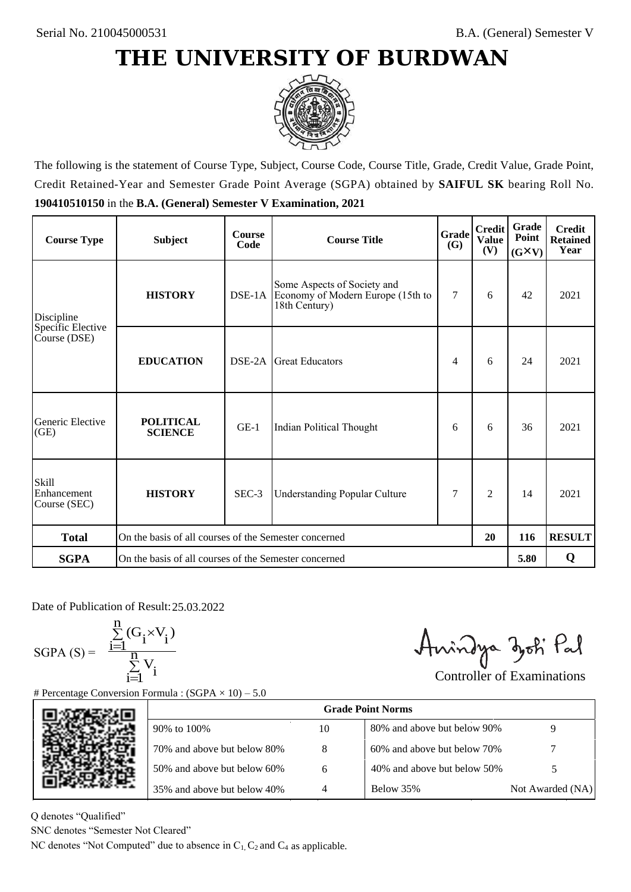Serial No. 210045000531

B.A. (General) Semester V

# THE UNIVERSITY OF BURDWAN

The following is the statement of Course Type, Subject, Course Code, Course Title, Grade, Credit Value, Grade Point, Credit Retained-Year and Semester Grade Point Average (SGPA) obtained by **SAIFUL SK** bearing Roll No. **190410510150** in the **B.A. (General) Semester V Examination, 2021**

| Course Type | Subject | Course Code | Course Title | Grade (G) | Credit Value (V) | Grade Point (G×V) | Credit Retained Year |
|---|---|---|---|---|---|---|---|
| Discipline Specific Elective Course (DSE) | **HISTORY** | DSE-1A | Some Aspects of Society and Economy of Modern Europe (15th to 18th Century) | 7 | 6 | 42 | 2021 |
| | **EDUCATION** | DSE-2A | Great Educators | 4 | 6 | 24 | 2021 |
| Generic Elective (GE) | **POLITICAL SCIENCE** | GE-1 | Indian Political Thought | 6 | 6 | 36 | 2021 |
| Skill Enhancement Course (SEC) | **HISTORY** | SEC-3 | Understanding Popular Culture | 7 | 2 | 14 | 2021 |
| **Total** | On the basis of all courses of the Semester concerned | | | | **20** | **116** | **RESULT** |
| **SGPA** | On the basis of all courses of the Semester concerned | | | | | **5.80** | **Q** |

Date of Publication of Result: 25.03.2022

$$\text{SGPA (S)} = \frac{\sum_{i=1}^{n}(G_i \times V_i)}{\sum_{i=1}^{n} V_i}$$

Controller of Examinations

# Percentage Conversion Formula : (SGPA × 10) – 5.0

| Grade Point Norms | | | |
|---|---|---|---|
| 90% to 100% | 10 | 80% and above but below 90% | 9 |
| 70% and above but below 80% | 8 | 60% and above but below 70% | 7 |
| 50% and above but below 60% | 6 | 40% and above but below 50% | 5 |
| 35% and above but below 40% | 4 | Below 35% | Not Awarded (NA) |

Q denotes "Qualified"

SNC denotes "Semester Not Cleared"

NC denotes "Not Computed" due to absence in $C_1$, $C_2$ and $C_4$ as applicable.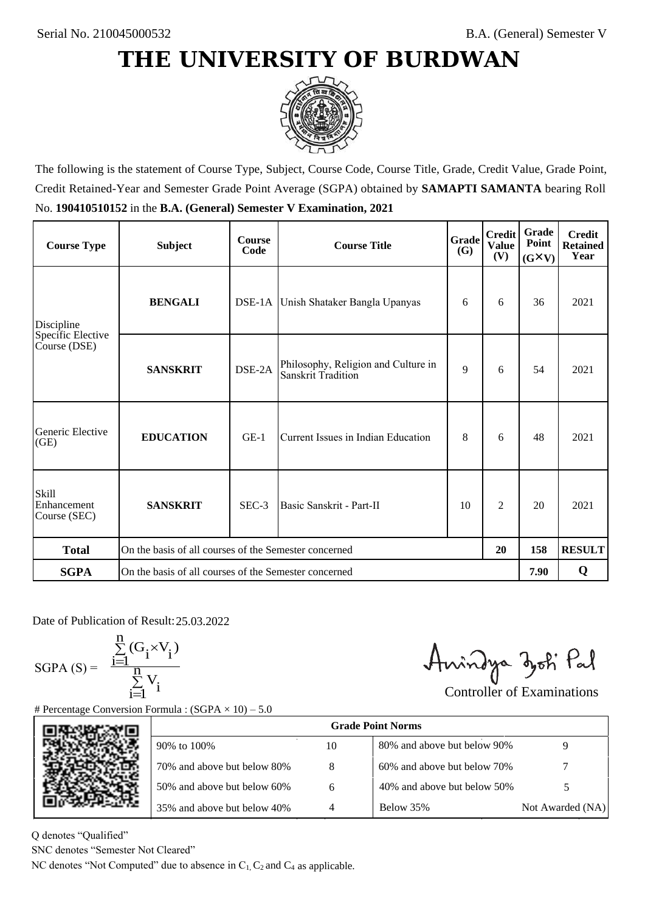Serial No. 210045000532

B.A. (General) Semester V

# THE UNIVERSITY OF BURDWAN

The following is the statement of Course Type, Subject, Course Code, Course Title, Grade, Credit Value, Grade Point, Credit Retained-Year and Semester Grade Point Average (SGPA) obtained by **SAMAPTI SAMANTA** bearing Roll No. **190410510152** in the **B.A. (General) Semester V Examination, 2021**

| Course Type | Subject | Course Code | Course Title | Grade (G) | Credit Value (V) | Grade Point (G×V) | Credit Retained Year |
|---|---|---|---|---|---|---|---|
| Discipline Specific Elective Course (DSE) | **BENGALI** | DSE-1A | Unish Shataker Bangla Upanyas | 6 | 6 | 36 | 2021 |
| | **SANSKRIT** | DSE-2A | Philosophy, Religion and Culture in Sanskrit Tradition | 9 | 6 | 54 | 2021 |
| Generic Elective (GE) | **EDUCATION** | GE-1 | Current Issues in Indian Education | 8 | 6 | 48 | 2021 |
| Skill Enhancement Course (SEC) | **SANSKRIT** | SEC-3 | Basic Sanskrit - Part-II | 10 | 2 | 20 | 2021 |
| **Total** | On the basis of all courses of the Semester concerned | | | | **20** | **158** | **RESULT** |
| **SGPA** | On the basis of all courses of the Semester concerned | | | | | **7.90** | **Q** |

Date of Publication of Result: 25.03.2022

$$\text{SGPA (S)} = \frac{\sum_{i=1}^{n}(G_i \times V_i)}{\sum_{i=1}^{n} V_i}$$

Controller of Examinations

# Percentage Conversion Formula : (SGPA × 10) – 5.0

| Grade Point Norms | | | |
|---|---|---|---|
| 90% to 100% | 10 | 80% and above but below 90% | 9 |
| 70% and above but below 80% | 8 | 60% and above but below 70% | 7 |
| 50% and above but below 60% | 6 | 40% and above but below 50% | 5 |
| 35% and above but below 40% | 4 | Below 35% | Not Awarded (NA) |

Q denotes "Qualified"

SNC denotes "Semester Not Cleared"

NC denotes "Not Computed" due to absence in $C_1$, $C_2$ and $C_4$ as applicable.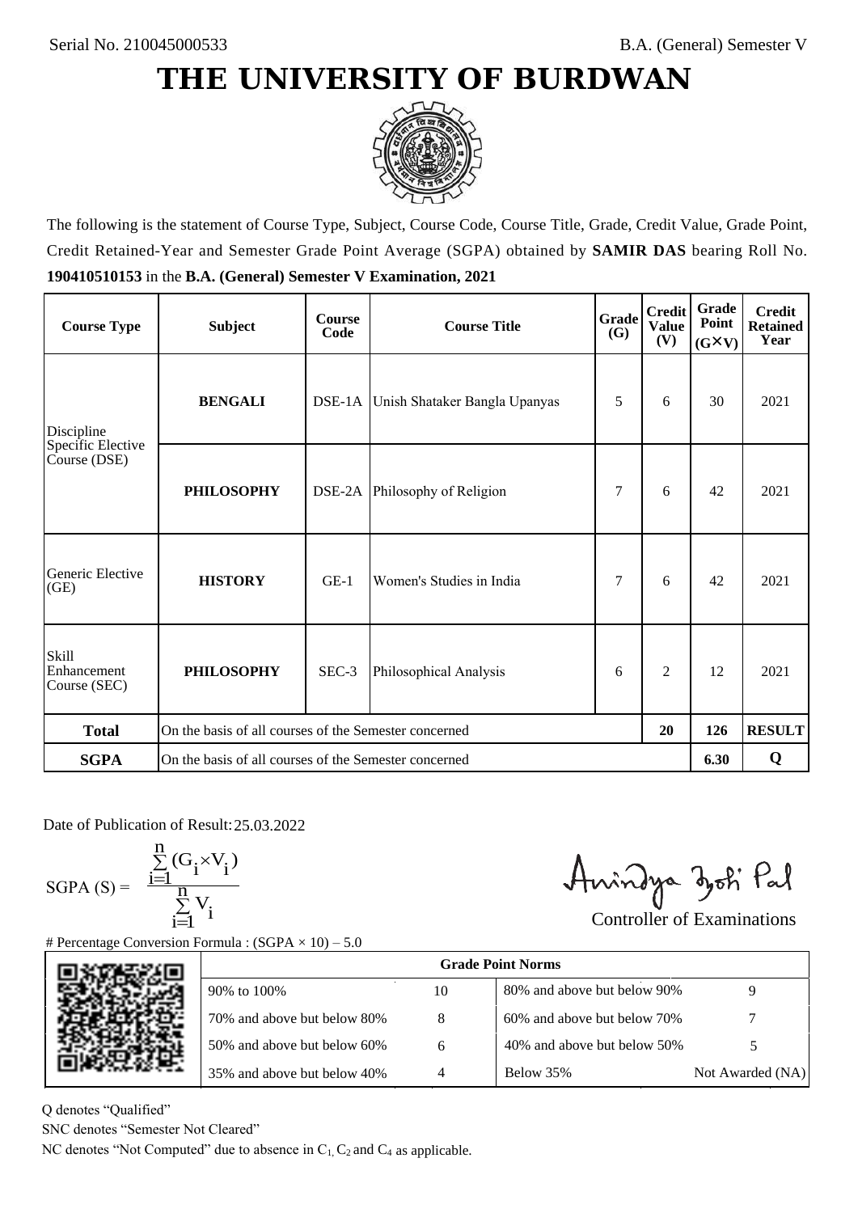Serial No. 210045000533

B.A. (General) Semester V

# THE UNIVERSITY OF BURDWAN

The following is the statement of Course Type, Subject, Course Code, Course Title, Grade, Credit Value, Grade Point, Credit Retained-Year and Semester Grade Point Average (SGPA) obtained by **SAMIR DAS** bearing Roll No. **190410510153** in the **B.A. (General) Semester V Examination, 2021**

| Course Type | Subject | Course Code | Course Title | Grade (G) | Credit Value (V) | Grade Point (G×V) | Credit Retained Year |
|---|---|---|---|---|---|---|---|
| Discipline Specific Elective Course (DSE) | **BENGALI** | DSE-1A | Unish Shataker Bangla Upanyas | 5 | 6 | 30 | 2021 |
| | **PHILOSOPHY** | DSE-2A | Philosophy of Religion | 7 | 6 | 42 | 2021 |
| Generic Elective (GE) | **HISTORY** | GE-1 | Women's Studies in India | 7 | 6 | 42 | 2021 |
| Skill Enhancement Course (SEC) | **PHILOSOPHY** | SEC-3 | Philosophical Analysis | 6 | 2 | 12 | 2021 |
| **Total** | On the basis of all courses of the Semester concerned | | | | **20** | **126** | **RESULT** |
| **SGPA** | On the basis of all courses of the Semester concerned | | | | | **6.30** | **Q** |

Date of Publication of Result: 25.03.2022

$$\text{SGPA (S)} = \frac{\sum_{i=1}^{n} (G_i \times V_i)}{\sum_{i=1}^{n} V_i}$$

Controller of Examinations

# Percentage Conversion Formula : (SGPA × 10) – 5.0

| Grade Point Norms | | | |
|---|---|---|---|
| 90% to 100% | 10 | 80% and above but below 90% | 9 |
| 70% and above but below 80% | 8 | 60% and above but below 70% | 7 |
| 50% and above but below 60% | 6 | 40% and above but below 50% | 5 |
| 35% and above but below 40% | 4 | Below 35% | Not Awarded (NA) |

Q denotes "Qualified"

SNC denotes "Semester Not Cleared"

NC denotes "Not Computed" due to absence in $C_1$, $C_2$ and $C_4$ as applicable.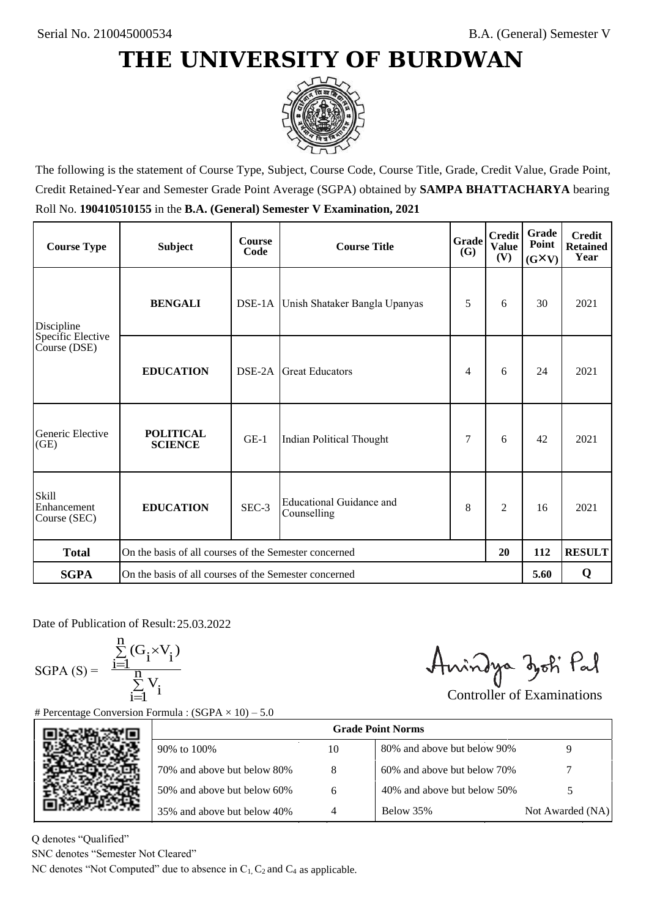Serial No. 210045000534

B.A. (General) Semester V

# THE UNIVERSITY OF BURDWAN

The following is the statement of Course Type, Subject, Course Code, Course Title, Grade, Credit Value, Grade Point, Credit Retained-Year and Semester Grade Point Average (SGPA) obtained by **SAMPA BHATTACHARYA** bearing Roll No. **190410510155** in the **B.A. (General) Semester V Examination, 2021**

| Course Type | Subject | Course Code | Course Title | Grade (G) | Credit Value (V) | Grade Point (G×V) | Credit Retained Year |
|---|---|---|---|---|---|---|---|
| Discipline Specific Elective Course (DSE) | **BENGALI** | DSE-1A | Unish Shataker Bangla Upanyas | 5 | 6 | 30 | 2021 |
| | **EDUCATION** | DSE-2A | Great Educators | 4 | 6 | 24 | 2021 |
| Generic Elective (GE) | **POLITICAL SCIENCE** | GE-1 | Indian Political Thought | 7 | 6 | 42 | 2021 |
| Skill Enhancement Course (SEC) | **EDUCATION** | SEC-3 | Educational Guidance and Counselling | 8 | 2 | 16 | 2021 |
| **Total** | On the basis of all courses of the Semester concerned | | | | **20** | **112** | **RESULT** |
| **SGPA** | On the basis of all courses of the Semester concerned | | | | | **5.60** | **Q** |

Date of Publication of Result: 25.03.2022

$$\text{SGPA (S)} = \frac{\sum_{i=1}^{n}(G_i \times V_i)}{\sum_{i=1}^{n} V_i}$$

Controller of Examinations

# Percentage Conversion Formula : (SGPA × 10) – 5.0

| Grade Point Norms | | | |
|---|---|---|---|
| 90% to 100% | 10 | 80% and above but below 90% | 9 |
| 70% and above but below 80% | 8 | 60% and above but below 70% | 7 |
| 50% and above but below 60% | 6 | 40% and above but below 50% | 5 |
| 35% and above but below 40% | 4 | Below 35% | Not Awarded (NA) |

Q denotes "Qualified"

SNC denotes "Semester Not Cleared"

NC denotes "Not Computed" due to absence in $C_1$, $C_2$ and $C_4$ as applicable.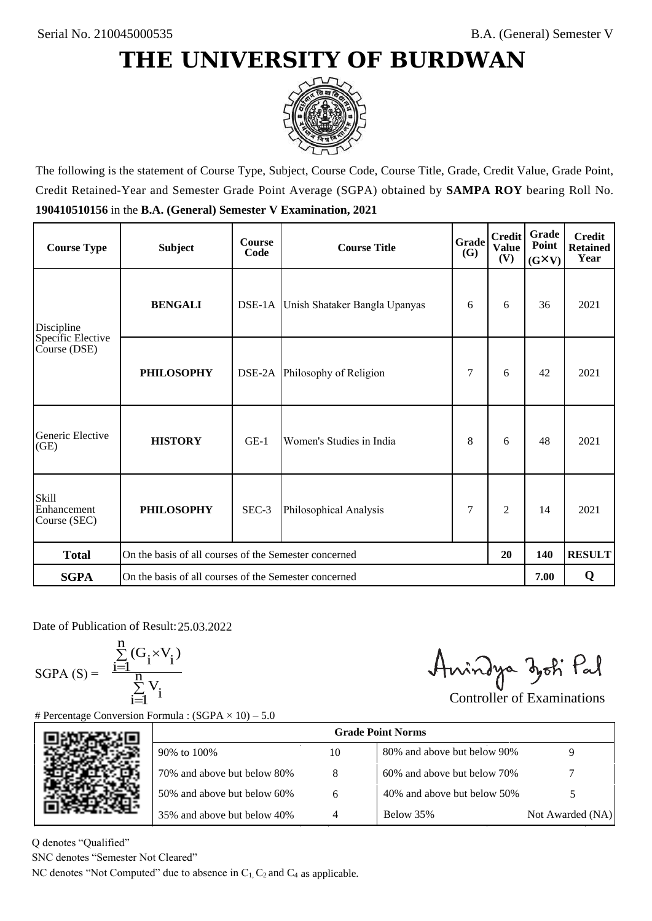Serial No. 210045000535

B.A. (General) Semester V

# THE UNIVERSITY OF BURDWAN

The following is the statement of Course Type, Subject, Course Code, Course Title, Grade, Credit Value, Grade Point, Credit Retained-Year and Semester Grade Point Average (SGPA) obtained by **SAMPA ROY** bearing Roll No. **190410510156** in the **B.A. (General) Semester V Examination, 2021**

| Course Type | Subject | Course Code | Course Title | Grade (G) | Credit Value (V) | Grade Point (G×V) | Credit Retained Year |
|---|---|---|---|---|---|---|---|
| Discipline Specific Elective Course (DSE) | **BENGALI** | DSE-1A | Unish Shataker Bangla Upanyas | 6 | 6 | 36 | 2021 |
| | **PHILOSOPHY** | DSE-2A | Philosophy of Religion | 7 | 6 | 42 | 2021 |
| Generic Elective (GE) | **HISTORY** | GE-1 | Women's Studies in India | 8 | 6 | 48 | 2021 |
| Skill Enhancement Course (SEC) | **PHILOSOPHY** | SEC-3 | Philosophical Analysis | 7 | 2 | 14 | 2021 |
| **Total** | On the basis of all courses of the Semester concerned | | | | **20** | **140** | **RESULT** |
| **SGPA** | On the basis of all courses of the Semester concerned | | | | | **7.00** | **Q** |

Date of Publication of Result: 25.03.2022

$$\text{SGPA (S)} = \frac{\sum_{i=1}^{n} (G_i \times V_i)}{\sum_{i=1}^{n} V_i}$$

Controller of Examinations

# Percentage Conversion Formula : (SGPA × 10) – 5.0

| Grade Point Norms | | | |
|---|---|---|---|
| 90% to 100% | 10 | 80% and above but below 90% | 9 |
| 70% and above but below 80% | 8 | 60% and above but below 70% | 7 |
| 50% and above but below 60% | 6 | 40% and above but below 50% | 5 |
| 35% and above but below 40% | 4 | Below 35% | Not Awarded (NA) |

Q denotes "Qualified"

SNC denotes "Semester Not Cleared"

NC denotes "Not Computed" due to absence in $C_1$, $C_2$ and $C_4$ as applicable.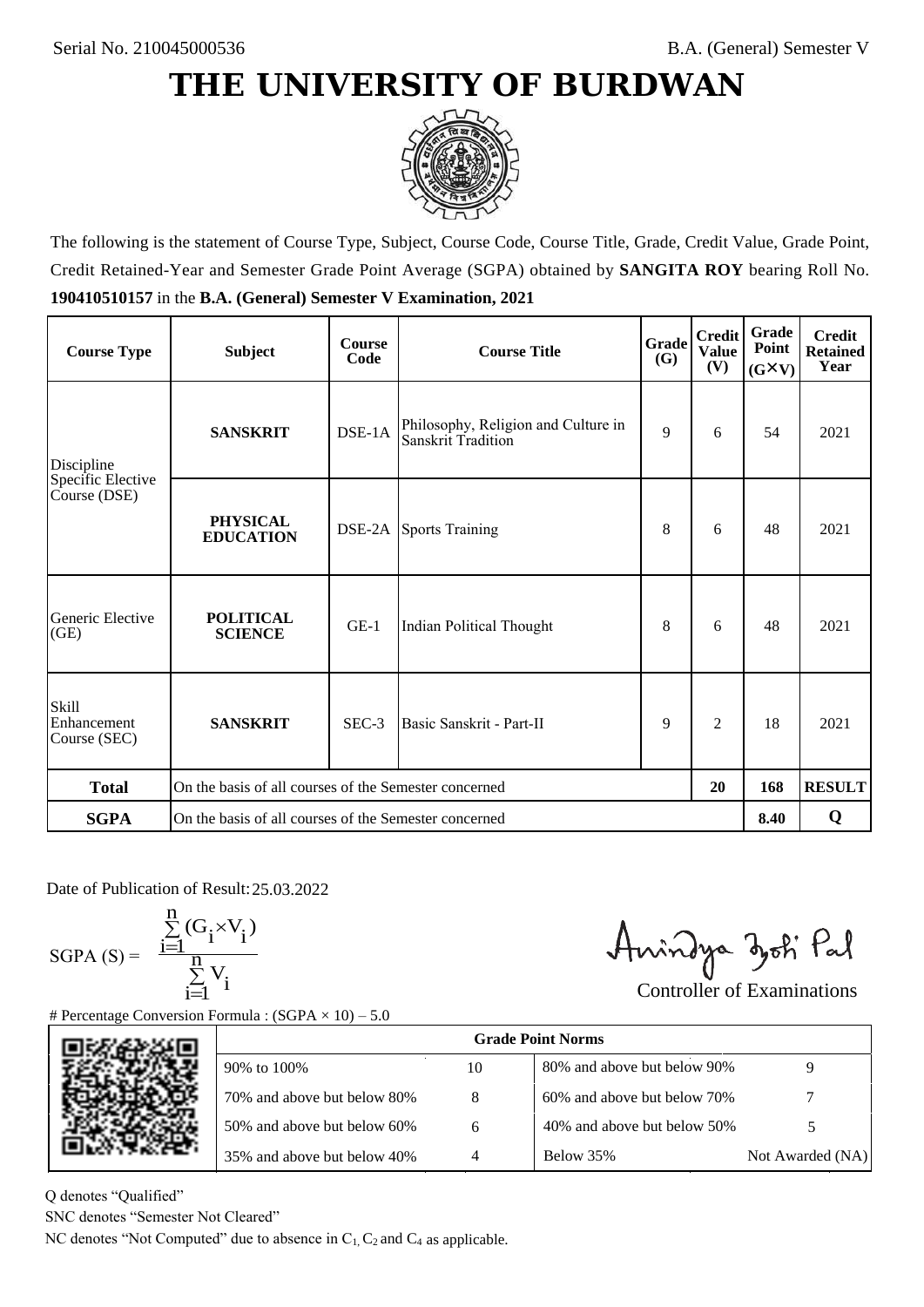Serial No. 210045000536

B.A. (General) Semester V

# THE UNIVERSITY OF BURDWAN

The following is the statement of Course Type, Subject, Course Code, Course Title, Grade, Credit Value, Grade Point, Credit Retained-Year and Semester Grade Point Average (SGPA) obtained by **SANGITA ROY** bearing Roll No. **190410510157** in the **B.A. (General) Semester V Examination, 2021**

| Course Type | Subject | Course Code | Course Title | Grade (G) | Credit Value (V) | Grade Point (G×V) | Credit Retained Year |
|---|---|---|---|---|---|---|---|
| Discipline Specific Elective Course (DSE) | **SANSKRIT** | DSE-1A | Philosophy, Religion and Culture in Sanskrit Tradition | 9 | 6 | 54 | 2021 |
| | **PHYSICAL EDUCATION** | DSE-2A | Sports Training | 8 | 6 | 48 | 2021 |
| Generic Elective (GE) | **POLITICAL SCIENCE** | GE-1 | Indian Political Thought | 8 | 6 | 48 | 2021 |
| Skill Enhancement Course (SEC) | **SANSKRIT** | SEC-3 | Basic Sanskrit - Part-II | 9 | 2 | 18 | 2021 |
| **Total** | On the basis of all courses of the Semester concerned | | | | **20** | **168** | **RESULT** |
| **SGPA** | On the basis of all courses of the Semester concerned | | | | | **8.40** | **Q** |

Date of Publication of Result: 25.03.2022

$$SGPA (S) = \frac{\sum_{i=1}^{n}(G_i \times V_i)}{\sum_{i=1}^{n} V_i}$$

Controller of Examinations

# Percentage Conversion Formula : (SGPA × 10) – 5.0

| Grade Point Norms | | | |
|---|---|---|---|
| 90% to 100% | 10 | 80% and above but below 90% | 9 |
| 70% and above but below 80% | 8 | 60% and above but below 70% | 7 |
| 50% and above but below 60% | 6 | 40% and above but below 50% | 5 |
| 35% and above but below 40% | 4 | Below 35% | Not Awarded (NA) |

Q denotes "Qualified"

SNC denotes "Semester Not Cleared"

NC denotes "Not Computed" due to absence in $C_1$, $C_2$ and $C_4$ as applicable.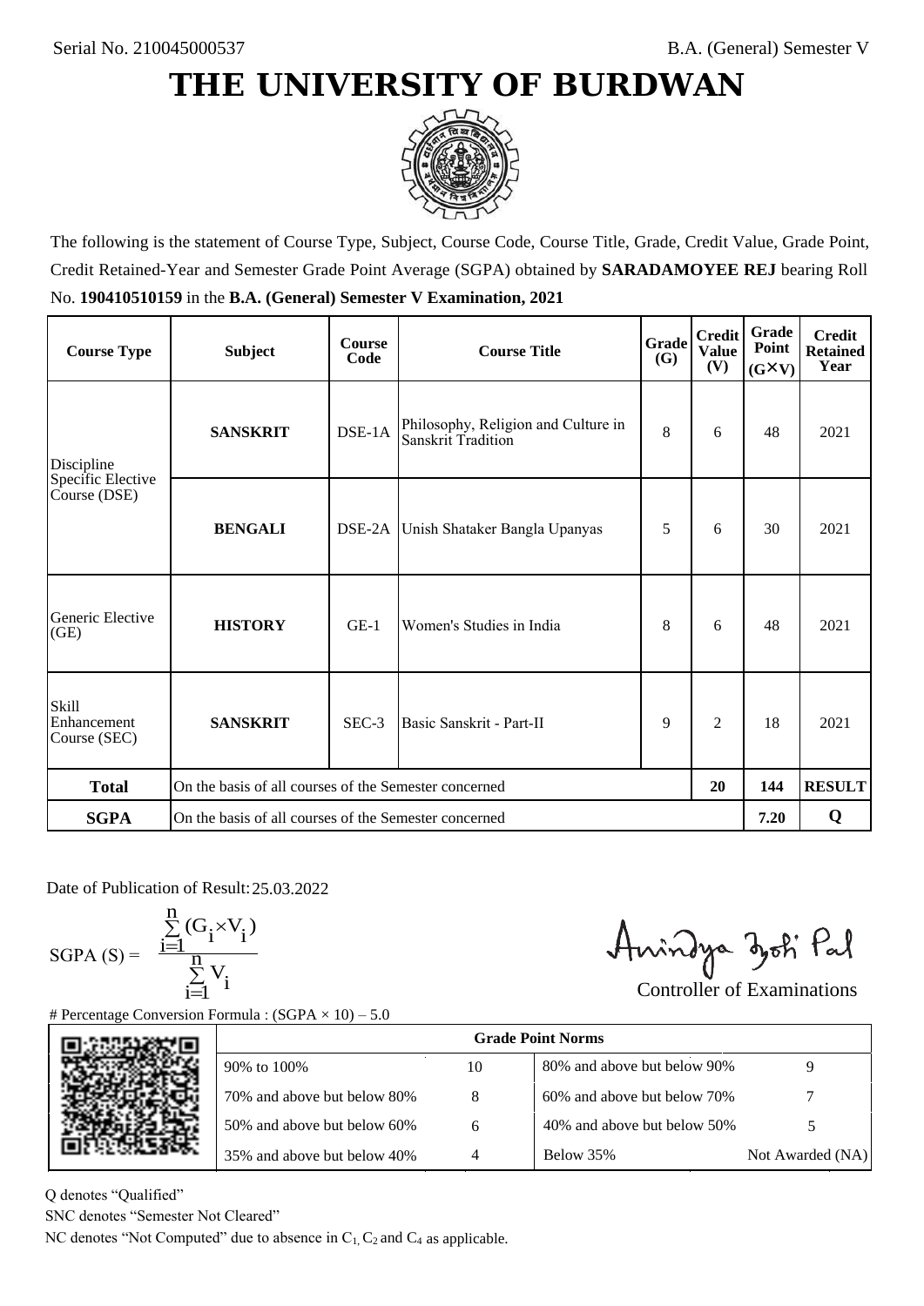Serial No. 210045000537

B.A. (General) Semester V

# THE UNIVERSITY OF BURDWAN

The following is the statement of Course Type, Subject, Course Code, Course Title, Grade, Credit Value, Grade Point, Credit Retained-Year and Semester Grade Point Average (SGPA) obtained by **SARADAMOYEE REJ** bearing Roll No. **190410510159** in the **B.A. (General) Semester V Examination, 2021**

| Course Type | Subject | Course Code | Course Title | Grade (G) | Credit Value (V) | Grade Point (G×V) | Credit Retained Year |
|---|---|---|---|---|---|---|---|
| Discipline Specific Elective Course (DSE) | **SANSKRIT** | DSE-1A | Philosophy, Religion and Culture in Sanskrit Tradition | 8 | 6 | 48 | 2021 |
| | **BENGALI** | DSE-2A | Unish Shataker Bangla Upanyas | 5 | 6 | 30 | 2021 |
| Generic Elective (GE) | **HISTORY** | GE-1 | Women's Studies in India | 8 | 6 | 48 | 2021 |
| Skill Enhancement Course (SEC) | **SANSKRIT** | SEC-3 | Basic Sanskrit - Part-II | 9 | 2 | 18 | 2021 |
| **Total** | On the basis of all courses of the Semester concerned | | | | **20** | **144** | **RESULT** |
| **SGPA** | On the basis of all courses of the Semester concerned | | | | | **7.20** | **Q** |

Date of Publication of Result: 25.03.2022

$$SGPA\ (S) = \frac{\sum_{i=1}^{n}(G_i \times V_i)}{\sum_{i=1}^{n} V_i}$$

Controller of Examinations

# Percentage Conversion Formula : (SGPA × 10) – 5.0

| Grade Point Norms | | | |
|---|---|---|---|
| 90% to 100% | 10 | 80% and above but below 90% | 9 |
| 70% and above but below 80% | 8 | 60% and above but below 70% | 7 |
| 50% and above but below 60% | 6 | 40% and above but below 50% | 5 |
| 35% and above but below 40% | 4 | Below 35% | Not Awarded (NA) |

Q denotes "Qualified"

SNC denotes "Semester Not Cleared"

NC denotes "Not Computed" due to absence in $C_1$, $C_2$ and $C_4$ as applicable.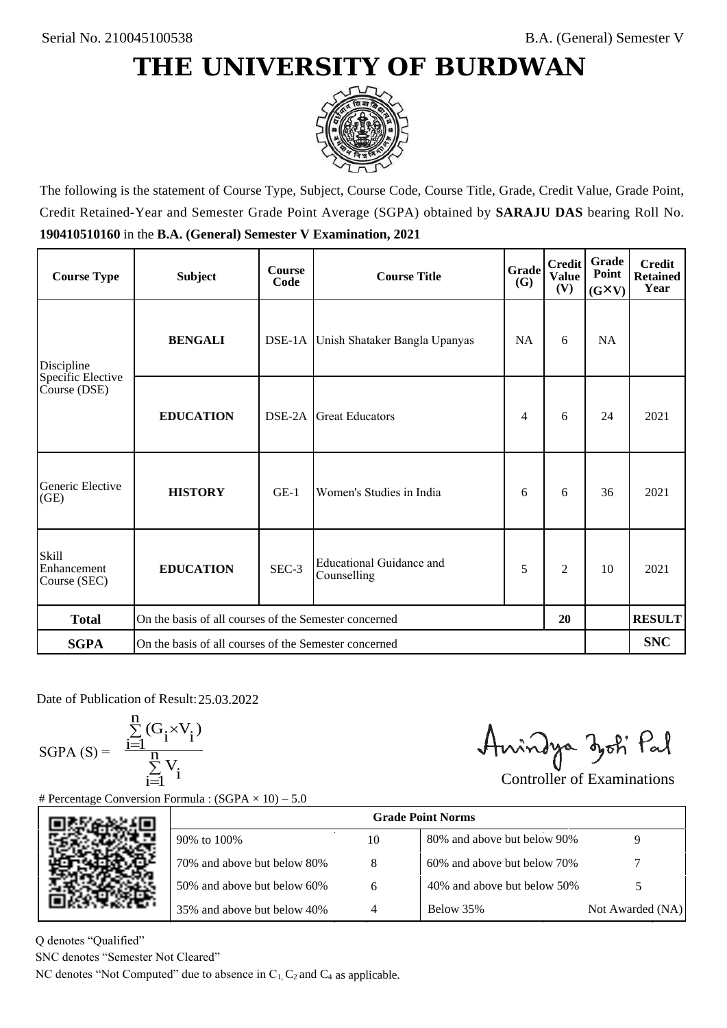Serial No. 210045100538

B.A. (General) Semester V

# THE UNIVERSITY OF BURDWAN

The following is the statement of Course Type, Subject, Course Code, Course Title, Grade, Credit Value, Grade Point, Credit Retained-Year and Semester Grade Point Average (SGPA) obtained by **SARAJU DAS** bearing Roll No. **190410510160** in the **B.A. (General) Semester V Examination, 2021**

| Course Type | Subject | Course Code | Course Title | Grade (G) | Credit Value (V) | Grade Point (G×V) | Credit Retained Year |
|---|---|---|---|---|---|---|---|
| Discipline Specific Elective Course (DSE) | **BENGALI** | DSE-1A | Unish Shataker Bangla Upanyas | NA | 6 | NA | |
| | **EDUCATION** | DSE-2A | Great Educators | 4 | 6 | 24 | 2021 |
| Generic Elective (GE) | **HISTORY** | GE-1 | Women's Studies in India | 6 | 6 | 36 | 2021 |
| Skill Enhancement Course (SEC) | **EDUCATION** | SEC-3 | Educational Guidance and Counselling | 5 | 2 | 10 | 2021 |
| **Total** | On the basis of all courses of the Semester concerned | | | | 20 | | **RESULT** |
| **SGPA** | On the basis of all courses of the Semester concerned | | | | | | **SNC** |

Date of Publication of Result: 25.03.2022

$$\text{SGPA (S)} = \frac{\sum_{i=1}^{n} (G_i \times V_i)}{\sum_{i=1}^{n} V_i}$$

Controller of Examinations

# Percentage Conversion Formula : (SGPA × 10) – 5.0

| Grade Point Norms | | | |
|---|---|---|---|
| 90% to 100% | 10 | 80% and above but below 90% | 9 |
| 70% and above but below 80% | 8 | 60% and above but below 70% | 7 |
| 50% and above but below 60% | 6 | 40% and above but below 50% | 5 |
| 35% and above but below 40% | 4 | Below 35% | Not Awarded (NA) |

Q denotes "Qualified"

SNC denotes "Semester Not Cleared"

NC denotes "Not Computed" due to absence in $C_1$, $C_2$ and $C_4$ as applicable.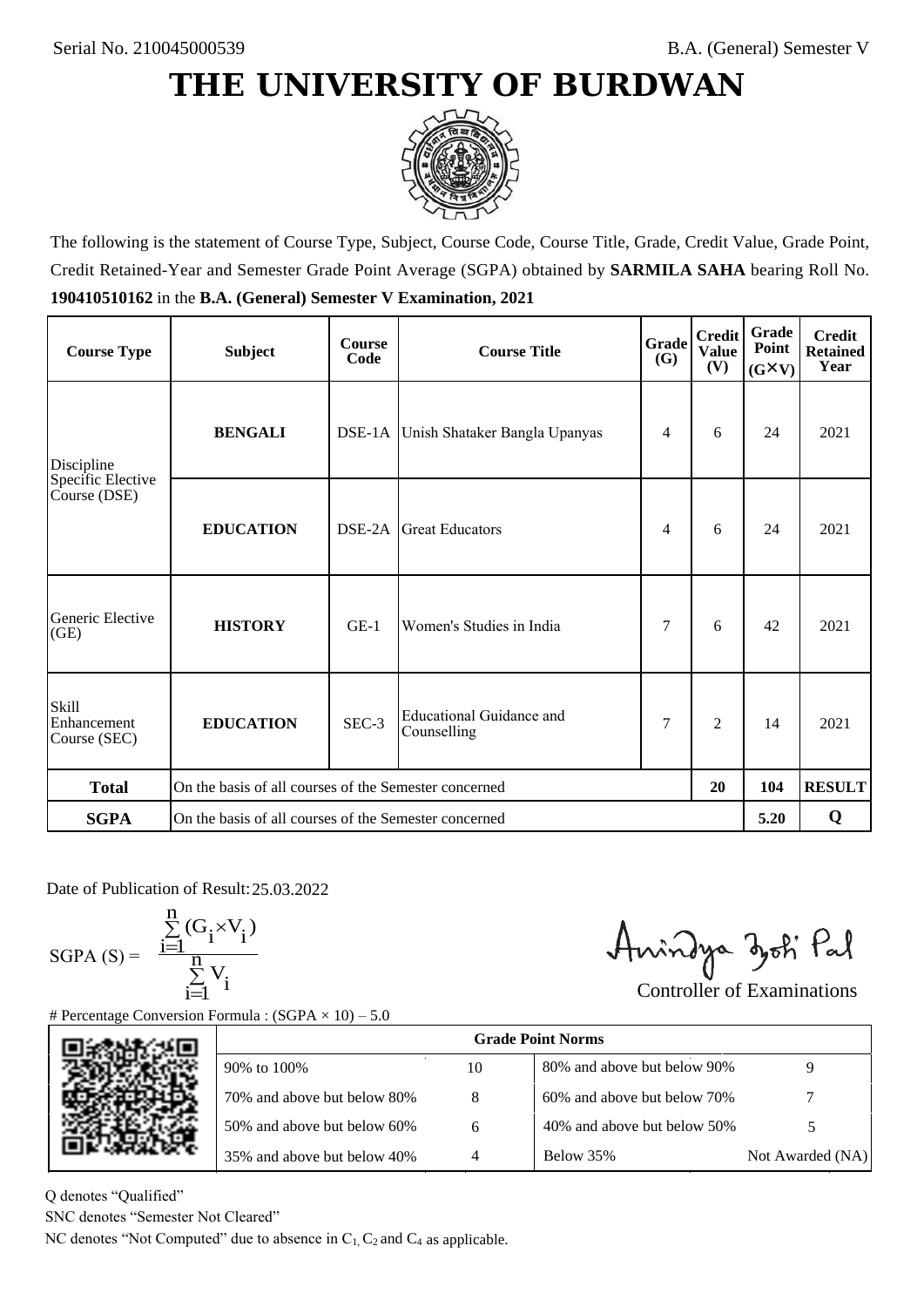Serial No. 210045000539

B.A. (General) Semester V

# THE UNIVERSITY OF BURDWAN

The following is the statement of Course Type, Subject, Course Code, Course Title, Grade, Credit Value, Grade Point, Credit Retained-Year and Semester Grade Point Average (SGPA) obtained by **SARMILA SAHA** bearing Roll No. **190410510162** in the **B.A. (General) Semester V Examination, 2021**

| Course Type | Subject | Course Code | Course Title | Grade (G) | Credit Value (V) | Grade Point (G×V) | Credit Retained Year |
|---|---|---|---|---|---|---|---|
| Discipline Specific Elective Course (DSE) | **BENGALI** | DSE-1A | Unish Shataker Bangla Upanyas | 4 | 6 | 24 | 2021 |
| | **EDUCATION** | DSE-2A | Great Educators | 4 | 6 | 24 | 2021 |
| Generic Elective (GE) | **HISTORY** | GE-1 | Women's Studies in India | 7 | 6 | 42 | 2021 |
| Skill Enhancement Course (SEC) | **EDUCATION** | SEC-3 | Educational Guidance and Counselling | 7 | 2 | 14 | 2021 |
| **Total** | On the basis of all courses of the Semester concerned | | | | **20** | **104** | **RESULT** |
| **SGPA** | On the basis of all courses of the Semester concerned | | | | | **5.20** | **Q** |

Date of Publication of Result: 25.03.2022

$$\text{SGPA (S)} = \frac{\sum_{i=1}^{n}(G_i \times V_i)}{\sum_{i=1}^{n} V_i}$$

Controller of Examinations

# Percentage Conversion Formula : (SGPA × 10) – 5.0

| Grade Point Norms | | | |
|---|---|---|---|
| 90% to 100% | 10 | 80% and above but below 90% | 9 |
| 70% and above but below 80% | 8 | 60% and above but below 70% | 7 |
| 50% and above but below 60% | 6 | 40% and above but below 50% | 5 |
| 35% and above but below 40% | 4 | Below 35% | Not Awarded (NA) |

Q denotes "Qualified"

SNC denotes "Semester Not Cleared"

NC denotes "Not Computed" due to absence in $C_1$, $C_2$ and $C_4$ as applicable.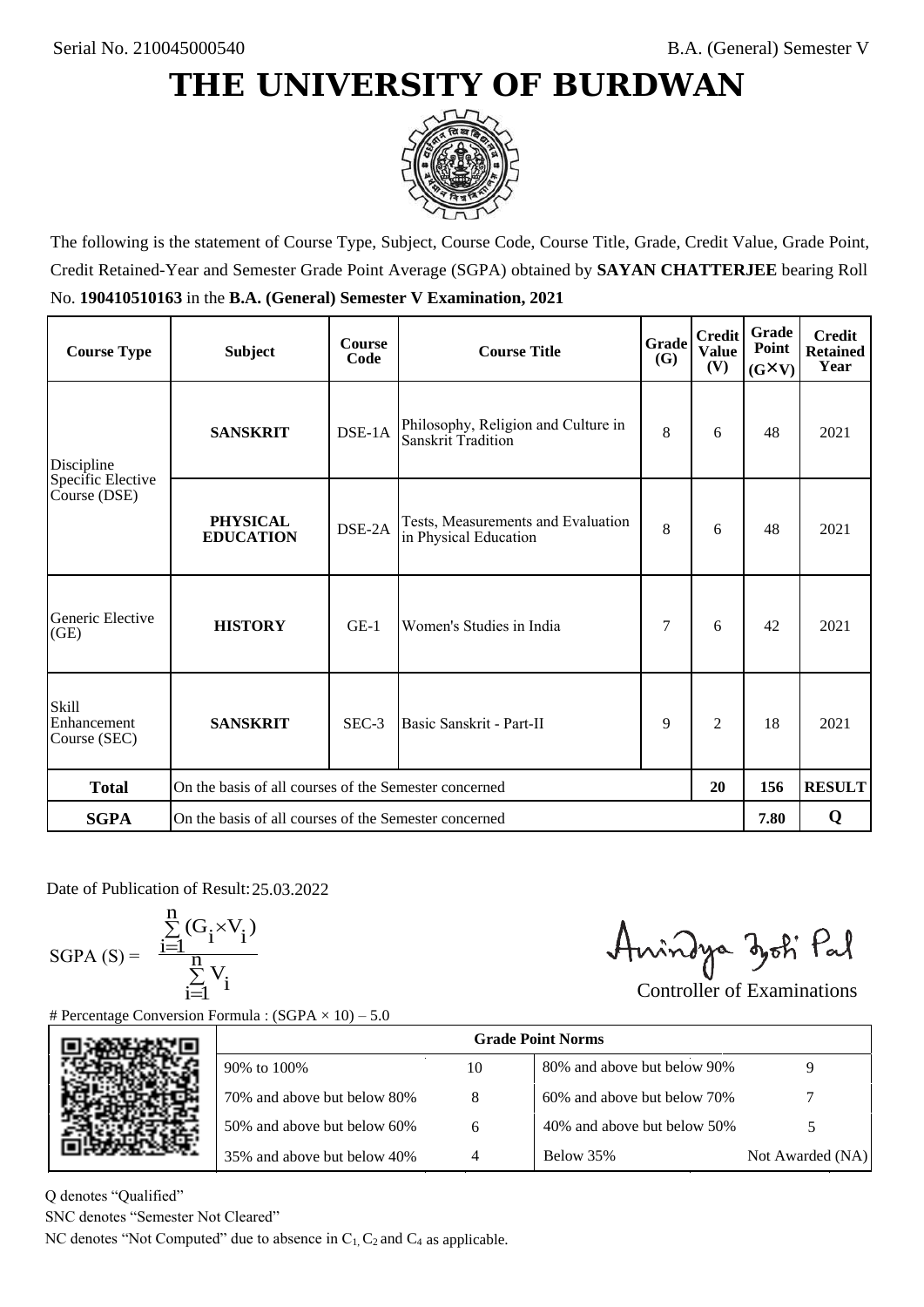Serial No. 210045000540

B.A. (General) Semester V

# THE UNIVERSITY OF BURDWAN

The following is the statement of Course Type, Subject, Course Code, Course Title, Grade, Credit Value, Grade Point, Credit Retained-Year and Semester Grade Point Average (SGPA) obtained by **SAYAN CHATTERJEE** bearing Roll No. **190410510163** in the **B.A. (General) Semester V Examination, 2021**

| Course Type | Subject | Course Code | Course Title | Grade (G) | Credit Value (V) | Grade Point (G×V) | Credit Retained Year |
|---|---|---|---|---|---|---|---|
| Discipline Specific Elective Course (DSE) | **SANSKRIT** | DSE-1A | Philosophy, Religion and Culture in Sanskrit Tradition | 8 | 6 | 48 | 2021 |
| | **PHYSICAL EDUCATION** | DSE-2A | Tests, Measurements and Evaluation in Physical Education | 8 | 6 | 48 | 2021 |
| Generic Elective (GE) | **HISTORY** | GE-1 | Women's Studies in India | 7 | 6 | 42 | 2021 |
| Skill Enhancement Course (SEC) | **SANSKRIT** | SEC-3 | Basic Sanskrit - Part-II | 9 | 2 | 18 | 2021 |
| **Total** | On the basis of all courses of the Semester concerned | | | | **20** | **156** | **RESULT** |
| **SGPA** | On the basis of all courses of the Semester concerned | | | | | **7.80** | **Q** |

Date of Publication of Result: 25.03.2022

$$\text{SGPA (S)} = \frac{\sum_{i=1}^{n}(G_i \times V_i)}{\sum_{i=1}^{n} V_i}$$

Controller of Examinations

# Percentage Conversion Formula : (SGPA × 10) – 5.0

| Grade Point Norms | | | |
|---|---|---|---|
| 90% to 100% | 10 | 80% and above but below 90% | 9 |
| 70% and above but below 80% | 8 | 60% and above but below 70% | 7 |
| 50% and above but below 60% | 6 | 40% and above but below 50% | 5 |
| 35% and above but below 40% | 4 | Below 35% | Not Awarded (NA) |

Q denotes "Qualified"

SNC denotes "Semester Not Cleared"

NC denotes "Not Computed" due to absence in $C_1$, $C_2$ and $C_4$ as applicable.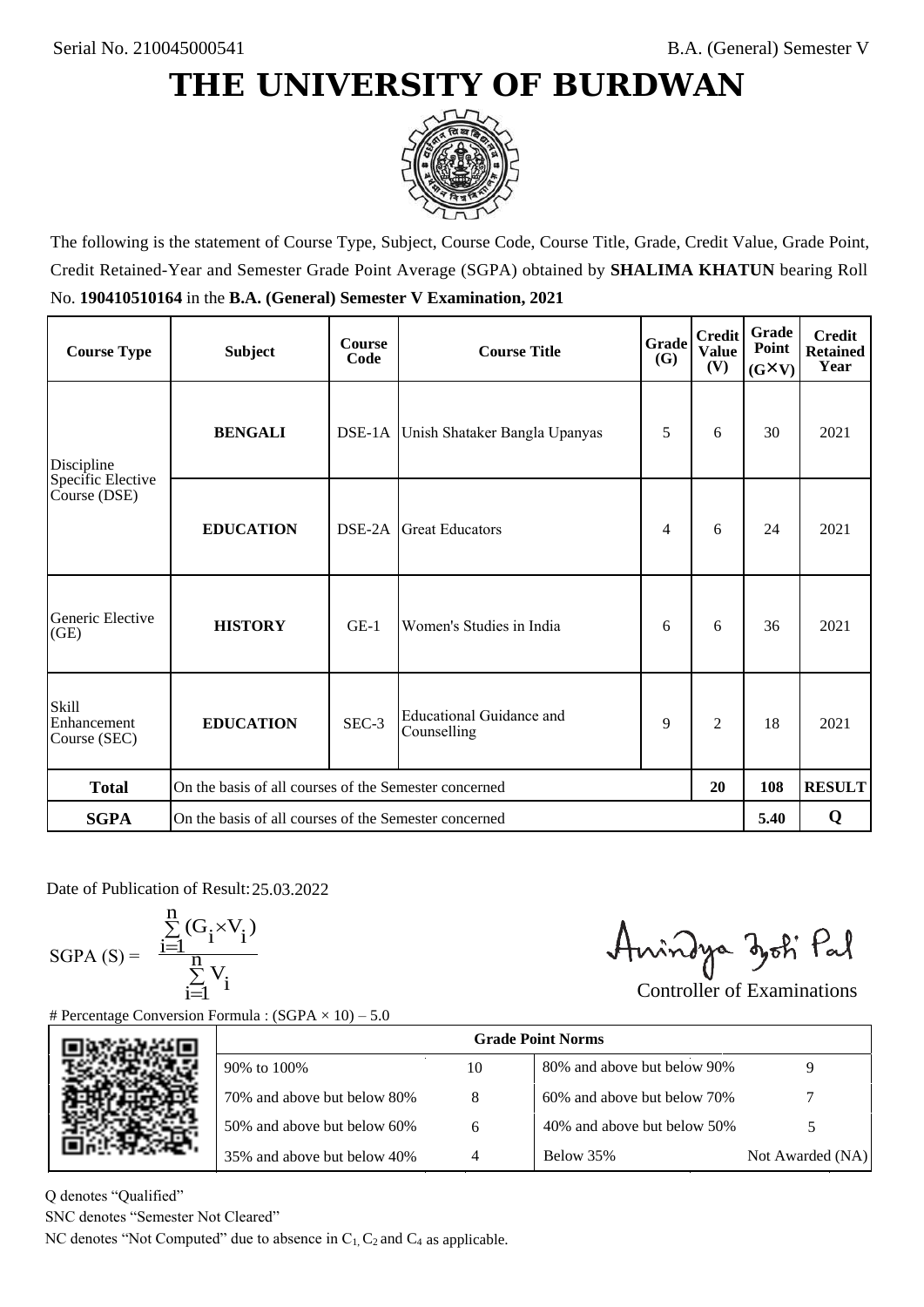Serial No. 210045000541

B.A. (General) Semester V

# THE UNIVERSITY OF BURDWAN

The following is the statement of Course Type, Subject, Course Code, Course Title, Grade, Credit Value, Grade Point, Credit Retained-Year and Semester Grade Point Average (SGPA) obtained by **SHALIMA KHATUN** bearing Roll No. **190410510164** in the **B.A. (General) Semester V Examination, 2021**

| Course Type | Subject | Course Code | Course Title | Grade (G) | Credit Value (V) | Grade Point (G×V) | Credit Retained Year |
|---|---|---|---|---|---|---|---|
| Discipline Specific Elective Course (DSE) | **BENGALI** | DSE-1A | Unish Shataker Bangla Upanyas | 5 | 6 | 30 | 2021 |
| | **EDUCATION** | DSE-2A | Great Educators | 4 | 6 | 24 | 2021 |
| Generic Elective (GE) | **HISTORY** | GE-1 | Women's Studies in India | 6 | 6 | 36 | 2021 |
| Skill Enhancement Course (SEC) | **EDUCATION** | SEC-3 | Educational Guidance and Counselling | 9 | 2 | 18 | 2021 |
| **Total** | On the basis of all courses of the Semester concerned | | | | **20** | **108** | **RESULT** |
| **SGPA** | On the basis of all courses of the Semester concerned | | | | | **5.40** | **Q** |

Date of Publication of Result: 25.03.2022

$$SGPA\ (S) = \frac{\sum_{i=1}^{n}(G_i \times V_i)}{\sum_{i=1}^{n} V_i}$$

Controller of Examinations

# Percentage Conversion Formula : (SGPA × 10) – 5.0

| Grade Point Norms | | | |
|---|---|---|---|
| 90% to 100% | 10 | 80% and above but below 90% | 9 |
| 70% and above but below 80% | 8 | 60% and above but below 70% | 7 |
| 50% and above but below 60% | 6 | 40% and above but below 50% | 5 |
| 35% and above but below 40% | 4 | Below 35% | Not Awarded (NA) |

Q denotes "Qualified"

SNC denotes "Semester Not Cleared"

NC denotes "Not Computed" due to absence in $C_1$, $C_2$ and $C_4$ as applicable.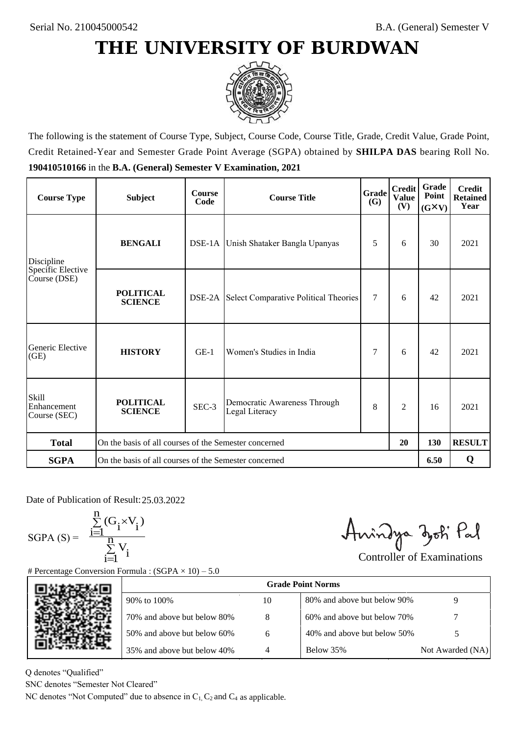Serial No. 210045000542

B.A. (General) Semester V

# THE UNIVERSITY OF BURDWAN

The following is the statement of Course Type, Subject, Course Code, Course Title, Grade, Credit Value, Grade Point, Credit Retained-Year and Semester Grade Point Average (SGPA) obtained by **SHILPA DAS** bearing Roll No. **190410510166** in the **B.A. (General) Semester V Examination, 2021**

| Course Type | Subject | Course Code | Course Title | Grade (G) | Credit Value (V) | Grade Point (G×V) | Credit Retained Year |
|---|---|---|---|---|---|---|---|
| Discipline Specific Elective Course (DSE) | **BENGALI** | DSE-1A | Unish Shataker Bangla Upanyas | 5 | 6 | 30 | 2021 |
| | **POLITICAL SCIENCE** | DSE-2A | Select Comparative Political Theories | 7 | 6 | 42 | 2021 |
| Generic Elective (GE) | **HISTORY** | GE-1 | Women's Studies in India | 7 | 6 | 42 | 2021 |
| Skill Enhancement Course (SEC) | **POLITICAL SCIENCE** | SEC-3 | Democratic Awareness Through Legal Literacy | 8 | 2 | 16 | 2021 |
| **Total** | On the basis of all courses of the Semester concerned | | | | **20** | **130** | **RESULT** |
| **SGPA** | On the basis of all courses of the Semester concerned | | | | | **6.50** | **Q** |

Date of Publication of Result: 25.03.2022

$$\text{SGPA (S)} = \frac{\sum_{i=1}^{n}(G_i \times V_i)}{\sum_{i=1}^{n} V_i}$$

Controller of Examinations

# Percentage Conversion Formula : (SGPA × 10) – 5.0

| Grade Point Norms | | | |
|---|---|---|---|
| 90% to 100% | 10 | 80% and above but below 90% | 9 |
| 70% and above but below 80% | 8 | 60% and above but below 70% | 7 |
| 50% and above but below 60% | 6 | 40% and above but below 50% | 5 |
| 35% and above but below 40% | 4 | Below 35% | Not Awarded (NA) |

Q denotes "Qualified"

SNC denotes "Semester Not Cleared"

NC denotes "Not Computed" due to absence in $C_1$, $C_2$ and $C_4$ as applicable.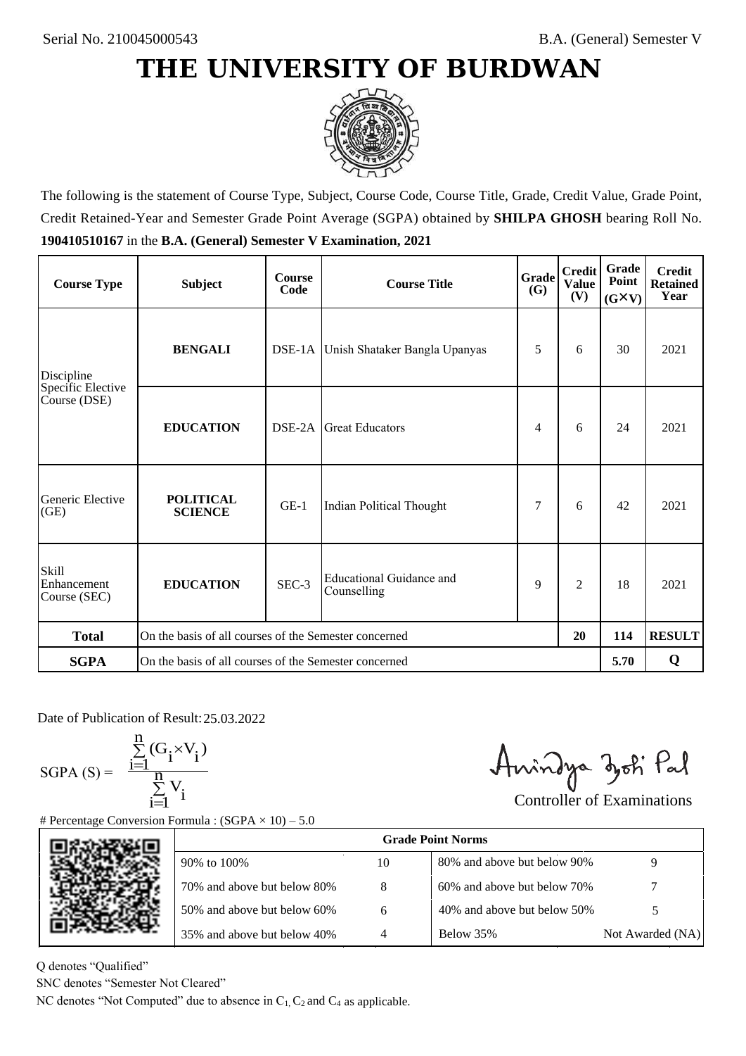Serial No. 210045000543

B.A. (General) Semester V

# THE UNIVERSITY OF BURDWAN

The following is the statement of Course Type, Subject, Course Code, Course Title, Grade, Credit Value, Grade Point, Credit Retained-Year and Semester Grade Point Average (SGPA) obtained by **SHILPA GHOSH** bearing Roll No. **190410510167** in the **B.A. (General) Semester V Examination, 2021**

| Course Type | Subject | Course Code | Course Title | Grade (G) | Credit Value (V) | Grade Point (G×V) | Credit Retained Year |
|---|---|---|---|---|---|---|---|
| Discipline Specific Elective Course (DSE) | **BENGALI** | DSE-1A | Unish Shataker Bangla Upanyas | 5 | 6 | 30 | 2021 |
| | **EDUCATION** | DSE-2A | Great Educators | 4 | 6 | 24 | 2021 |
| Generic Elective (GE) | **POLITICAL SCIENCE** | GE-1 | Indian Political Thought | 7 | 6 | 42 | 2021 |
| Skill Enhancement Course (SEC) | **EDUCATION** | SEC-3 | Educational Guidance and Counselling | 9 | 2 | 18 | 2021 |
| **Total** | On the basis of all courses of the Semester concerned | | | | 20 | 114 | **RESULT** |
| **SGPA** | On the basis of all courses of the Semester concerned | | | | | 5.70 | **Q** |

Date of Publication of Result: 25.03.2022

$$\text{SGPA (S)} = \frac{\sum_{i=1}^{n} (G_i \times V_i)}{\sum_{i=1}^{n} V_i}$$

Controller of Examinations

# Percentage Conversion Formula : (SGPA × 10) – 5.0

| Grade Point Norms | | | |
|---|---|---|---|
| 90% to 100% | 10 | 80% and above but below 90% | 9 |
| 70% and above but below 80% | 8 | 60% and above but below 70% | 7 |
| 50% and above but below 60% | 6 | 40% and above but below 50% | 5 |
| 35% and above but below 40% | 4 | Below 35% | Not Awarded (NA) |

Q denotes "Qualified"

SNC denotes "Semester Not Cleared"

NC denotes "Not Computed" due to absence in $C_1$, $C_2$ and $C_4$ as applicable.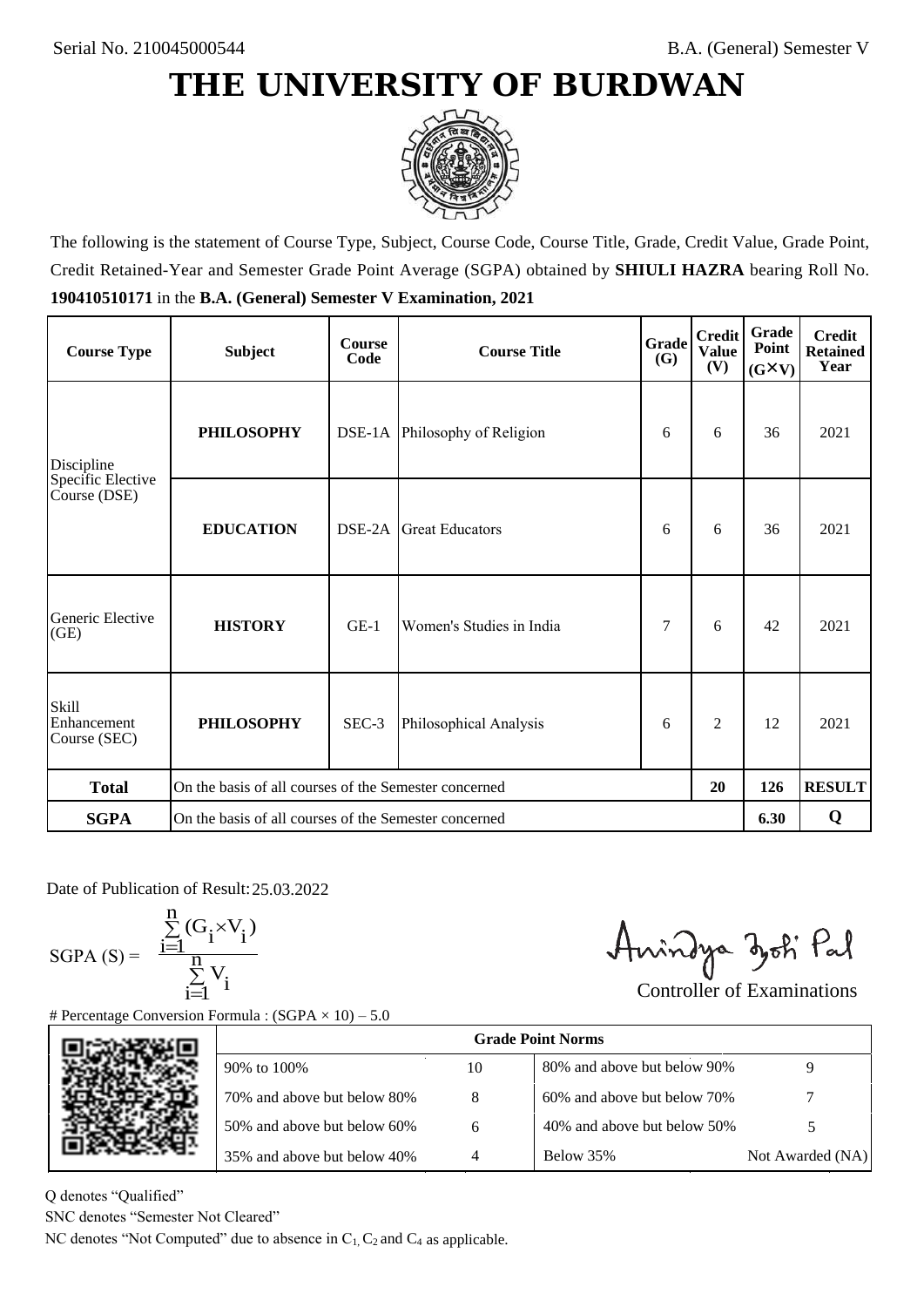Serial No. 210045000544

B.A. (General) Semester V

# THE UNIVERSITY OF BURDWAN

The following is the statement of Course Type, Subject, Course Code, Course Title, Grade, Credit Value, Grade Point, Credit Retained-Year and Semester Grade Point Average (SGPA) obtained by **SHIULI HAZRA** bearing Roll No. **190410510171** in the **B.A. (General) Semester V Examination, 2021**

| Course Type | Subject | Course Code | Course Title | Grade (G) | Credit Value (V) | Grade Point (G×V) | Credit Retained Year |
|---|---|---|---|---|---|---|---|
| Discipline Specific Elective Course (DSE) | **PHILOSOPHY** | DSE-1A | Philosophy of Religion | 6 | 6 | 36 | 2021 |
| | **EDUCATION** | DSE-2A | Great Educators | 6 | 6 | 36 | 2021 |
| Generic Elective (GE) | **HISTORY** | GE-1 | Women's Studies in India | 7 | 6 | 42 | 2021 |
| Skill Enhancement Course (SEC) | **PHILOSOPHY** | SEC-3 | Philosophical Analysis | 6 | 2 | 12 | 2021 |
| **Total** | On the basis of all courses of the Semester concerned | | | | **20** | **126** | **RESULT** |
| **SGPA** | On the basis of all courses of the Semester concerned | | | | | **6.30** | **Q** |

Date of Publication of Result: 25.03.2022

$$\text{SGPA (S)} = \frac{\sum_{i=1}^{n}(G_i \times V_i)}{\sum_{i=1}^{n} V_i}$$

Controller of Examinations

# Percentage Conversion Formula : (SGPA × 10) – 5.0

| Grade Point Norms | | | |
|---|---|---|---|
| 90% to 100% | 10 | 80% and above but below 90% | 9 |
| 70% and above but below 80% | 8 | 60% and above but below 70% | 7 |
| 50% and above but below 60% | 6 | 40% and above but below 50% | 5 |
| 35% and above but below 40% | 4 | Below 35% | Not Awarded (NA) |

Q denotes "Qualified"

SNC denotes "Semester Not Cleared"

NC denotes "Not Computed" due to absence in $C_1$, $C_2$ and $C_4$ as applicable.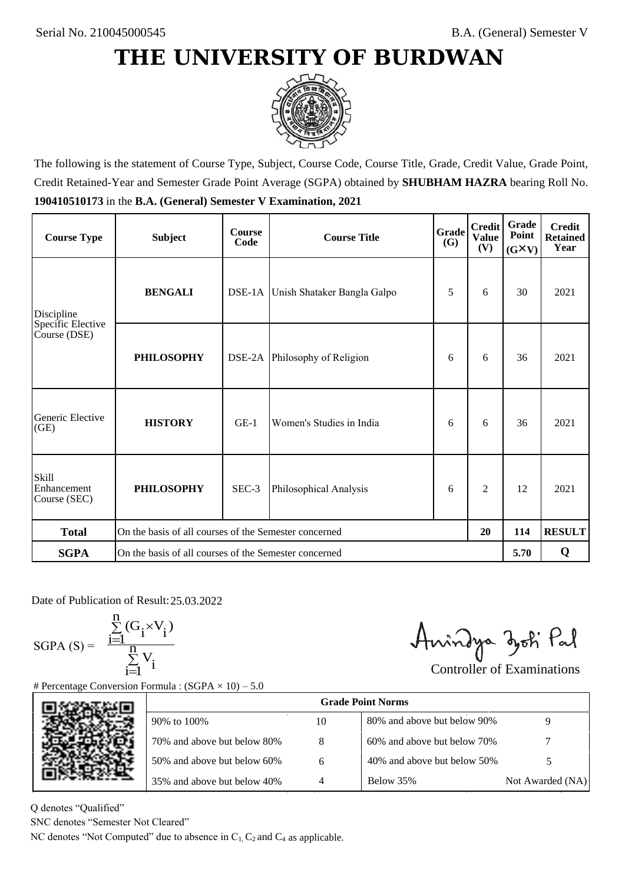Serial No. 210045000545

B.A. (General) Semester V

# THE UNIVERSITY OF BURDWAN

The following is the statement of Course Type, Subject, Course Code, Course Title, Grade, Credit Value, Grade Point, Credit Retained-Year and Semester Grade Point Average (SGPA) obtained by **SHUBHAM HAZRA** bearing Roll No. **190410510173** in the **B.A. (General) Semester V Examination, 2021**

| Course Type | Subject | Course Code | Course Title | Grade (G) | Credit Value (V) | Grade Point (G×V) | Credit Retained Year |
|---|---|---|---|---|---|---|---|
| Discipline Specific Elective Course (DSE) | **BENGALI** | DSE-1A | Unish Shataker Bangla Galpo | 5 | 6 | 30 | 2021 |
| | **PHILOSOPHY** | DSE-2A | Philosophy of Religion | 6 | 6 | 36 | 2021 |
| Generic Elective (GE) | **HISTORY** | GE-1 | Women's Studies in India | 6 | 6 | 36 | 2021 |
| Skill Enhancement Course (SEC) | **PHILOSOPHY** | SEC-3 | Philosophical Analysis | 6 | 2 | 12 | 2021 |
| **Total** | On the basis of all courses of the Semester concerned | | | | 20 | 114 | **RESULT** |
| **SGPA** | On the basis of all courses of the Semester concerned | | | | | 5.70 | **Q** |

Date of Publication of Result: 25.03.2022

$$\text{SGPA (S)} = \frac{\sum_{i=1}^{n} (G_i \times V_i)}{\sum_{i=1}^{n} V_i}$$

Controller of Examinations

# Percentage Conversion Formula : (SGPA × 10) – 5.0

| Grade Point Norms | | | |
|---|---|---|---|
| 90% to 100% | 10 | 80% and above but below 90% | 9 |
| 70% and above but below 80% | 8 | 60% and above but below 70% | 7 |
| 50% and above but below 60% | 6 | 40% and above but below 50% | 5 |
| 35% and above but below 40% | 4 | Below 35% | Not Awarded (NA) |

Q denotes "Qualified"

SNC denotes "Semester Not Cleared"

NC denotes "Not Computed" due to absence in $C_1$, $C_2$ and $C_4$ as applicable.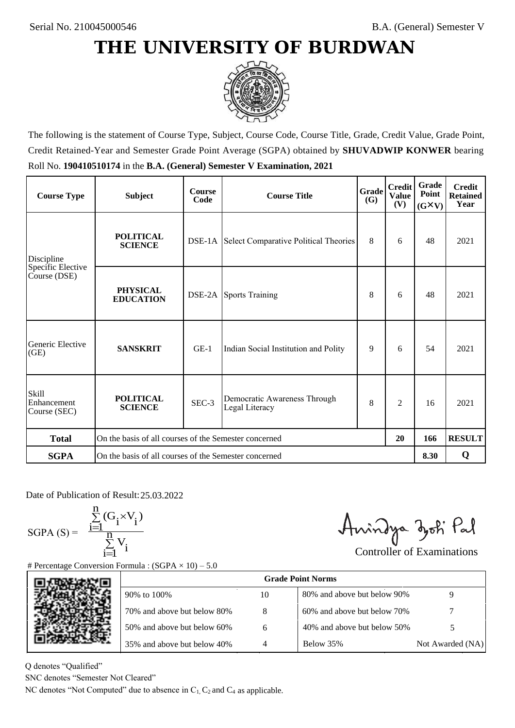Serial No. 210045000546

B.A. (General) Semester V

# THE UNIVERSITY OF BURDWAN

The following is the statement of Course Type, Subject, Course Code, Course Title, Grade, Credit Value, Grade Point, Credit Retained-Year and Semester Grade Point Average (SGPA) obtained by **SHUVADWIP KONWER** bearing Roll No. **190410510174** in the **B.A. (General) Semester V Examination, 2021**

| Course Type | Subject | Course Code | Course Title | Grade (G) | Credit Value (V) | Grade Point (G×V) | Credit Retained Year |
|---|---|---|---|---|---|---|---|
| Discipline Specific Elective Course (DSE) | **POLITICAL SCIENCE** | DSE-1A | Select Comparative Political Theories | 8 | 6 | 48 | 2021 |
| | **PHYSICAL EDUCATION** | DSE-2A | Sports Training | 8 | 6 | 48 | 2021 |
| Generic Elective (GE) | **SANSKRIT** | GE-1 | Indian Social Institution and Polity | 9 | 6 | 54 | 2021 |
| Skill Enhancement Course (SEC) | **POLITICAL SCIENCE** | SEC-3 | Democratic Awareness Through Legal Literacy | 8 | 2 | 16 | 2021 |
| **Total** | On the basis of all courses of the Semester concerned | | | | **20** | **166** | **RESULT** |
| **SGPA** | On the basis of all courses of the Semester concerned | | | | | **8.30** | **Q** |

Date of Publication of Result: 25.03.2022

$$\text{SGPA (S)} = \frac{\sum_{i=1}^{n}(G_i \times V_i)}{\sum_{i=1}^{n} V_i}$$

Controller of Examinations

# Percentage Conversion Formula : (SGPA × 10) – 5.0

| Grade Point Norms | | | |
|---|---|---|---|
| 90% to 100% | 10 | 80% and above but below 90% | 9 |
| 70% and above but below 80% | 8 | 60% and above but below 70% | 7 |
| 50% and above but below 60% | 6 | 40% and above but below 50% | 5 |
| 35% and above but below 40% | 4 | Below 35% | Not Awarded (NA) |

Q denotes "Qualified"

SNC denotes "Semester Not Cleared"

NC denotes "Not Computed" due to absence in $C_1$, $C_2$ and $C_4$ as applicable.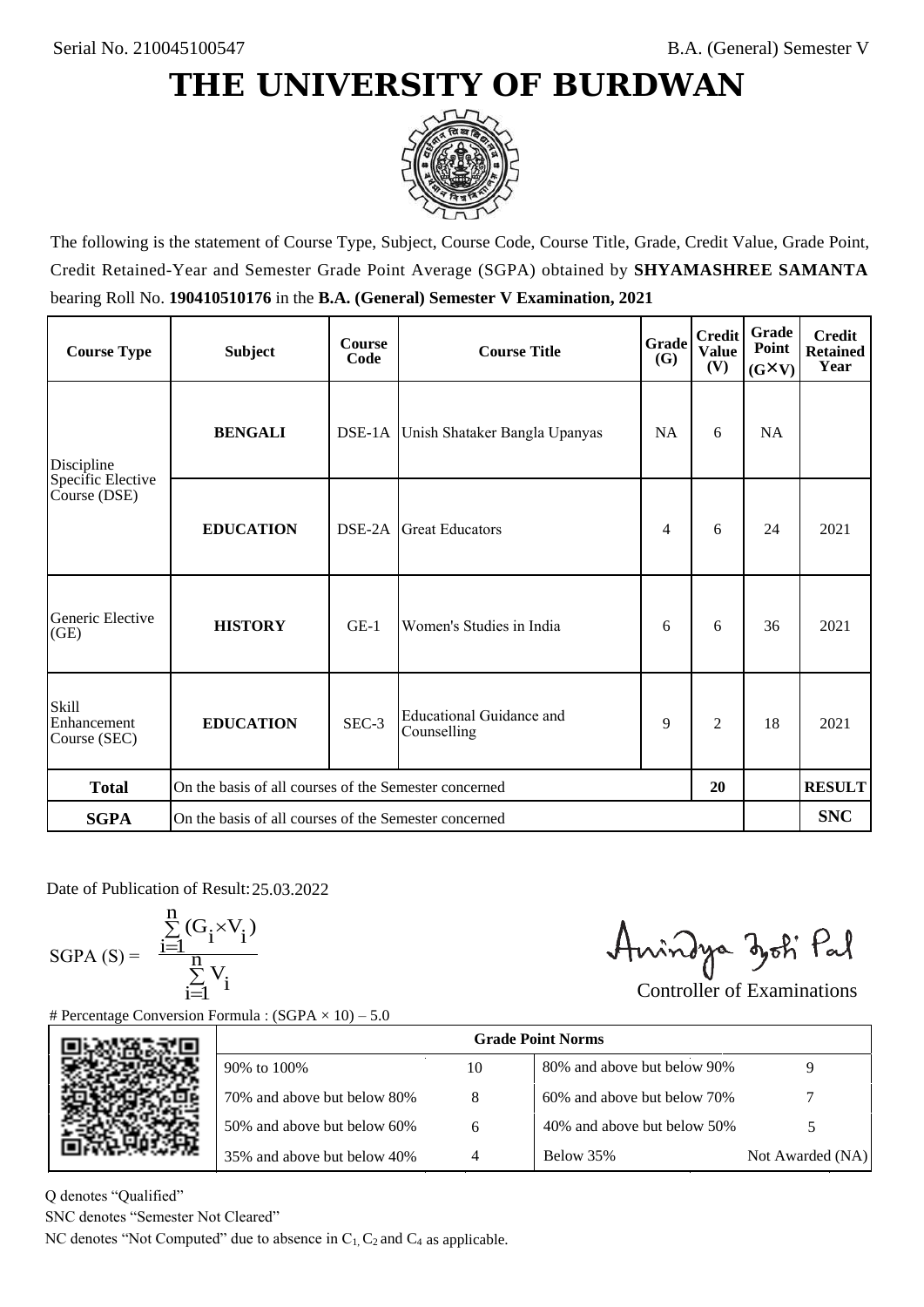Serial No. 210045100547

B.A. (General) Semester V

# THE UNIVERSITY OF BURDWAN

The following is the statement of Course Type, Subject, Course Code, Course Title, Grade, Credit Value, Grade Point, Credit Retained-Year and Semester Grade Point Average (SGPA) obtained by **SHYAMASHREE SAMANTA** bearing Roll No. **190410510176** in the **B.A. (General) Semester V Examination, 2021**

| Course Type | Subject | Course Code | Course Title | Grade (G) | Credit Value (V) | Grade Point (G×V) | Credit Retained Year |
|---|---|---|---|---|---|---|---|
| Discipline Specific Elective Course (DSE) | **BENGALI** | DSE-1A | Unish Shataker Bangla Upanyas | NA | 6 | NA | |
| | **EDUCATION** | DSE-2A | Great Educators | 4 | 6 | 24 | 2021 |
| Generic Elective (GE) | **HISTORY** | GE-1 | Women's Studies in India | 6 | 6 | 36 | 2021 |
| Skill Enhancement Course (SEC) | **EDUCATION** | SEC-3 | Educational Guidance and Counselling | 9 | 2 | 18 | 2021 |
| **Total** | On the basis of all courses of the Semester concerned | | | | 20 | | **RESULT** |
| **SGPA** | On the basis of all courses of the Semester concerned | | | | | | **SNC** |

Date of Publication of Result: 25.03.2022

$$\text{SGPA (S)} = \frac{\sum_{i=1}^{n}(G_i \times V_i)}{\sum_{i=1}^{n} V_i}$$

Controller of Examinations

# Percentage Conversion Formula : (SGPA × 10) – 5.0

| Grade Point Norms | | | |
|---|---|---|---|
| 90% to 100% | 10 | 80% and above but below 90% | 9 |
| 70% and above but below 80% | 8 | 60% and above but below 70% | 7 |
| 50% and above but below 60% | 6 | 40% and above but below 50% | 5 |
| 35% and above but below 40% | 4 | Below 35% | Not Awarded (NA) |

Q denotes "Qualified"

SNC denotes "Semester Not Cleared"

NC denotes "Not Computed" due to absence in $C_1$, $C_2$ and $C_4$ as applicable.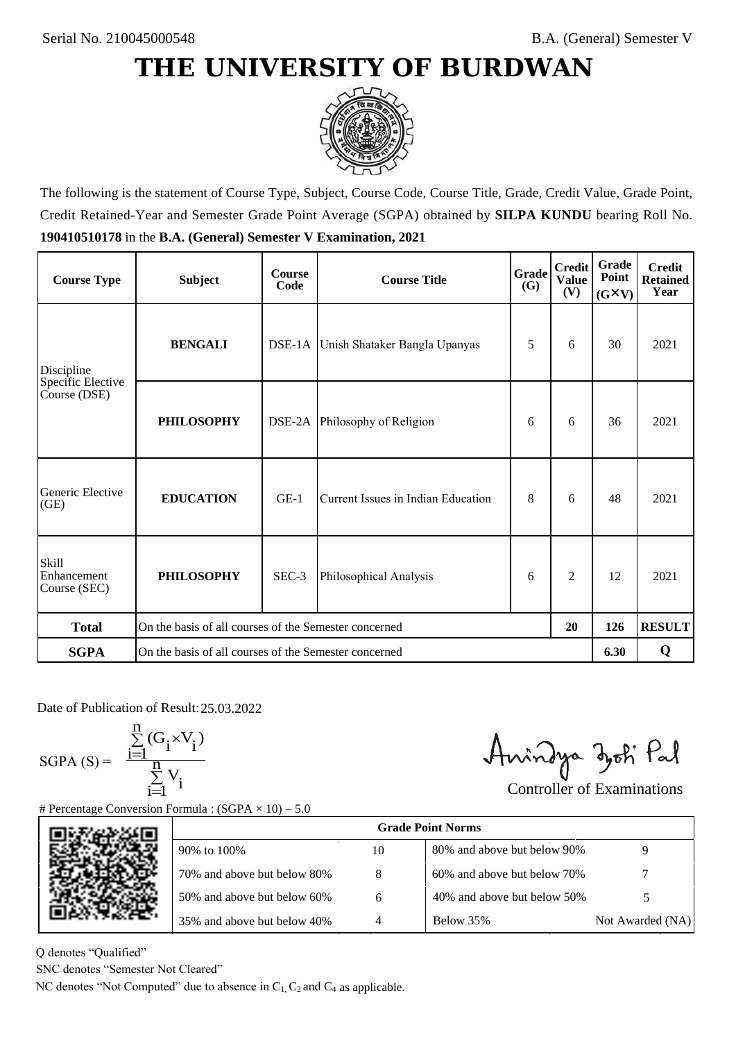Serial No. 210045000548

B.A. (General) Semester V

# THE UNIVERSITY OF BURDWAN

The following is the statement of Course Type, Subject, Course Code, Course Title, Grade, Credit Value, Grade Point, Credit Retained-Year and Semester Grade Point Average (SGPA) obtained by **SILPA KUNDU** bearing Roll No. **190410510178** in the **B.A. (General) Semester V Examination, 2021**

| Course Type | Subject | Course Code | Course Title | Grade (G) | Credit Value (V) | Grade Point (G×V) | Credit Retained Year |
|---|---|---|---|---|---|---|---|
| Discipline Specific Elective Course (DSE) | **BENGALI** | DSE-1A | Unish Shataker Bangla Upanyas | 5 | 6 | 30 | 2021 |
| | **PHILOSOPHY** | DSE-2A | Philosophy of Religion | 6 | 6 | 36 | 2021 |
| Generic Elective (GE) | **EDUCATION** | GE-1 | Current Issues in Indian Education | 8 | 6 | 48 | 2021 |
| Skill Enhancement Course (SEC) | **PHILOSOPHY** | SEC-3 | Philosophical Analysis | 6 | 2 | 12 | 2021 |
| **Total** | On the basis of all courses of the Semester concerned | | | | **20** | **126** | **RESULT** |
| **SGPA** | On the basis of all courses of the Semester concerned | | | | | **6.30** | **Q** |

Date of Publication of Result: 25.03.2022

$$\text{SGPA (S)} = \frac{\sum_{i=1}^{n}(G_i \times V_i)}{\sum_{i=1}^{n} V_i}$$

Controller of Examinations

# Percentage Conversion Formula : (SGPA × 10) – 5.0

| Grade Point Norms | | | |
|---|---|---|---|
| 90% to 100% | 10 | 80% and above but below 90% | 9 |
| 70% and above but below 80% | 8 | 60% and above but below 70% | 7 |
| 50% and above but below 60% | 6 | 40% and above but below 50% | 5 |
| 35% and above but below 40% | 4 | Below 35% | Not Awarded (NA) |

Q denotes "Qualified"

SNC denotes "Semester Not Cleared"

NC denotes "Not Computed" due to absence in $C_1$, $C_2$ and $C_4$ as applicable.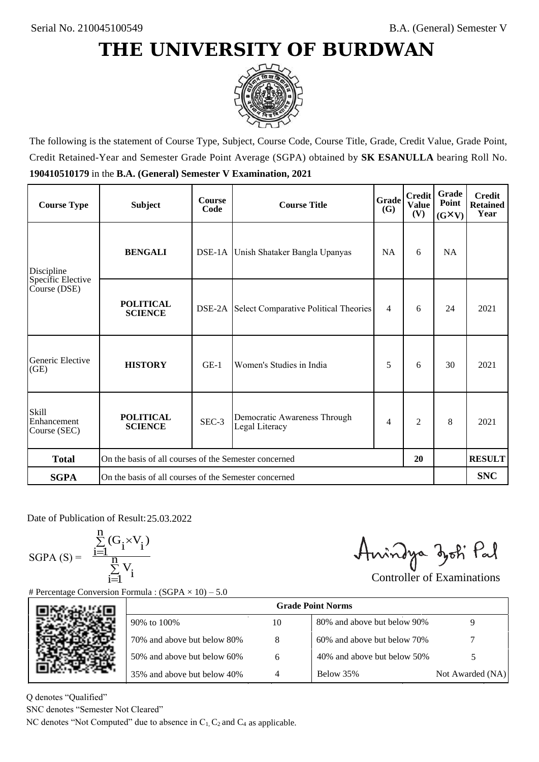Serial No. 210045100549

B.A. (General) Semester V

# THE UNIVERSITY OF BURDWAN

The following is the statement of Course Type, Subject, Course Code, Course Title, Grade, Credit Value, Grade Point, Credit Retained-Year and Semester Grade Point Average (SGPA) obtained by **SK ESANULLA** bearing Roll No. **190410510179** in the **B.A. (General) Semester V Examination, 2021**

| Course Type | Subject | Course Code | Course Title | Grade (G) | Credit Value (V) | Grade Point (G×V) | Credit Retained Year |
|---|---|---|---|---|---|---|---|
| Discipline Specific Elective Course (DSE) | **BENGALI** | DSE-1A | Unish Shataker Bangla Upanyas | NA | 6 | NA | |
| | **POLITICAL SCIENCE** | DSE-2A | Select Comparative Political Theories | 4 | 6 | 24 | 2021 |
| Generic Elective (GE) | **HISTORY** | GE-1 | Women's Studies in India | 5 | 6 | 30 | 2021 |
| Skill Enhancement Course (SEC) | **POLITICAL SCIENCE** | SEC-3 | Democratic Awareness Through Legal Literacy | 4 | 2 | 8 | 2021 |
| **Total** | On the basis of all courses of the Semester concerned | | | | 20 | | **RESULT** |
| **SGPA** | On the basis of all courses of the Semester concerned | | | | | | **SNC** |

Date of Publication of Result: 25.03.2022

$$\text{SGPA (S)} = \frac{\sum_{i=1}^{n}(G_i \times V_i)}{\sum_{i=1}^{n} V_i}$$

Controller of Examinations

# Percentage Conversion Formula : (SGPA × 10) – 5.0

| Grade Point Norms | | | |
|---|---|---|---|
| 90% to 100% | 10 | 80% and above but below 90% | 9 |
| 70% and above but below 80% | 8 | 60% and above but below 70% | 7 |
| 50% and above but below 60% | 6 | 40% and above but below 50% | 5 |
| 35% and above but below 40% | 4 | Below 35% | Not Awarded (NA) |

Q denotes "Qualified"

SNC denotes "Semester Not Cleared"

NC denotes "Not Computed" due to absence in $C_1$, $C_2$ and $C_4$ as applicable.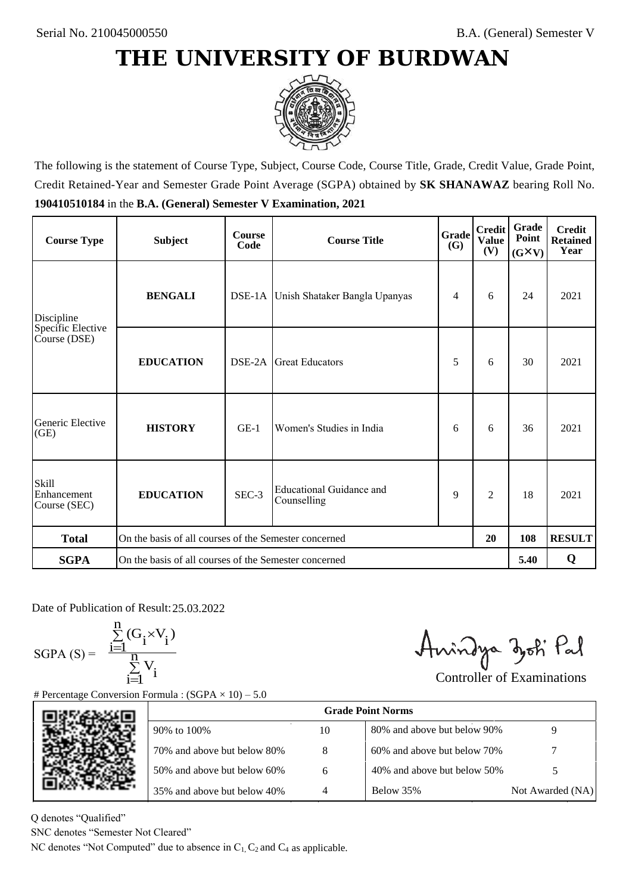Serial No. 210045000550

B.A. (General) Semester V

# THE UNIVERSITY OF BURDWAN

The following is the statement of Course Type, Subject, Course Code, Course Title, Grade, Credit Value, Grade Point, Credit Retained-Year and Semester Grade Point Average (SGPA) obtained by **SK SHANAWAZ** bearing Roll No. **190410510184** in the **B.A. (General) Semester V Examination, 2021**

| Course Type | Subject | Course Code | Course Title | Grade (G) | Credit Value (V) | Grade Point (G×V) | Credit Retained Year |
|---|---|---|---|---|---|---|---|
| Discipline Specific Elective Course (DSE) | **BENGALI** | DSE-1A | Unish Shataker Bangla Upanyas | 4 | 6 | 24 | 2021 |
| | **EDUCATION** | DSE-2A | Great Educators | 5 | 6 | 30 | 2021 |
| Generic Elective (GE) | **HISTORY** | GE-1 | Women's Studies in India | 6 | 6 | 36 | 2021 |
| Skill Enhancement Course (SEC) | **EDUCATION** | SEC-3 | Educational Guidance and Counselling | 9 | 2 | 18 | 2021 |
| **Total** | On the basis of all courses of the Semester concerned | | | | **20** | **108** | **RESULT** |
| **SGPA** | On the basis of all courses of the Semester concerned | | | | | **5.40** | **Q** |

Date of Publication of Result: 25.03.2022

$$\text{SGPA (S)} = \frac{\sum_{i=1}^{n}(G_i \times V_i)}{\sum_{i=1}^{n} V_i}$$

Controller of Examinations

# Percentage Conversion Formula : (SGPA × 10) – 5.0

| Grade Point Norms | | | |
|---|---|---|---|
| 90% to 100% | 10 | 80% and above but below 90% | 9 |
| 70% and above but below 80% | 8 | 60% and above but below 70% | 7 |
| 50% and above but below 60% | 6 | 40% and above but below 50% | 5 |
| 35% and above but below 40% | 4 | Below 35% | Not Awarded (NA) |

Q denotes "Qualified"

SNC denotes "Semester Not Cleared"

NC denotes "Not Computed" due to absence in $C_1$, $C_2$ and $C_4$ as applicable.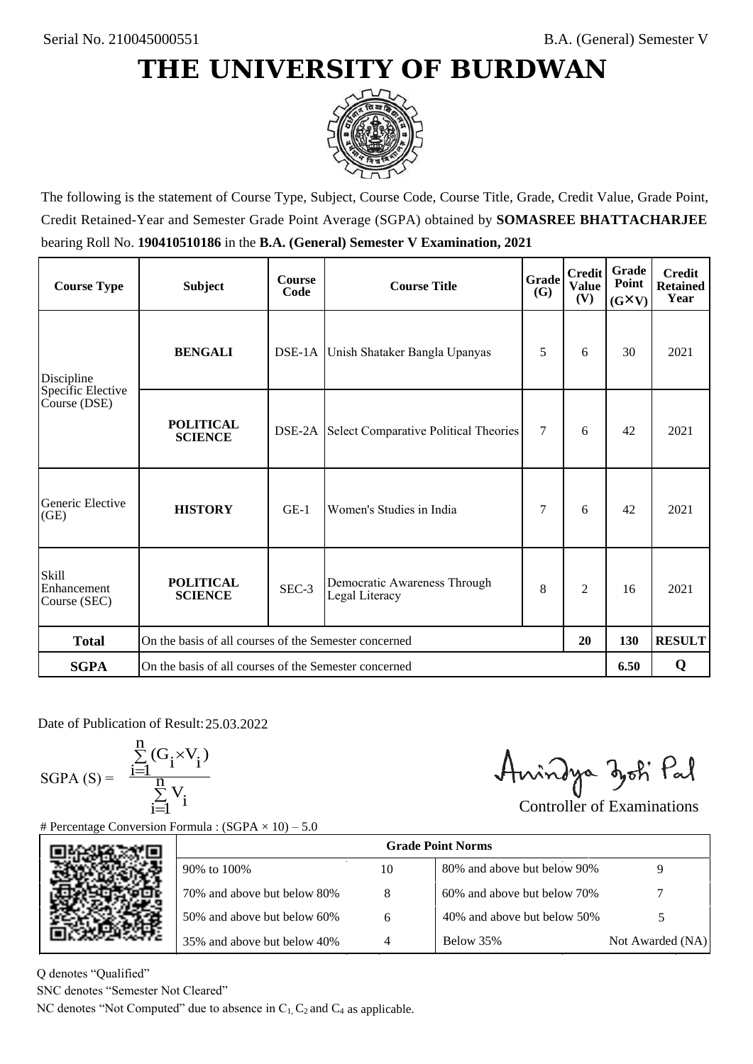Serial No. 210045000551

B.A. (General) Semester V

# THE UNIVERSITY OF BURDWAN

The following is the statement of Course Type, Subject, Course Code, Course Title, Grade, Credit Value, Grade Point, Credit Retained-Year and Semester Grade Point Average (SGPA) obtained by **SOMASREE BHATTACHARJEE** bearing Roll No. **190410510186** in the **B.A. (General) Semester V Examination, 2021**

| Course Type | Subject | Course Code | Course Title | Grade (G) | Credit Value (V) | Grade Point (G×V) | Credit Retained Year |
|---|---|---|---|---|---|---|---|
| Discipline Specific Elective Course (DSE) | **BENGALI** | DSE-1A | Unish Shataker Bangla Upanyas | 5 | 6 | 30 | 2021 |
| | **POLITICAL SCIENCE** | DSE-2A | Select Comparative Political Theories | 7 | 6 | 42 | 2021 |
| Generic Elective (GE) | **HISTORY** | GE-1 | Women's Studies in India | 7 | 6 | 42 | 2021 |
| Skill Enhancement Course (SEC) | **POLITICAL SCIENCE** | SEC-3 | Democratic Awareness Through Legal Literacy | 8 | 2 | 16 | 2021 |
| **Total** | On the basis of all courses of the Semester concerned | | | | **20** | **130** | **RESULT** |
| **SGPA** | On the basis of all courses of the Semester concerned | | | | | **6.50** | **Q** |

Date of Publication of Result: 25.03.2022

$$\text{SGPA (S)} = \frac{\sum_{i=1}^{n}(G_i \times V_i)}{\sum_{i=1}^{n} V_i}$$

Controller of Examinations

# Percentage Conversion Formula : (SGPA × 10) – 5.0

| Grade Point Norms | | | |
|---|---|---|---|
| 90% to 100% | 10 | 80% and above but below 90% | 9 |
| 70% and above but below 80% | 8 | 60% and above but below 70% | 7 |
| 50% and above but below 60% | 6 | 40% and above but below 50% | 5 |
| 35% and above but below 40% | 4 | Below 35% | Not Awarded (NA) |

Q denotes "Qualified"

SNC denotes "Semester Not Cleared"

NC denotes "Not Computed" due to absence in $C_1$, $C_2$ and $C_4$ as applicable.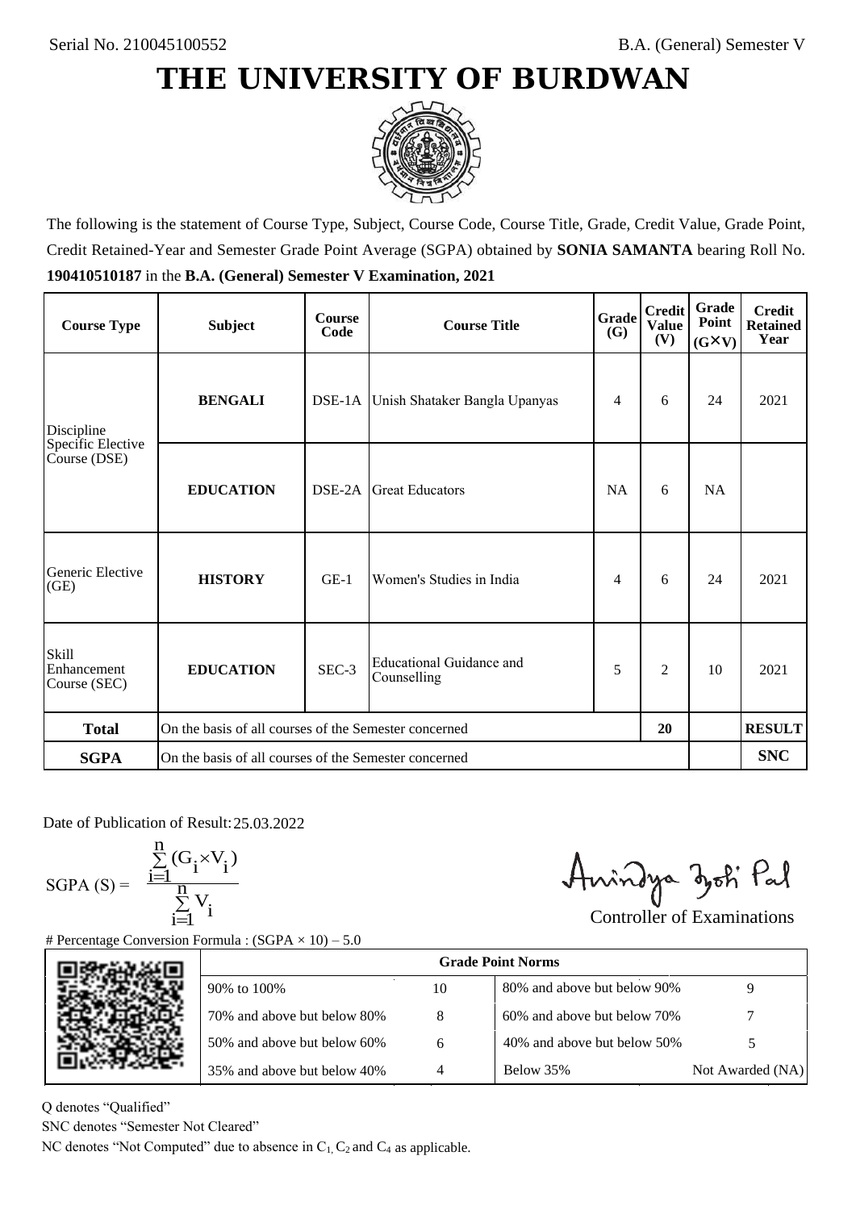Serial No. 210045100552

B.A. (General) Semester V

# THE UNIVERSITY OF BURDWAN

The following is the statement of Course Type, Subject, Course Code, Course Title, Grade, Credit Value, Grade Point, Credit Retained-Year and Semester Grade Point Average (SGPA) obtained by **SONIA SAMANTA** bearing Roll No. **190410510187** in the **B.A. (General) Semester V Examination, 2021**

| Course Type | Subject | Course Code | Course Title | Grade (G) | Credit Value (V) | Grade Point (G×V) | Credit Retained Year |
|---|---|---|---|---|---|---|---|
| Discipline Specific Elective Course (DSE) | **BENGALI** | DSE-1A | Unish Shataker Bangla Upanyas | 4 | 6 | 24 | 2021 |
| | **EDUCATION** | DSE-2A | Great Educators | NA | 6 | NA | |
| Generic Elective (GE) | **HISTORY** | GE-1 | Women's Studies in India | 4 | 6 | 24 | 2021 |
| Skill Enhancement Course (SEC) | **EDUCATION** | SEC-3 | Educational Guidance and Counselling | 5 | 2 | 10 | 2021 |
| **Total** | On the basis of all courses of the Semester concerned | | | | **20** | | **RESULT** |
| **SGPA** | On the basis of all courses of the Semester concerned | | | | | | **SNC** |

Date of Publication of Result: 25.03.2022

$$SGPA\ (S) = \frac{\sum_{i=1}^{n}(G_i \times V_i)}{\sum_{i=1}^{n} V_i}$$

Controller of Examinations

# Percentage Conversion Formula : (SGPA × 10) – 5.0

| Grade Point Norms | | | |
|---|---|---|---|
| 90% to 100% | 10 | 80% and above but below 90% | 9 |
| 70% and above but below 80% | 8 | 60% and above but below 70% | 7 |
| 50% and above but below 60% | 6 | 40% and above but below 50% | 5 |
| 35% and above but below 40% | 4 | Below 35% | Not Awarded (NA) |

Q denotes "Qualified"

SNC denotes "Semester Not Cleared"

NC denotes "Not Computed" due to absence in $C_1$, $C_2$ and $C_4$ as applicable.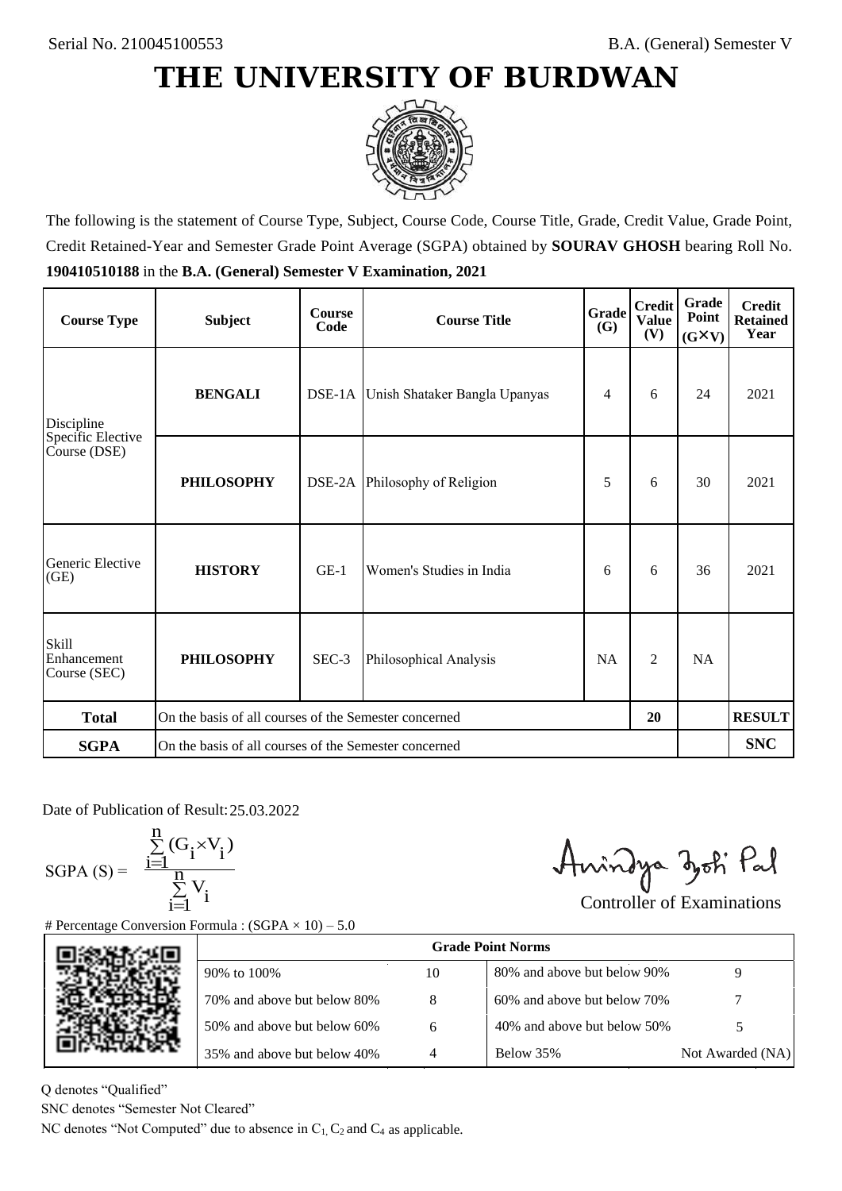Serial No. 210045100553

B.A. (General) Semester V

# THE UNIVERSITY OF BURDWAN

The following is the statement of Course Type, Subject, Course Code, Course Title, Grade, Credit Value, Grade Point, Credit Retained-Year and Semester Grade Point Average (SGPA) obtained by **SOURAV GHOSH** bearing Roll No. **190410510188** in the **B.A. (General) Semester V Examination, 2021**

| Course Type | Subject | Course Code | Course Title | Grade (G) | Credit Value (V) | Grade Point (G×V) | Credit Retained Year |
|---|---|---|---|---|---|---|---|
| Discipline Specific Elective Course (DSE) | **BENGALI** | DSE-1A | Unish Shataker Bangla Upanyas | 4 | 6 | 24 | 2021 |
| | **PHILOSOPHY** | DSE-2A | Philosophy of Religion | 5 | 6 | 30 | 2021 |
| Generic Elective (GE) | **HISTORY** | GE-1 | Women's Studies in India | 6 | 6 | 36 | 2021 |
| Skill Enhancement Course (SEC) | **PHILOSOPHY** | SEC-3 | Philosophical Analysis | NA | 2 | NA | |
| **Total** | On the basis of all courses of the Semester concerned | | | | 20 | | **RESULT** |
| **SGPA** | On the basis of all courses of the Semester concerned | | | | | | **SNC** |

Date of Publication of Result: 25.03.2022

$$\text{SGPA (S)} = \frac{\sum_{i=1}^{n}(G_i \times V_i)}{\sum_{i=1}^{n} V_i}$$

Controller of Examinations

# Percentage Conversion Formula : (SGPA × 10) – 5.0

| Grade Point Norms | | | |
|---|---|---|---|
| 90% to 100% | 10 | 80% and above but below 90% | 9 |
| 70% and above but below 80% | 8 | 60% and above but below 70% | 7 |
| 50% and above but below 60% | 6 | 40% and above but below 50% | 5 |
| 35% and above but below 40% | 4 | Below 35% | Not Awarded (NA) |

Q denotes "Qualified"

SNC denotes "Semester Not Cleared"

NC denotes "Not Computed" due to absence in $C_1$, $C_2$ and $C_4$ as applicable.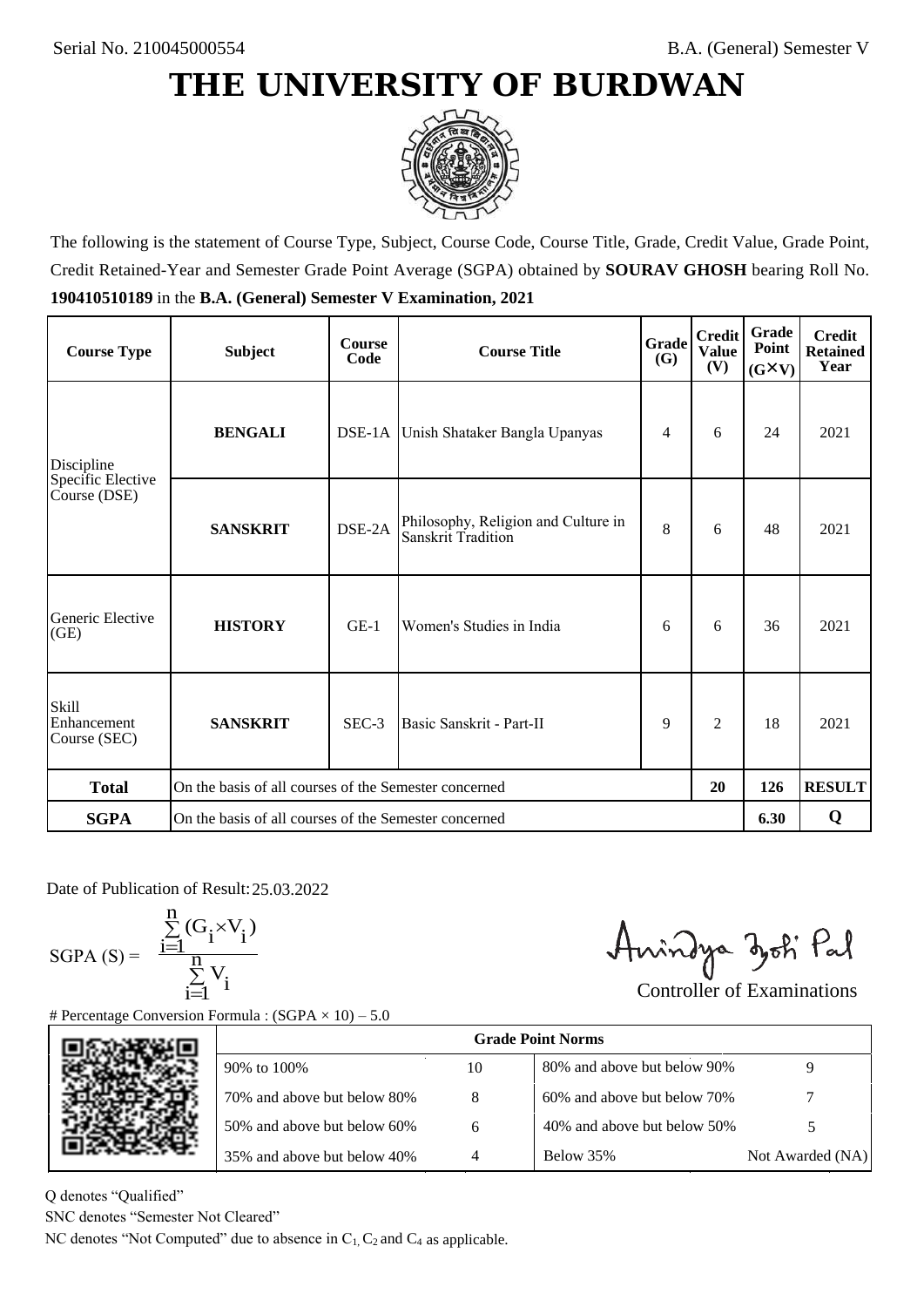Serial No. 210045000554

B.A. (General) Semester V

# THE UNIVERSITY OF BURDWAN

The following is the statement of Course Type, Subject, Course Code, Course Title, Grade, Credit Value, Grade Point, Credit Retained-Year and Semester Grade Point Average (SGPA) obtained by **SOURAV GHOSH** bearing Roll No. **190410510189** in the **B.A. (General) Semester V Examination, 2021**

| Course Type | Subject | Course Code | Course Title | Grade (G) | Credit Value (V) | Grade Point (G×V) | Credit Retained Year |
|---|---|---|---|---|---|---|---|
| Discipline Specific Elective Course (DSE) | **BENGALI** | DSE-1A | Unish Shataker Bangla Upanyas | 4 | 6 | 24 | 2021 |
| | **SANSKRIT** | DSE-2A | Philosophy, Religion and Culture in Sanskrit Tradition | 8 | 6 | 48 | 2021 |
| Generic Elective (GE) | **HISTORY** | GE-1 | Women's Studies in India | 6 | 6 | 36 | 2021 |
| Skill Enhancement Course (SEC) | **SANSKRIT** | SEC-3 | Basic Sanskrit - Part-II | 9 | 2 | 18 | 2021 |
| **Total** | On the basis of all courses of the Semester concerned | | | | **20** | **126** | **RESULT** |
| **SGPA** | On the basis of all courses of the Semester concerned | | | | | **6.30** | **Q** |

Date of Publication of Result: 25.03.2022

$$\text{SGPA (S)} = \frac{\sum_{i=1}^{n}(G_i \times V_i)}{\sum_{i=1}^{n} V_i}$$

Controller of Examinations

# Percentage Conversion Formula : (SGPA × 10) – 5.0

| Grade Point Norms | | | |
|---|---|---|---|
| 90% to 100% | 10 | 80% and above but below 90% | 9 |
| 70% and above but below 80% | 8 | 60% and above but below 70% | 7 |
| 50% and above but below 60% | 6 | 40% and above but below 50% | 5 |
| 35% and above but below 40% | 4 | Below 35% | Not Awarded (NA) |

Q denotes "Qualified"

SNC denotes "Semester Not Cleared"

NC denotes "Not Computed" due to absence in $C_1$, $C_2$ and $C_4$ as applicable.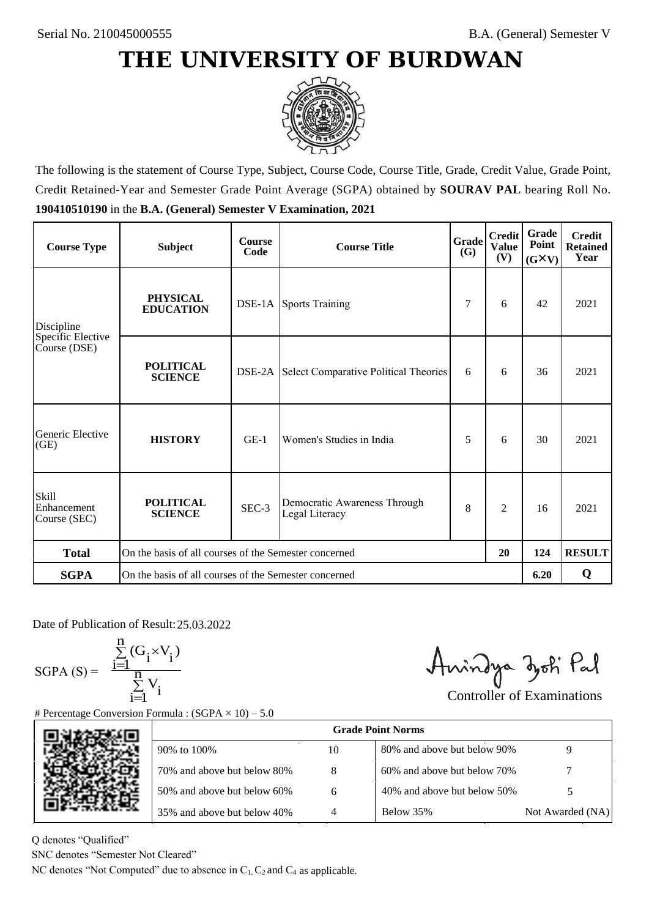Serial No. 210045000555

B.A. (General) Semester V

# THE UNIVERSITY OF BURDWAN

The following is the statement of Course Type, Subject, Course Code, Course Title, Grade, Credit Value, Grade Point, Credit Retained-Year and Semester Grade Point Average (SGPA) obtained by **SOURAV PAL** bearing Roll No. **190410510190** in the **B.A. (General) Semester V Examination, 2021**

| Course Type | Subject | Course Code | Course Title | Grade (G) | Credit Value (V) | Grade Point (G×V) | Credit Retained Year |
|---|---|---|---|---|---|---|---|
| Discipline Specific Elective Course (DSE) | **PHYSICAL EDUCATION** | DSE-1A | Sports Training | 7 | 6 | 42 | 2021 |
| | **POLITICAL SCIENCE** | DSE-2A | Select Comparative Political Theories | 6 | 6 | 36 | 2021 |
| Generic Elective (GE) | **HISTORY** | GE-1 | Women's Studies in India | 5 | 6 | 30 | 2021 |
| Skill Enhancement Course (SEC) | **POLITICAL SCIENCE** | SEC-3 | Democratic Awareness Through Legal Literacy | 8 | 2 | 16 | 2021 |
| **Total** | On the basis of all courses of the Semester concerned | | | | **20** | **124** | **RESULT** |
| **SGPA** | On the basis of all courses of the Semester concerned | | | | | **6.20** | **Q** |

Date of Publication of Result: 25.03.2022

$$\text{SGPA (S)} = \frac{\sum_{i=1}^{n} (G_i \times V_i)}{\sum_{i=1}^{n} V_i}$$

Controller of Examinations

# Percentage Conversion Formula : (SGPA × 10) – 5.0

| Grade Point Norms | | | |
|---|---|---|---|
| 90% to 100% | 10 | 80% and above but below 90% | 9 |
| 70% and above but below 80% | 8 | 60% and above but below 70% | 7 |
| 50% and above but below 60% | 6 | 40% and above but below 50% | 5 |
| 35% and above but below 40% | 4 | Below 35% | Not Awarded (NA) |

Q denotes "Qualified"

SNC denotes "Semester Not Cleared"

NC denotes "Not Computed" due to absence in $C_1$, $C_2$ and $C_4$ as applicable.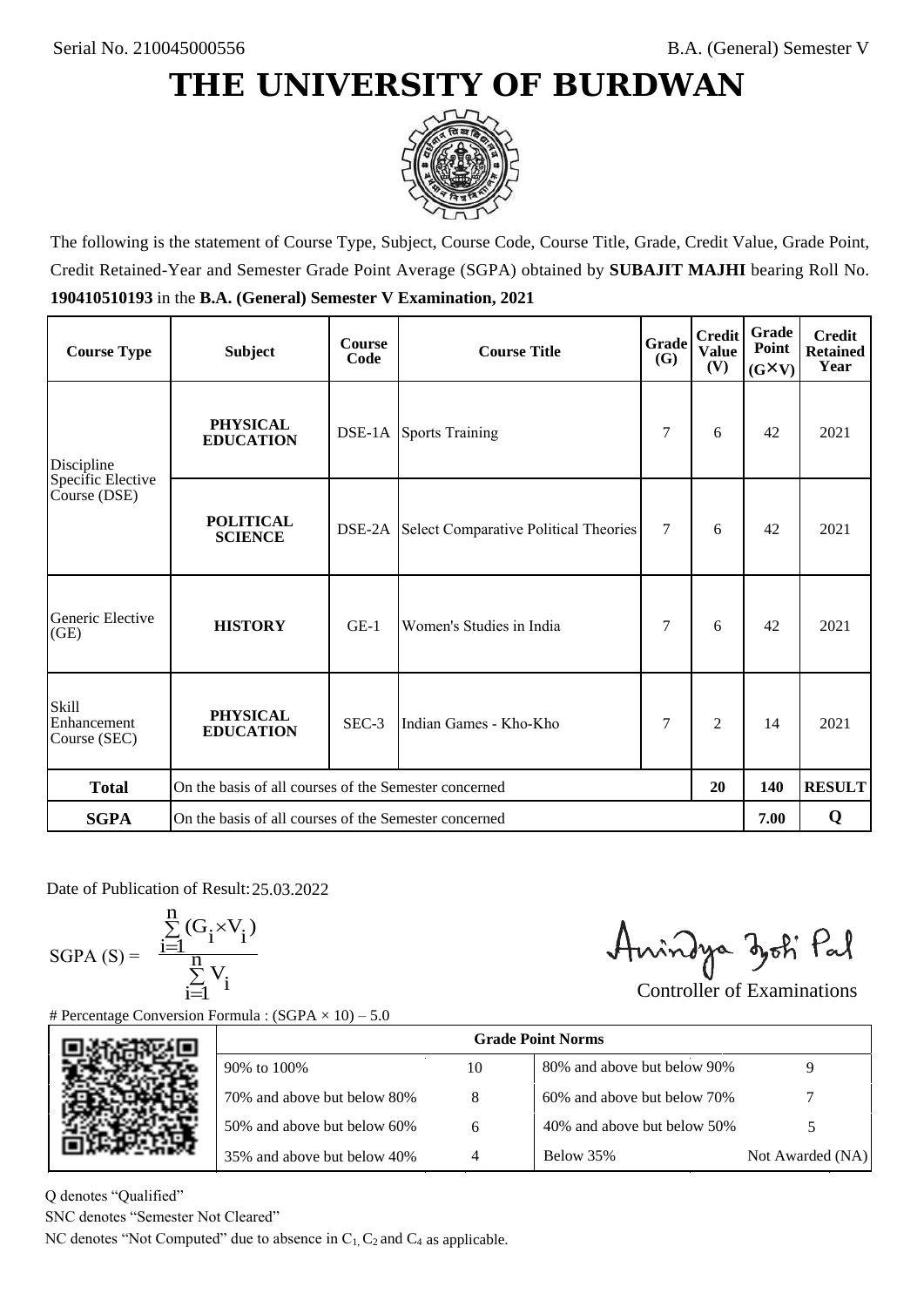Serial No. 210045000556

B.A. (General) Semester V

# THE UNIVERSITY OF BURDWAN

The following is the statement of Course Type, Subject, Course Code, Course Title, Grade, Credit Value, Grade Point, Credit Retained-Year and Semester Grade Point Average (SGPA) obtained by **SUBAJIT MAJHI** bearing Roll No. **190410510193** in the **B.A. (General) Semester V Examination, 2021**

| Course Type | Subject | Course Code | Course Title | Grade (G) | Credit Value (V) | Grade Point (G×V) | Credit Retained Year |
|---|---|---|---|---|---|---|---|
| Discipline Specific Elective Course (DSE) | **PHYSICAL EDUCATION** | DSE-1A | Sports Training | 7 | 6 | 42 | 2021 |
| | **POLITICAL SCIENCE** | DSE-2A | Select Comparative Political Theories | 7 | 6 | 42 | 2021 |
| Generic Elective (GE) | **HISTORY** | GE-1 | Women's Studies in India | 7 | 6 | 42 | 2021 |
| Skill Enhancement Course (SEC) | **PHYSICAL EDUCATION** | SEC-3 | Indian Games - Kho-Kho | 7 | 2 | 14 | 2021 |
| **Total** | On the basis of all courses of the Semester concerned | | | | **20** | **140** | **RESULT** |
| **SGPA** | On the basis of all courses of the Semester concerned | | | | | **7.00** | **Q** |

Date of Publication of Result: 25.03.2022

$$\text{SGPA (S)} = \frac{\sum_{i=1}^{n} (G_i \times V_i)}{\sum_{i=1}^{n} V_i}$$

Controller of Examinations

# Percentage Conversion Formula : (SGPA × 10) – 5.0

| Grade Point Norms | | | |
|---|---|---|---|
| 90% to 100% | 10 | 80% and above but below 90% | 9 |
| 70% and above but below 80% | 8 | 60% and above but below 70% | 7 |
| 50% and above but below 60% | 6 | 40% and above but below 50% | 5 |
| 35% and above but below 40% | 4 | Below 35% | Not Awarded (NA) |

Q denotes "Qualified"

SNC denotes "Semester Not Cleared"

NC denotes "Not Computed" due to absence in $C_1$, $C_2$ and $C_4$ as applicable.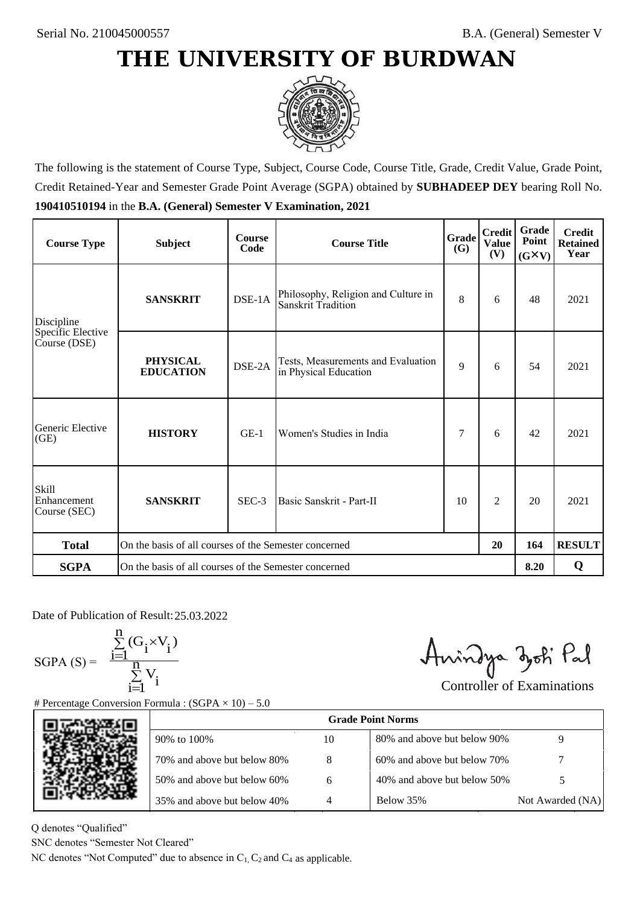Serial No. 210045000557

B.A. (General) Semester V

# THE UNIVERSITY OF BURDWAN

The following is the statement of Course Type, Subject, Course Code, Course Title, Grade, Credit Value, Grade Point, Credit Retained-Year and Semester Grade Point Average (SGPA) obtained by **SUBHADEEP DEY** bearing Roll No. **190410510194** in the **B.A. (General) Semester V Examination, 2021**

| Course Type | Subject | Course Code | Course Title | Grade (G) | Credit Value (V) | Grade Point (G×V) | Credit Retained Year |
|---|---|---|---|---|---|---|---|
| Discipline Specific Elective Course (DSE) | **SANSKRIT** | DSE-1A | Philosophy, Religion and Culture in Sanskrit Tradition | 8 | 6 | 48 | 2021 |
| | **PHYSICAL EDUCATION** | DSE-2A | Tests, Measurements and Evaluation in Physical Education | 9 | 6 | 54 | 2021 |
| Generic Elective (GE) | **HISTORY** | GE-1 | Women's Studies in India | 7 | 6 | 42 | 2021 |
| Skill Enhancement Course (SEC) | **SANSKRIT** | SEC-3 | Basic Sanskrit - Part-II | 10 | 2 | 20 | 2021 |
| **Total** | On the basis of all courses of the Semester concerned | | | | **20** | **164** | **RESULT** |
| **SGPA** | On the basis of all courses of the Semester concerned | | | | | **8.20** | **Q** |

Date of Publication of Result: 25.03.2022

$$\text{SGPA (S)} = \frac{\sum_{i=1}^{n}(G_i \times V_i)}{\sum_{i=1}^{n} V_i}$$

Controller of Examinations

# Percentage Conversion Formula : (SGPA × 10) – 5.0

| Grade Point Norms | | | |
|---|---|---|---|
| 90% to 100% | 10 | 80% and above but below 90% | 9 |
| 70% and above but below 80% | 8 | 60% and above but below 70% | 7 |
| 50% and above but below 60% | 6 | 40% and above but below 50% | 5 |
| 35% and above but below 40% | 4 | Below 35% | Not Awarded (NA) |

Q denotes "Qualified"

SNC denotes "Semester Not Cleared"

NC denotes "Not Computed" due to absence in $C_1$, $C_2$ and $C_4$ as applicable.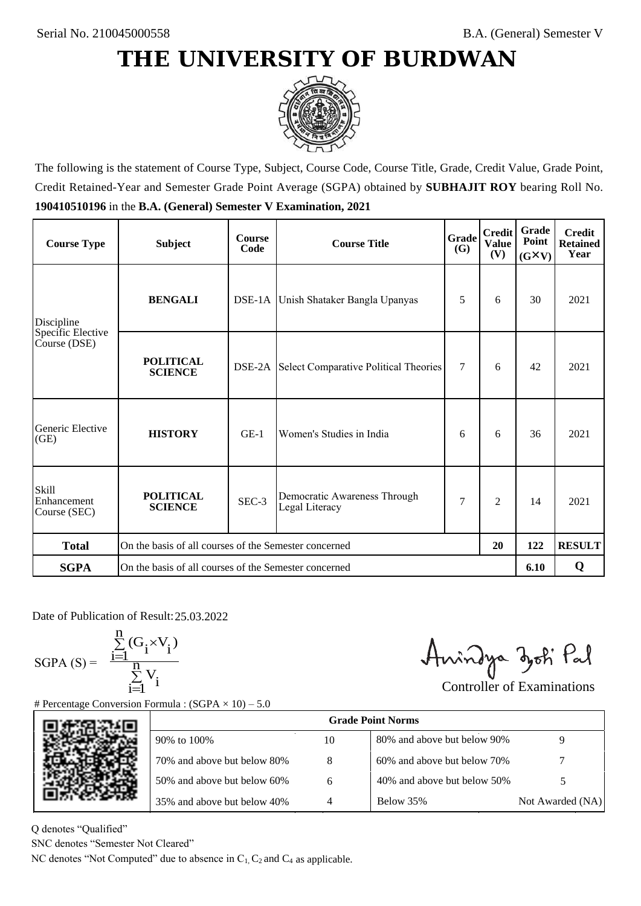Serial No. 210045000558

B.A. (General) Semester V

# THE UNIVERSITY OF BURDWAN

The following is the statement of Course Type, Subject, Course Code, Course Title, Grade, Credit Value, Grade Point, Credit Retained-Year and Semester Grade Point Average (SGPA) obtained by **SUBHAJIT ROY** bearing Roll No. **190410510196** in the **B.A. (General) Semester V Examination, 2021**

| Course Type | Subject | Course Code | Course Title | Grade (G) | Credit Value (V) | Grade Point (G×V) | Credit Retained Year |
|---|---|---|---|---|---|---|---|
| Discipline Specific Elective Course (DSE) | **BENGALI** | DSE-1A | Unish Shataker Bangla Upanyas | 5 | 6 | 30 | 2021 |
| | **POLITICAL SCIENCE** | DSE-2A | Select Comparative Political Theories | 7 | 6 | 42 | 2021 |
| Generic Elective (GE) | **HISTORY** | GE-1 | Women's Studies in India | 6 | 6 | 36 | 2021 |
| Skill Enhancement Course (SEC) | **POLITICAL SCIENCE** | SEC-3 | Democratic Awareness Through Legal Literacy | 7 | 2 | 14 | 2021 |
| **Total** | On the basis of all courses of the Semester concerned | | | | **20** | **122** | **RESULT** |
| **SGPA** | On the basis of all courses of the Semester concerned | | | | | **6.10** | **Q** |

Date of Publication of Result: 25.03.2022

$$\text{SGPA (S)} = \frac{\sum_{i=1}^{n}(G_i \times V_i)}{\sum_{i=1}^{n} V_i}$$

Controller of Examinations

# Percentage Conversion Formula : (SGPA × 10) – 5.0

| Grade Point Norms | | | |
|---|---|---|---|
| 90% to 100% | 10 | 80% and above but below 90% | 9 |
| 70% and above but below 80% | 8 | 60% and above but below 70% | 7 |
| 50% and above but below 60% | 6 | 40% and above but below 50% | 5 |
| 35% and above but below 40% | 4 | Below 35% | Not Awarded (NA) |

Q denotes "Qualified"

SNC denotes "Semester Not Cleared"

NC denotes "Not Computed" due to absence in $C_1$, $C_2$ and $C_4$ as applicable.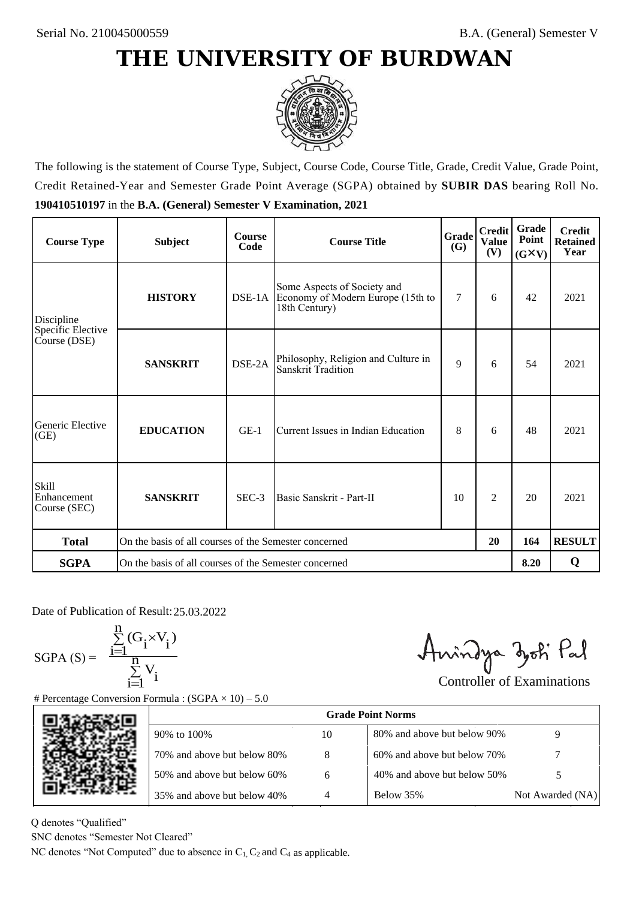Serial No. 210045000559

B.A. (General) Semester V

# THE UNIVERSITY OF BURDWAN

The following is the statement of Course Type, Subject, Course Code, Course Title, Grade, Credit Value, Grade Point, Credit Retained-Year and Semester Grade Point Average (SGPA) obtained by **SUBIR DAS** bearing Roll No. **190410510197** in the **B.A. (General) Semester V Examination, 2021**

| Course Type | Subject | Course Code | Course Title | Grade (G) | Credit Value (V) | Grade Point (G×V) | Credit Retained Year |
|---|---|---|---|---|---|---|---|
| Discipline Specific Elective Course (DSE) | **HISTORY** | DSE-1A | Some Aspects of Society and Economy of Modern Europe (15th to 18th Century) | 7 | 6 | 42 | 2021 |
| | **SANSKRIT** | DSE-2A | Philosophy, Religion and Culture in Sanskrit Tradition | 9 | 6 | 54 | 2021 |
| Generic Elective (GE) | **EDUCATION** | GE-1 | Current Issues in Indian Education | 8 | 6 | 48 | 2021 |
| Skill Enhancement Course (SEC) | **SANSKRIT** | SEC-3 | Basic Sanskrit - Part-II | 10 | 2 | 20 | 2021 |
| **Total** | On the basis of all courses of the Semester concerned | | | | **20** | **164** | **RESULT** |
| **SGPA** | On the basis of all courses of the Semester concerned | | | | | **8.20** | **Q** |

Date of Publication of Result: 25.03.2022

$$SGPA\ (S) = \frac{\sum_{i=1}^{n}(G_i \times V_i)}{\sum_{i=1}^{n} V_i}$$

Controller of Examinations

# Percentage Conversion Formula : (SGPA × 10) – 5.0

| Grade Point Norms | | | |
|---|---|---|---|
| 90% to 100% | 10 | 80% and above but below 90% | 9 |
| 70% and above but below 80% | 8 | 60% and above but below 70% | 7 |
| 50% and above but below 60% | 6 | 40% and above but below 50% | 5 |
| 35% and above but below 40% | 4 | Below 35% | Not Awarded (NA) |

Q denotes "Qualified"

SNC denotes "Semester Not Cleared"

NC denotes "Not Computed" due to absence in $C_1$, $C_2$ and $C_4$ as applicable.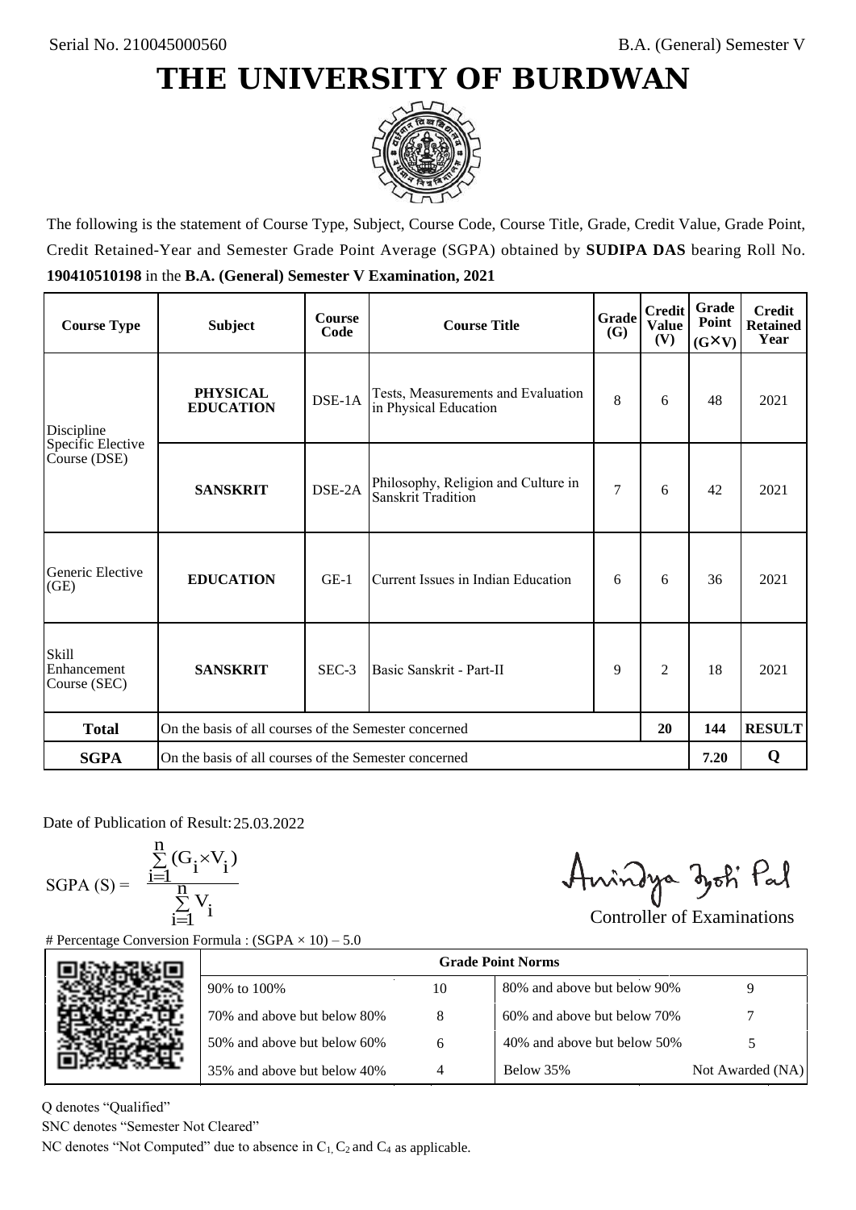Serial No. 210045000560

B.A. (General) Semester V

# THE UNIVERSITY OF BURDWAN

The following is the statement of Course Type, Subject, Course Code, Course Title, Grade, Credit Value, Grade Point, Credit Retained-Year and Semester Grade Point Average (SGPA) obtained by **SUDIPA DAS** bearing Roll No. **190410510198** in the **B.A. (General) Semester V Examination, 2021**

| Course Type | Subject | Course Code | Course Title | Grade (G) | Credit Value (V) | Grade Point (G×V) | Credit Retained Year |
|---|---|---|---|---|---|---|---|
| Discipline Specific Elective Course (DSE) | **PHYSICAL EDUCATION** | DSE-1A | Tests, Measurements and Evaluation in Physical Education | 8 | 6 | 48 | 2021 |
| | **SANSKRIT** | DSE-2A | Philosophy, Religion and Culture in Sanskrit Tradition | 7 | 6 | 42 | 2021 |
| Generic Elective (GE) | **EDUCATION** | GE-1 | Current Issues in Indian Education | 6 | 6 | 36 | 2021 |
| Skill Enhancement Course (SEC) | **SANSKRIT** | SEC-3 | Basic Sanskrit - Part-II | 9 | 2 | 18 | 2021 |
| **Total** | On the basis of all courses of the Semester concerned | | | | **20** | **144** | **RESULT** |
| **SGPA** | On the basis of all courses of the Semester concerned | | | | | **7.20** | **Q** |

Date of Publication of Result: 25.03.2022

$$\text{SGPA (S)} = \frac{\sum_{i=1}^{n}(G_i \times V_i)}{\sum_{i=1}^{n} V_i}$$

Controller of Examinations

# Percentage Conversion Formula : (SGPA × 10) – 5.0

| Grade Point Norms | | | |
|---|---|---|---|
| 90% to 100% | 10 | 80% and above but below 90% | 9 |
| 70% and above but below 80% | 8 | 60% and above but below 70% | 7 |
| 50% and above but below 60% | 6 | 40% and above but below 50% | 5 |
| 35% and above but below 40% | 4 | Below 35% | Not Awarded (NA) |

Q denotes "Qualified"

SNC denotes "Semester Not Cleared"

NC denotes "Not Computed" due to absence in $C_1$, $C_2$ and $C_4$ as applicable.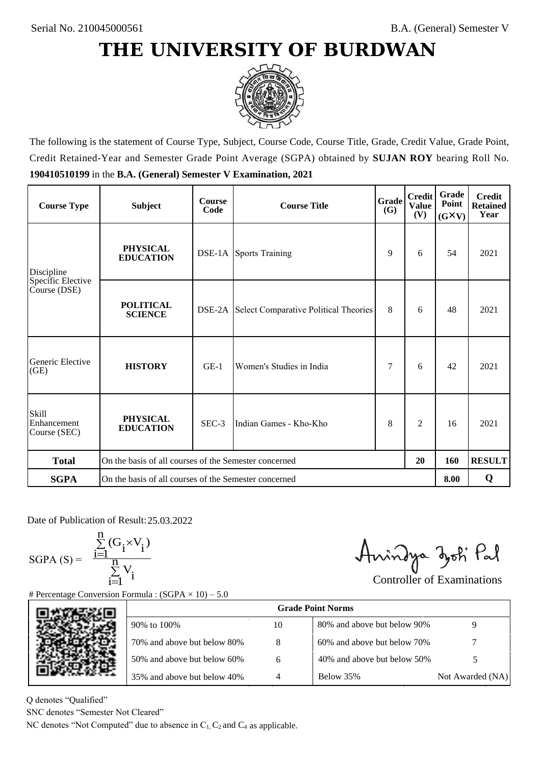Serial No. 210045000561

B.A. (General) Semester V

# THE UNIVERSITY OF BURDWAN

The following is the statement of Course Type, Subject, Course Code, Course Title, Grade, Credit Value, Grade Point, Credit Retained-Year and Semester Grade Point Average (SGPA) obtained by **SUJAN ROY** bearing Roll No. **190410510199** in the **B.A. (General) Semester V Examination, 2021**

| Course Type | Subject | Course Code | Course Title | Grade (G) | Credit Value (V) | Grade Point (G×V) | Credit Retained Year |
|---|---|---|---|---|---|---|---|
| Discipline Specific Elective Course (DSE) | **PHYSICAL EDUCATION** | DSE-1A | Sports Training | 9 | 6 | 54 | 2021 |
| | **POLITICAL SCIENCE** | DSE-2A | Select Comparative Political Theories | 8 | 6 | 48 | 2021 |
| Generic Elective (GE) | **HISTORY** | GE-1 | Women's Studies in India | 7 | 6 | 42 | 2021 |
| Skill Enhancement Course (SEC) | **PHYSICAL EDUCATION** | SEC-3 | Indian Games - Kho-Kho | 8 | 2 | 16 | 2021 |
| **Total** | On the basis of all courses of the Semester concerned | | | | **20** | **160** | **RESULT** |
| **SGPA** | On the basis of all courses of the Semester concerned | | | | | **8.00** | **Q** |

Date of Publication of Result: 25.03.2022

$$\text{SGPA (S)} = \frac{\sum_{i=1}^{n}(G_i \times V_i)}{\sum_{i=1}^{n} V_i}$$

Controller of Examinations

# Percentage Conversion Formula : (SGPA × 10) – 5.0

| Grade Point Norms | | | |
|---|---|---|---|
| 90% to 100% | 10 | 80% and above but below 90% | 9 |
| 70% and above but below 80% | 8 | 60% and above but below 70% | 7 |
| 50% and above but below 60% | 6 | 40% and above but below 50% | 5 |
| 35% and above but below 40% | 4 | Below 35% | Not Awarded (NA) |

Q denotes "Qualified"

SNC denotes "Semester Not Cleared"

NC denotes "Not Computed" due to absence in $C_1$, $C_2$ and $C_4$ as applicable.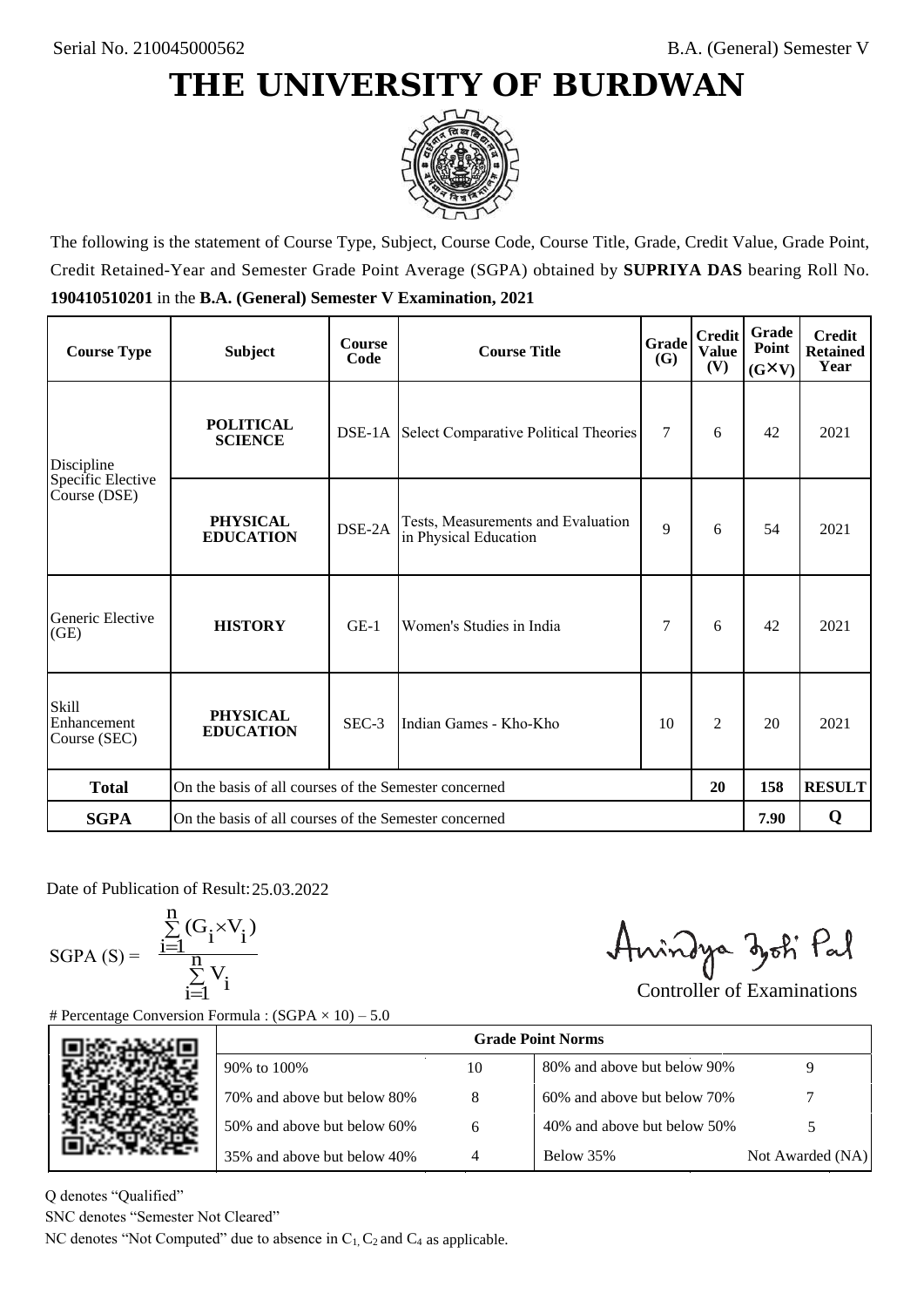Serial No. 210045000562

B.A. (General) Semester V

# THE UNIVERSITY OF BURDWAN

The following is the statement of Course Type, Subject, Course Code, Course Title, Grade, Credit Value, Grade Point, Credit Retained-Year and Semester Grade Point Average (SGPA) obtained by **SUPRIYA DAS** bearing Roll No. **190410510201** in the **B.A. (General) Semester V Examination, 2021**

| Course Type | Subject | Course Code | Course Title | Grade (G) | Credit Value (V) | Grade Point (G×V) | Credit Retained Year |
|---|---|---|---|---|---|---|---|
| Discipline Specific Elective Course (DSE) | **POLITICAL SCIENCE** | DSE-1A | Select Comparative Political Theories | 7 | 6 | 42 | 2021 |
| | **PHYSICAL EDUCATION** | DSE-2A | Tests, Measurements and Evaluation in Physical Education | 9 | 6 | 54 | 2021 |
| Generic Elective (GE) | **HISTORY** | GE-1 | Women's Studies in India | 7 | 6 | 42 | 2021 |
| Skill Enhancement Course (SEC) | **PHYSICAL EDUCATION** | SEC-3 | Indian Games - Kho-Kho | 10 | 2 | 20 | 2021 |
| **Total** | On the basis of all courses of the Semester concerned | | | | **20** | **158** | **RESULT** |
| **SGPA** | On the basis of all courses of the Semester concerned | | | | | **7.90** | **Q** |

Date of Publication of Result: 25.03.2022

$$\text{SGPA (S)} = \frac{\sum_{i=1}^{n}(G_i \times V_i)}{\sum_{i=1}^{n} V_i}$$

Controller of Examinations

# Percentage Conversion Formula : (SGPA × 10) – 5.0

| Grade Point Norms | | | |
|---|---|---|---|
| 90% to 100% | 10 | 80% and above but below 90% | 9 |
| 70% and above but below 80% | 8 | 60% and above but below 70% | 7 |
| 50% and above but below 60% | 6 | 40% and above but below 50% | 5 |
| 35% and above but below 40% | 4 | Below 35% | Not Awarded (NA) |

Q denotes "Qualified"

SNC denotes "Semester Not Cleared"

NC denotes "Not Computed" due to absence in $C_1$, $C_2$ and $C_4$ as applicable.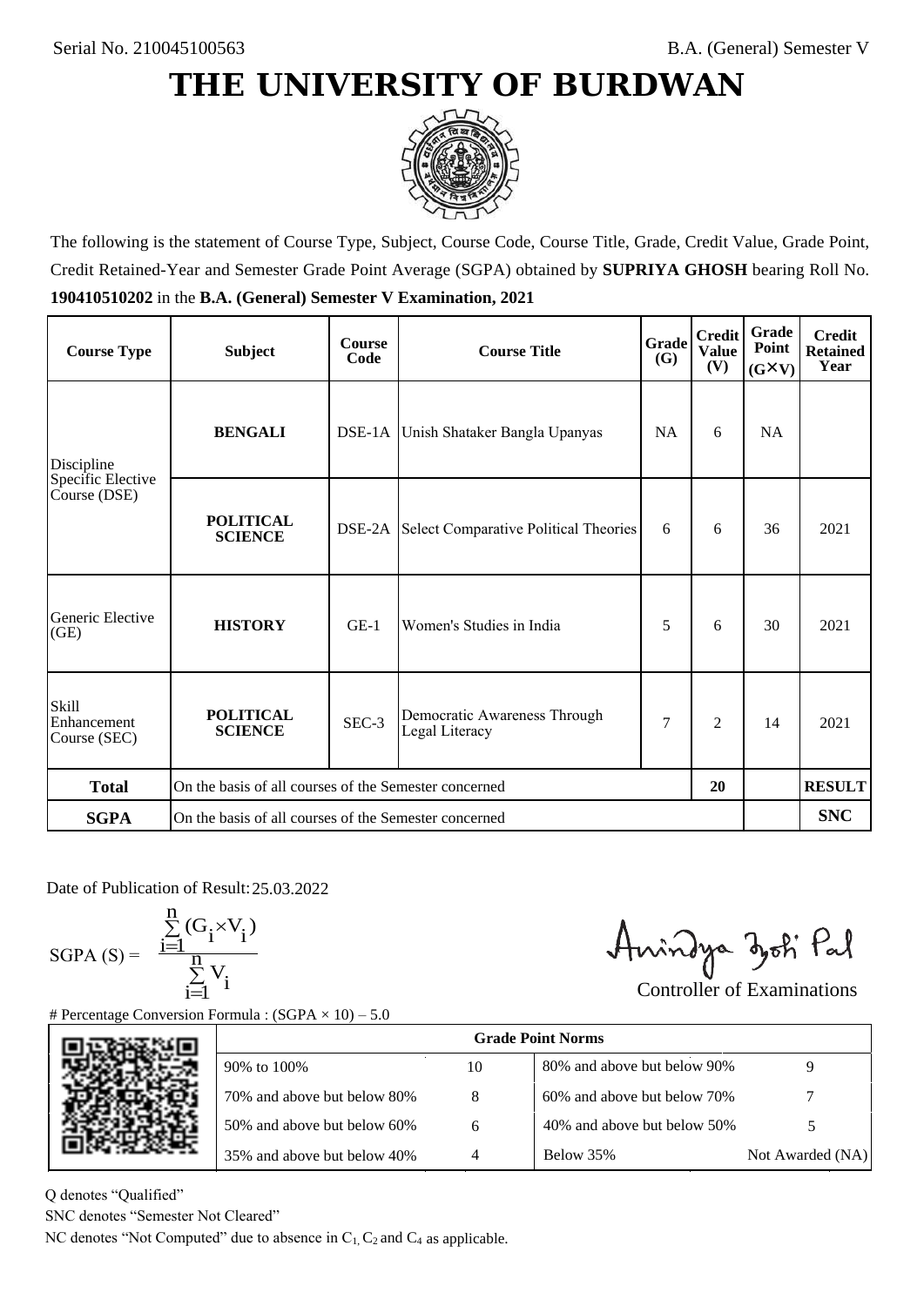Serial No. 210045100563

B.A. (General) Semester V

# THE UNIVERSITY OF BURDWAN

The following is the statement of Course Type, Subject, Course Code, Course Title, Grade, Credit Value, Grade Point, Credit Retained-Year and Semester Grade Point Average (SGPA) obtained by **SUPRIYA GHOSH** bearing Roll No. **190410510202** in the **B.A. (General) Semester V Examination, 2021**

| Course Type | Subject | Course Code | Course Title | Grade (G) | Credit Value (V) | Grade Point (G×V) | Credit Retained Year |
|---|---|---|---|---|---|---|---|
| Discipline Specific Elective Course (DSE) | **BENGALI** | DSE-1A | Unish Shataker Bangla Upanyas | NA | 6 | NA | |
| | **POLITICAL SCIENCE** | DSE-2A | Select Comparative Political Theories | 6 | 6 | 36 | 2021 |
| Generic Elective (GE) | **HISTORY** | GE-1 | Women's Studies in India | 5 | 6 | 30 | 2021 |
| Skill Enhancement Course (SEC) | **POLITICAL SCIENCE** | SEC-3 | Democratic Awareness Through Legal Literacy | 7 | 2 | 14 | 2021 |
| **Total** | On the basis of all courses of the Semester concerned | | | | 20 | | **RESULT** |
| **SGPA** | On the basis of all courses of the Semester concerned | | | | | | **SNC** |

Date of Publication of Result: 25.03.2022

$$SGPA\ (S) = \frac{\sum_{i=1}^{n}(G_i \times V_i)}{\sum_{i=1}^{n} V_i}$$

Controller of Examinations

# Percentage Conversion Formula : (SGPA × 10) – 5.0

| Grade Point Norms | | | |
|---|---|---|---|
| 90% to 100% | 10 | 80% and above but below 90% | 9 |
| 70% and above but below 80% | 8 | 60% and above but below 70% | 7 |
| 50% and above but below 60% | 6 | 40% and above but below 50% | 5 |
| 35% and above but below 40% | 4 | Below 35% | Not Awarded (NA) |

Q denotes "Qualified"

SNC denotes "Semester Not Cleared"

NC denotes "Not Computed" due to absence in $C_1$, $C_2$ and $C_4$ as applicable.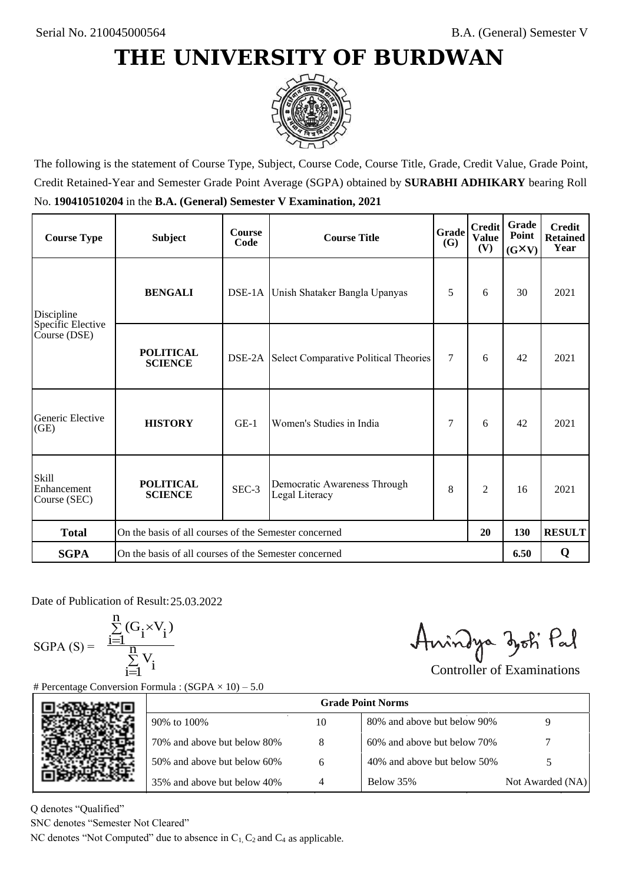Serial No. 210045000564

B.A. (General) Semester V

# THE UNIVERSITY OF BURDWAN

The following is the statement of Course Type, Subject, Course Code, Course Title, Grade, Credit Value, Grade Point, Credit Retained-Year and Semester Grade Point Average (SGPA) obtained by **SURABHI ADHIKARY** bearing Roll No. **190410510204** in the **B.A. (General) Semester V Examination, 2021**

| Course Type | Subject | Course Code | Course Title | Grade (G) | Credit Value (V) | Grade Point (G×V) | Credit Retained Year |
|---|---|---|---|---|---|---|---|
| Discipline Specific Elective Course (DSE) | **BENGALI** | DSE-1A | Unish Shataker Bangla Upanyas | 5 | 6 | 30 | 2021 |
| | **POLITICAL SCIENCE** | DSE-2A | Select Comparative Political Theories | 7 | 6 | 42 | 2021 |
| Generic Elective (GE) | **HISTORY** | GE-1 | Women's Studies in India | 7 | 6 | 42 | 2021 |
| Skill Enhancement Course (SEC) | **POLITICAL SCIENCE** | SEC-3 | Democratic Awareness Through Legal Literacy | 8 | 2 | 16 | 2021 |
| **Total** | On the basis of all courses of the Semester concerned | | | | **20** | **130** | **RESULT** |
| **SGPA** | On the basis of all courses of the Semester concerned | | | | | **6.50** | **Q** |

Date of Publication of Result: 25.03.2022

$$\text{SGPA (S)} = \frac{\sum_{i=1}^{n}(G_i \times V_i)}{\sum_{i=1}^{n} V_i}$$

Controller of Examinations

# Percentage Conversion Formula : (SGPA × 10) – 5.0

| Grade Point Norms | | | |
|---|---|---|---|
| 90% to 100% | 10 | 80% and above but below 90% | 9 |
| 70% and above but below 80% | 8 | 60% and above but below 70% | 7 |
| 50% and above but below 60% | 6 | 40% and above but below 50% | 5 |
| 35% and above but below 40% | 4 | Below 35% | Not Awarded (NA) |

Q denotes "Qualified"

SNC denotes "Semester Not Cleared"

NC denotes "Not Computed" due to absence in $C_1$, $C_2$ and $C_4$ as applicable.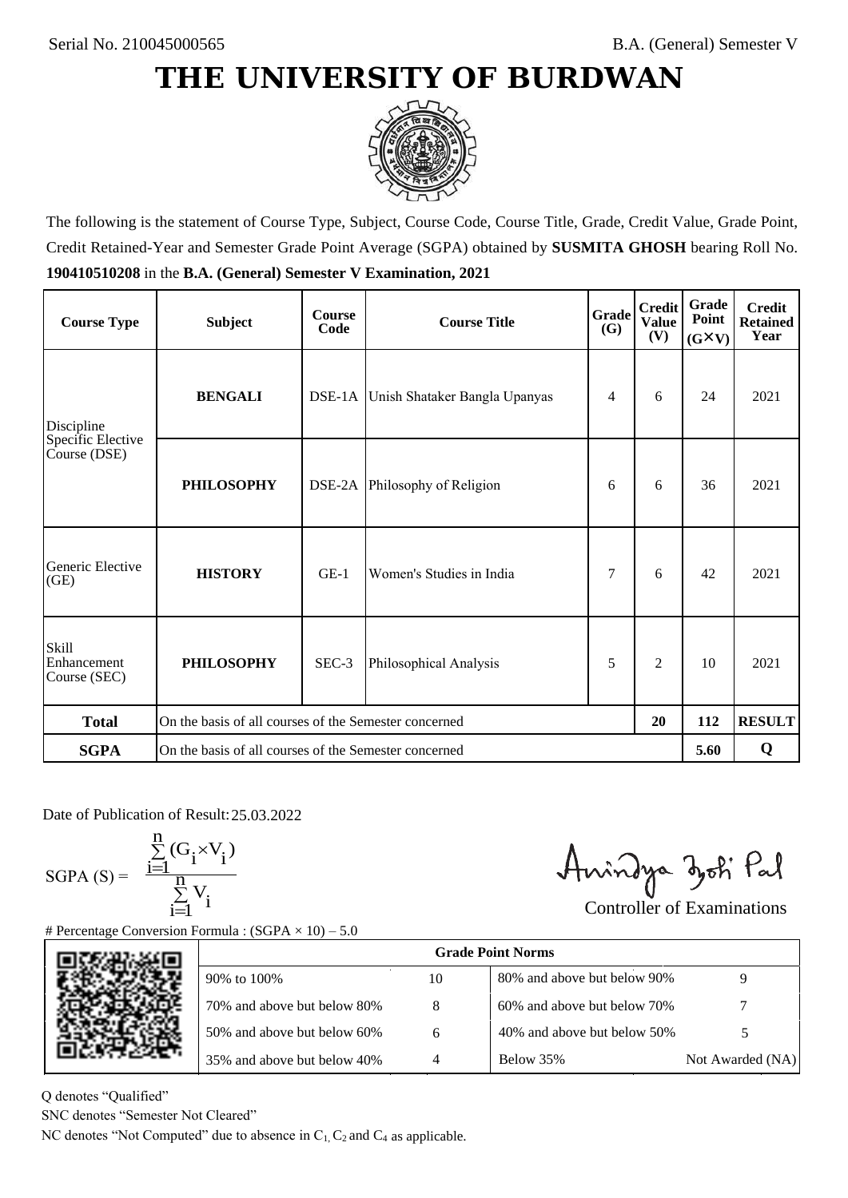Serial No. 210045000565

B.A. (General) Semester V

# THE UNIVERSITY OF BURDWAN

The following is the statement of Course Type, Subject, Course Code, Course Title, Grade, Credit Value, Grade Point, Credit Retained-Year and Semester Grade Point Average (SGPA) obtained by **SUSMITA GHOSH** bearing Roll No. **190410510208** in the **B.A. (General) Semester V Examination, 2021**

| Course Type | Subject | Course Code | Course Title | Grade (G) | Credit Value (V) | Grade Point (G×V) | Credit Retained Year |
|---|---|---|---|---|---|---|---|
| Discipline Specific Elective Course (DSE) | **BENGALI** | DSE-1A | Unish Shataker Bangla Upanyas | 4 | 6 | 24 | 2021 |
| | **PHILOSOPHY** | DSE-2A | Philosophy of Religion | 6 | 6 | 36 | 2021 |
| Generic Elective (GE) | **HISTORY** | GE-1 | Women's Studies in India | 7 | 6 | 42 | 2021 |
| Skill Enhancement Course (SEC) | **PHILOSOPHY** | SEC-3 | Philosophical Analysis | 5 | 2 | 10 | 2021 |
| **Total** | On the basis of all courses of the Semester concerned | | | | **20** | **112** | **RESULT** |
| **SGPA** | On the basis of all courses of the Semester concerned | | | | | **5.60** | **Q** |

Date of Publication of Result: 25.03.2022

$$SGPA\ (S) = \frac{\sum_{i=1}^{n} (G_i \times V_i)}{\sum_{i=1}^{n} V_i}$$

Controller of Examinations

# Percentage Conversion Formula : (SGPA × 10) – 5.0

| Grade Point Norms | | | |
|---|---|---|---|
| 90% to 100% | 10 | 80% and above but below 90% | 9 |
| 70% and above but below 80% | 8 | 60% and above but below 70% | 7 |
| 50% and above but below 60% | 6 | 40% and above but below 50% | 5 |
| 35% and above but below 40% | 4 | Below 35% | Not Awarded (NA) |

Q denotes "Qualified"

SNC denotes "Semester Not Cleared"

NC denotes "Not Computed" due to absence in $C_1$, $C_2$ and $C_4$ as applicable.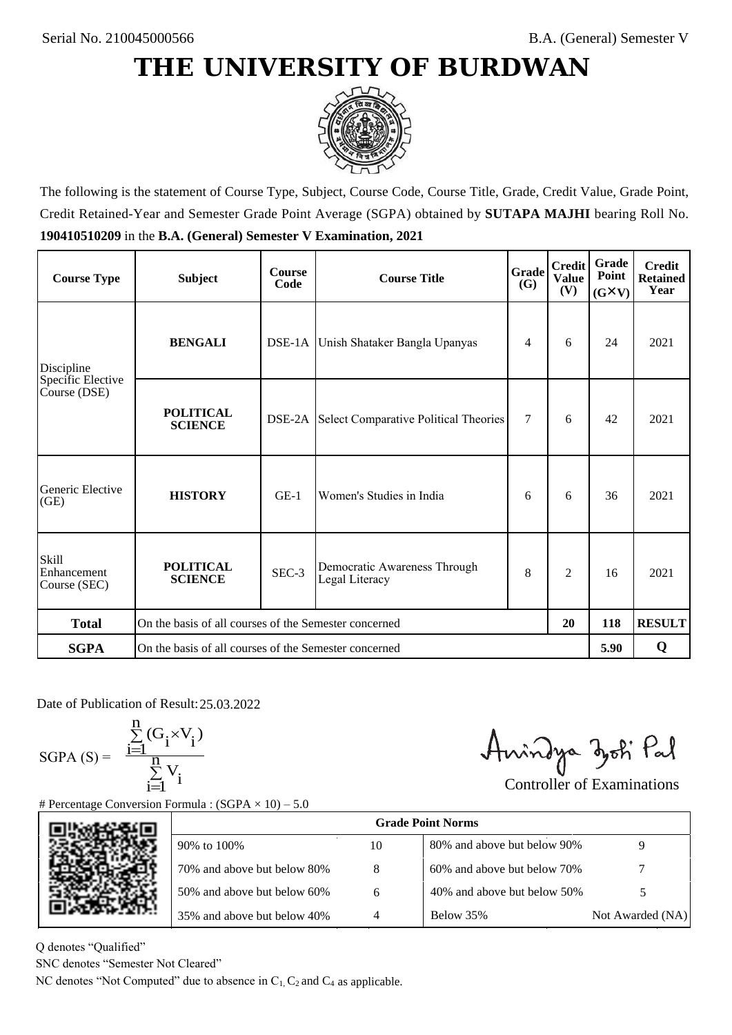Serial No. 210045000566

B.A. (General) Semester V

# THE UNIVERSITY OF BURDWAN

The following is the statement of Course Type, Subject, Course Code, Course Title, Grade, Credit Value, Grade Point, Credit Retained-Year and Semester Grade Point Average (SGPA) obtained by **SUTAPA MAJHI** bearing Roll No. **190410510209** in the **B.A. (General) Semester V Examination, 2021**

| Course Type | Subject | Course Code | Course Title | Grade (G) | Credit Value (V) | Grade Point (G×V) | Credit Retained Year |
|---|---|---|---|---|---|---|---|
| Discipline Specific Elective Course (DSE) | **BENGALI** | DSE-1A | Unish Shataker Bangla Upanyas | 4 | 6 | 24 | 2021 |
| | **POLITICAL SCIENCE** | DSE-2A | Select Comparative Political Theories | 7 | 6 | 42 | 2021 |
| Generic Elective (GE) | **HISTORY** | GE-1 | Women's Studies in India | 6 | 6 | 36 | 2021 |
| Skill Enhancement Course (SEC) | **POLITICAL SCIENCE** | SEC-3 | Democratic Awareness Through Legal Literacy | 8 | 2 | 16 | 2021 |
| **Total** | On the basis of all courses of the Semester concerned | | | | **20** | **118** | **RESULT** |
| **SGPA** | On the basis of all courses of the Semester concerned | | | | | **5.90** | **Q** |

Date of Publication of Result: 25.03.2022

$$\text{SGPA (S)} = \frac{\sum_{i=1}^{n}(G_i \times V_i)}{\sum_{i=1}^{n} V_i}$$

Controller of Examinations

# Percentage Conversion Formula : (SGPA × 10) – 5.0

| Grade Point Norms | | | |
|---|---|---|---|
| 90% to 100% | 10 | 80% and above but below 90% | 9 |
| 70% and above but below 80% | 8 | 60% and above but below 70% | 7 |
| 50% and above but below 60% | 6 | 40% and above but below 50% | 5 |
| 35% and above but below 40% | 4 | Below 35% | Not Awarded (NA) |

Q denotes "Qualified"

SNC denotes "Semester Not Cleared"

NC denotes "Not Computed" due to absence in $C_1$, $C_2$ and $C_4$ as applicable.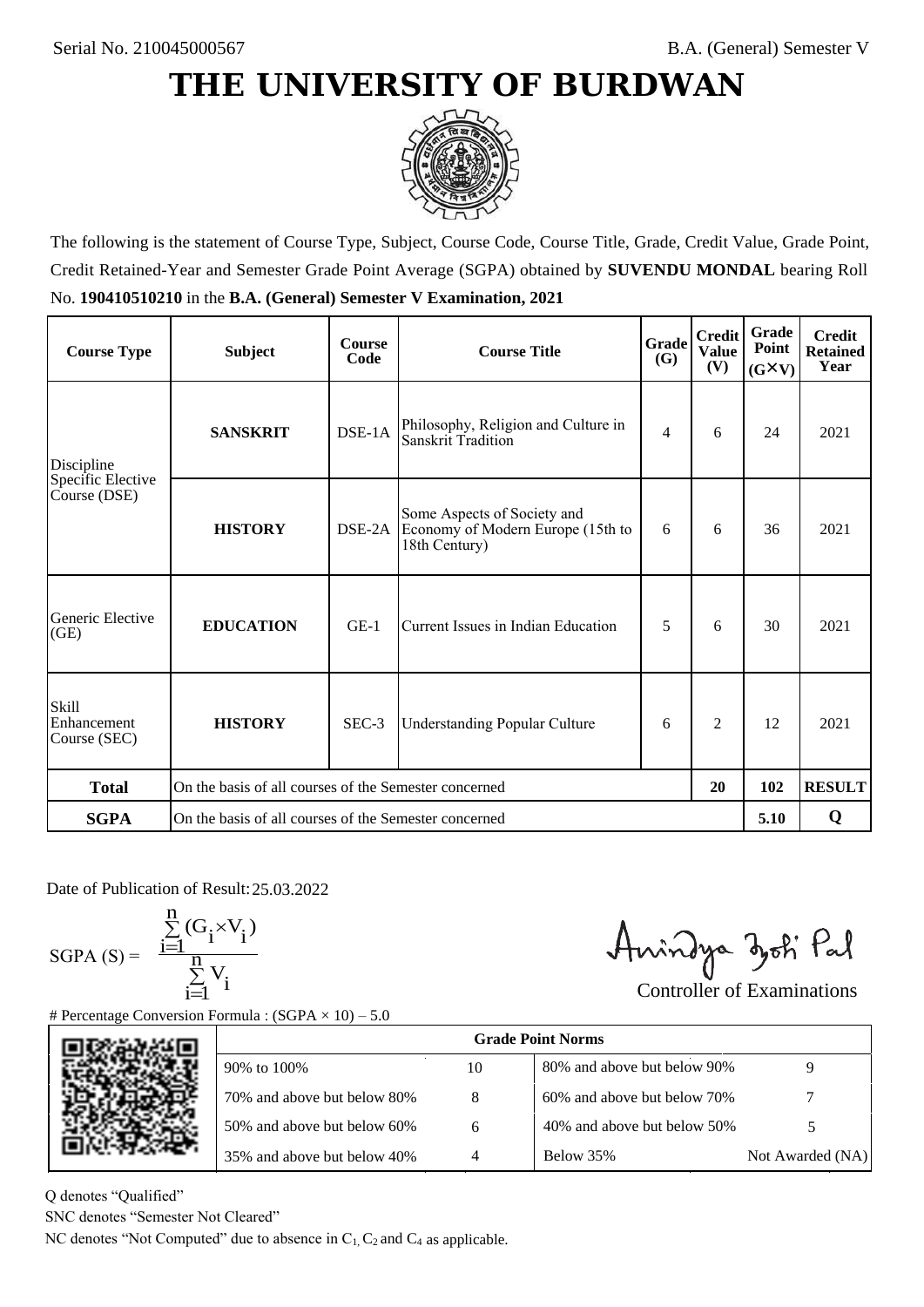Serial No. 210045000567

B.A. (General) Semester V

# THE UNIVERSITY OF BURDWAN

The following is the statement of Course Type, Subject, Course Code, Course Title, Grade, Credit Value, Grade Point, Credit Retained-Year and Semester Grade Point Average (SGPA) obtained by **SUVENDU MONDAL** bearing Roll No. **190410510210** in the **B.A. (General) Semester V Examination, 2021**

| Course Type | Subject | Course Code | Course Title | Grade (G) | Credit Value (V) | Grade Point (G×V) | Credit Retained Year |
|---|---|---|---|---|---|---|---|
| Discipline Specific Elective Course (DSE) | **SANSKRIT** | DSE-1A | Philosophy, Religion and Culture in Sanskrit Tradition | 4 | 6 | 24 | 2021 |
| | **HISTORY** | DSE-2A | Some Aspects of Society and Economy of Modern Europe (15th to 18th Century) | 6 | 6 | 36 | 2021 |
| Generic Elective (GE) | **EDUCATION** | GE-1 | Current Issues in Indian Education | 5 | 6 | 30 | 2021 |
| Skill Enhancement Course (SEC) | **HISTORY** | SEC-3 | Understanding Popular Culture | 6 | 2 | 12 | 2021 |
| **Total** | On the basis of all courses of the Semester concerned | | | | **20** | **102** | **RESULT** |
| **SGPA** | On the basis of all courses of the Semester concerned | | | | | **5.10** | **Q** |

Date of Publication of Result: 25.03.2022

$$\text{SGPA (S)} = \frac{\sum_{i=1}^{n}(G_i \times V_i)}{\sum_{i=1}^{n} V_i}$$

Controller of Examinations

# Percentage Conversion Formula : (SGPA × 10) – 5.0

| Grade Point Norms | | | |
|---|---|---|---|
| 90% to 100% | 10 | 80% and above but below 90% | 9 |
| 70% and above but below 80% | 8 | 60% and above but below 70% | 7 |
| 50% and above but below 60% | 6 | 40% and above but below 50% | 5 |
| 35% and above but below 40% | 4 | Below 35% | Not Awarded (NA) |

Q denotes "Qualified"

SNC denotes "Semester Not Cleared"

NC denotes "Not Computed" due to absence in $C_1$, $C_2$ and $C_4$ as applicable.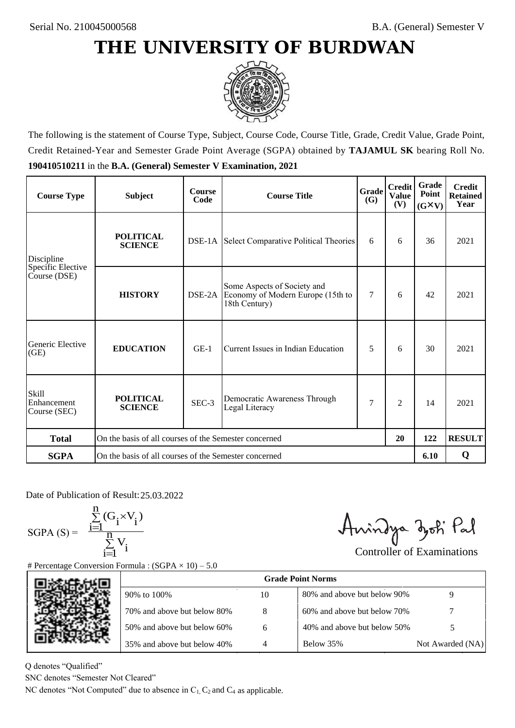Serial No. 210045000568

B.A. (General) Semester V

# THE UNIVERSITY OF BURDWAN

The following is the statement of Course Type, Subject, Course Code, Course Title, Grade, Credit Value, Grade Point, Credit Retained-Year and Semester Grade Point Average (SGPA) obtained by **TAJAMUL SK** bearing Roll No. **190410510211** in the **B.A. (General) Semester V Examination, 2021**

| Course Type | Subject | Course Code | Course Title | Grade (G) | Credit Value (V) | Grade Point (G×V) | Credit Retained Year |
|---|---|---|---|---|---|---|---|
| Discipline Specific Elective Course (DSE) | **POLITICAL SCIENCE** | DSE-1A | Select Comparative Political Theories | 6 | 6 | 36 | 2021 |
| | **HISTORY** | DSE-2A | Some Aspects of Society and Economy of Modern Europe (15th to 18th Century) | 7 | 6 | 42 | 2021 |
| Generic Elective (GE) | **EDUCATION** | GE-1 | Current Issues in Indian Education | 5 | 6 | 30 | 2021 |
| Skill Enhancement Course (SEC) | **POLITICAL SCIENCE** | SEC-3 | Democratic Awareness Through Legal Literacy | 7 | 2 | 14 | 2021 |
| **Total** | On the basis of all courses of the Semester concerned | | | | **20** | **122** | **RESULT** |
| **SGPA** | On the basis of all courses of the Semester concerned | | | | | **6.10** | **Q** |

Date of Publication of Result: 25.03.2022

$$\text{SGPA (S)} = \frac{\sum_{i=1}^{n}(G_i \times V_i)}{\sum_{i=1}^{n} V_i}$$

Controller of Examinations

# Percentage Conversion Formula : (SGPA × 10) – 5.0

| Grade Point Norms | | | |
|---|---|---|---|
| 90% to 100% | 10 | 80% and above but below 90% | 9 |
| 70% and above but below 80% | 8 | 60% and above but below 70% | 7 |
| 50% and above but below 60% | 6 | 40% and above but below 50% | 5 |
| 35% and above but below 40% | 4 | Below 35% | Not Awarded (NA) |

Q denotes "Qualified"

SNC denotes "Semester Not Cleared"

NC denotes "Not Computed" due to absence in $C_1$, $C_2$ and $C_4$ as applicable.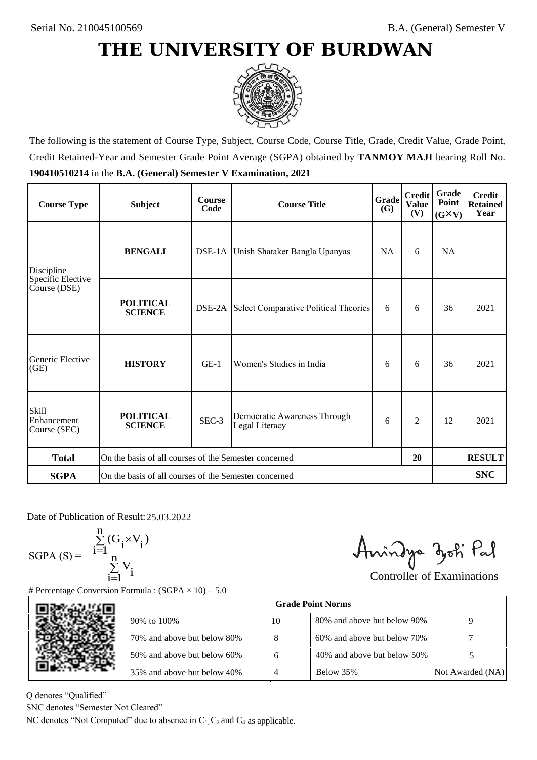Serial No. 210045100569

B.A. (General) Semester V

# THE UNIVERSITY OF BURDWAN

The following is the statement of Course Type, Subject, Course Code, Course Title, Grade, Credit Value, Grade Point, Credit Retained-Year and Semester Grade Point Average (SGPA) obtained by **TANMOY MAJI** bearing Roll No. **190410510214** in the **B.A. (General) Semester V Examination, 2021**

| Course Type | Subject | Course Code | Course Title | Grade (G) | Credit Value (V) | Grade Point (G×V) | Credit Retained Year |
|---|---|---|---|---|---|---|---|
| Discipline Specific Elective Course (DSE) | **BENGALI** | DSE-1A | Unish Shataker Bangla Upanyas | NA | 6 | NA | |
| | **POLITICAL SCIENCE** | DSE-2A | Select Comparative Political Theories | 6 | 6 | 36 | 2021 |
| Generic Elective (GE) | **HISTORY** | GE-1 | Women's Studies in India | 6 | 6 | 36 | 2021 |
| Skill Enhancement Course (SEC) | **POLITICAL SCIENCE** | SEC-3 | Democratic Awareness Through Legal Literacy | 6 | 2 | 12 | 2021 |
| **Total** | On the basis of all courses of the Semester concerned | | | | 20 | | **RESULT** |
| **SGPA** | On the basis of all courses of the Semester concerned | | | | | | **SNC** |

Date of Publication of Result: 25.03.2022

$$\text{SGPA (S)} = \frac{\sum_{i=1}^{n}(G_i \times V_i)}{\sum_{i=1}^{n} V_i}$$

Controller of Examinations

# Percentage Conversion Formula : (SGPA × 10) – 5.0

| Grade Point Norms | | | |
|---|---|---|---|
| 90% to 100% | 10 | 80% and above but below 90% | 9 |
| 70% and above but below 80% | 8 | 60% and above but below 70% | 7 |
| 50% and above but below 60% | 6 | 40% and above but below 50% | 5 |
| 35% and above but below 40% | 4 | Below 35% | Not Awarded (NA) |

Q denotes "Qualified"

SNC denotes "Semester Not Cleared"

NC denotes "Not Computed" due to absence in $C_1$, $C_2$ and $C_4$ as applicable.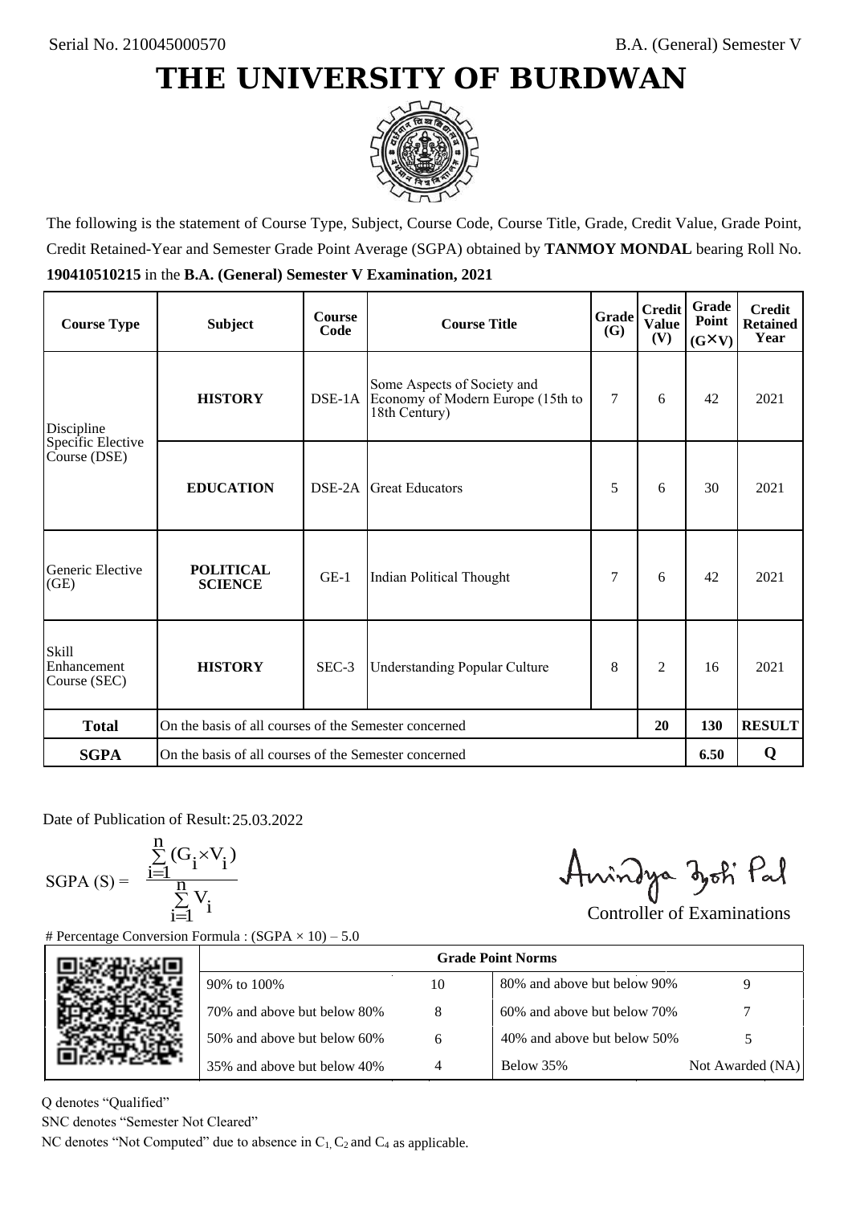Serial No. 210045000570

B.A. (General) Semester V

# THE UNIVERSITY OF BURDWAN

The following is the statement of Course Type, Subject, Course Code, Course Title, Grade, Credit Value, Grade Point, Credit Retained-Year and Semester Grade Point Average (SGPA) obtained by **TANMOY MONDAL** bearing Roll No. **190410510215** in the **B.A. (General) Semester V Examination, 2021**

| Course Type | Subject | Course Code | Course Title | Grade (G) | Credit Value (V) | Grade Point (G×V) | Credit Retained Year |
|---|---|---|---|---|---|---|---|
| Discipline Specific Elective Course (DSE) | **HISTORY** | DSE-1A | Some Aspects of Society and Economy of Modern Europe (15th to 18th Century) | 7 | 6 | 42 | 2021 |
| | **EDUCATION** | DSE-2A | Great Educators | 5 | 6 | 30 | 2021 |
| Generic Elective (GE) | **POLITICAL SCIENCE** | GE-1 | Indian Political Thought | 7 | 6 | 42 | 2021 |
| Skill Enhancement Course (SEC) | **HISTORY** | SEC-3 | Understanding Popular Culture | 8 | 2 | 16 | 2021 |
| **Total** | On the basis of all courses of the Semester concerned | | | | **20** | **130** | **RESULT** |
| **SGPA** | On the basis of all courses of the Semester concerned | | | | | **6.50** | **Q** |

Date of Publication of Result: 25.03.2022

$$\text{SGPA (S)} = \frac{\sum_{i=1}^{n} (G_i \times V_i)}{\sum_{i=1}^{n} V_i}$$

Controller of Examinations

# Percentage Conversion Formula : (SGPA × 10) – 5.0

| Grade Point Norms | | | |
|---|---|---|---|
| 90% to 100% | 10 | 80% and above but below 90% | 9 |
| 70% and above but below 80% | 8 | 60% and above but below 70% | 7 |
| 50% and above but below 60% | 6 | 40% and above but below 50% | 5 |
| 35% and above but below 40% | 4 | Below 35% | Not Awarded (NA) |

Q denotes "Qualified"

SNC denotes "Semester Not Cleared"

NC denotes "Not Computed" due to absence in $C_1$, $C_2$ and $C_4$ as applicable.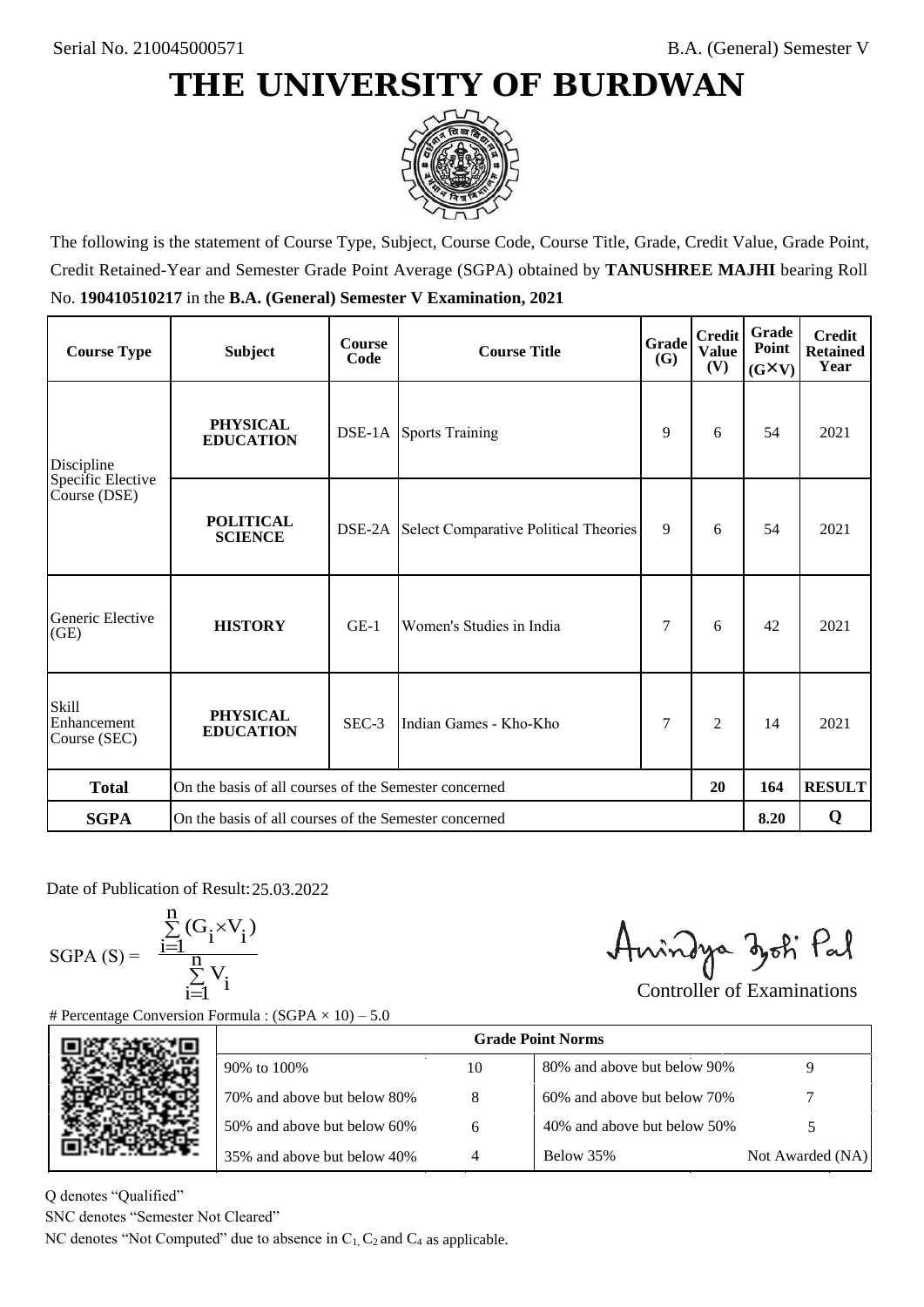Serial No. 210045000571

B.A. (General) Semester V

# THE UNIVERSITY OF BURDWAN

The following is the statement of Course Type, Subject, Course Code, Course Title, Grade, Credit Value, Grade Point, Credit Retained-Year and Semester Grade Point Average (SGPA) obtained by **TANUSHREE MAJHI** bearing Roll No. **190410510217** in the **B.A. (General) Semester V Examination, 2021**

| Course Type | Subject | Course Code | Course Title | Grade (G) | Credit Value (V) | Grade Point (G×V) | Credit Retained Year |
|---|---|---|---|---|---|---|---|
| Discipline Specific Elective Course (DSE) | **PHYSICAL EDUCATION** | DSE-1A | Sports Training | 9 | 6 | 54 | 2021 |
| | **POLITICAL SCIENCE** | DSE-2A | Select Comparative Political Theories | 9 | 6 | 54 | 2021 |
| Generic Elective (GE) | **HISTORY** | GE-1 | Women's Studies in India | 7 | 6 | 42 | 2021 |
| Skill Enhancement Course (SEC) | **PHYSICAL EDUCATION** | SEC-3 | Indian Games - Kho-Kho | 7 | 2 | 14 | 2021 |
| **Total** | On the basis of all courses of the Semester concerned | | | | **20** | **164** | **RESULT** |
| **SGPA** | On the basis of all courses of the Semester concerned | | | | | **8.20** | **Q** |

Date of Publication of Result: 25.03.2022

$$\text{SGPA (S)} = \frac{\sum_{i=1}^{n}(G_i \times V_i)}{\sum_{i=1}^{n} V_i}$$

Controller of Examinations

# Percentage Conversion Formula : (SGPA × 10) – 5.0

| Grade Point Norms | | | |
|---|---|---|---|
| 90% to 100% | 10 | 80% and above but below 90% | 9 |
| 70% and above but below 80% | 8 | 60% and above but below 70% | 7 |
| 50% and above but below 60% | 6 | 40% and above but below 50% | 5 |
| 35% and above but below 40% | 4 | Below 35% | Not Awarded (NA) |

Q denotes "Qualified"

SNC denotes "Semester Not Cleared"

NC denotes "Not Computed" due to absence in $C_1$, $C_2$ and $C_4$ as applicable.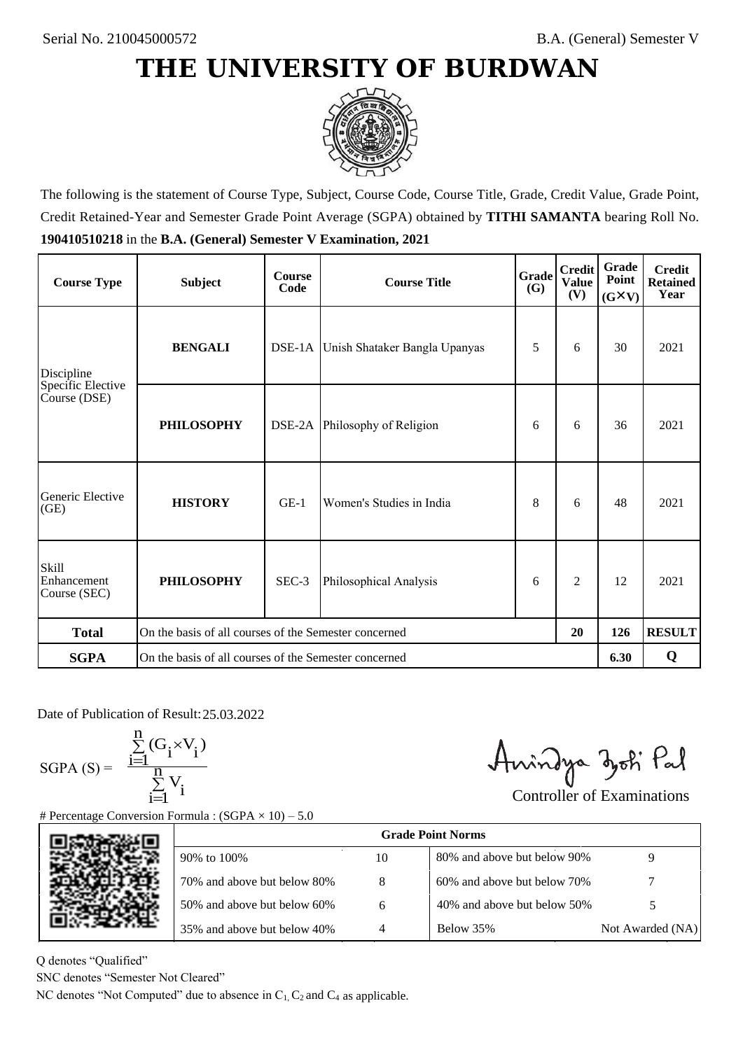Serial No. 210045000572

B.A. (General) Semester V

# THE UNIVERSITY OF BURDWAN

The following is the statement of Course Type, Subject, Course Code, Course Title, Grade, Credit Value, Grade Point, Credit Retained-Year and Semester Grade Point Average (SGPA) obtained by **TITHI SAMANTA** bearing Roll No. **190410510218** in the **B.A. (General) Semester V Examination, 2021**

| Course Type | Subject | Course Code | Course Title | Grade (G) | Credit Value (V) | Grade Point (G×V) | Credit Retained Year |
|---|---|---|---|---|---|---|---|
| Discipline Specific Elective Course (DSE) | **BENGALI** | DSE-1A | Unish Shataker Bangla Upanyas | 5 | 6 | 30 | 2021 |
| | **PHILOSOPHY** | DSE-2A | Philosophy of Religion | 6 | 6 | 36 | 2021 |
| Generic Elective (GE) | **HISTORY** | GE-1 | Women's Studies in India | 8 | 6 | 48 | 2021 |
| Skill Enhancement Course (SEC) | **PHILOSOPHY** | SEC-3 | Philosophical Analysis | 6 | 2 | 12 | 2021 |
| **Total** | On the basis of all courses of the Semester concerned | | | | **20** | **126** | **RESULT** |
| **SGPA** | On the basis of all courses of the Semester concerned | | | | | **6.30** | **Q** |

Date of Publication of Result: 25.03.2022

$$\text{SGPA (S)} = \frac{\sum_{i=1}^{n}(G_i \times V_i)}{\sum_{i=1}^{n} V_i}$$

Controller of Examinations

# Percentage Conversion Formula : (SGPA × 10) – 5.0

| Grade Point Norms | | | |
|---|---|---|---|
| 90% to 100% | 10 | 80% and above but below 90% | 9 |
| 70% and above but below 80% | 8 | 60% and above but below 70% | 7 |
| 50% and above but below 60% | 6 | 40% and above but below 50% | 5 |
| 35% and above but below 40% | 4 | Below 35% | Not Awarded (NA) |

Q denotes "Qualified"

SNC denotes "Semester Not Cleared"

NC denotes "Not Computed" due to absence in $C_1$, $C_2$ and $C_4$ as applicable.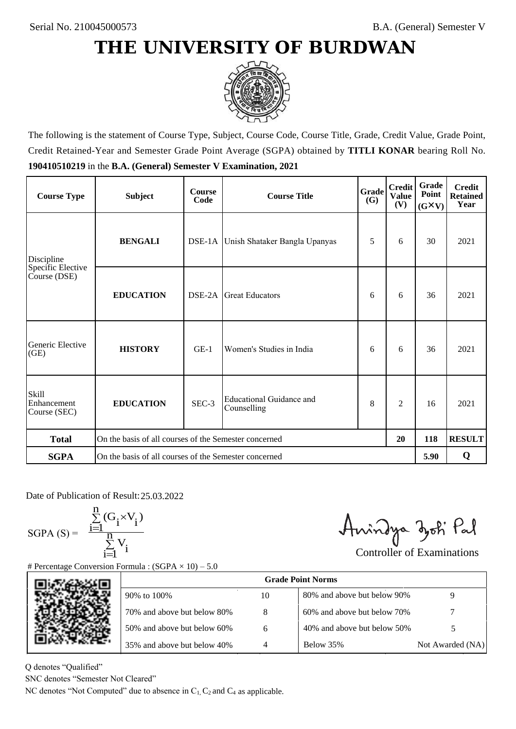Serial No. 210045000573

B.A. (General) Semester V

# THE UNIVERSITY OF BURDWAN

The following is the statement of Course Type, Subject, Course Code, Course Title, Grade, Credit Value, Grade Point, Credit Retained-Year and Semester Grade Point Average (SGPA) obtained by **TITLI KONAR** bearing Roll No. **190410510219** in the **B.A. (General) Semester V Examination, 2021**

| Course Type | Subject | Course Code | Course Title | Grade (G) | Credit Value (V) | Grade Point (G×V) | Credit Retained Year |
|---|---|---|---|---|---|---|---|
| Discipline Specific Elective Course (DSE) | **BENGALI** | DSE-1A | Unish Shataker Bangla Upanyas | 5 | 6 | 30 | 2021 |
| | **EDUCATION** | DSE-2A | Great Educators | 6 | 6 | 36 | 2021 |
| Generic Elective (GE) | **HISTORY** | GE-1 | Women's Studies in India | 6 | 6 | 36 | 2021 |
| Skill Enhancement Course (SEC) | **EDUCATION** | SEC-3 | Educational Guidance and Counselling | 8 | 2 | 16 | 2021 |
| **Total** | On the basis of all courses of the Semester concerned | | | | **20** | **118** | **RESULT** |
| **SGPA** | On the basis of all courses of the Semester concerned | | | | | **5.90** | **Q** |

Date of Publication of Result: 25.03.2022

$$\text{SGPA (S)} = \frac{\sum_{i=1}^{n}(G_i \times V_i)}{\sum_{i=1}^{n} V_i}$$

Controller of Examinations

# Percentage Conversion Formula : (SGPA × 10) – 5.0

| Grade Point Norms | | | |
|---|---|---|---|
| 90% to 100% | 10 | 80% and above but below 90% | 9 |
| 70% and above but below 80% | 8 | 60% and above but below 70% | 7 |
| 50% and above but below 60% | 6 | 40% and above but below 50% | 5 |
| 35% and above but below 40% | 4 | Below 35% | Not Awarded (NA) |

Q denotes "Qualified"

SNC denotes "Semester Not Cleared"

NC denotes "Not Computed" due to absence in $C_1$, $C_2$ and $C_4$ as applicable.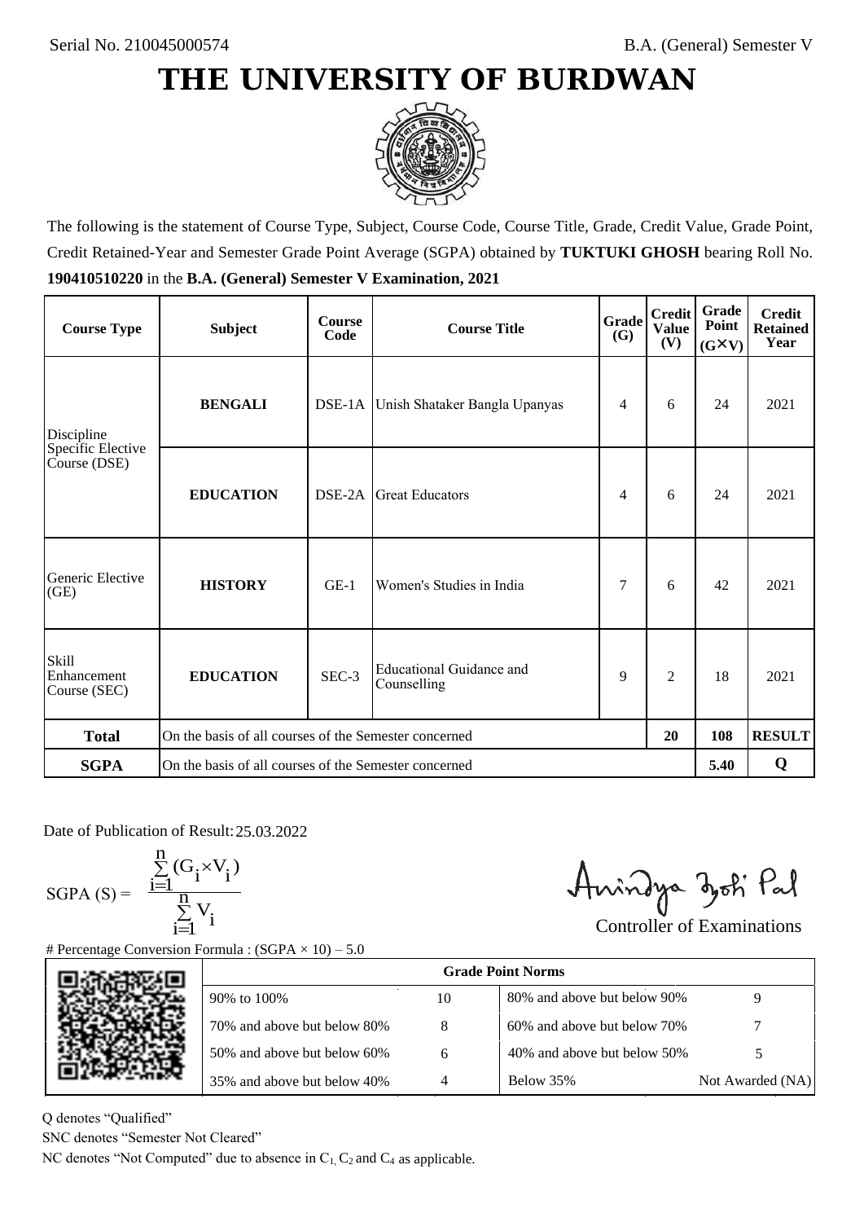Serial No. 210045000574

B.A. (General) Semester V

# THE UNIVERSITY OF BURDWAN

The following is the statement of Course Type, Subject, Course Code, Course Title, Grade, Credit Value, Grade Point, Credit Retained-Year and Semester Grade Point Average (SGPA) obtained by **TUKTUKI GHOSH** bearing Roll No. **190410510220** in the **B.A. (General) Semester V Examination, 2021**

| Course Type | Subject | Course Code | Course Title | Grade (G) | Credit Value (V) | Grade Point (G×V) | Credit Retained Year |
|---|---|---|---|---|---|---|---|
| Discipline Specific Elective Course (DSE) | **BENGALI** | DSE-1A | Unish Shataker Bangla Upanyas | 4 | 6 | 24 | 2021 |
| | **EDUCATION** | DSE-2A | Great Educators | 4 | 6 | 24 | 2021 |
| Generic Elective (GE) | **HISTORY** | GE-1 | Women's Studies in India | 7 | 6 | 42 | 2021 |
| Skill Enhancement Course (SEC) | **EDUCATION** | SEC-3 | Educational Guidance and Counselling | 9 | 2 | 18 | 2021 |
| **Total** | On the basis of all courses of the Semester concerned | | | | **20** | **108** | **RESULT** |
| **SGPA** | On the basis of all courses of the Semester concerned | | | | | **5.40** | **Q** |

Date of Publication of Result: 25.03.2022

$$\text{SGPA (S)} = \frac{\sum_{i=1}^{n}(G_i \times V_i)}{\sum_{i=1}^{n} V_i}$$

Controller of Examinations

# Percentage Conversion Formula : (SGPA × 10) – 5.0

| Grade Point Norms | | | |
|---|---|---|---|
| 90% to 100% | 10 | 80% and above but below 90% | 9 |
| 70% and above but below 80% | 8 | 60% and above but below 70% | 7 |
| 50% and above but below 60% | 6 | 40% and above but below 50% | 5 |
| 35% and above but below 40% | 4 | Below 35% | Not Awarded (NA) |

Q denotes "Qualified"

SNC denotes "Semester Not Cleared"

NC denotes "Not Computed" due to absence in $C_1$, $C_2$ and $C_4$ as applicable.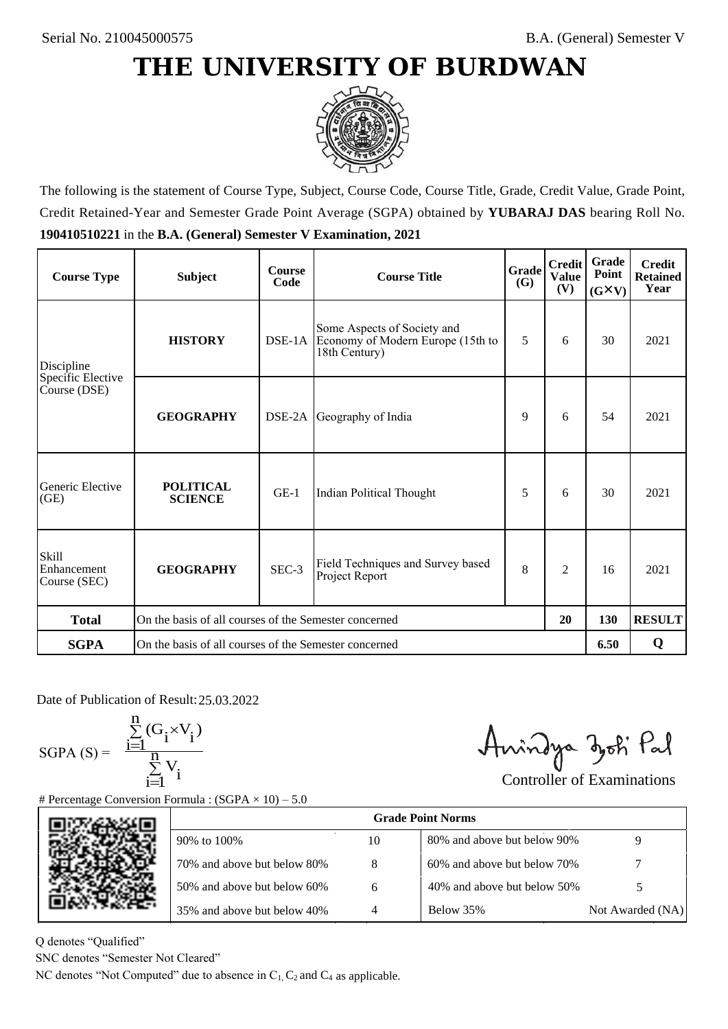Serial No. 210045000575

B.A. (General) Semester V

# THE UNIVERSITY OF BURDWAN

The following is the statement of Course Type, Subject, Course Code, Course Title, Grade, Credit Value, Grade Point, Credit Retained-Year and Semester Grade Point Average (SGPA) obtained by **YUBARAJ DAS** bearing Roll No. **190410510221** in the **B.A. (General) Semester V Examination, 2021**

| Course Type | Subject | Course Code | Course Title | Grade (G) | Credit Value (V) | Grade Point (G×V) | Credit Retained Year |
|---|---|---|---|---|---|---|---|
| Discipline Specific Elective Course (DSE) | **HISTORY** | DSE-1A | Some Aspects of Society and Economy of Modern Europe (15th to 18th Century) | 5 | 6 | 30 | 2021 |
| | **GEOGRAPHY** | DSE-2A | Geography of India | 9 | 6 | 54 | 2021 |
| Generic Elective (GE) | **POLITICAL SCIENCE** | GE-1 | Indian Political Thought | 5 | 6 | 30 | 2021 |
| Skill Enhancement Course (SEC) | **GEOGRAPHY** | SEC-3 | Field Techniques and Survey based Project Report | 8 | 2 | 16 | 2021 |
| **Total** | On the basis of all courses of the Semester concerned | | | | **20** | **130** | **RESULT** |
| **SGPA** | On the basis of all courses of the Semester concerned | | | | | **6.50** | **Q** |

Date of Publication of Result: 25.03.2022

$$\text{SGPA (S)} = \frac{\sum_{i=1}^{n}(G_i \times V_i)}{\sum_{i=1}^{n} V_i}$$

Controller of Examinations

# Percentage Conversion Formula : (SGPA × 10) – 5.0

| Grade Point Norms | | | |
|---|---|---|---|
| 90% to 100% | 10 | 80% and above but below 90% | 9 |
| 70% and above but below 80% | 8 | 60% and above but below 70% | 7 |
| 50% and above but below 60% | 6 | 40% and above but below 50% | 5 |
| 35% and above but below 40% | 4 | Below 35% | Not Awarded (NA) |

Q denotes "Qualified"

SNC denotes "Semester Not Cleared"

NC denotes "Not Computed" due to absence in $C_1$, $C_2$ and $C_4$ as applicable.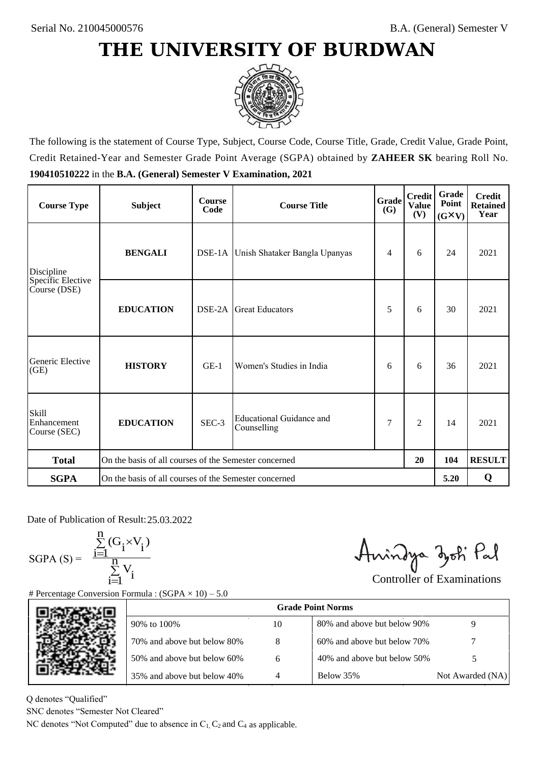Serial No. 210045000576

B.A. (General) Semester V

# THE UNIVERSITY OF BURDWAN

The following is the statement of Course Type, Subject, Course Code, Course Title, Grade, Credit Value, Grade Point, Credit Retained-Year and Semester Grade Point Average (SGPA) obtained by **ZAHEER SK** bearing Roll No. **190410510222** in the **B.A. (General) Semester V Examination, 2021**

| Course Type | Subject | Course Code | Course Title | Grade (G) | Credit Value (V) | Grade Point (G×V) | Credit Retained Year |
|---|---|---|---|---|---|---|---|
| Discipline Specific Elective Course (DSE) | **BENGALI** | DSE-1A | Unish Shataker Bangla Upanyas | 4 | 6 | 24 | 2021 |
| | **EDUCATION** | DSE-2A | Great Educators | 5 | 6 | 30 | 2021 |
| Generic Elective (GE) | **HISTORY** | GE-1 | Women's Studies in India | 6 | 6 | 36 | 2021 |
| Skill Enhancement Course (SEC) | **EDUCATION** | SEC-3 | Educational Guidance and Counselling | 7 | 2 | 14 | 2021 |
| **Total** | On the basis of all courses of the Semester concerned | | | | 20 | 104 | **RESULT** |
| **SGPA** | On the basis of all courses of the Semester concerned | | | | | 5.20 | **Q** |

Date of Publication of Result: 25.03.2022

$$\text{SGPA (S)} = \frac{\sum_{i=1}^{n}(G_i \times V_i)}{\sum_{i=1}^{n} V_i}$$

Controller of Examinations

# Percentage Conversion Formula : (SGPA × 10) – 5.0

| Grade Point Norms | | | |
|---|---|---|---|
| 90% to 100% | 10 | 80% and above but below 90% | 9 |
| 70% and above but below 80% | 8 | 60% and above but below 70% | 7 |
| 50% and above but below 60% | 6 | 40% and above but below 50% | 5 |
| 35% and above but below 40% | 4 | Below 35% | Not Awarded (NA) |

Q denotes "Qualified"

SNC denotes "Semester Not Cleared"

NC denotes "Not Computed" due to absence in $C_1$, $C_2$ and $C_4$ as applicable.